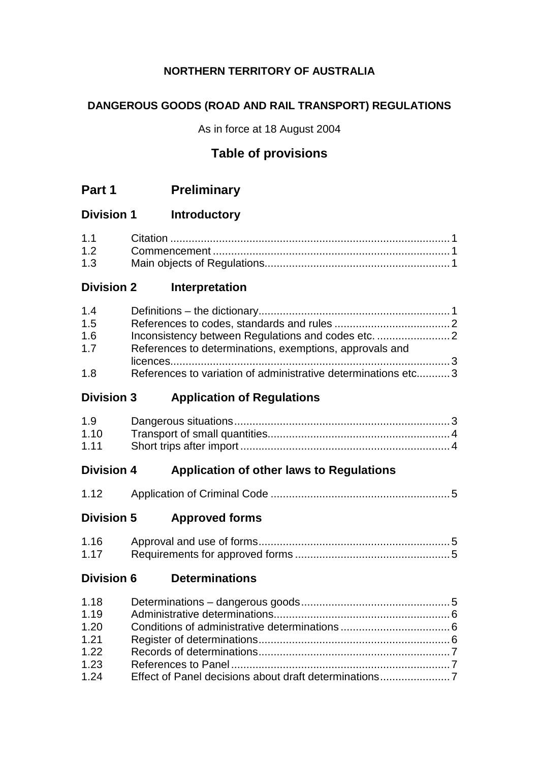**NORTHERN TERRITORY OF AUSTRALIA**

**DANGEROUS GOODS (ROAD AND RAIL TRANSPORT) REGULATIONS**

As in force at 18 August 2004

## Table of provisions

## Part 1 Preliminary

### Division 1 Introductory

| | | |
|---|---|---|
| 1.1 | Citation | 1 |
| 1.2 | Commencement | 1 |
| 1.3 | Main objects of Regulations | 1 |

### Division 2 Interpretation

| | | |
|---|---|---|
| 1.4 | Definitions – the dictionary | 1 |
| 1.5 | References to codes, standards and rules | 2 |
| 1.6 | Inconsistency between Regulations and codes etc. | 2 |
| 1.7 | References to determinations, exemptions, approvals and licences | 3 |
| 1.8 | References to variation of administrative determinations etc. | 3 |

### Division 3 Application of Regulations

| | | |
|---|---|---|
| 1.9 | Dangerous situations | 3 |
| 1.10 | Transport of small quantities | 4 |
| 1.11 | Short trips after import | 4 |

### Division 4 Application of other laws to Regulations

| | | |
|---|---|---|
| 1.12 | Application of Criminal Code | 5 |

### Division 5 Approved forms

| | | |
|---|---|---|
| 1.16 | Approval and use of forms | 5 |
| 1.17 | Requirements for approved forms | 5 |

### Division 6 Determinations

| | | |
|---|---|---|
| 1.18 | Determinations – dangerous goods | 5 |
| 1.19 | Administrative determinations | 6 |
| 1.20 | Conditions of administrative determinations | 6 |
| 1.21 | Register of determinations | 6 |
| 1.22 | Records of determinations | 7 |
| 1.23 | References to Panel | 7 |
| 1.24 | Effect of Panel decisions about draft determinations | 7 |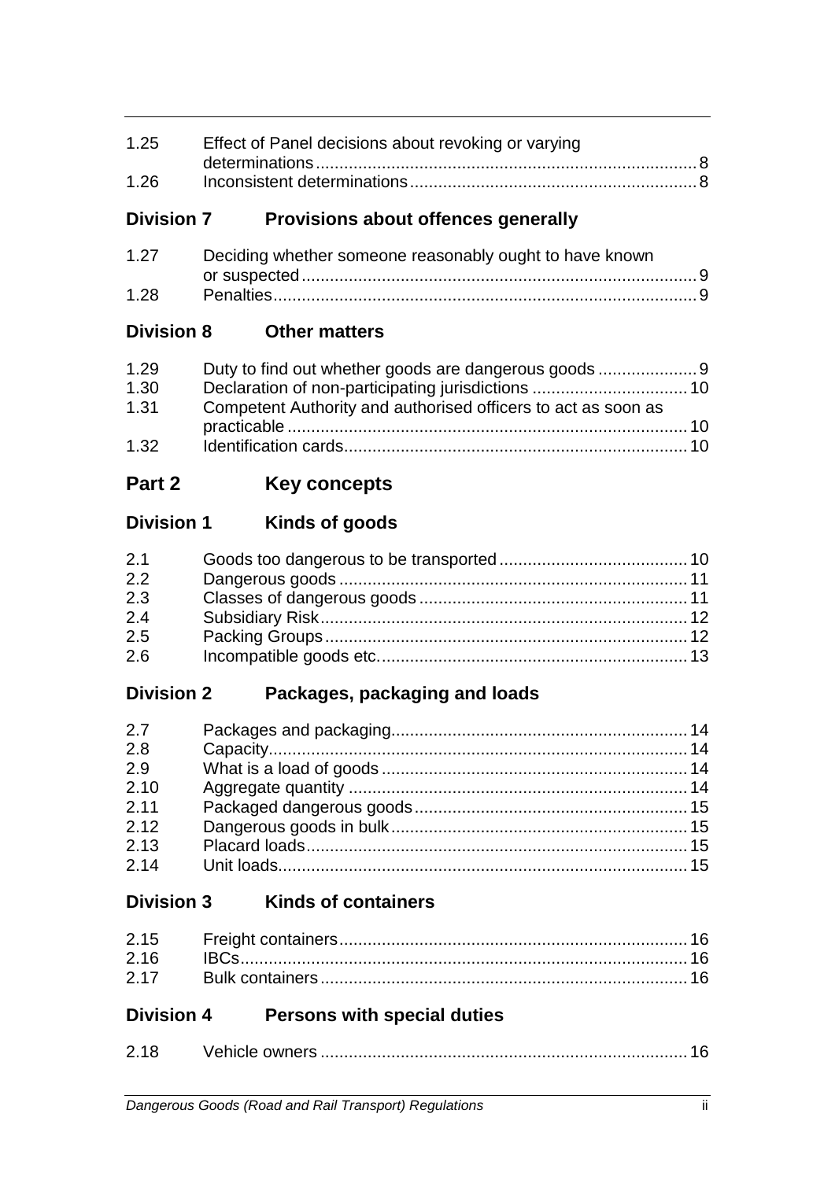| | | |
|---|---|---|
| 1.25 | Effect of Panel decisions about revoking or varying determinations | 8 |
| 1.26 | Inconsistent determinations | 8 |

### Division 7 Provisions about offences generally

| | | |
|---|---|---|
| 1.27 | Deciding whether someone reasonably ought to have known or suspected | 9 |
| 1.28 | Penalties | 9 |

### Division 8 Other matters

| | | |
|---|---|---|
| 1.29 | Duty to find out whether goods are dangerous goods | 9 |
| 1.30 | Declaration of non-participating jurisdictions | 10 |
| 1.31 | Competent Authority and authorised officers to act as soon as practicable | 10 |
| 1.32 | Identification cards | 10 |

## Part 2 Key concepts

### Division 1 Kinds of goods

| | | |
|---|---|---|
| 2.1 | Goods too dangerous to be transported | 10 |
| 2.2 | Dangerous goods | 11 |
| 2.3 | Classes of dangerous goods | 11 |
| 2.4 | Subsidiary Risk | 12 |
| 2.5 | Packing Groups | 12 |
| 2.6 | Incompatible goods etc. | 13 |

### Division 2 Packages, packaging and loads

| | | |
|---|---|---|
| 2.7 | Packages and packaging | 14 |
| 2.8 | Capacity | 14 |
| 2.9 | What is a load of goods | 14 |
| 2.10 | Aggregate quantity | 14 |
| 2.11 | Packaged dangerous goods | 15 |
| 2.12 | Dangerous goods in bulk | 15 |
| 2.13 | Placard loads | 15 |
| 2.14 | Unit loads | 15 |

### Division 3 Kinds of containers

| | | |
|---|---|---|
| 2.15 | Freight containers | 16 |
| 2.16 | IBCs | 16 |
| 2.17 | Bulk containers | 16 |

### Division 4 Persons with special duties

| | | |
|---|---|---|
| 2.18 | Vehicle owners | 16 |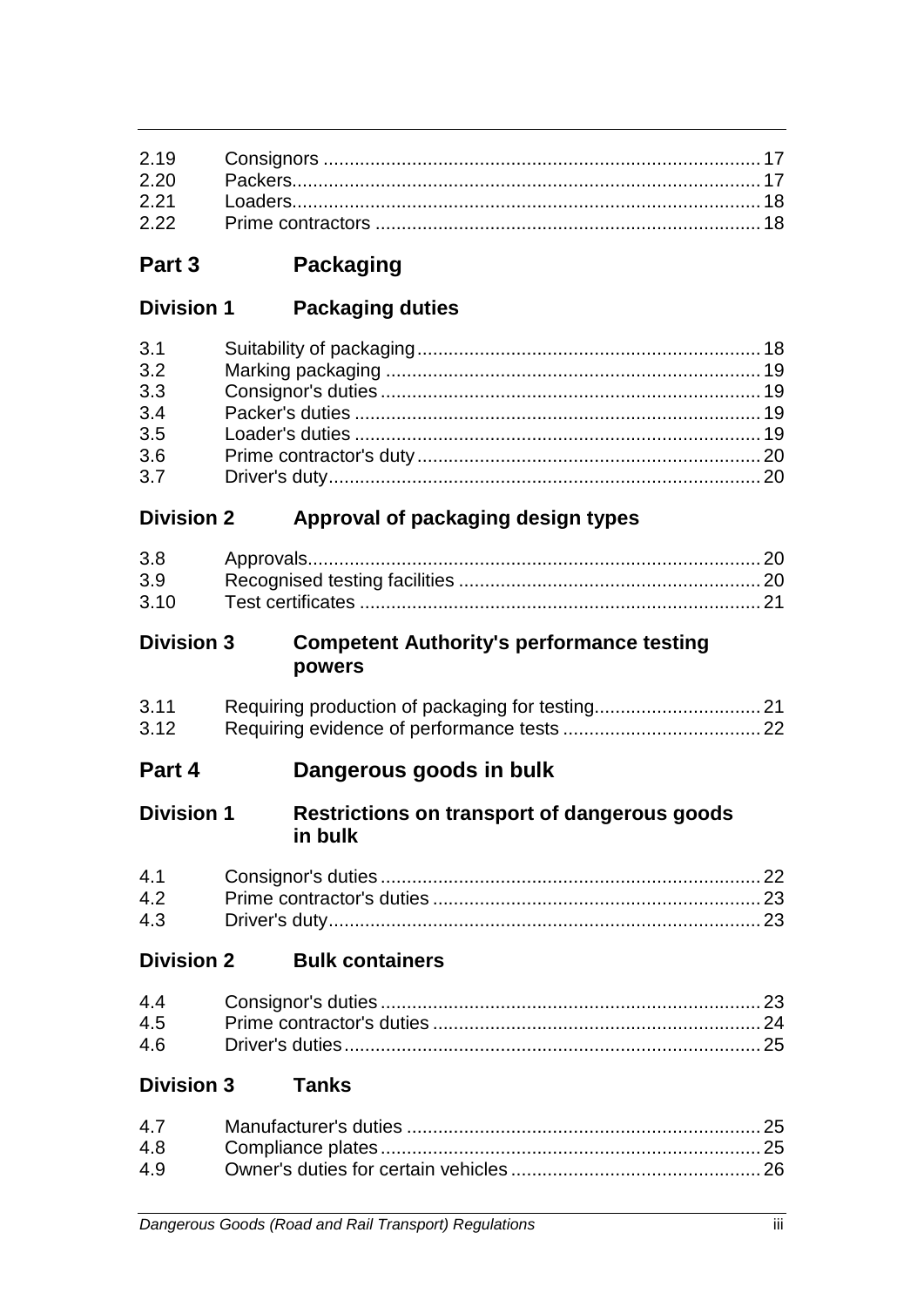| | | |
|---|---|---|
| 2.19 | Consignors | 17 |
| 2.20 | Packers | 17 |
| 2.21 | Loaders | 18 |
| 2.22 | Prime contractors | 18 |

## Part 3 Packaging

### Division 1 Packaging duties

| | | |
|---|---|---|
| 3.1 | Suitability of packaging | 18 |
| 3.2 | Marking packaging | 19 |
| 3.3 | Consignor's duties | 19 |
| 3.4 | Packer's duties | 19 |
| 3.5 | Loader's duties | 19 |
| 3.6 | Prime contractor's duty | 20 |
| 3.7 | Driver's duty | 20 |

### Division 2 Approval of packaging design types

| | | |
|---|---|---|
| 3.8 | Approvals | 20 |
| 3.9 | Recognised testing facilities | 20 |
| 3.10 | Test certificates | 21 |

### Division 3 Competent Authority's performance testing powers

| | | |
|---|---|---|
| 3.11 | Requiring production of packaging for testing | 21 |
| 3.12 | Requiring evidence of performance tests | 22 |

## Part 4 Dangerous goods in bulk

### Division 1 Restrictions on transport of dangerous goods in bulk

| | | |
|---|---|---|
| 4.1 | Consignor's duties | 22 |
| 4.2 | Prime contractor's duties | 23 |
| 4.3 | Driver's duty | 23 |

### Division 2 Bulk containers

| | | |
|---|---|---|
| 4.4 | Consignor's duties | 23 |
| 4.5 | Prime contractor's duties | 24 |
| 4.6 | Driver's duties | 25 |

### Division 3 Tanks

| | | |
|---|---|---|
| 4.7 | Manufacturer's duties | 25 |
| 4.8 | Compliance plates | 25 |
| 4.9 | Owner's duties for certain vehicles | 26 |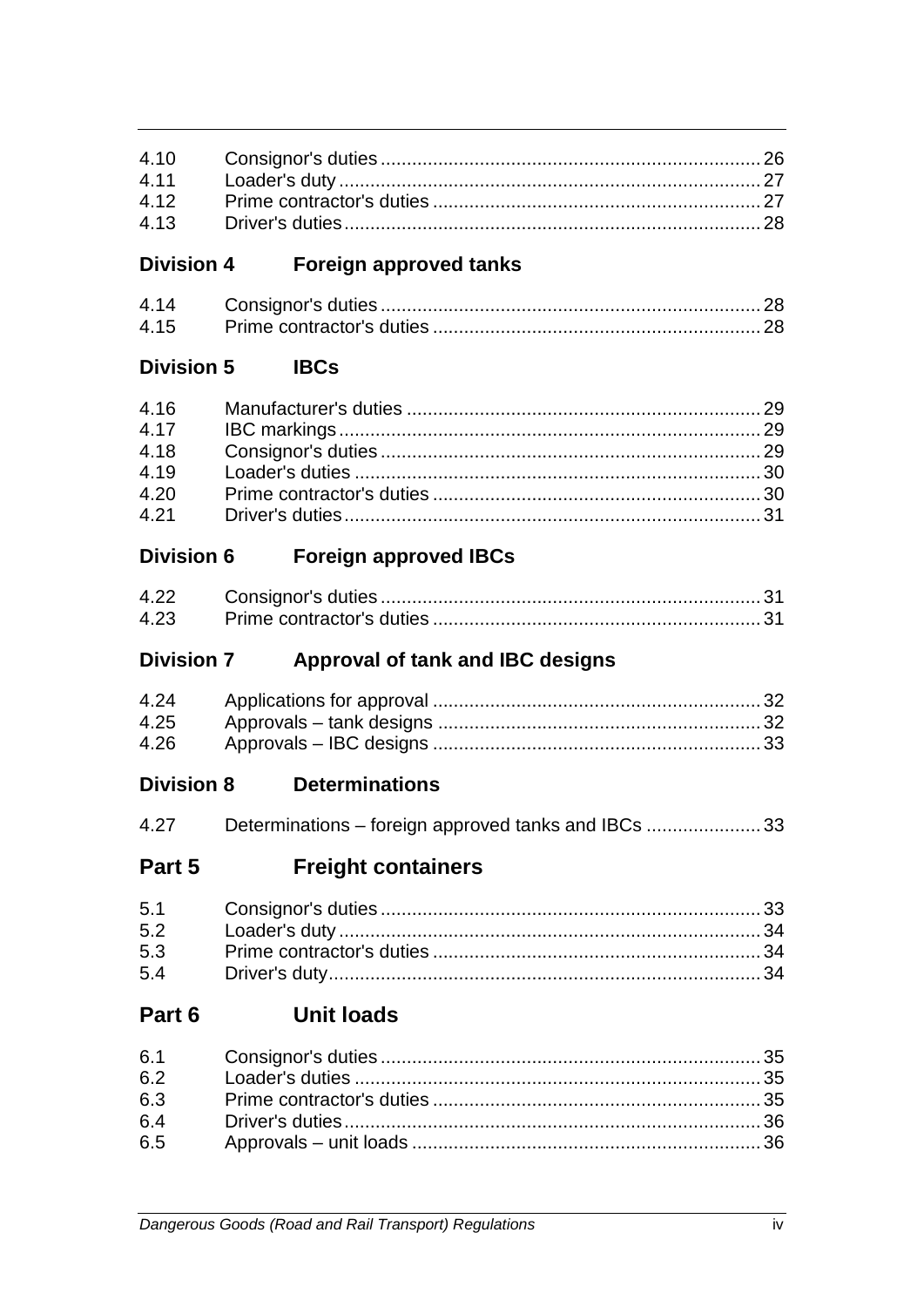| | | |
|---|---|---|
| 4.10 | Consignor's duties | 26 |
| 4.11 | Loader's duty | 27 |
| 4.12 | Prime contractor's duties | 27 |
| 4.13 | Driver's duties | 28 |

### Division 4 Foreign approved tanks

| | | |
|---|---|---|
| 4.14 | Consignor's duties | 28 |
| 4.15 | Prime contractor's duties | 28 |

### Division 5 IBCs

| | | |
|---|---|---|
| 4.16 | Manufacturer's duties | 29 |
| 4.17 | IBC markings | 29 |
| 4.18 | Consignor's duties | 29 |
| 4.19 | Loader's duties | 30 |
| 4.20 | Prime contractor's duties | 30 |
| 4.21 | Driver's duties | 31 |

### Division 6 Foreign approved IBCs

| | | |
|---|---|---|
| 4.22 | Consignor's duties | 31 |
| 4.23 | Prime contractor's duties | 31 |

### Division 7 Approval of tank and IBC designs

| | | |
|---|---|---|
| 4.24 | Applications for approval | 32 |
| 4.25 | Approvals – tank designs | 32 |
| 4.26 | Approvals – IBC designs | 33 |

### Division 8 Determinations

| | | |
|---|---|---|
| 4.27 | Determinations – foreign approved tanks and IBCs | 33 |

## Part 5 Freight containers

| | | |
|---|---|---|
| 5.1 | Consignor's duties | 33 |
| 5.2 | Loader's duty | 34 |
| 5.3 | Prime contractor's duties | 34 |
| 5.4 | Driver's duty | 34 |

## Part 6 Unit loads

| | | |
|---|---|---|
| 6.1 | Consignor's duties | 35 |
| 6.2 | Loader's duties | 35 |
| 6.3 | Prime contractor's duties | 35 |
| 6.4 | Driver's duties | 36 |
| 6.5 | Approvals – unit loads | 36 |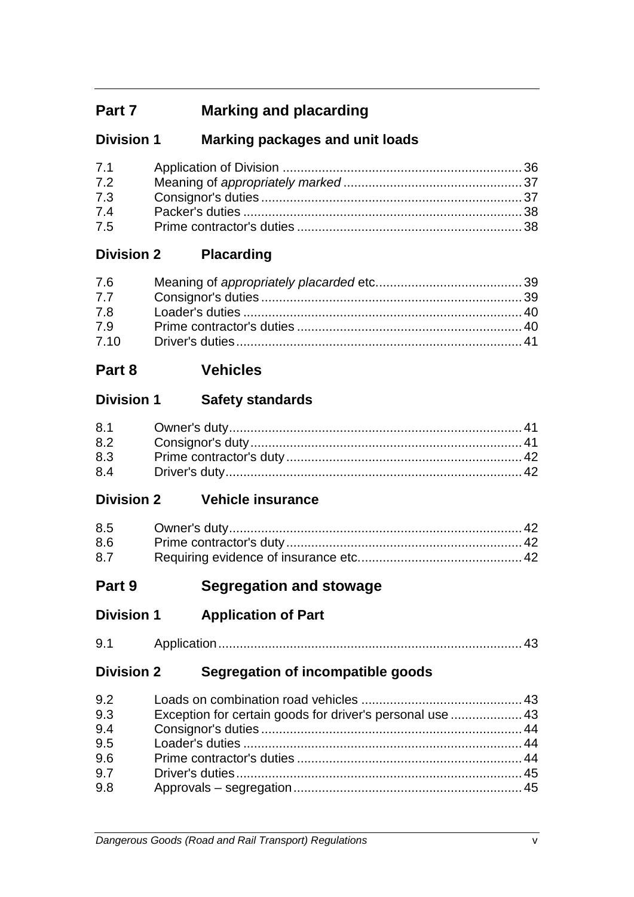## Part 7 Marking and placarding

### Division 1 Marking packages and unit loads

| | | |
|---|---|---|
| 7.1 | Application of Division | 36 |
| 7.2 | Meaning of *appropriately marked* | 37 |
| 7.3 | Consignor's duties | 37 |
| 7.4 | Packer's duties | 38 |
| 7.5 | Prime contractor's duties | 38 |

### Division 2 Placarding

| | | |
|---|---|---|
| 7.6 | Meaning of *appropriately placarded* etc. | 39 |
| 7.7 | Consignor's duties | 39 |
| 7.8 | Loader's duties | 40 |
| 7.9 | Prime contractor's duties | 40 |
| 7.10 | Driver's duties | 41 |

## Part 8 Vehicles

### Division 1 Safety standards

| | | |
|---|---|---|
| 8.1 | Owner's duty | 41 |
| 8.2 | Consignor's duty | 41 |
| 8.3 | Prime contractor's duty | 42 |
| 8.4 | Driver's duty | 42 |

### Division 2 Vehicle insurance

| | | |
|---|---|---|
| 8.5 | Owner's duty | 42 |
| 8.6 | Prime contractor's duty | 42 |
| 8.7 | Requiring evidence of insurance etc. | 42 |

## Part 9 Segregation and stowage

### Division 1 Application of Part

| | | |
|---|---|---|
| 9.1 | Application | 43 |

### Division 2 Segregation of incompatible goods

| | | |
|---|---|---|
| 9.2 | Loads on combination road vehicles | 43 |
| 9.3 | Exception for certain goods for driver's personal use | 43 |
| 9.4 | Consignor's duties | 44 |
| 9.5 | Loader's duties | 44 |
| 9.6 | Prime contractor's duties | 44 |
| 9.7 | Driver's duties | 45 |
| 9.8 | Approvals – segregation | 45 |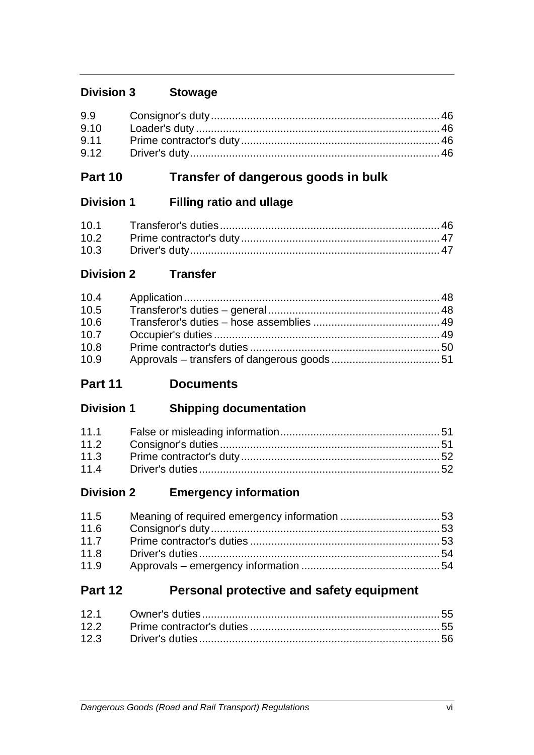### Division 3 Stowage

| | | |
|---|---|---|
| 9.9 | Consignor's duty | 46 |
| 9.10 | Loader's duty | 46 |
| 9.11 | Prime contractor's duty | 46 |
| 9.12 | Driver's duty | 46 |

## Part 10 Transfer of dangerous goods in bulk

### Division 1 Filling ratio and ullage

| | | |
|---|---|---|
| 10.1 | Transferor's duties | 46 |
| 10.2 | Prime contractor's duty | 47 |
| 10.3 | Driver's duty | 47 |

### Division 2 Transfer

| | | |
|---|---|---|
| 10.4 | Application | 48 |
| 10.5 | Transferor's duties – general | 48 |
| 10.6 | Transferor's duties – hose assemblies | 49 |
| 10.7 | Occupier's duties | 49 |
| 10.8 | Prime contractor's duties | 50 |
| 10.9 | Approvals – transfers of dangerous goods | 51 |

## Part 11 Documents

### Division 1 Shipping documentation

| | | |
|---|---|---|
| 11.1 | False or misleading information | 51 |
| 11.2 | Consignor's duties | 51 |
| 11.3 | Prime contractor's duty | 52 |
| 11.4 | Driver's duties | 52 |

### Division 2 Emergency information

| | | |
|---|---|---|
| 11.5 | Meaning of required emergency information | 53 |
| 11.6 | Consignor's duty | 53 |
| 11.7 | Prime contractor's duties | 53 |
| 11.8 | Driver's duties | 54 |
| 11.9 | Approvals – emergency information | 54 |

## Part 12 Personal protective and safety equipment

| | | |
|---|---|---|
| 12.1 | Owner's duties | 55 |
| 12.2 | Prime contractor's duties | 55 |
| 12.3 | Driver's duties | 56 |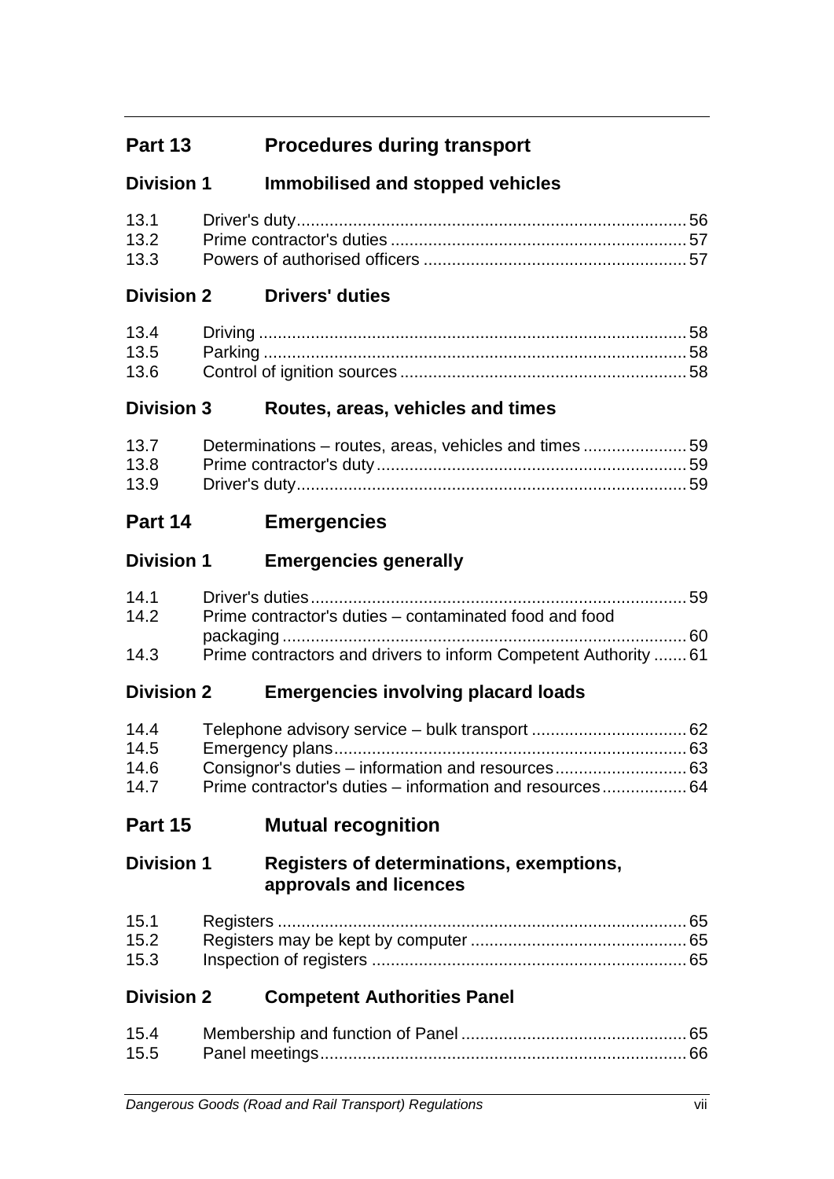## Part 13 Procedures during transport

### Division 1 Immobilised and stopped vehicles

| | | |
|---|---|---|
| 13.1 | Driver's duty | 56 |
| 13.2 | Prime contractor's duties | 57 |
| 13.3 | Powers of authorised officers | 57 |

### Division 2 Drivers' duties

| | | |
|---|---|---|
| 13.4 | Driving | 58 |
| 13.5 | Parking | 58 |
| 13.6 | Control of ignition sources | 58 |

### Division 3 Routes, areas, vehicles and times

| | | |
|---|---|---|
| 13.7 | Determinations – routes, areas, vehicles and times | 59 |
| 13.8 | Prime contractor's duty | 59 |
| 13.9 | Driver's duty | 59 |

## Part 14 Emergencies

### Division 1 Emergencies generally

| | | |
|---|---|---|
| 14.1 | Driver's duties | 59 |
| 14.2 | Prime contractor's duties – contaminated food and food packaging | 60 |
| 14.3 | Prime contractors and drivers to inform Competent Authority | 61 |

### Division 2 Emergencies involving placard loads

| | | |
|---|---|---|
| 14.4 | Telephone advisory service – bulk transport | 62 |
| 14.5 | Emergency plans | 63 |
| 14.6 | Consignor's duties – information and resources | 63 |
| 14.7 | Prime contractor's duties – information and resources | 64 |

## Part 15 Mutual recognition

### Division 1 Registers of determinations, exemptions, approvals and licences

| | | |
|---|---|---|
| 15.1 | Registers | 65 |
| 15.2 | Registers may be kept by computer | 65 |
| 15.3 | Inspection of registers | 65 |

### Division 2 Competent Authorities Panel

| | | |
|---|---|---|
| 15.4 | Membership and function of Panel | 65 |
| 15.5 | Panel meetings | 66 |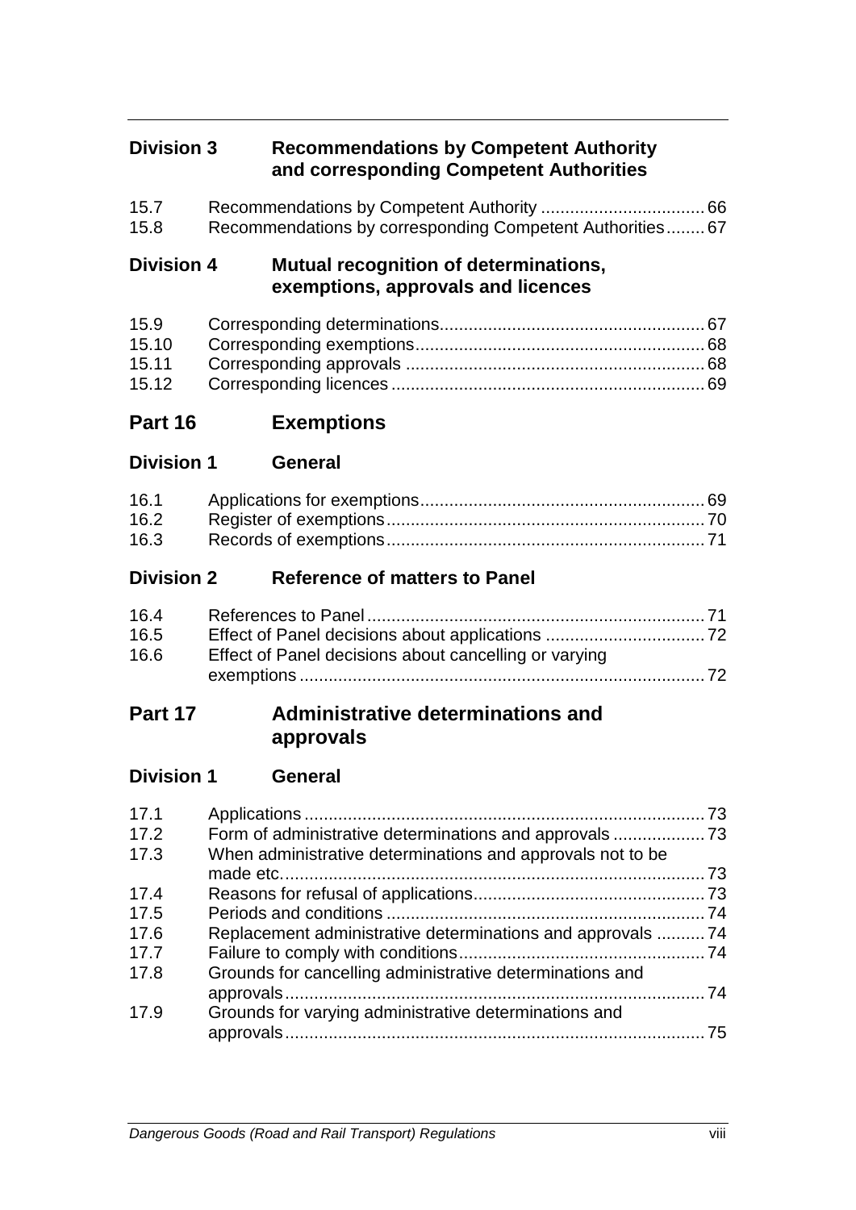### Division 3 Recommendations by Competent Authority and corresponding Competent Authorities

| | | |
|---|---|---|
| 15.7 | Recommendations by Competent Authority | 66 |
| 15.8 | Recommendations by corresponding Competent Authorities | 67 |

### Division 4 Mutual recognition of determinations, exemptions, approvals and licences

| | | |
|---|---|---|
| 15.9 | Corresponding determinations | 67 |
| 15.10 | Corresponding exemptions | 68 |
| 15.11 | Corresponding approvals | 68 |
| 15.12 | Corresponding licences | 69 |

## Part 16 Exemptions

### Division 1 General

| | | |
|---|---|---|
| 16.1 | Applications for exemptions | 69 |
| 16.2 | Register of exemptions | 70 |
| 16.3 | Records of exemptions | 71 |

### Division 2 Reference of matters to Panel

| | | |
|---|---|---|
| 16.4 | References to Panel | 71 |
| 16.5 | Effect of Panel decisions about applications | 72 |
| 16.6 | Effect of Panel decisions about cancelling or varying exemptions | 72 |

## Part 17 Administrative determinations and approvals

### Division 1 General

| | | |
|---|---|---|
| 17.1 | Applications | 73 |
| 17.2 | Form of administrative determinations and approvals | 73 |
| 17.3 | When administrative determinations and approvals not to be made etc. | 73 |
| 17.4 | Reasons for refusal of applications | 73 |
| 17.5 | Periods and conditions | 74 |
| 17.6 | Replacement administrative determinations and approvals | 74 |
| 17.7 | Failure to comply with conditions | 74 |
| 17.8 | Grounds for cancelling administrative determinations and approvals | 74 |
| 17.9 | Grounds for varying administrative determinations and approvals | 75 |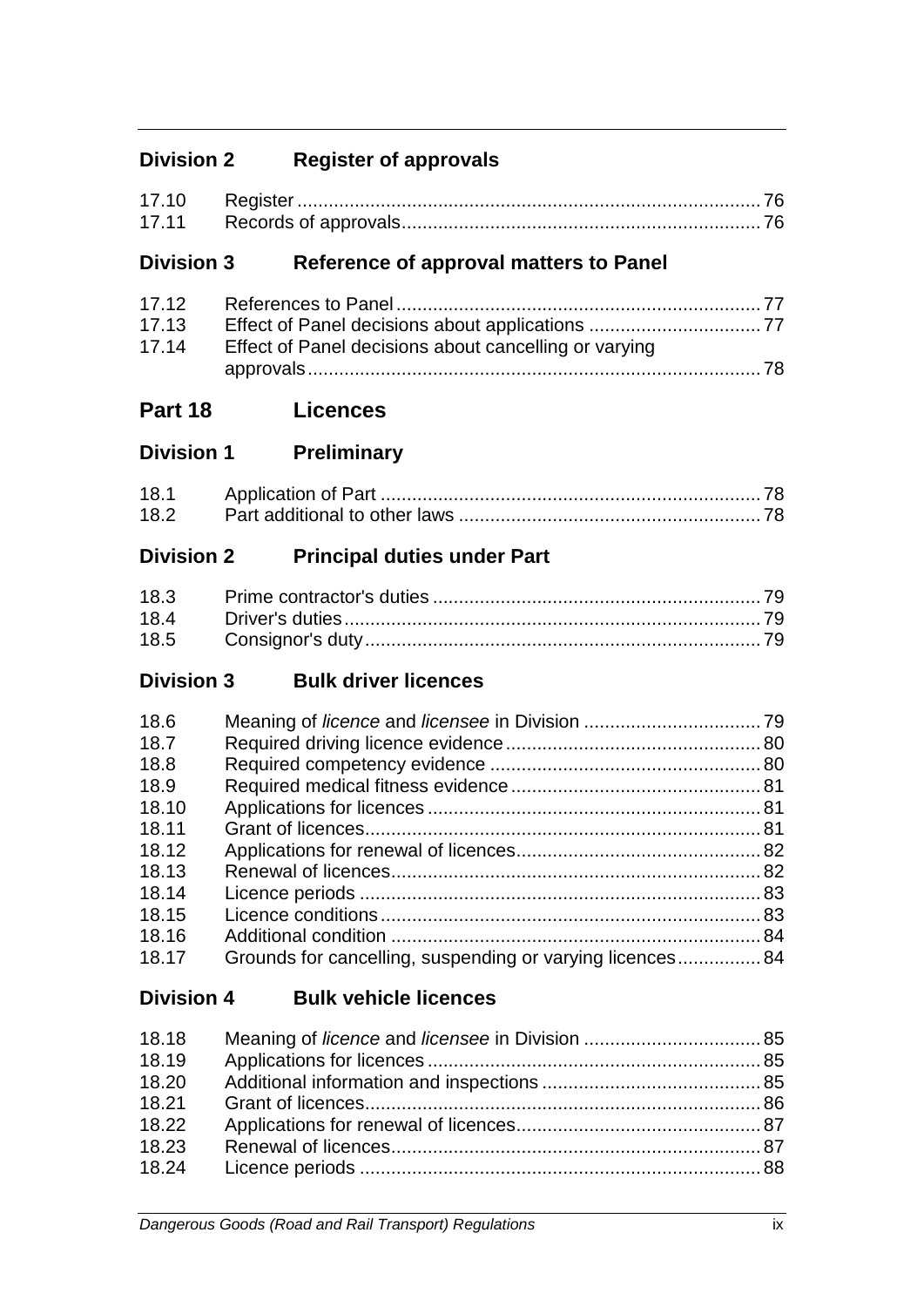### Division 2 Register of approvals

| | | |
|---|---|---|
| 17.10 | Register | 76 |
| 17.11 | Records of approvals | 76 |

### Division 3 Reference of approval matters to Panel

| | | |
|---|---|---|
| 17.12 | References to Panel | 77 |
| 17.13 | Effect of Panel decisions about applications | 77 |
| 17.14 | Effect of Panel decisions about cancelling or varying approvals | 78 |

## Part 18 Licences

### Division 1 Preliminary

| | | |
|---|---|---|
| 18.1 | Application of Part | 78 |
| 18.2 | Part additional to other laws | 78 |

### Division 2 Principal duties under Part

| | | |
|---|---|---|
| 18.3 | Prime contractor's duties | 79 |
| 18.4 | Driver's duties | 79 |
| 18.5 | Consignor's duty | 79 |

### Division 3 Bulk driver licences

| | | |
|---|---|---|
| 18.6 | Meaning of *licence* and *licensee* in Division | 79 |
| 18.7 | Required driving licence evidence | 80 |
| 18.8 | Required competency evidence | 80 |
| 18.9 | Required medical fitness evidence | 81 |
| 18.10 | Applications for licences | 81 |
| 18.11 | Grant of licences | 81 |
| 18.12 | Applications for renewal of licences | 82 |
| 18.13 | Renewal of licences | 82 |
| 18.14 | Licence periods | 83 |
| 18.15 | Licence conditions | 83 |
| 18.16 | Additional condition | 84 |
| 18.17 | Grounds for cancelling, suspending or varying licences | 84 |

### Division 4 Bulk vehicle licences

| | | |
|---|---|---|
| 18.18 | Meaning of *licence* and *licensee* in Division | 85 |
| 18.19 | Applications for licences | 85 |
| 18.20 | Additional information and inspections | 85 |
| 18.21 | Grant of licences | 86 |
| 18.22 | Applications for renewal of licences | 87 |
| 18.23 | Renewal of licences | 87 |
| 18.24 | Licence periods | 88 |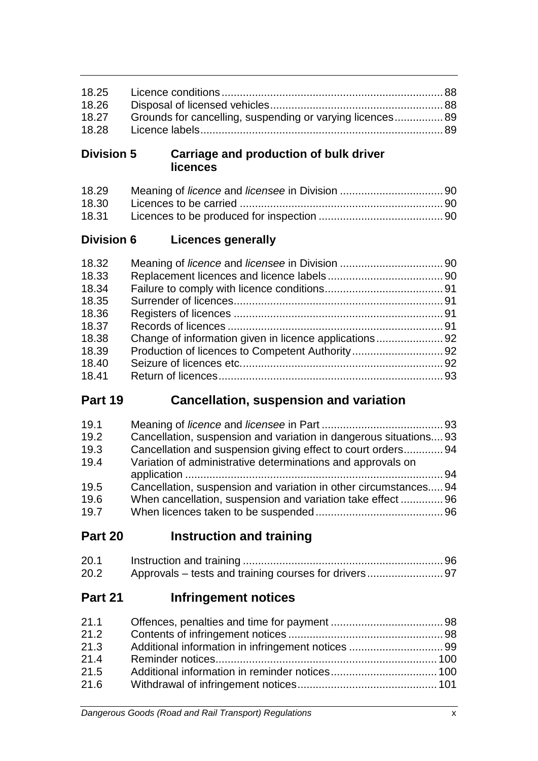| | | |
|---|---|---|
| 18.25 | Licence conditions | 88 |
| 18.26 | Disposal of licensed vehicles | 88 |
| 18.27 | Grounds for cancelling, suspending or varying licences | 89 |
| 18.28 | Licence labels | 89 |

### Division 5 Carriage and production of bulk driver licences

| | | |
|---|---|---|
| 18.29 | Meaning of *licence* and *licensee* in Division | 90 |
| 18.30 | Licences to be carried | 90 |
| 18.31 | Licences to be produced for inspection | 90 |

### Division 6 Licences generally

| | | |
|---|---|---|
| 18.32 | Meaning of *licence* and *licensee* in Division | 90 |
| 18.33 | Replacement licences and licence labels | 90 |
| 18.34 | Failure to comply with licence conditions | 91 |
| 18.35 | Surrender of licences | 91 |
| 18.36 | Registers of licences | 91 |
| 18.37 | Records of licences | 91 |
| 18.38 | Change of information given in licence applications | 92 |
| 18.39 | Production of licences to Competent Authority | 92 |
| 18.40 | Seizure of licences etc. | 92 |
| 18.41 | Return of licences | 93 |

## Part 19 Cancellation, suspension and variation

| | | |
|---|---|---|
| 19.1 | Meaning of *licence* and *licensee* in Part | 93 |
| 19.2 | Cancellation, suspension and variation in dangerous situations | 93 |
| 19.3 | Cancellation and suspension giving effect to court orders | 94 |
| 19.4 | Variation of administrative determinations and approvals on application | 94 |
| 19.5 | Cancellation, suspension and variation in other circumstances | 94 |
| 19.6 | When cancellation, suspension and variation take effect | 96 |
| 19.7 | When licences taken to be suspended | 96 |

## Part 20 Instruction and training

| | | |
|---|---|---|
| 20.1 | Instruction and training | 96 |
| 20.2 | Approvals – tests and training courses for drivers | 97 |

## Part 21 Infringement notices

| | | |
|---|---|---|
| 21.1 | Offences, penalties and time for payment | 98 |
| 21.2 | Contents of infringement notices | 98 |
| 21.3 | Additional information in infringement notices | 99 |
| 21.4 | Reminder notices | 100 |
| 21.5 | Additional information in reminder notices | 100 |
| 21.6 | Withdrawal of infringement notices | 101 |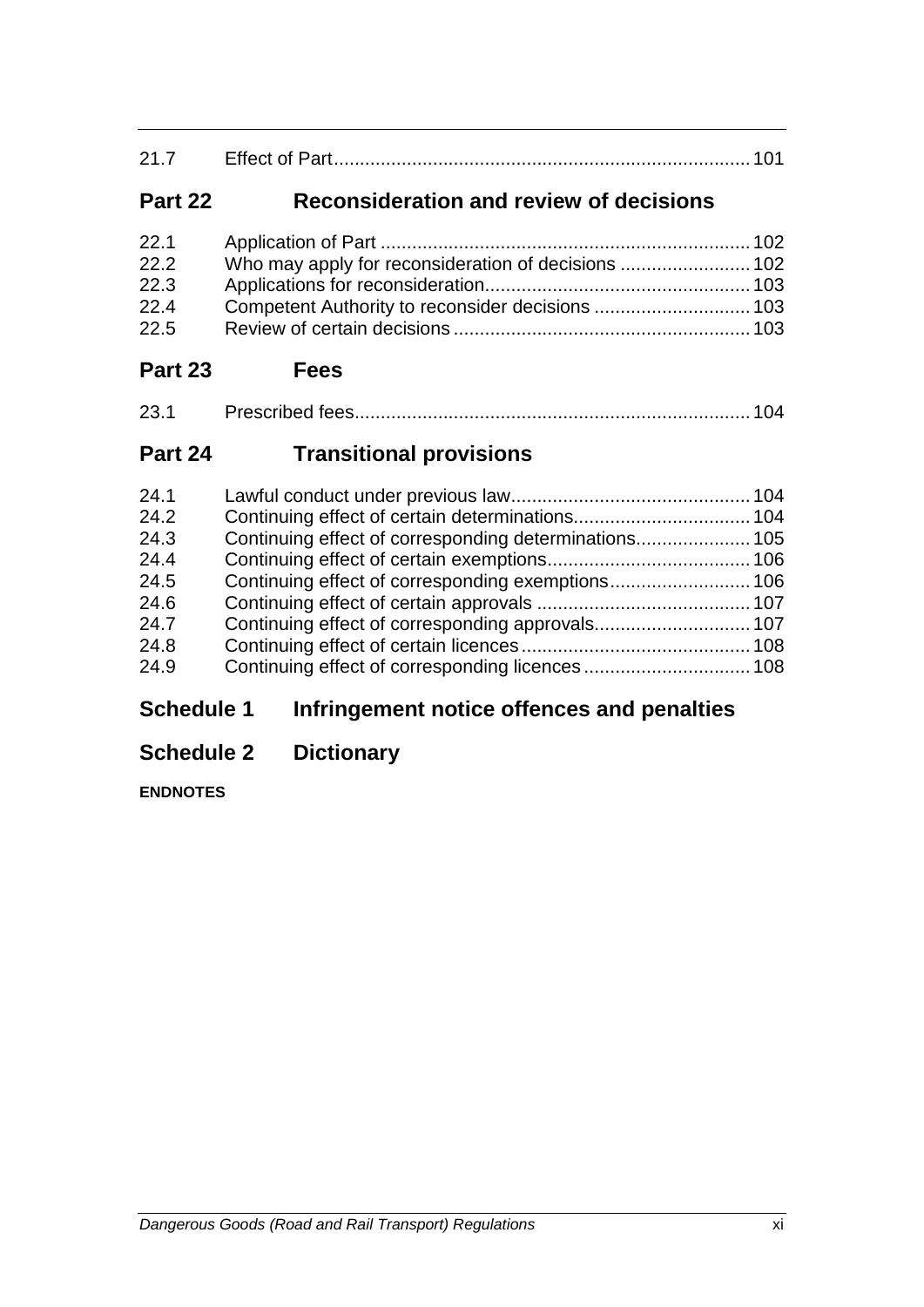| | | |
|---|---|---|
| 21.7 | Effect of Part | 101 |

## Part 22 Reconsideration and review of decisions

| | | |
|---|---|---|
| 22.1 | Application of Part | 102 |
| 22.2 | Who may apply for reconsideration of decisions | 102 |
| 22.3 | Applications for reconsideration | 103 |
| 22.4 | Competent Authority to reconsider decisions | 103 |
| 22.5 | Review of certain decisions | 103 |

## Part 23 Fees

| | | |
|---|---|---|
| 23.1 | Prescribed fees | 104 |

## Part 24 Transitional provisions

| | | |
|---|---|---|
| 24.1 | Lawful conduct under previous law | 104 |
| 24.2 | Continuing effect of certain determinations | 104 |
| 24.3 | Continuing effect of corresponding determinations | 105 |
| 24.4 | Continuing effect of certain exemptions | 106 |
| 24.5 | Continuing effect of corresponding exemptions | 106 |
| 24.6 | Continuing effect of certain approvals | 107 |
| 24.7 | Continuing effect of corresponding approvals | 107 |
| 24.8 | Continuing effect of certain licences | 108 |
| 24.9 | Continuing effect of corresponding licences | 108 |

## Schedule 1 Infringement notice offences and penalties

## Schedule 2 Dictionary

**ENDNOTES**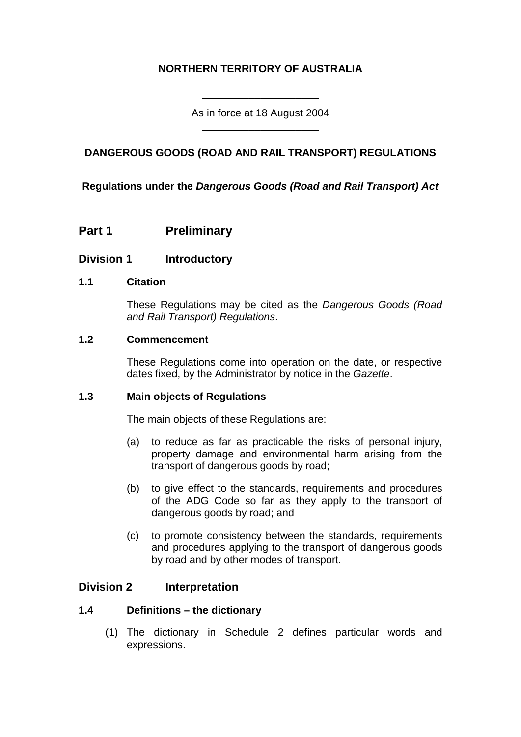**NORTHERN TERRITORY OF AUSTRALIA**

\_\_\_\_\_\_\_\_\_\_\_\_\_\_\_\_\_\_\_\_

As in force at 18 August 2004

\_\_\_\_\_\_\_\_\_\_\_\_\_\_\_\_\_\_\_\_

**DANGEROUS GOODS (ROAD AND RAIL TRANSPORT) REGULATIONS**

**Regulations under the *Dangerous Goods (Road and Rail Transport) Act***

## Part 1 Preliminary

### Division 1 Introductory

#### 1.1 Citation

These Regulations may be cited as the *Dangerous Goods (Road and Rail Transport) Regulations*.

#### 1.2 Commencement

These Regulations come into operation on the date, or respective dates fixed, by the Administrator by notice in the *Gazette*.

#### 1.3 Main objects of Regulations

The main objects of these Regulations are:

(a) to reduce as far as practicable the risks of personal injury, property damage and environmental harm arising from the transport of dangerous goods by road;

(b) to give effect to the standards, requirements and procedures of the ADG Code so far as they apply to the transport of dangerous goods by road; and

(c) to promote consistency between the standards, requirements and procedures applying to the transport of dangerous goods by road and by other modes of transport.

### Division 2 Interpretation

#### 1.4 Definitions – the dictionary

(1) The dictionary in Schedule 2 defines particular words and expressions.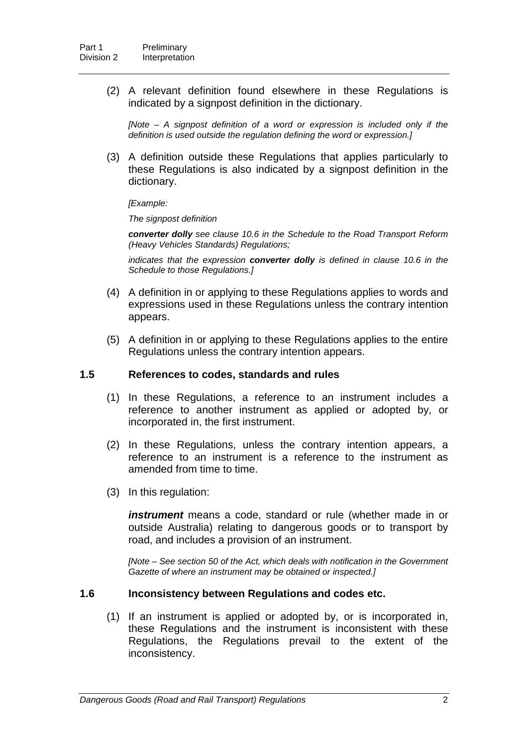(2) A relevant definition found elsewhere in these Regulations is indicated by a signpost definition in the dictionary.

*[Note – A signpost definition of a word or expression is included only if the definition is used outside the regulation defining the word or expression.]*

(3) A definition outside these Regulations that applies particularly to these Regulations is also indicated by a signpost definition in the dictionary.

*[Example:*

*The signpost definition*

***converter dolly** see clause 10.6 in the Schedule to the Road Transport Reform (Heavy Vehicles Standards) Regulations;*

*indicates that the expression **converter dolly** is defined in clause 10.6 in the Schedule to those Regulations.]*

(4) A definition in or applying to these Regulations applies to words and expressions used in these Regulations unless the contrary intention appears.

(5) A definition in or applying to these Regulations applies to the entire Regulations unless the contrary intention appears.

### 1.5 References to codes, standards and rules

(1) In these Regulations, a reference to an instrument includes a reference to another instrument as applied or adopted by, or incorporated in, the first instrument.

(2) In these Regulations, unless the contrary intention appears, a reference to an instrument is a reference to the instrument as amended from time to time.

(3) In this regulation:

***instrument*** means a code, standard or rule (whether made in or outside Australia) relating to dangerous goods or to transport by road, and includes a provision of an instrument.

*[Note – See section 50 of the Act, which deals with notification in the Government Gazette of where an instrument may be obtained or inspected.]*

### 1.6 Inconsistency between Regulations and codes etc.

(1) If an instrument is applied or adopted by, or is incorporated in, these Regulations and the instrument is inconsistent with these Regulations, the Regulations prevail to the extent of the inconsistency.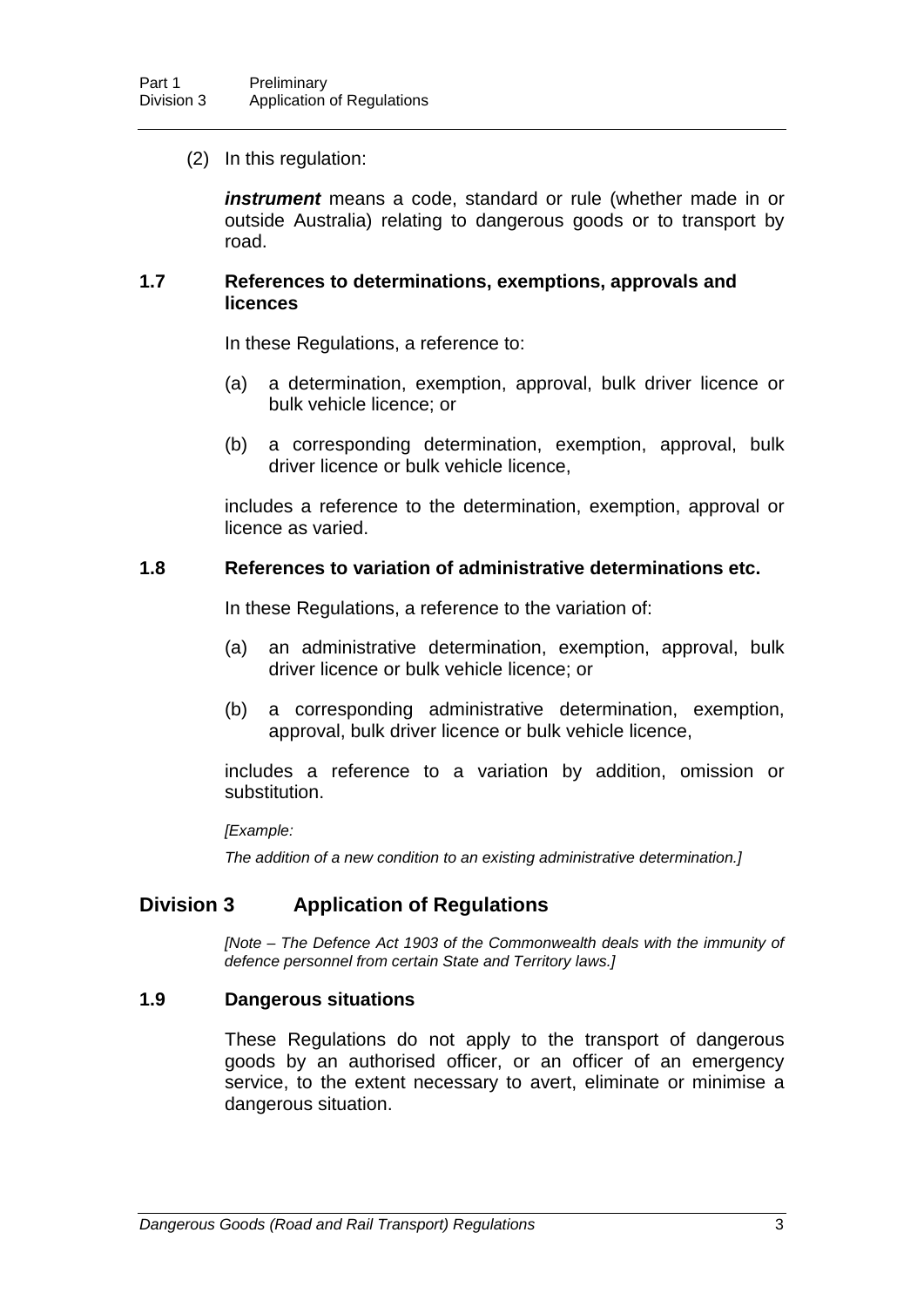(2) In this regulation:

***instrument*** means a code, standard or rule (whether made in or outside Australia) relating to dangerous goods or to transport by road.

### 1.7 References to determinations, exemptions, approvals and licences

In these Regulations, a reference to:

(a) a determination, exemption, approval, bulk driver licence or bulk vehicle licence; or

(b) a corresponding determination, exemption, approval, bulk driver licence or bulk vehicle licence,

includes a reference to the determination, exemption, approval or licence as varied.

### 1.8 References to variation of administrative determinations etc.

In these Regulations, a reference to the variation of:

(a) an administrative determination, exemption, approval, bulk driver licence or bulk vehicle licence; or

(b) a corresponding administrative determination, exemption, approval, bulk driver licence or bulk vehicle licence,

includes a reference to a variation by addition, omission or substitution.

*[Example:*

*The addition of a new condition to an existing administrative determination.]*

## Division 3 Application of Regulations

*[Note – The Defence Act 1903 of the Commonwealth deals with the immunity of defence personnel from certain State and Territory laws.]*

### 1.9 Dangerous situations

These Regulations do not apply to the transport of dangerous goods by an authorised officer, or an officer of an emergency service, to the extent necessary to avert, eliminate or minimise a dangerous situation.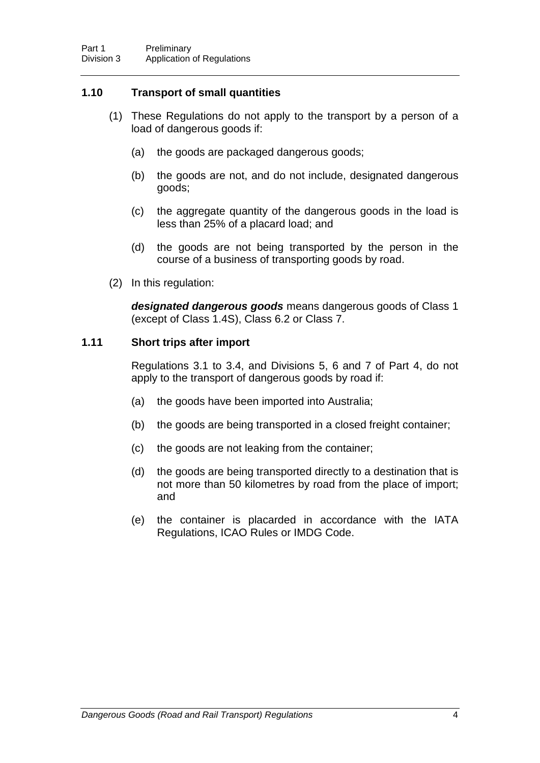### 1.10 Transport of small quantities

(1) These Regulations do not apply to the transport by a person of a load of dangerous goods if:

(a) the goods are packaged dangerous goods;

(b) the goods are not, and do not include, designated dangerous goods;

(c) the aggregate quantity of the dangerous goods in the load is less than 25% of a placard load; and

(d) the goods are not being transported by the person in the course of a business of transporting goods by road.

(2) In this regulation:

***designated dangerous goods*** means dangerous goods of Class 1 (except of Class 1.4S), Class 6.2 or Class 7.

### 1.11 Short trips after import

Regulations 3.1 to 3.4, and Divisions 5, 6 and 7 of Part 4, do not apply to the transport of dangerous goods by road if:

(a) the goods have been imported into Australia;

(b) the goods are being transported in a closed freight container;

(c) the goods are not leaking from the container;

(d) the goods are being transported directly to a destination that is not more than 50 kilometres by road from the place of import; and

(e) the container is placarded in accordance with the IATA Regulations, ICAO Rules or IMDG Code.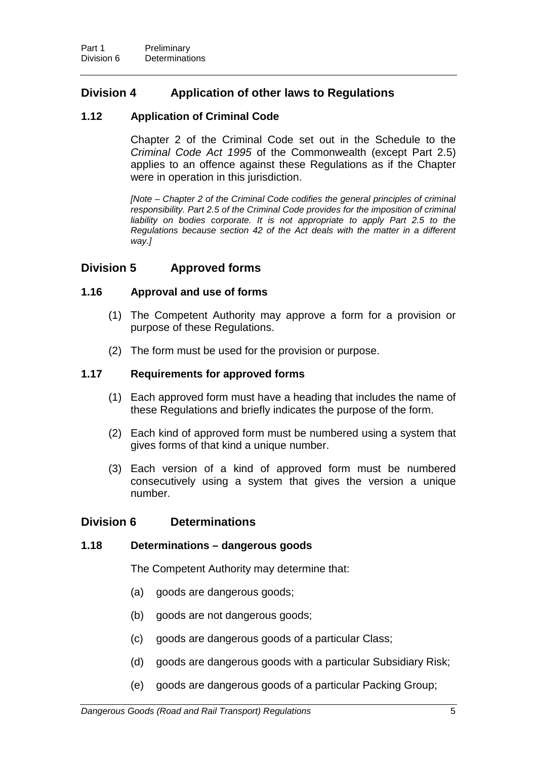## Division 4 Application of other laws to Regulations

### 1.12 Application of Criminal Code

Chapter 2 of the Criminal Code set out in the Schedule to the *Criminal Code Act 1995* of the Commonwealth (except Part 2.5) applies to an offence against these Regulations as if the Chapter were in operation in this jurisdiction.

*[Note – Chapter 2 of the Criminal Code codifies the general principles of criminal responsibility. Part 2.5 of the Criminal Code provides for the imposition of criminal liability on bodies corporate. It is not appropriate to apply Part 2.5 to the Regulations because section 42 of the Act deals with the matter in a different way.]*

## Division 5 Approved forms

### 1.16 Approval and use of forms

(1) The Competent Authority may approve a form for a provision or purpose of these Regulations.

(2) The form must be used for the provision or purpose.

### 1.17 Requirements for approved forms

(1) Each approved form must have a heading that includes the name of these Regulations and briefly indicates the purpose of the form.

(2) Each kind of approved form must be numbered using a system that gives forms of that kind a unique number.

(3) Each version of a kind of approved form must be numbered consecutively using a system that gives the version a unique number.

## Division 6 Determinations

### 1.18 Determinations – dangerous goods

The Competent Authority may determine that:

(a) goods are dangerous goods;

(b) goods are not dangerous goods;

(c) goods are dangerous goods of a particular Class;

(d) goods are dangerous goods with a particular Subsidiary Risk;

(e) goods are dangerous goods of a particular Packing Group;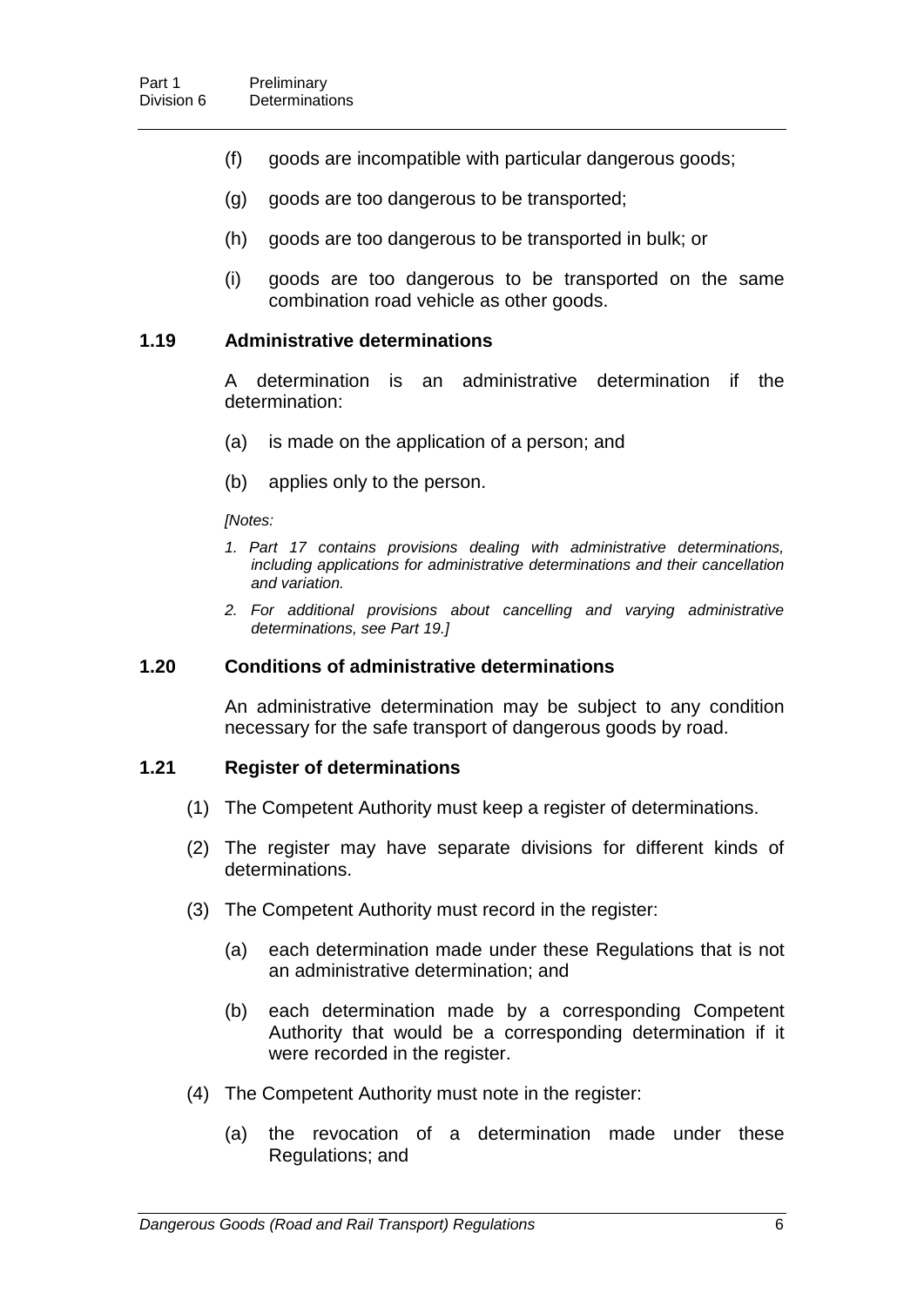(f) goods are incompatible with particular dangerous goods;

(g) goods are too dangerous to be transported;

(h) goods are too dangerous to be transported in bulk; or

(i) goods are too dangerous to be transported on the same combination road vehicle as other goods.

### 1.19 Administrative determinations

A determination is an administrative determination if the determination:

(a) is made on the application of a person; and

(b) applies only to the person.

*[Notes:*

*1. Part 17 contains provisions dealing with administrative determinations, including applications for administrative determinations and their cancellation and variation.*

*2. For additional provisions about cancelling and varying administrative determinations, see Part 19.]*

### 1.20 Conditions of administrative determinations

An administrative determination may be subject to any condition necessary for the safe transport of dangerous goods by road.

### 1.21 Register of determinations

(1) The Competent Authority must keep a register of determinations.

(2) The register may have separate divisions for different kinds of determinations.

(3) The Competent Authority must record in the register:

(a) each determination made under these Regulations that is not an administrative determination; and

(b) each determination made by a corresponding Competent Authority that would be a corresponding determination if it were recorded in the register.

(4) The Competent Authority must note in the register:

(a) the revocation of a determination made under these Regulations; and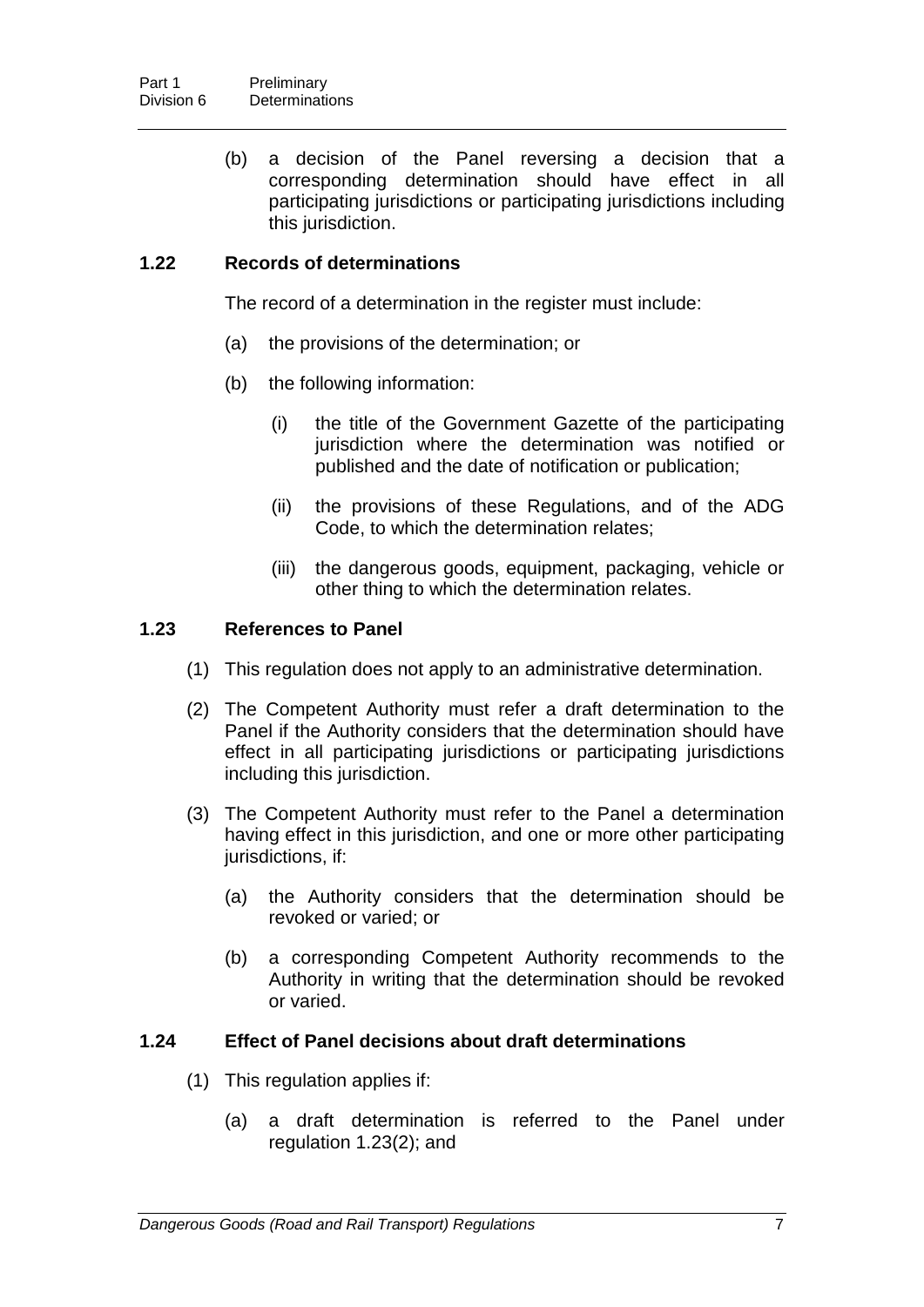(b) a decision of the Panel reversing a decision that a corresponding determination should have effect in all participating jurisdictions or participating jurisdictions including this jurisdiction.

### 1.22 Records of determinations

The record of a determination in the register must include:

(a) the provisions of the determination; or

(b) the following information:

(i) the title of the Government Gazette of the participating jurisdiction where the determination was notified or published and the date of notification or publication;

(ii) the provisions of these Regulations, and of the ADG Code, to which the determination relates;

(iii) the dangerous goods, equipment, packaging, vehicle or other thing to which the determination relates.

### 1.23 References to Panel

(1) This regulation does not apply to an administrative determination.

(2) The Competent Authority must refer a draft determination to the Panel if the Authority considers that the determination should have effect in all participating jurisdictions or participating jurisdictions including this jurisdiction.

(3) The Competent Authority must refer to the Panel a determination having effect in this jurisdiction, and one or more other participating jurisdictions, if:

(a) the Authority considers that the determination should be revoked or varied; or

(b) a corresponding Competent Authority recommends to the Authority in writing that the determination should be revoked or varied.

### 1.24 Effect of Panel decisions about draft determinations

(1) This regulation applies if:

(a) a draft determination is referred to the Panel under regulation 1.23(2); and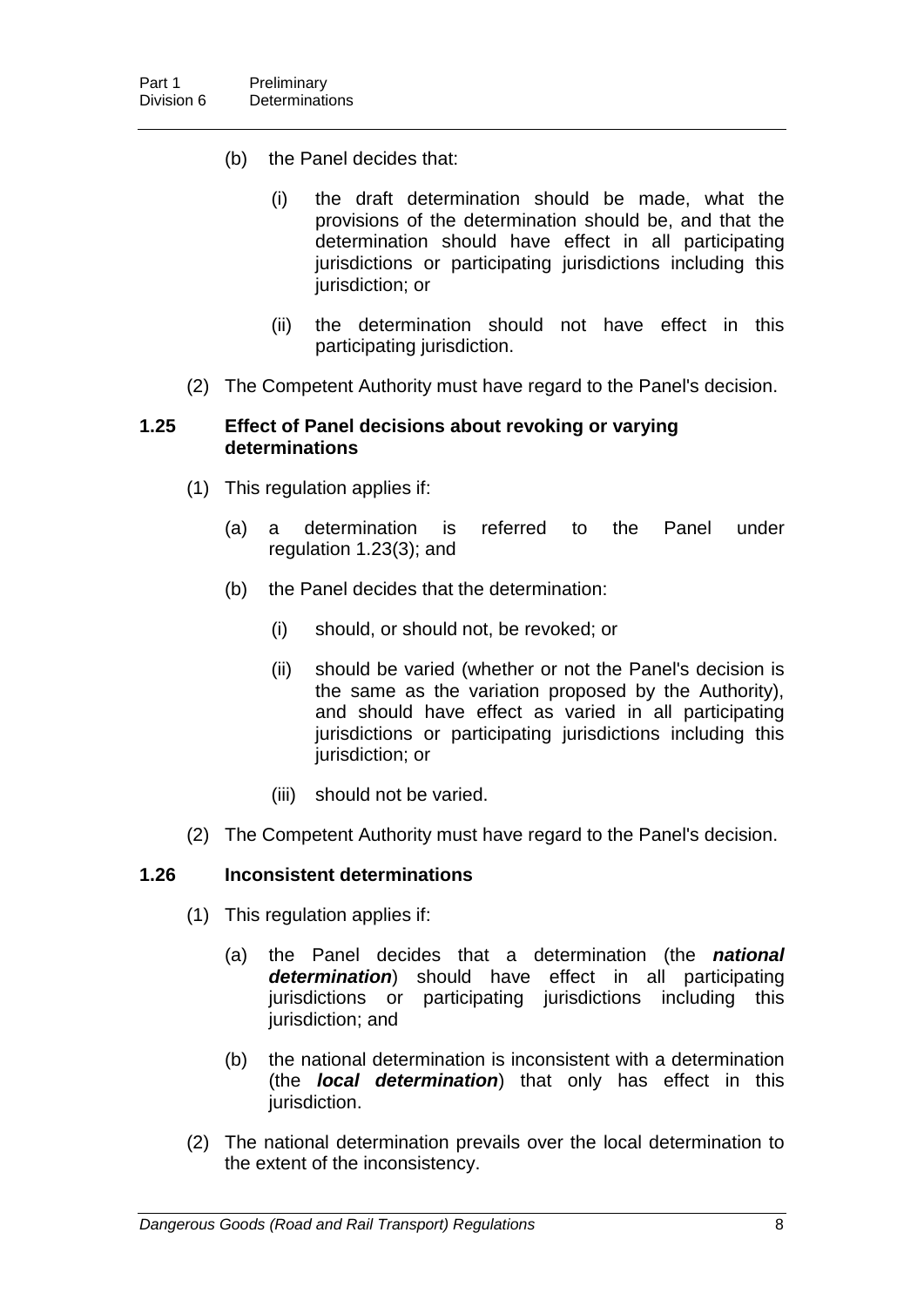(b) the Panel decides that:

(i) the draft determination should be made, what the provisions of the determination should be, and that the determination should have effect in all participating jurisdictions or participating jurisdictions including this jurisdiction; or

(ii) the determination should not have effect in this participating jurisdiction.

(2) The Competent Authority must have regard to the Panel's decision.

### 1.25 Effect of Panel decisions about revoking or varying determinations

(1) This regulation applies if:

(a) a determination is referred to the Panel under regulation 1.23(3); and

(b) the Panel decides that the determination:

(i) should, or should not, be revoked; or

(ii) should be varied (whether or not the Panel's decision is the same as the variation proposed by the Authority), and should have effect as varied in all participating jurisdictions or participating jurisdictions including this jurisdiction; or

(iii) should not be varied.

(2) The Competent Authority must have regard to the Panel's decision.

### 1.26 Inconsistent determinations

(1) This regulation applies if:

(a) the Panel decides that a determination (the ***national determination***) should have effect in all participating jurisdictions or participating jurisdictions including this jurisdiction; and

(b) the national determination is inconsistent with a determination (the ***local determination***) that only has effect in this jurisdiction.

(2) The national determination prevails over the local determination to the extent of the inconsistency.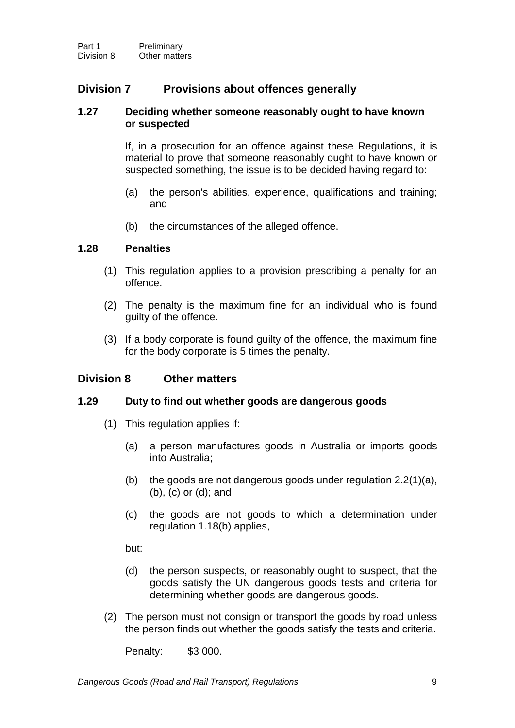## Division 7 Provisions about offences generally

### 1.27 Deciding whether someone reasonably ought to have known or suspected

If, in a prosecution for an offence against these Regulations, it is material to prove that someone reasonably ought to have known or suspected something, the issue is to be decided having regard to:

(a) the person's abilities, experience, qualifications and training; and

(b) the circumstances of the alleged offence.

### 1.28 Penalties

(1) This regulation applies to a provision prescribing a penalty for an offence.

(2) The penalty is the maximum fine for an individual who is found guilty of the offence.

(3) If a body corporate is found guilty of the offence, the maximum fine for the body corporate is 5 times the penalty.

## Division 8 Other matters

### 1.29 Duty to find out whether goods are dangerous goods

(1) This regulation applies if:

(a) a person manufactures goods in Australia or imports goods into Australia;

(b) the goods are not dangerous goods under regulation 2.2(1)(a), (b), (c) or (d); and

(c) the goods are not goods to which a determination under regulation 1.18(b) applies,

but:

(d) the person suspects, or reasonably ought to suspect, that the goods satisfy the UN dangerous goods tests and criteria for determining whether goods are dangerous goods.

(2) The person must not consign or transport the goods by road unless the person finds out whether the goods satisfy the tests and criteria.

Penalty: $3 000.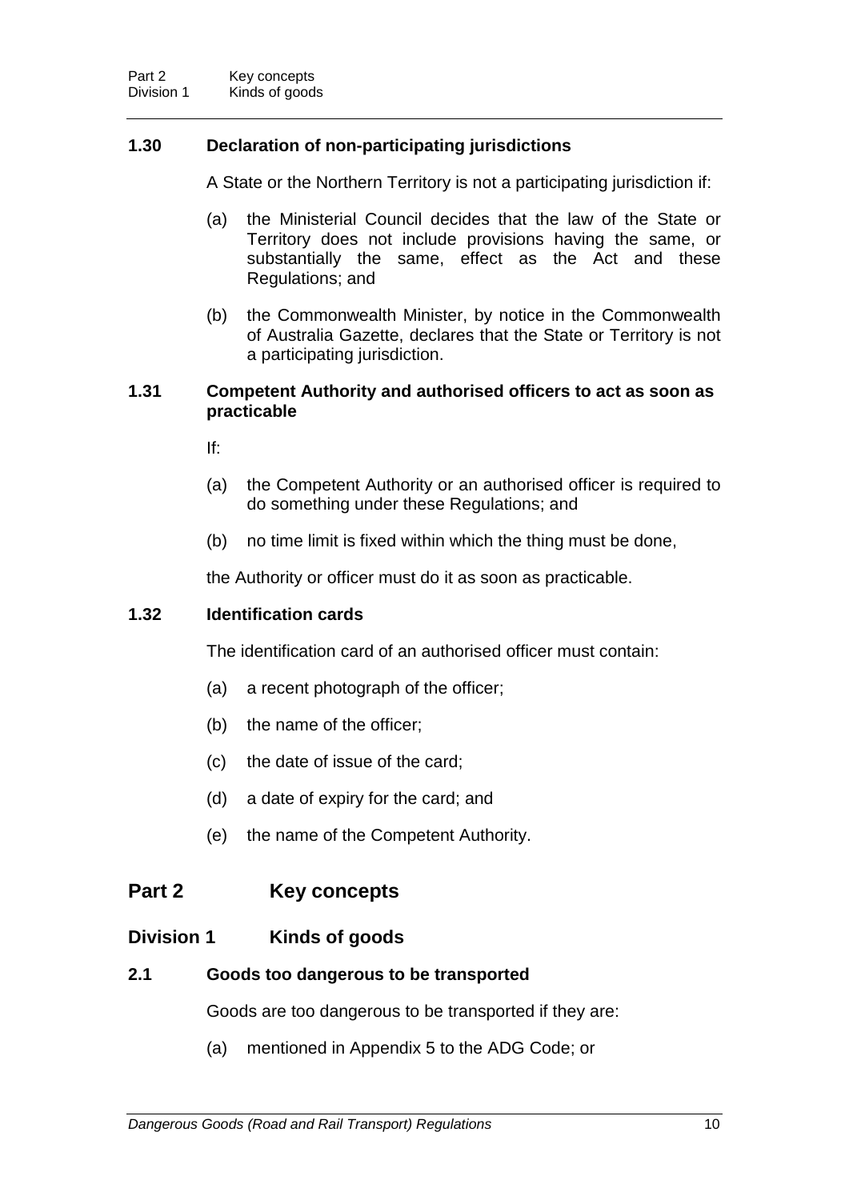**1.30 Declaration of non-participating jurisdictions**

A State or the Northern Territory is not a participating jurisdiction if:

(a) the Ministerial Council decides that the law of the State or Territory does not include provisions having the same, or substantially the same, effect as the Act and these Regulations; and

(b) the Commonwealth Minister, by notice in the Commonwealth of Australia Gazette, declares that the State or Territory is not a participating jurisdiction.

**1.31 Competent Authority and authorised officers to act as soon as practicable**

If:

(a) the Competent Authority or an authorised officer is required to do something under these Regulations; and

(b) no time limit is fixed within which the thing must be done,

the Authority or officer must do it as soon as practicable.

**1.32 Identification cards**

The identification card of an authorised officer must contain:

(a) a recent photograph of the officer;

(b) the name of the officer;

(c) the date of issue of the card;

(d) a date of expiry for the card; and

(e) the name of the Competent Authority.

## Part 2 Key concepts

### Division 1 Kinds of goods

**2.1 Goods too dangerous to be transported**

Goods are too dangerous to be transported if they are:

(a) mentioned in Appendix 5 to the ADG Code; or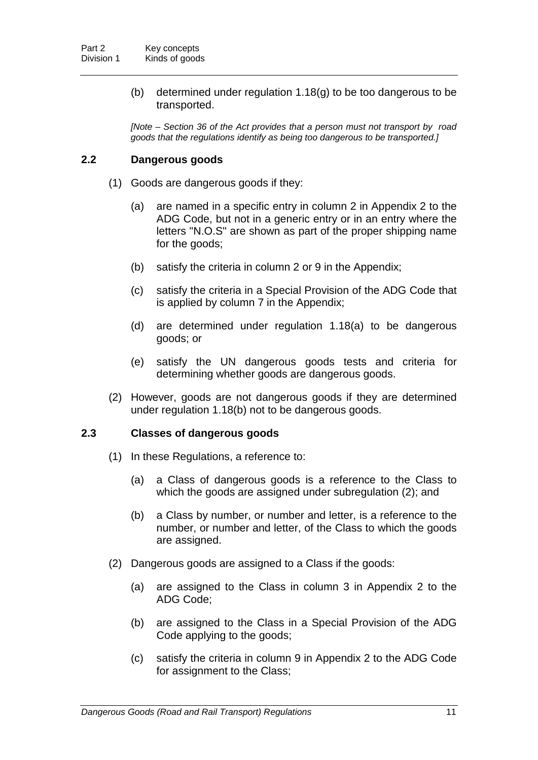(b) determined under regulation 1.18(g) to be too dangerous to be transported.

*[Note – Section 36 of the Act provides that a person must not transport by road goods that the regulations identify as being too dangerous to be transported.]*

### 2.2 Dangerous goods

(1) Goods are dangerous goods if they:

(a) are named in a specific entry in column 2 in Appendix 2 to the ADG Code, but not in a generic entry or in an entry where the letters "N.O.S" are shown as part of the proper shipping name for the goods;

(b) satisfy the criteria in column 2 or 9 in the Appendix;

(c) satisfy the criteria in a Special Provision of the ADG Code that is applied by column 7 in the Appendix;

(d) are determined under regulation 1.18(a) to be dangerous goods; or

(e) satisfy the UN dangerous goods tests and criteria for determining whether goods are dangerous goods.

(2) However, goods are not dangerous goods if they are determined under regulation 1.18(b) not to be dangerous goods.

### 2.3 Classes of dangerous goods

(1) In these Regulations, a reference to:

(a) a Class of dangerous goods is a reference to the Class to which the goods are assigned under subregulation (2); and

(b) a Class by number, or number and letter, is a reference to the number, or number and letter, of the Class to which the goods are assigned.

(2) Dangerous goods are assigned to a Class if the goods:

(a) are assigned to the Class in column 3 in Appendix 2 to the ADG Code;

(b) are assigned to the Class in a Special Provision of the ADG Code applying to the goods;

(c) satisfy the criteria in column 9 in Appendix 2 to the ADG Code for assignment to the Class;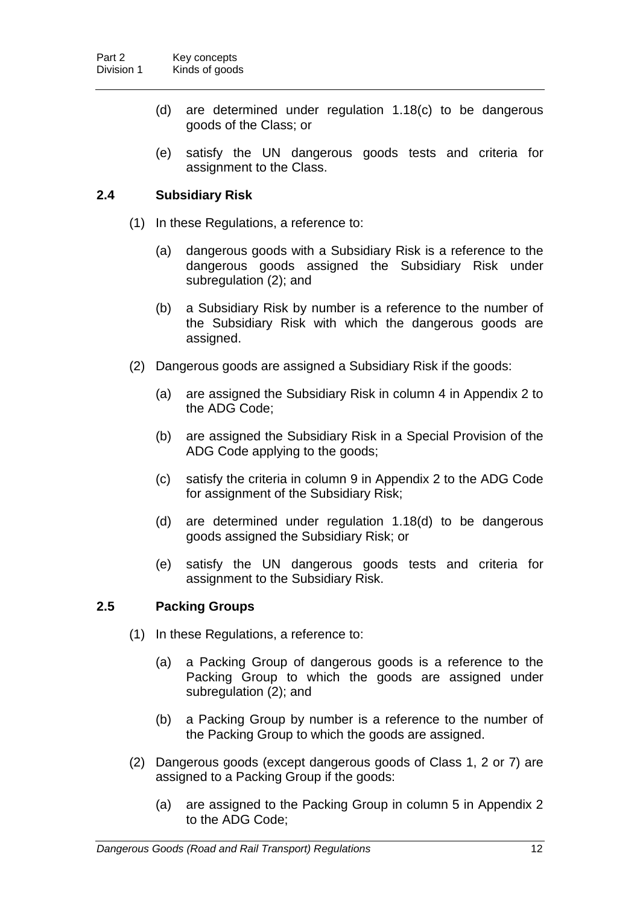(d) are determined under regulation 1.18(c) to be dangerous goods of the Class; or

(e) satisfy the UN dangerous goods tests and criteria for assignment to the Class.

### 2.4 Subsidiary Risk

(1) In these Regulations, a reference to:

(a) dangerous goods with a Subsidiary Risk is a reference to the dangerous goods assigned the Subsidiary Risk under subregulation (2); and

(b) a Subsidiary Risk by number is a reference to the number of the Subsidiary Risk with which the dangerous goods are assigned.

(2) Dangerous goods are assigned a Subsidiary Risk if the goods:

(a) are assigned the Subsidiary Risk in column 4 in Appendix 2 to the ADG Code;

(b) are assigned the Subsidiary Risk in a Special Provision of the ADG Code applying to the goods;

(c) satisfy the criteria in column 9 in Appendix 2 to the ADG Code for assignment of the Subsidiary Risk;

(d) are determined under regulation 1.18(d) to be dangerous goods assigned the Subsidiary Risk; or

(e) satisfy the UN dangerous goods tests and criteria for assignment to the Subsidiary Risk.

### 2.5 Packing Groups

(1) In these Regulations, a reference to:

(a) a Packing Group of dangerous goods is a reference to the Packing Group to which the goods are assigned under subregulation (2); and

(b) a Packing Group by number is a reference to the number of the Packing Group to which the goods are assigned.

(2) Dangerous goods (except dangerous goods of Class 1, 2 or 7) are assigned to a Packing Group if the goods:

(a) are assigned to the Packing Group in column 5 in Appendix 2 to the ADG Code;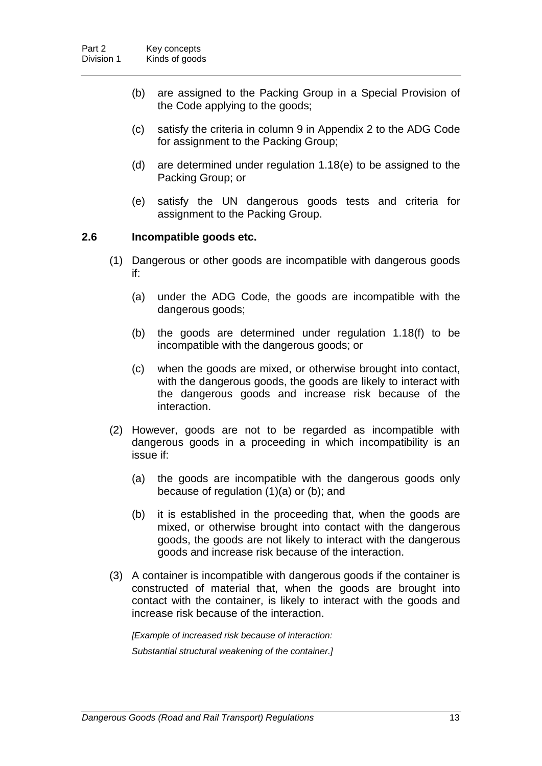(b) are assigned to the Packing Group in a Special Provision of the Code applying to the goods;

(c) satisfy the criteria in column 9 in Appendix 2 to the ADG Code for assignment to the Packing Group;

(d) are determined under regulation 1.18(e) to be assigned to the Packing Group; or

(e) satisfy the UN dangerous goods tests and criteria for assignment to the Packing Group.

### 2.6 Incompatible goods etc.

(1) Dangerous or other goods are incompatible with dangerous goods if:

(a) under the ADG Code, the goods are incompatible with the dangerous goods;

(b) the goods are determined under regulation 1.18(f) to be incompatible with the dangerous goods; or

(c) when the goods are mixed, or otherwise brought into contact, with the dangerous goods, the goods are likely to interact with the dangerous goods and increase risk because of the interaction.

(2) However, goods are not to be regarded as incompatible with dangerous goods in a proceeding in which incompatibility is an issue if:

(a) the goods are incompatible with the dangerous goods only because of regulation (1)(a) or (b); and

(b) it is established in the proceeding that, when the goods are mixed, or otherwise brought into contact with the dangerous goods, the goods are not likely to interact with the dangerous goods and increase risk because of the interaction.

(3) A container is incompatible with dangerous goods if the container is constructed of material that, when the goods are brought into contact with the container, is likely to interact with the goods and increase risk because of the interaction.

*[Example of increased risk because of interaction:*

*Substantial structural weakening of the container.]*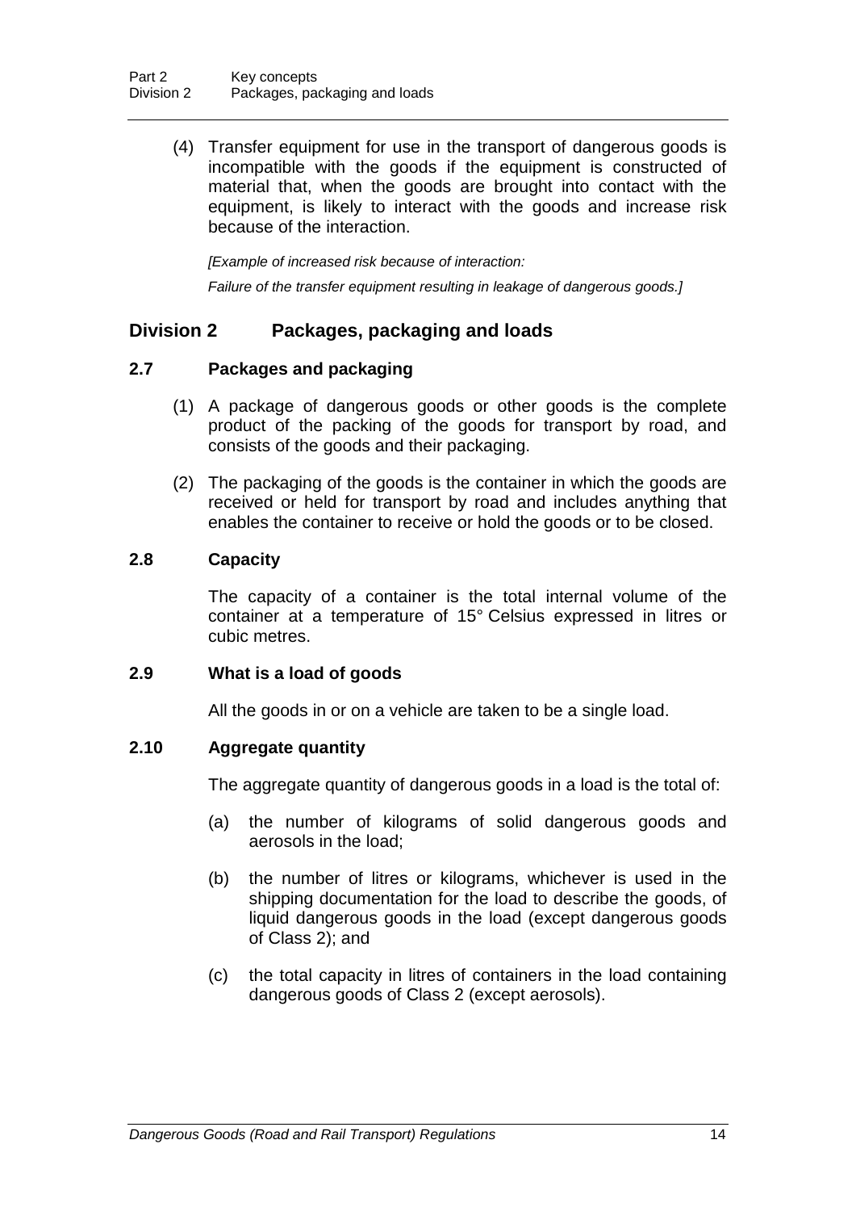(4) Transfer equipment for use in the transport of dangerous goods is incompatible with the goods if the equipment is constructed of material that, when the goods are brought into contact with the equipment, is likely to interact with the goods and increase risk because of the interaction.

*[Example of increased risk because of interaction:*

*Failure of the transfer equipment resulting in leakage of dangerous goods.]*

## Division 2 Packages, packaging and loads

### 2.7 Packages and packaging

(1) A package of dangerous goods or other goods is the complete product of the packing of the goods for transport by road, and consists of the goods and their packaging.

(2) The packaging of the goods is the container in which the goods are received or held for transport by road and includes anything that enables the container to receive or hold the goods or to be closed.

### 2.8 Capacity

The capacity of a container is the total internal volume of the container at a temperature of 15° Celsius expressed in litres or cubic metres.

### 2.9 What is a load of goods

All the goods in or on a vehicle are taken to be a single load.

### 2.10 Aggregate quantity

The aggregate quantity of dangerous goods in a load is the total of:

(a) the number of kilograms of solid dangerous goods and aerosols in the load;

(b) the number of litres or kilograms, whichever is used in the shipping documentation for the load to describe the goods, of liquid dangerous goods in the load (except dangerous goods of Class 2); and

(c) the total capacity in litres of containers in the load containing dangerous goods of Class 2 (except aerosols).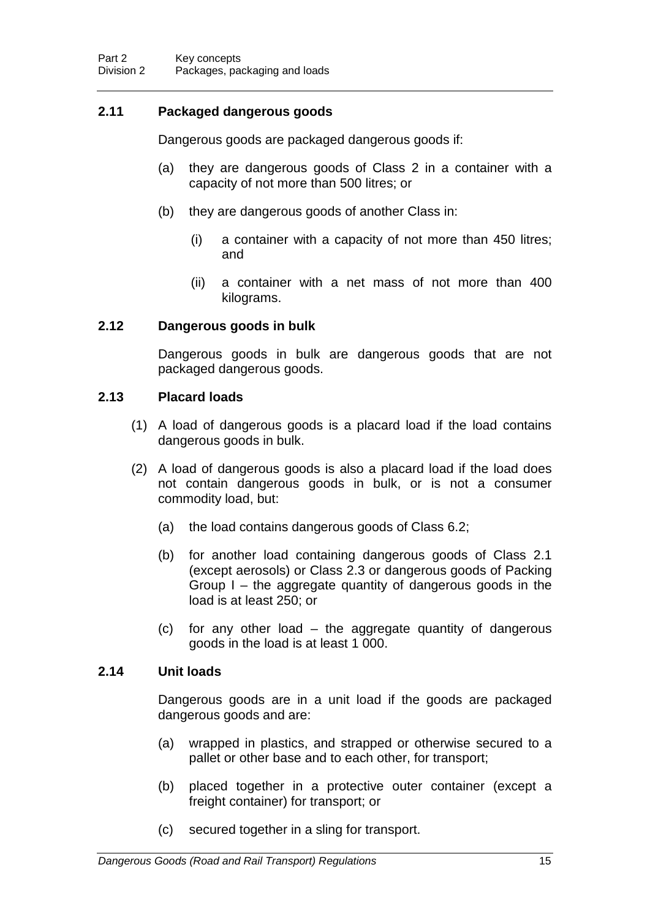### 2.11 Packaged dangerous goods

Dangerous goods are packaged dangerous goods if:

(a) they are dangerous goods of Class 2 in a container with a capacity of not more than 500 litres; or

(b) they are dangerous goods of another Class in:

(i) a container with a capacity of not more than 450 litres; and

(ii) a container with a net mass of not more than 400 kilograms.

### 2.12 Dangerous goods in bulk

Dangerous goods in bulk are dangerous goods that are not packaged dangerous goods.

### 2.13 Placard loads

(1) A load of dangerous goods is a placard load if the load contains dangerous goods in bulk.

(2) A load of dangerous goods is also a placard load if the load does not contain dangerous goods in bulk, or is not a consumer commodity load, but:

(a) the load contains dangerous goods of Class 6.2;

(b) for another load containing dangerous goods of Class 2.1 (except aerosols) or Class 2.3 or dangerous goods of Packing Group I – the aggregate quantity of dangerous goods in the load is at least 250; or

(c) for any other load – the aggregate quantity of dangerous goods in the load is at least 1 000.

### 2.14 Unit loads

Dangerous goods are in a unit load if the goods are packaged dangerous goods and are:

(a) wrapped in plastics, and strapped or otherwise secured to a pallet or other base and to each other, for transport;

(b) placed together in a protective outer container (except a freight container) for transport; or

(c) secured together in a sling for transport.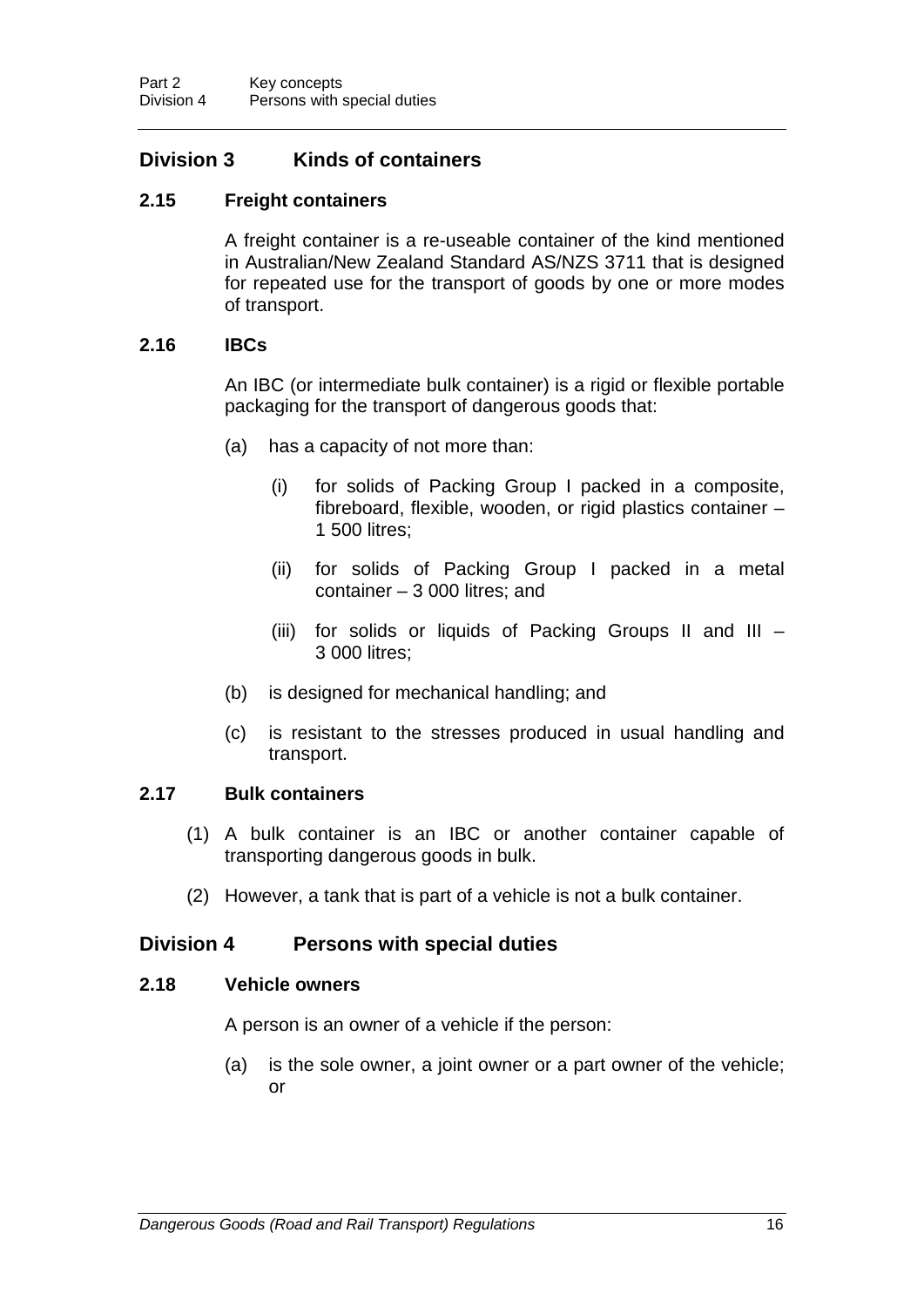## Division 3 Kinds of containers

### 2.15 Freight containers

A freight container is a re-useable container of the kind mentioned in Australian/New Zealand Standard AS/NZS 3711 that is designed for repeated use for the transport of goods by one or more modes of transport.

### 2.16 IBCs

An IBC (or intermediate bulk container) is a rigid or flexible portable packaging for the transport of dangerous goods that:

(a) has a capacity of not more than:

(i) for solids of Packing Group I packed in a composite, fibreboard, flexible, wooden, or rigid plastics container – 1 500 litres;

(ii) for solids of Packing Group I packed in a metal container – 3 000 litres; and

(iii) for solids or liquids of Packing Groups II and III – 3 000 litres;

(b) is designed for mechanical handling; and

(c) is resistant to the stresses produced in usual handling and transport.

### 2.17 Bulk containers

(1) A bulk container is an IBC or another container capable of transporting dangerous goods in bulk.

(2) However, a tank that is part of a vehicle is not a bulk container.

## Division 4 Persons with special duties

### 2.18 Vehicle owners

A person is an owner of a vehicle if the person:

(a) is the sole owner, a joint owner or a part owner of the vehicle; or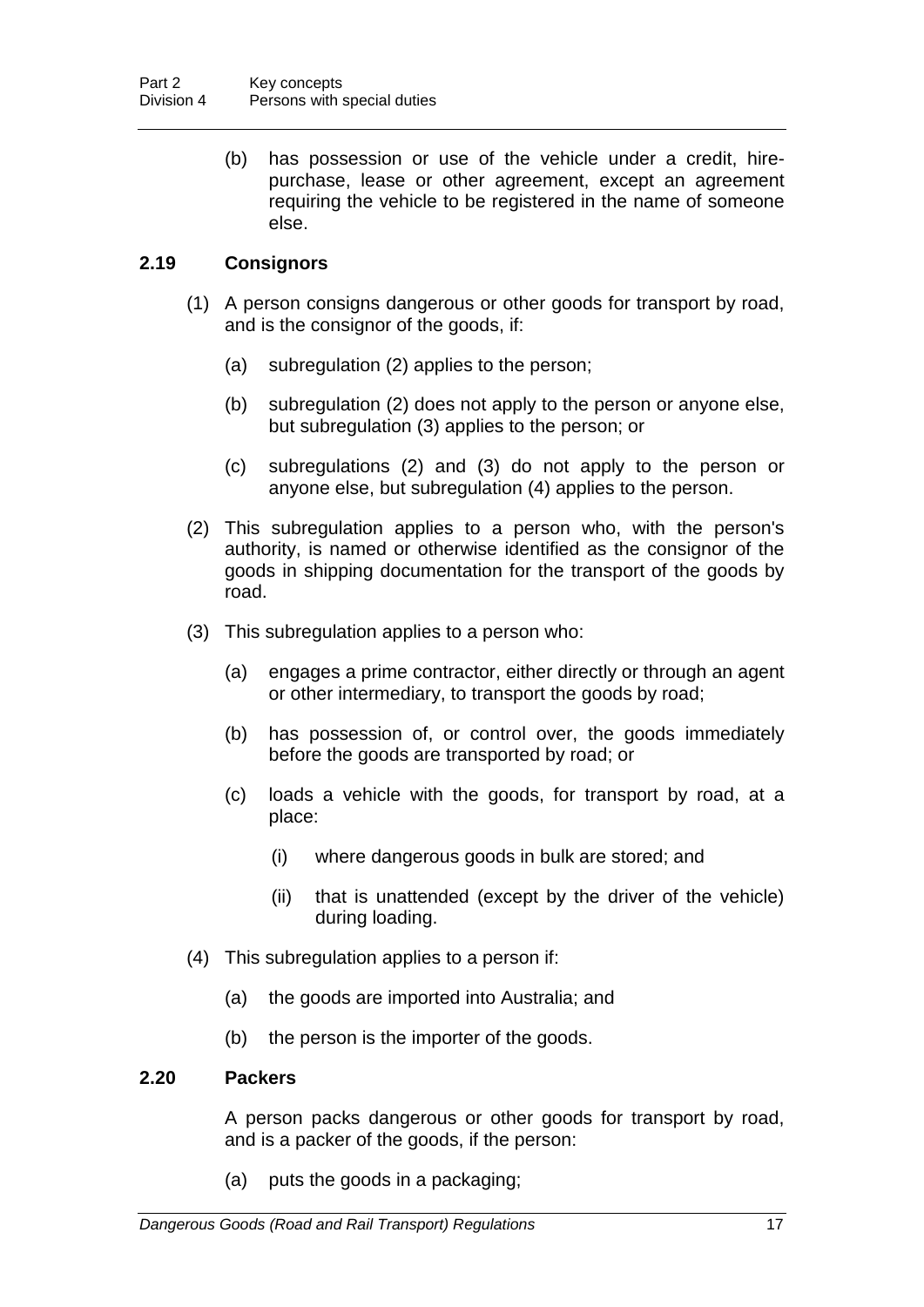(b) has possession or use of the vehicle under a credit, hire-purchase, lease or other agreement, except an agreement requiring the vehicle to be registered in the name of someone else.

### 2.19 Consignors

(1) A person consigns dangerous or other goods for transport by road, and is the consignor of the goods, if:

(a) subregulation (2) applies to the person;

(b) subregulation (2) does not apply to the person or anyone else, but subregulation (3) applies to the person; or

(c) subregulations (2) and (3) do not apply to the person or anyone else, but subregulation (4) applies to the person.

(2) This subregulation applies to a person who, with the person's authority, is named or otherwise identified as the consignor of the goods in shipping documentation for the transport of the goods by road.

(3) This subregulation applies to a person who:

(a) engages a prime contractor, either directly or through an agent or other intermediary, to transport the goods by road;

(b) has possession of, or control over, the goods immediately before the goods are transported by road; or

(c) loads a vehicle with the goods, for transport by road, at a place:

(i) where dangerous goods in bulk are stored; and

(ii) that is unattended (except by the driver of the vehicle) during loading.

(4) This subregulation applies to a person if:

(a) the goods are imported into Australia; and

(b) the person is the importer of the goods.

### 2.20 Packers

A person packs dangerous or other goods for transport by road, and is a packer of the goods, if the person:

(a) puts the goods in a packaging;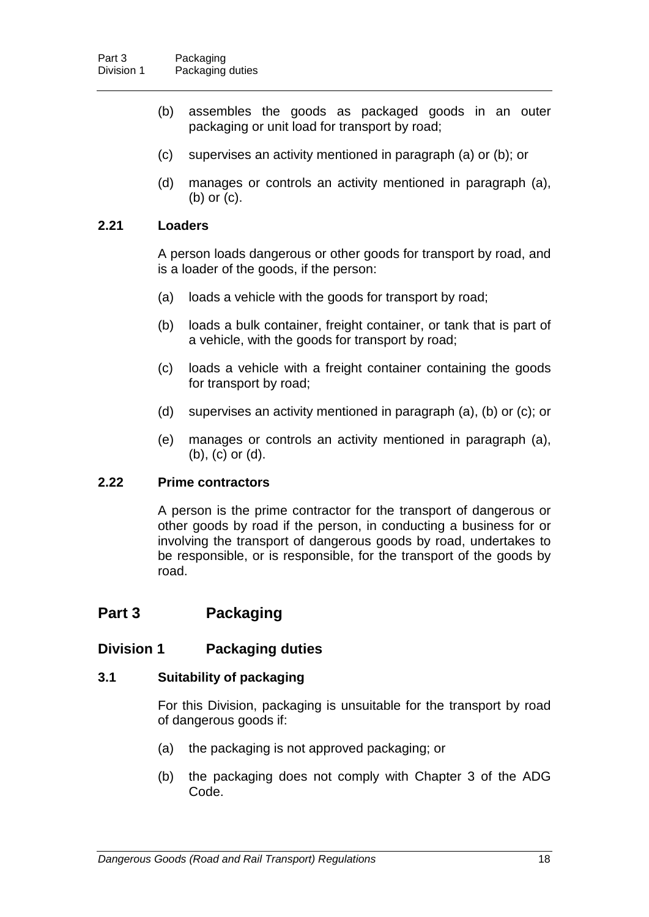(b) assembles the goods as packaged goods in an outer packaging or unit load for transport by road;

(c) supervises an activity mentioned in paragraph (a) or (b); or

(d) manages or controls an activity mentioned in paragraph (a), (b) or (c).

### 2.21 Loaders

A person loads dangerous or other goods for transport by road, and is a loader of the goods, if the person:

(a) loads a vehicle with the goods for transport by road;

(b) loads a bulk container, freight container, or tank that is part of a vehicle, with the goods for transport by road;

(c) loads a vehicle with a freight container containing the goods for transport by road;

(d) supervises an activity mentioned in paragraph (a), (b) or (c); or

(e) manages or controls an activity mentioned in paragraph (a), (b), (c) or (d).

### 2.22 Prime contractors

A person is the prime contractor for the transport of dangerous or other goods by road if the person, in conducting a business for or involving the transport of dangerous goods by road, undertakes to be responsible, or is responsible, for the transport of the goods by road.

# Part 3 Packaging

## Division 1 Packaging duties

### 3.1 Suitability of packaging

For this Division, packaging is unsuitable for the transport by road of dangerous goods if:

(a) the packaging is not approved packaging; or

(b) the packaging does not comply with Chapter 3 of the ADG Code.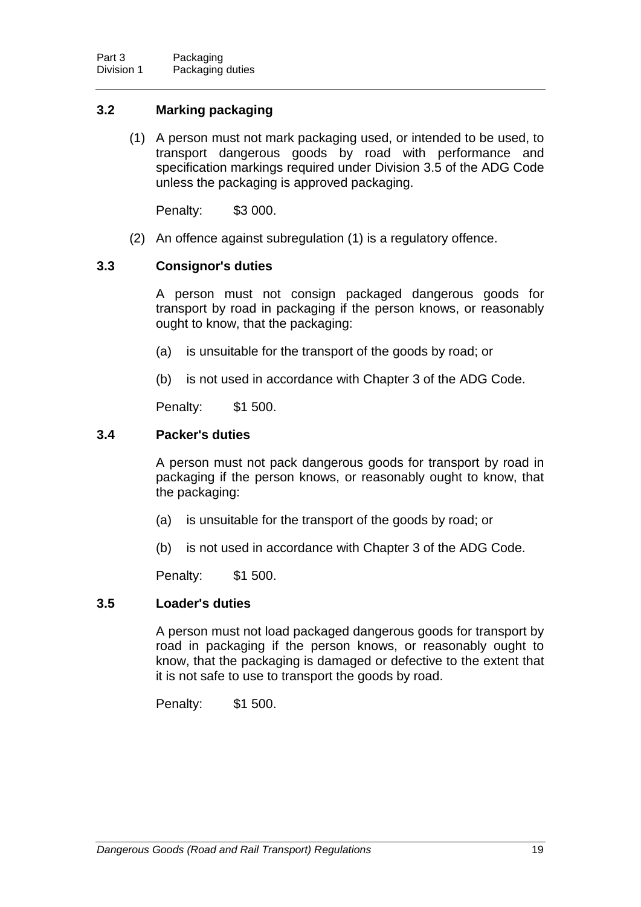### 3.2 Marking packaging

(1) A person must not mark packaging used, or intended to be used, to transport dangerous goods by road with performance and specification markings required under Division 3.5 of the ADG Code unless the packaging is approved packaging.

Penalty: $3 000.

(2) An offence against subregulation (1) is a regulatory offence.

### 3.3 Consignor's duties

A person must not consign packaged dangerous goods for transport by road in packaging if the person knows, or reasonably ought to know, that the packaging:

(a) is unsuitable for the transport of the goods by road; or

(b) is not used in accordance with Chapter 3 of the ADG Code.

Penalty: $1 500.

### 3.4 Packer's duties

A person must not pack dangerous goods for transport by road in packaging if the person knows, or reasonably ought to know, that the packaging:

(a) is unsuitable for the transport of the goods by road; or

(b) is not used in accordance with Chapter 3 of the ADG Code.

Penalty: $1 500.

### 3.5 Loader's duties

A person must not load packaged dangerous goods for transport by road in packaging if the person knows, or reasonably ought to know, that the packaging is damaged or defective to the extent that it is not safe to use to transport the goods by road.

Penalty: $1 500.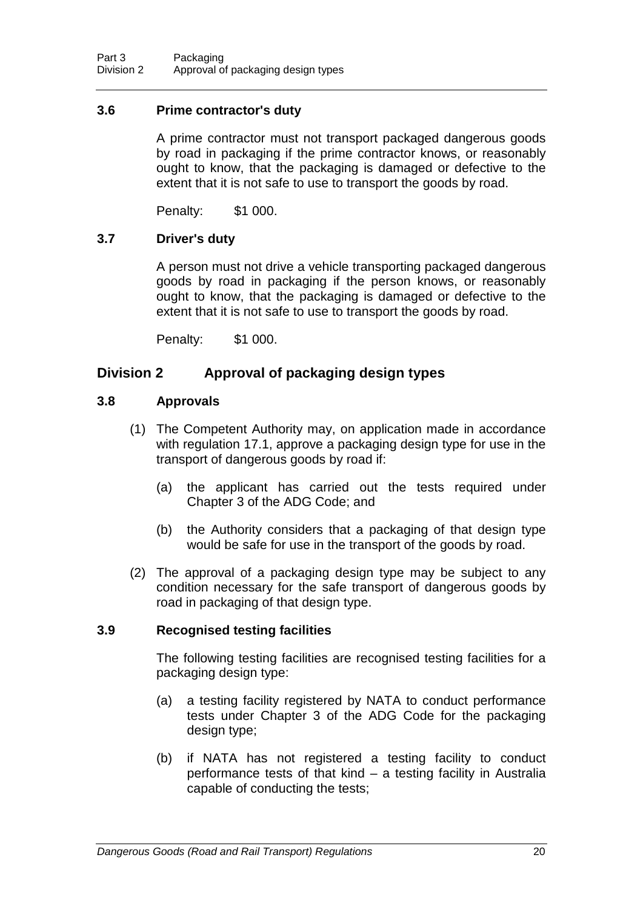### 3.6 Prime contractor's duty

A prime contractor must not transport packaged dangerous goods by road in packaging if the prime contractor knows, or reasonably ought to know, that the packaging is damaged or defective to the extent that it is not safe to use to transport the goods by road.

Penalty: $1 000.

### 3.7 Driver's duty

A person must not drive a vehicle transporting packaged dangerous goods by road in packaging if the person knows, or reasonably ought to know, that the packaging is damaged or defective to the extent that it is not safe to use to transport the goods by road.

Penalty: $1 000.

## Division 2 Approval of packaging design types

### 3.8 Approvals

(1) The Competent Authority may, on application made in accordance with regulation 17.1, approve a packaging design type for use in the transport of dangerous goods by road if:

(a) the applicant has carried out the tests required under Chapter 3 of the ADG Code; and

(b) the Authority considers that a packaging of that design type would be safe for use in the transport of the goods by road.

(2) The approval of a packaging design type may be subject to any condition necessary for the safe transport of dangerous goods by road in packaging of that design type.

### 3.9 Recognised testing facilities

The following testing facilities are recognised testing facilities for a packaging design type:

(a) a testing facility registered by NATA to conduct performance tests under Chapter 3 of the ADG Code for the packaging design type;

(b) if NATA has not registered a testing facility to conduct performance tests of that kind – a testing facility in Australia capable of conducting the tests;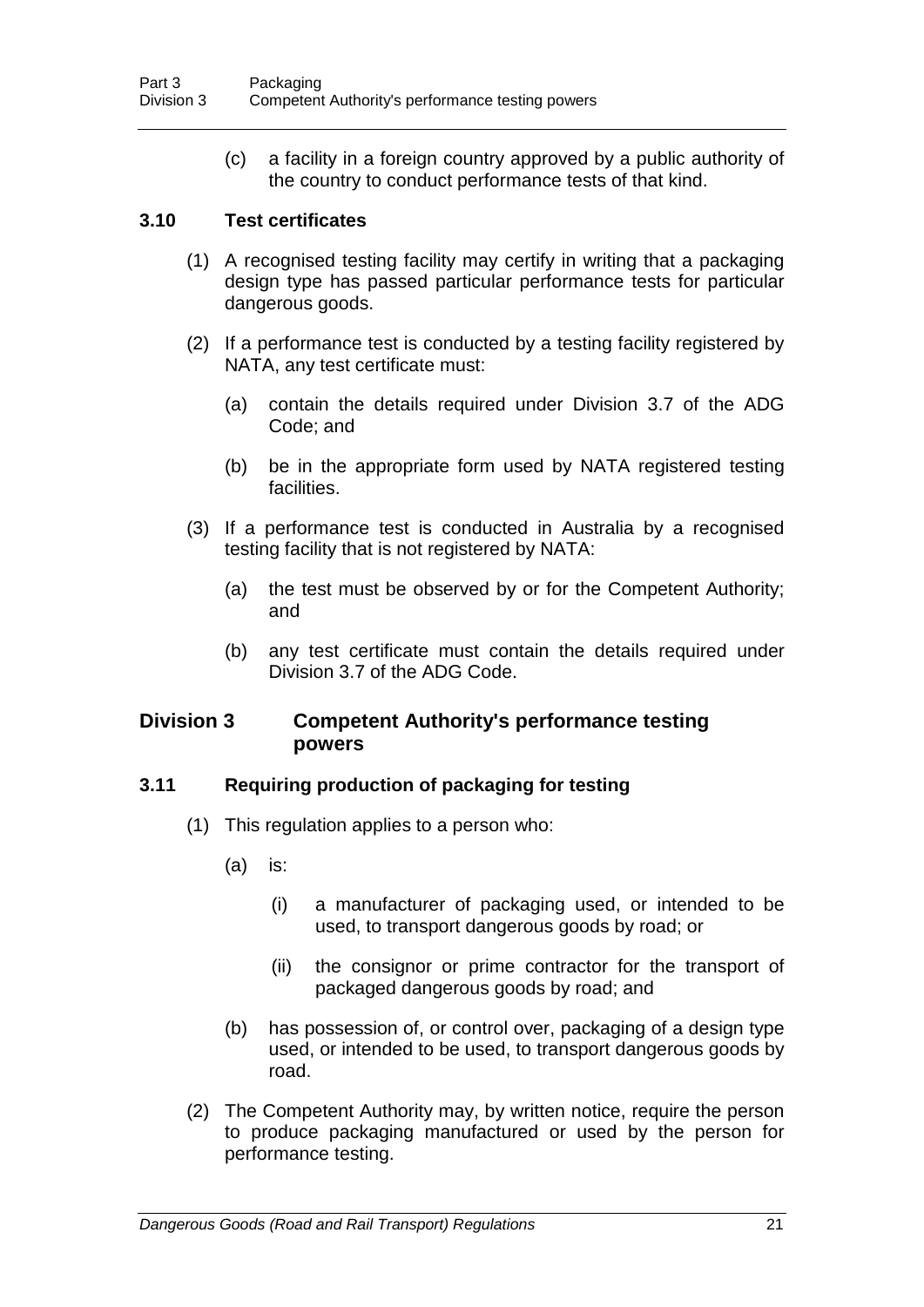(c) a facility in a foreign country approved by a public authority of the country to conduct performance tests of that kind.

### 3.10 Test certificates

(1) A recognised testing facility may certify in writing that a packaging design type has passed particular performance tests for particular dangerous goods.

(2) If a performance test is conducted by a testing facility registered by NATA, any test certificate must:

(a) contain the details required under Division 3.7 of the ADG Code; and

(b) be in the appropriate form used by NATA registered testing facilities.

(3) If a performance test is conducted in Australia by a recognised testing facility that is not registered by NATA:

(a) the test must be observed by or for the Competent Authority; and

(b) any test certificate must contain the details required under Division 3.7 of the ADG Code.

## Division 3 Competent Authority's performance testing powers

### 3.11 Requiring production of packaging for testing

(1) This regulation applies to a person who:

(a) is:

(i) a manufacturer of packaging used, or intended to be used, to transport dangerous goods by road; or

(ii) the consignor or prime contractor for the transport of packaged dangerous goods by road; and

(b) has possession of, or control over, packaging of a design type used, or intended to be used, to transport dangerous goods by road.

(2) The Competent Authority may, by written notice, require the person to produce packaging manufactured or used by the person for performance testing.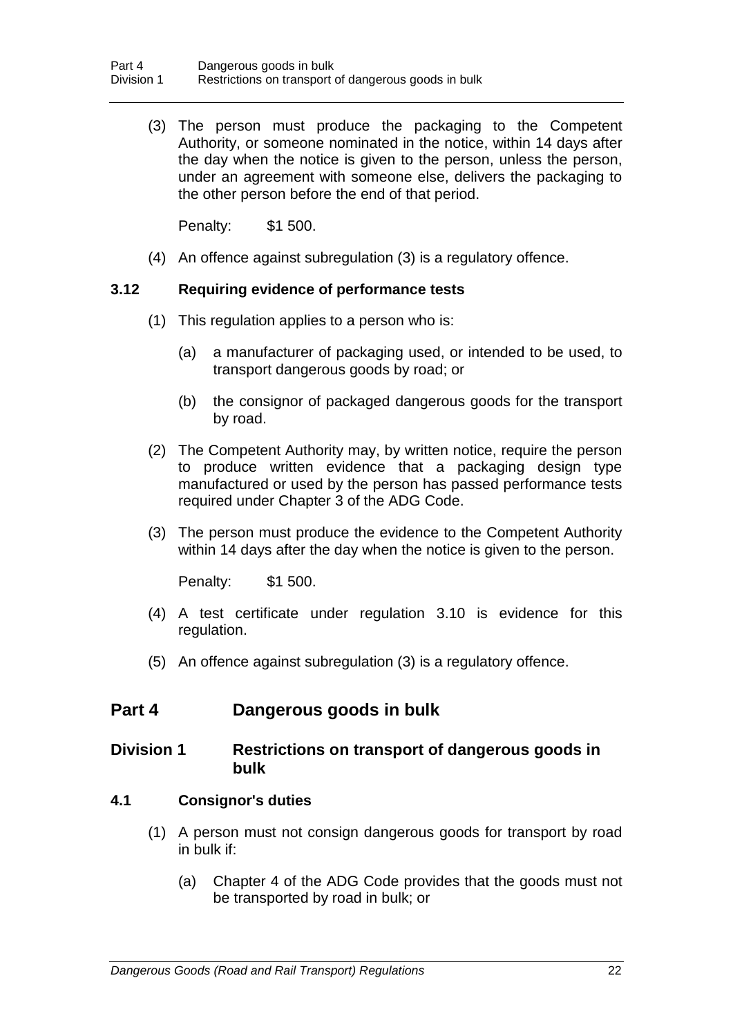(3) The person must produce the packaging to the Competent Authority, or someone nominated in the notice, within 14 days after the day when the notice is given to the person, unless the person, under an agreement with someone else, delivers the packaging to the other person before the end of that period.

Penalty: $1 500.

(4) An offence against subregulation (3) is a regulatory offence.

### 3.12 Requiring evidence of performance tests

(1) This regulation applies to a person who is:

(a) a manufacturer of packaging used, or intended to be used, to transport dangerous goods by road; or

(b) the consignor of packaged dangerous goods for the transport by road.

(2) The Competent Authority may, by written notice, require the person to produce written evidence that a packaging design type manufactured or used by the person has passed performance tests required under Chapter 3 of the ADG Code.

(3) The person must produce the evidence to the Competent Authority within 14 days after the day when the notice is given to the person.

Penalty: $1 500.

(4) A test certificate under regulation 3.10 is evidence for this regulation.

(5) An offence against subregulation (3) is a regulatory offence.

# Part 4 Dangerous goods in bulk

## Division 1 Restrictions on transport of dangerous goods in bulk

### 4.1 Consignor's duties

(1) A person must not consign dangerous goods for transport by road in bulk if:

(a) Chapter 4 of the ADG Code provides that the goods must not be transported by road in bulk; or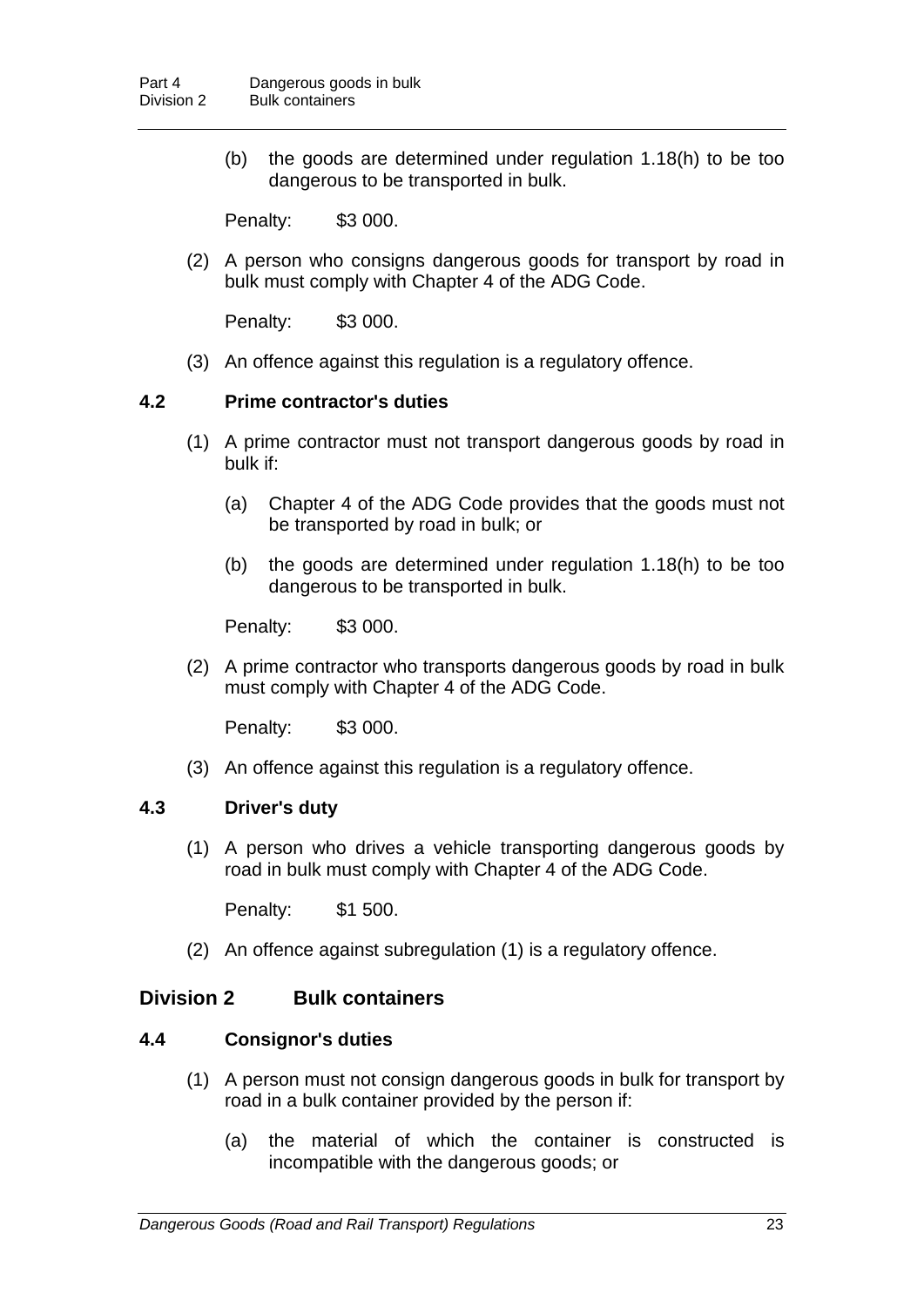(b) the goods are determined under regulation 1.18(h) to be too dangerous to be transported in bulk.

Penalty: $3 000.

(2) A person who consigns dangerous goods for transport by road in bulk must comply with Chapter 4 of the ADG Code.

Penalty: $3 000.

(3) An offence against this regulation is a regulatory offence.

### 4.2 Prime contractor's duties

(1) A prime contractor must not transport dangerous goods by road in bulk if:

(a) Chapter 4 of the ADG Code provides that the goods must not be transported by road in bulk; or

(b) the goods are determined under regulation 1.18(h) to be too dangerous to be transported in bulk.

Penalty: $3 000.

(2) A prime contractor who transports dangerous goods by road in bulk must comply with Chapter 4 of the ADG Code.

Penalty: $3 000.

(3) An offence against this regulation is a regulatory offence.

### 4.3 Driver's duty

(1) A person who drives a vehicle transporting dangerous goods by road in bulk must comply with Chapter 4 of the ADG Code.

Penalty: $1 500.

(2) An offence against subregulation (1) is a regulatory offence.

## Division 2 Bulk containers

### 4.4 Consignor's duties

(1) A person must not consign dangerous goods in bulk for transport by road in a bulk container provided by the person if:

(a) the material of which the container is constructed is incompatible with the dangerous goods; or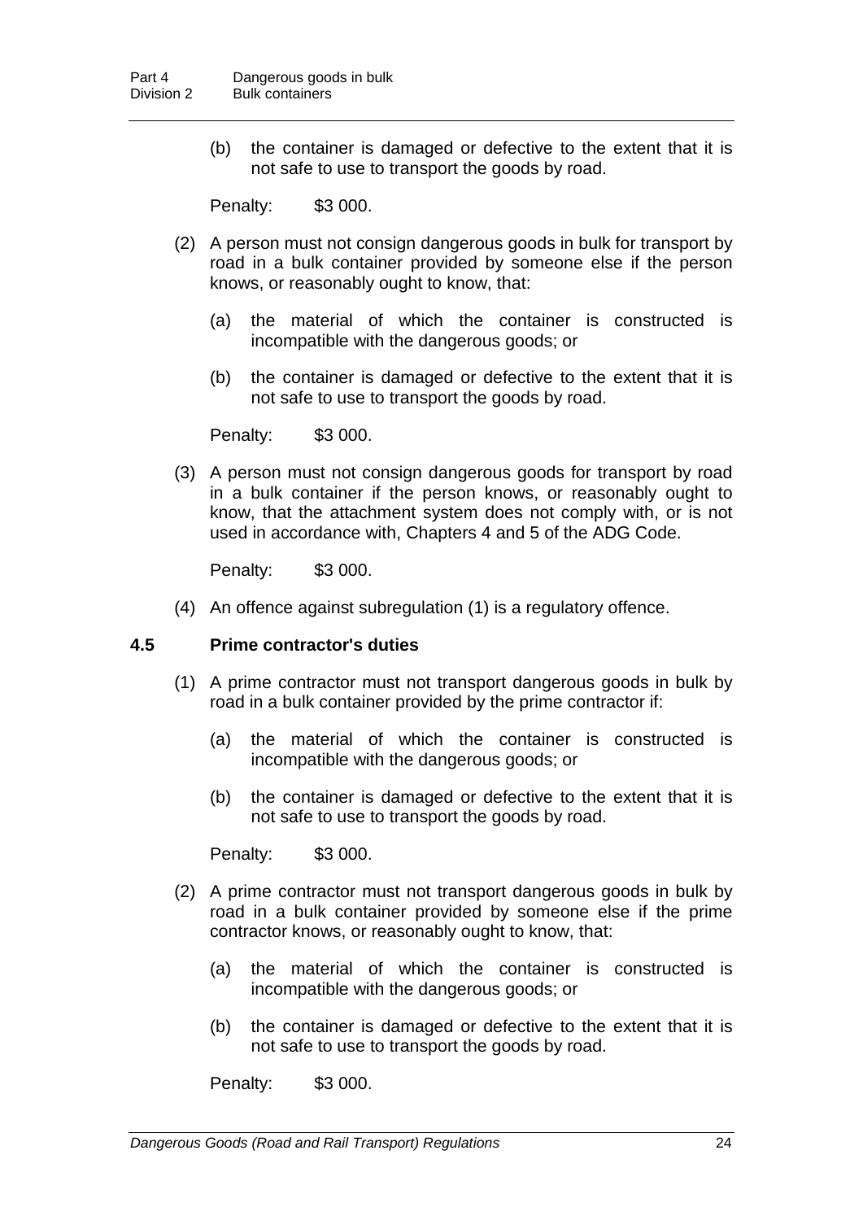(b) the container is damaged or defective to the extent that it is not safe to use to transport the goods by road.

Penalty: $3 000.

(2) A person must not consign dangerous goods in bulk for transport by road in a bulk container provided by someone else if the person knows, or reasonably ought to know, that:

(a) the material of which the container is constructed is incompatible with the dangerous goods; or

(b) the container is damaged or defective to the extent that it is not safe to use to transport the goods by road.

Penalty: $3 000.

(3) A person must not consign dangerous goods for transport by road in a bulk container if the person knows, or reasonably ought to know, that the attachment system does not comply with, or is not used in accordance with, Chapters 4 and 5 of the ADG Code.

Penalty: $3 000.

(4) An offence against subregulation (1) is a regulatory offence.

### 4.5 Prime contractor's duties

(1) A prime contractor must not transport dangerous goods in bulk by road in a bulk container provided by the prime contractor if:

(a) the material of which the container is constructed is incompatible with the dangerous goods; or

(b) the container is damaged or defective to the extent that it is not safe to use to transport the goods by road.

Penalty: $3 000.

(2) A prime contractor must not transport dangerous goods in bulk by road in a bulk container provided by someone else if the prime contractor knows, or reasonably ought to know, that:

(a) the material of which the container is constructed is incompatible with the dangerous goods; or

(b) the container is damaged or defective to the extent that it is not safe to use to transport the goods by road.

Penalty: $3 000.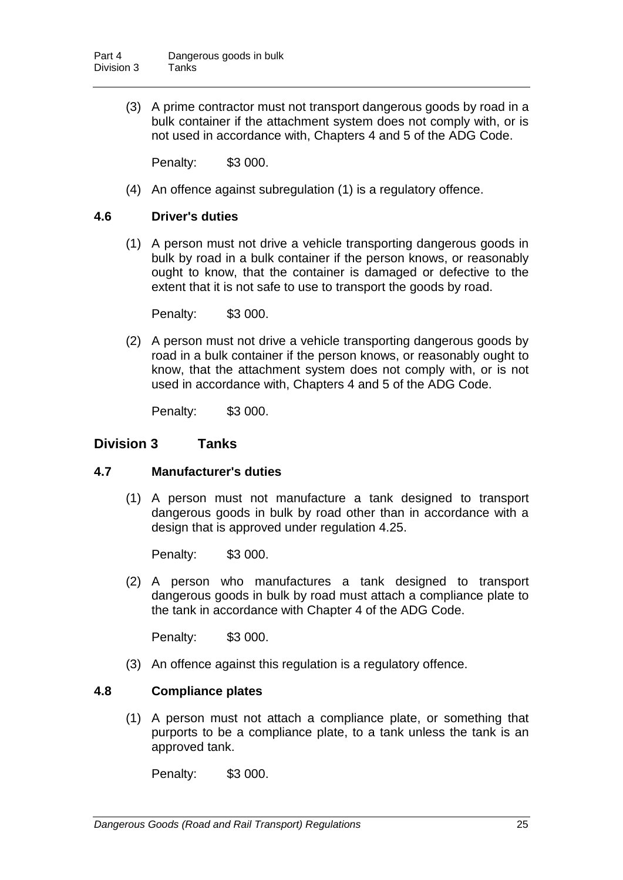(3) A prime contractor must not transport dangerous goods by road in a bulk container if the attachment system does not comply with, or is not used in accordance with, Chapters 4 and 5 of the ADG Code.

Penalty: $3 000.

(4) An offence against subregulation (1) is a regulatory offence.

### 4.6 Driver's duties

(1) A person must not drive a vehicle transporting dangerous goods in bulk by road in a bulk container if the person knows, or reasonably ought to know, that the container is damaged or defective to the extent that it is not safe to use to transport the goods by road.

Penalty: $3 000.

(2) A person must not drive a vehicle transporting dangerous goods by road in a bulk container if the person knows, or reasonably ought to know, that the attachment system does not comply with, or is not used in accordance with, Chapters 4 and 5 of the ADG Code.

Penalty: $3 000.

## Division 3 Tanks

### 4.7 Manufacturer's duties

(1) A person must not manufacture a tank designed to transport dangerous goods in bulk by road other than in accordance with a design that is approved under regulation 4.25.

Penalty: $3 000.

(2) A person who manufactures a tank designed to transport dangerous goods in bulk by road must attach a compliance plate to the tank in accordance with Chapter 4 of the ADG Code.

Penalty: $3 000.

(3) An offence against this regulation is a regulatory offence.

### 4.8 Compliance plates

(1) A person must not attach a compliance plate, or something that purports to be a compliance plate, to a tank unless the tank is an approved tank.

Penalty: $3 000.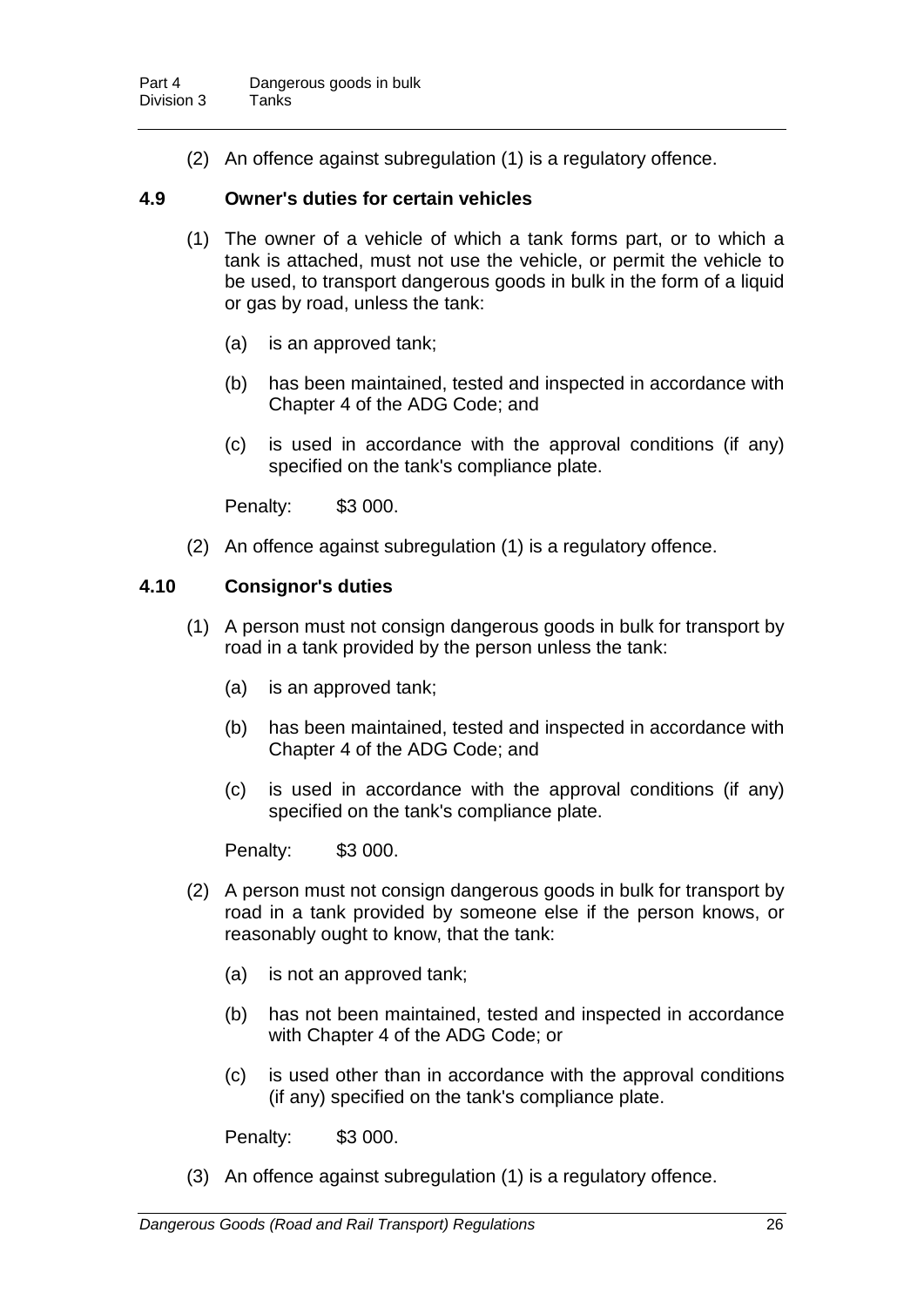(2) An offence against subregulation (1) is a regulatory offence.

### 4.9 Owner's duties for certain vehicles

(1) The owner of a vehicle of which a tank forms part, or to which a tank is attached, must not use the vehicle, or permit the vehicle to be used, to transport dangerous goods in bulk in the form of a liquid or gas by road, unless the tank:

(a) is an approved tank;

(b) has been maintained, tested and inspected in accordance with Chapter 4 of the ADG Code; and

(c) is used in accordance with the approval conditions (if any) specified on the tank's compliance plate.

Penalty: $3 000.

(2) An offence against subregulation (1) is a regulatory offence.

### 4.10 Consignor's duties

(1) A person must not consign dangerous goods in bulk for transport by road in a tank provided by the person unless the tank:

(a) is an approved tank;

(b) has been maintained, tested and inspected in accordance with Chapter 4 of the ADG Code; and

(c) is used in accordance with the approval conditions (if any) specified on the tank's compliance plate.

Penalty: $3 000.

(2) A person must not consign dangerous goods in bulk for transport by road in a tank provided by someone else if the person knows, or reasonably ought to know, that the tank:

(a) is not an approved tank;

(b) has not been maintained, tested and inspected in accordance with Chapter 4 of the ADG Code; or

(c) is used other than in accordance with the approval conditions (if any) specified on the tank's compliance plate.

Penalty: $3 000.

(3) An offence against subregulation (1) is a regulatory offence.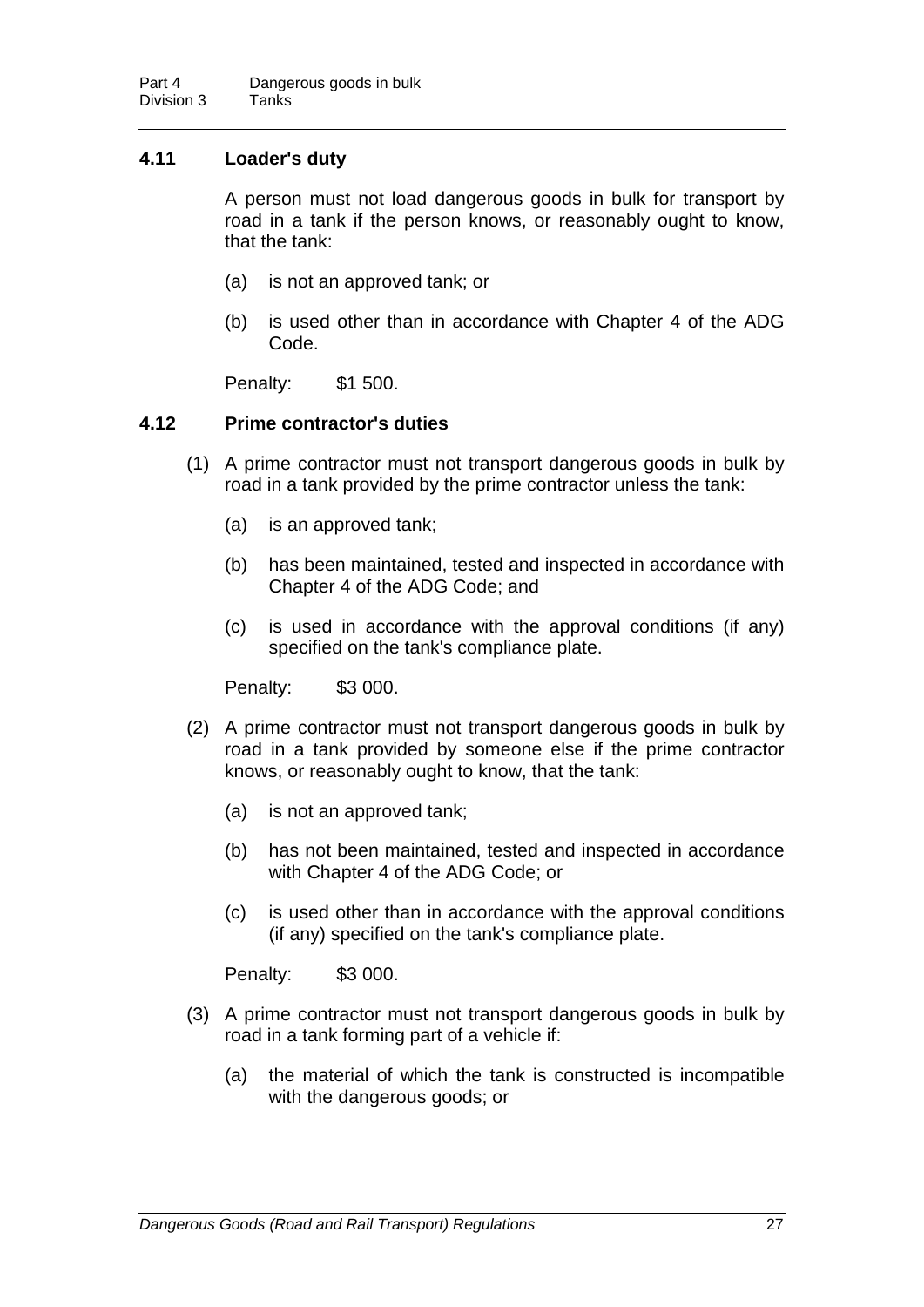## 4.11 Loader's duty

A person must not load dangerous goods in bulk for transport by road in a tank if the person knows, or reasonably ought to know, that the tank:

(a) is not an approved tank; or

(b) is used other than in accordance with Chapter 4 of the ADG Code.

Penalty: $1 500.

## 4.12 Prime contractor's duties

(1) A prime contractor must not transport dangerous goods in bulk by road in a tank provided by the prime contractor unless the tank:

(a) is an approved tank;

(b) has been maintained, tested and inspected in accordance with Chapter 4 of the ADG Code; and

(c) is used in accordance with the approval conditions (if any) specified on the tank's compliance plate.

Penalty: $3 000.

(2) A prime contractor must not transport dangerous goods in bulk by road in a tank provided by someone else if the prime contractor knows, or reasonably ought to know, that the tank:

(a) is not an approved tank;

(b) has not been maintained, tested and inspected in accordance with Chapter 4 of the ADG Code; or

(c) is used other than in accordance with the approval conditions (if any) specified on the tank's compliance plate.

Penalty: $3 000.

(3) A prime contractor must not transport dangerous goods in bulk by road in a tank forming part of a vehicle if:

(a) the material of which the tank is constructed is incompatible with the dangerous goods; or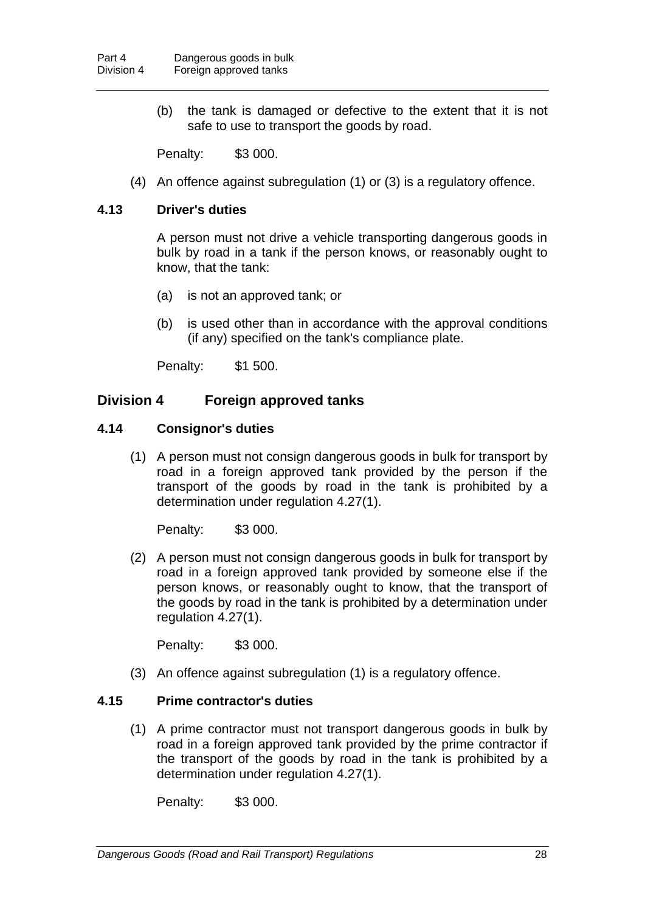(b) the tank is damaged or defective to the extent that it is not safe to use to transport the goods by road.

Penalty: $3 000.

(4) An offence against subregulation (1) or (3) is a regulatory offence.

### 4.13 Driver's duties

A person must not drive a vehicle transporting dangerous goods in bulk by road in a tank if the person knows, or reasonably ought to know, that the tank:

(a) is not an approved tank; or

(b) is used other than in accordance with the approval conditions (if any) specified on the tank's compliance plate.

Penalty: $1 500.

## Division 4 Foreign approved tanks

### 4.14 Consignor's duties

(1) A person must not consign dangerous goods in bulk for transport by road in a foreign approved tank provided by the person if the transport of the goods by road in the tank is prohibited by a determination under regulation 4.27(1).

Penalty: $3 000.

(2) A person must not consign dangerous goods in bulk for transport by road in a foreign approved tank provided by someone else if the person knows, or reasonably ought to know, that the transport of the goods by road in the tank is prohibited by a determination under regulation 4.27(1).

Penalty: $3 000.

(3) An offence against subregulation (1) is a regulatory offence.

### 4.15 Prime contractor's duties

(1) A prime contractor must not transport dangerous goods in bulk by road in a foreign approved tank provided by the prime contractor if the transport of the goods by road in the tank is prohibited by a determination under regulation 4.27(1).

Penalty: $3 000.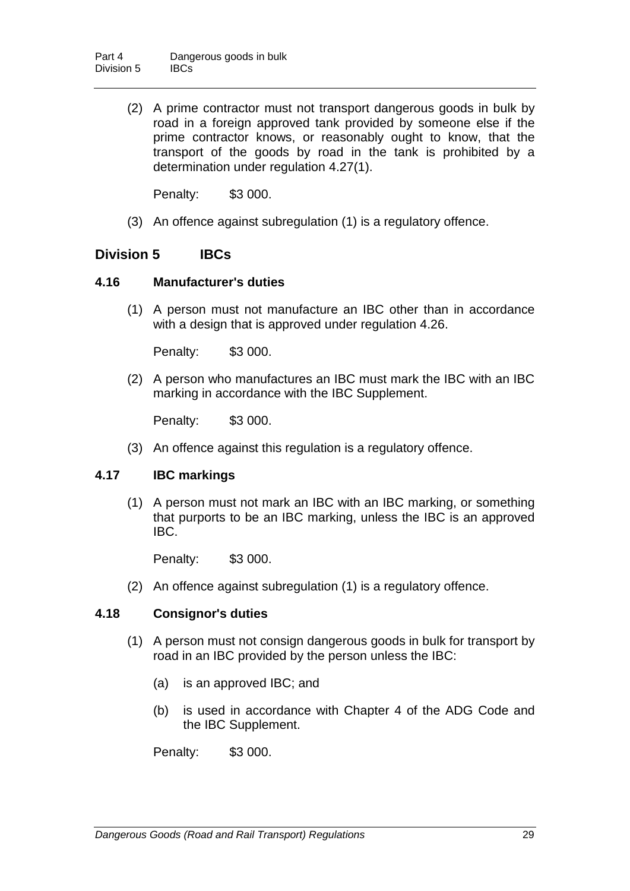(2) A prime contractor must not transport dangerous goods in bulk by road in a foreign approved tank provided by someone else if the prime contractor knows, or reasonably ought to know, that the transport of the goods by road in the tank is prohibited by a determination under regulation 4.27(1).

Penalty: $3 000.

(3) An offence against subregulation (1) is a regulatory offence.

## Division 5 IBCs

### 4.16 Manufacturer's duties

(1) A person must not manufacture an IBC other than in accordance with a design that is approved under regulation 4.26.

Penalty: $3 000.

(2) A person who manufactures an IBC must mark the IBC with an IBC marking in accordance with the IBC Supplement.

Penalty: $3 000.

(3) An offence against this regulation is a regulatory offence.

### 4.17 IBC markings

(1) A person must not mark an IBC with an IBC marking, or something that purports to be an IBC marking, unless the IBC is an approved IBC.

Penalty: $3 000.

(2) An offence against subregulation (1) is a regulatory offence.

### 4.18 Consignor's duties

(1) A person must not consign dangerous goods in bulk for transport by road in an IBC provided by the person unless the IBC:

(a) is an approved IBC; and

(b) is used in accordance with Chapter 4 of the ADG Code and the IBC Supplement.

Penalty: $3 000.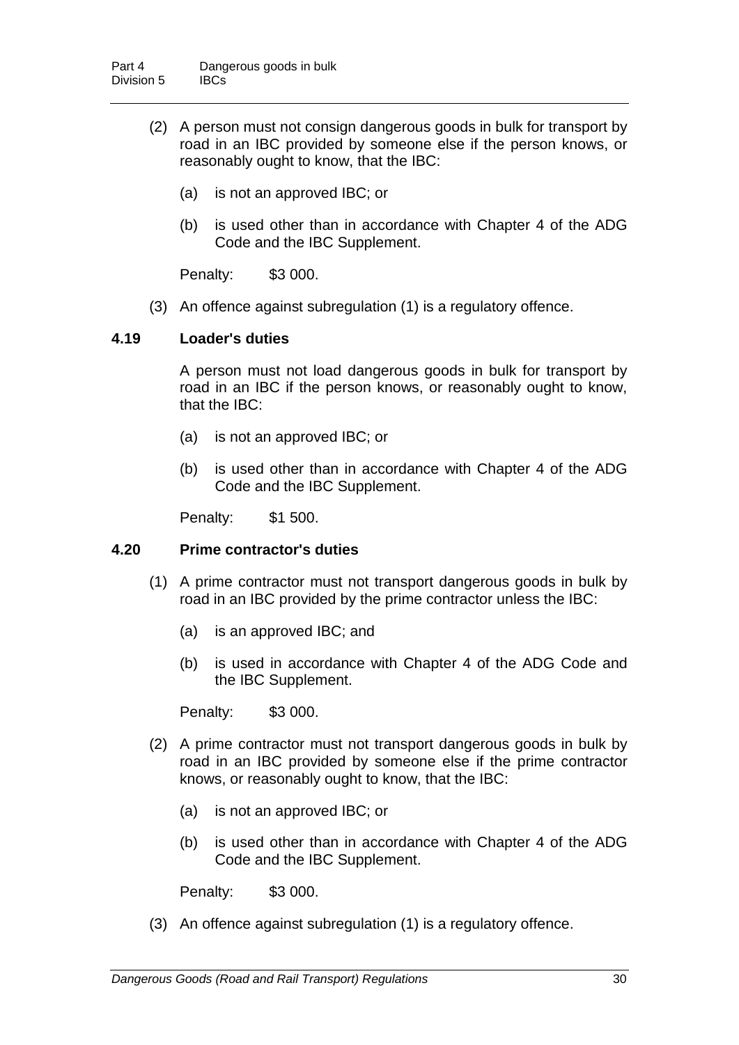(2) A person must not consign dangerous goods in bulk for transport by road in an IBC provided by someone else if the person knows, or reasonably ought to know, that the IBC:

(a) is not an approved IBC; or

(b) is used other than in accordance with Chapter 4 of the ADG Code and the IBC Supplement.

Penalty: $3 000.

(3) An offence against subregulation (1) is a regulatory offence.

### 4.19 Loader's duties

A person must not load dangerous goods in bulk for transport by road in an IBC if the person knows, or reasonably ought to know, that the IBC:

(a) is not an approved IBC; or

(b) is used other than in accordance with Chapter 4 of the ADG Code and the IBC Supplement.

Penalty: $1 500.

### 4.20 Prime contractor's duties

(1) A prime contractor must not transport dangerous goods in bulk by road in an IBC provided by the prime contractor unless the IBC:

(a) is an approved IBC; and

(b) is used in accordance with Chapter 4 of the ADG Code and the IBC Supplement.

Penalty: $3 000.

(2) A prime contractor must not transport dangerous goods in bulk by road in an IBC provided by someone else if the prime contractor knows, or reasonably ought to know, that the IBC:

(a) is not an approved IBC; or

(b) is used other than in accordance with Chapter 4 of the ADG Code and the IBC Supplement.

Penalty: $3 000.

(3) An offence against subregulation (1) is a regulatory offence.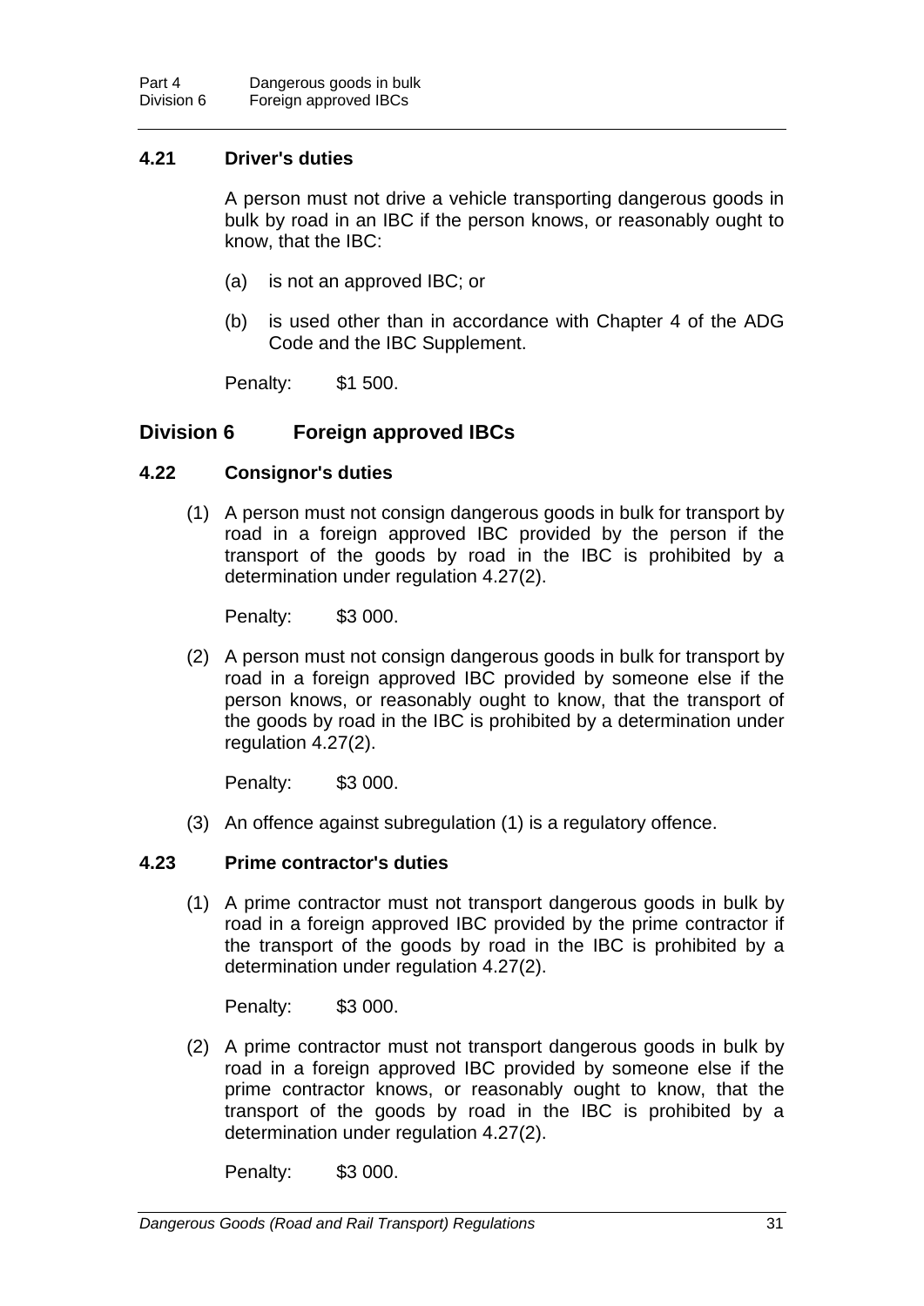### 4.21 Driver's duties

A person must not drive a vehicle transporting dangerous goods in bulk by road in an IBC if the person knows, or reasonably ought to know, that the IBC:

(a) is not an approved IBC; or

(b) is used other than in accordance with Chapter 4 of the ADG Code and the IBC Supplement.

Penalty: $1 500.

## Division 6 Foreign approved IBCs

### 4.22 Consignor's duties

(1) A person must not consign dangerous goods in bulk for transport by road in a foreign approved IBC provided by the person if the transport of the goods by road in the IBC is prohibited by a determination under regulation 4.27(2).

Penalty: $3 000.

(2) A person must not consign dangerous goods in bulk for transport by road in a foreign approved IBC provided by someone else if the person knows, or reasonably ought to know, that the transport of the goods by road in the IBC is prohibited by a determination under regulation 4.27(2).

Penalty: $3 000.

(3) An offence against subregulation (1) is a regulatory offence.

### 4.23 Prime contractor's duties

(1) A prime contractor must not transport dangerous goods in bulk by road in a foreign approved IBC provided by the prime contractor if the transport of the goods by road in the IBC is prohibited by a determination under regulation 4.27(2).

Penalty: $3 000.

(2) A prime contractor must not transport dangerous goods in bulk by road in a foreign approved IBC provided by someone else if the prime contractor knows, or reasonably ought to know, that the transport of the goods by road in the IBC is prohibited by a determination under regulation 4.27(2).

Penalty: $3 000.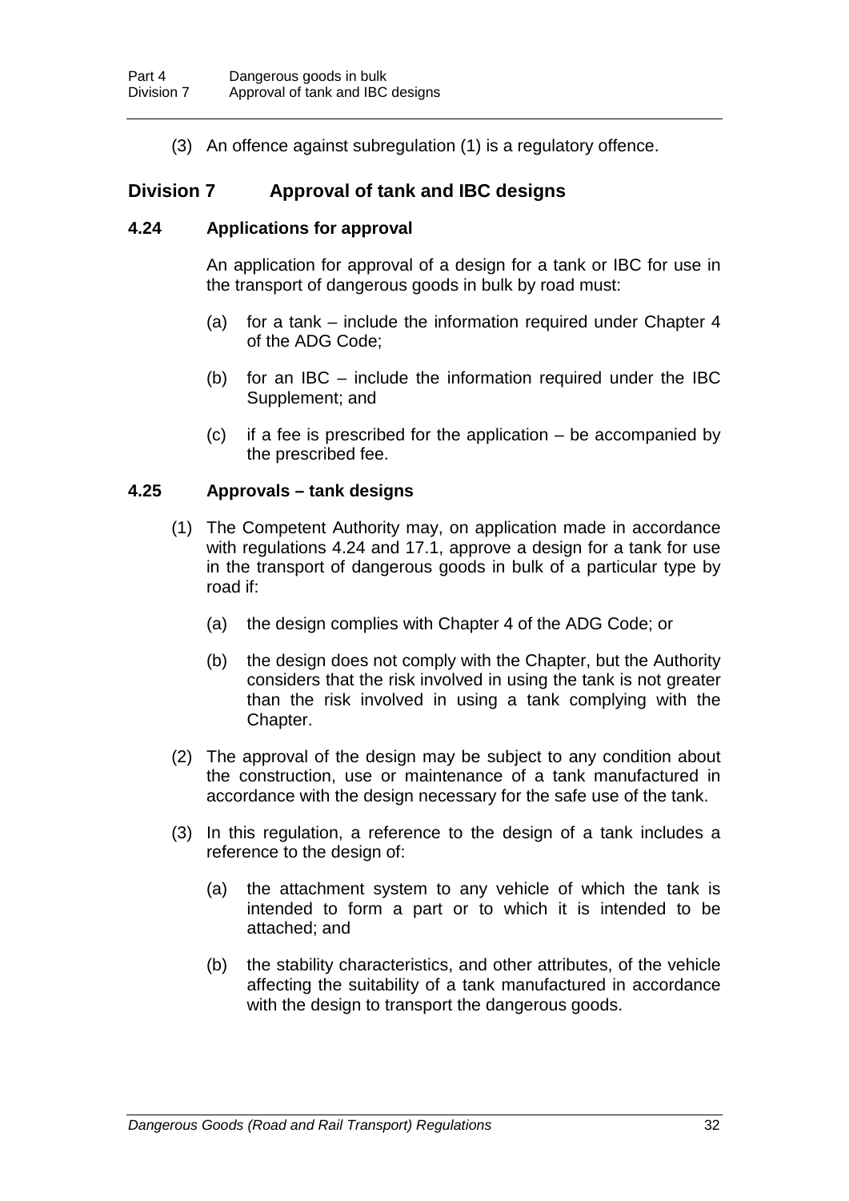(3) An offence against subregulation (1) is a regulatory offence.

## Division 7 Approval of tank and IBC designs

### 4.24 Applications for approval

An application for approval of a design for a tank or IBC for use in the transport of dangerous goods in bulk by road must:

(a) for a tank – include the information required under Chapter 4 of the ADG Code;

(b) for an IBC – include the information required under the IBC Supplement; and

(c) if a fee is prescribed for the application – be accompanied by the prescribed fee.

### 4.25 Approvals – tank designs

(1) The Competent Authority may, on application made in accordance with regulations 4.24 and 17.1, approve a design for a tank for use in the transport of dangerous goods in bulk of a particular type by road if:

(a) the design complies with Chapter 4 of the ADG Code; or

(b) the design does not comply with the Chapter, but the Authority considers that the risk involved in using the tank is not greater than the risk involved in using a tank complying with the Chapter.

(2) The approval of the design may be subject to any condition about the construction, use or maintenance of a tank manufactured in accordance with the design necessary for the safe use of the tank.

(3) In this regulation, a reference to the design of a tank includes a reference to the design of:

(a) the attachment system to any vehicle of which the tank is intended to form a part or to which it is intended to be attached; and

(b) the stability characteristics, and other attributes, of the vehicle affecting the suitability of a tank manufactured in accordance with the design to transport the dangerous goods.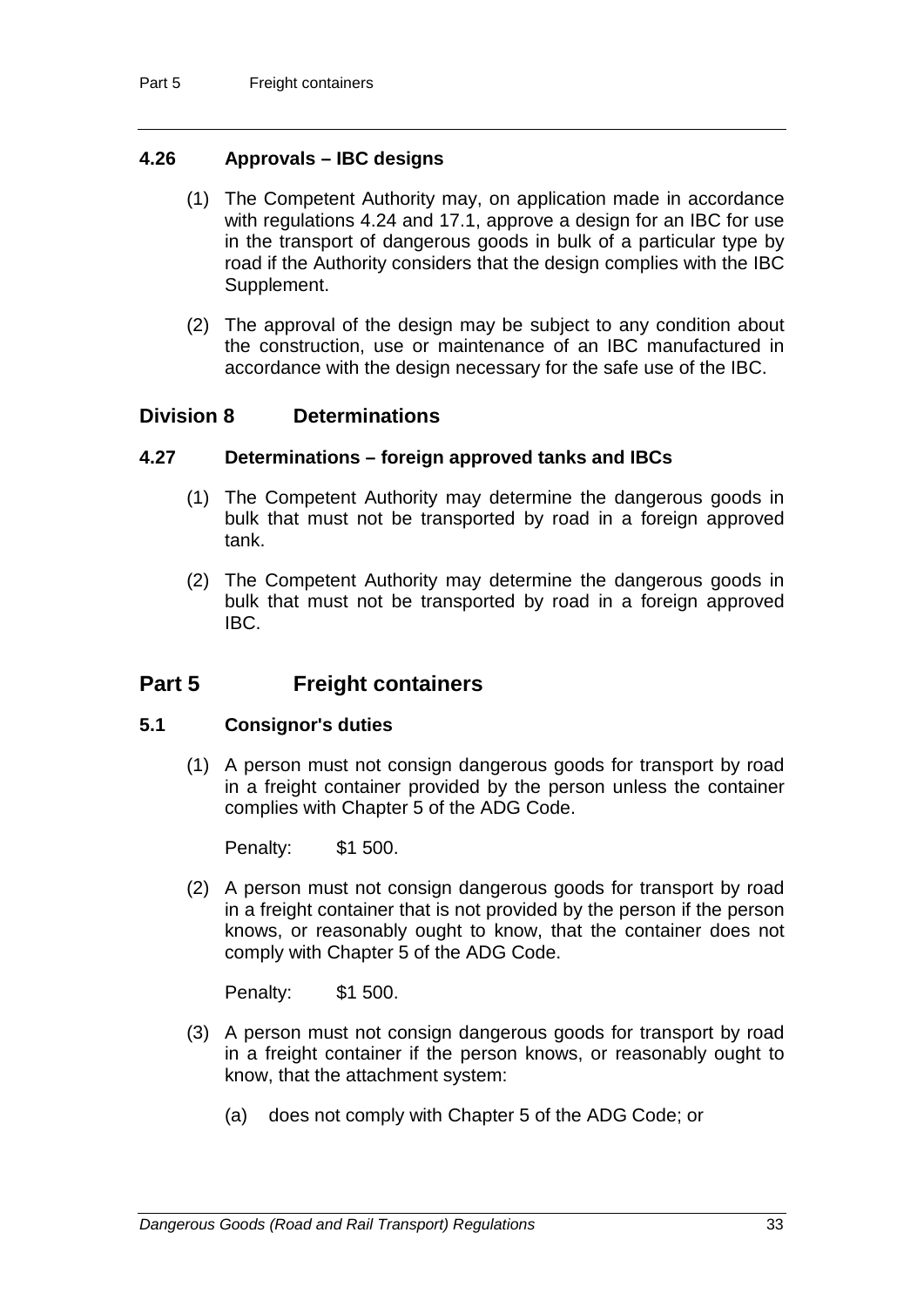### 4.26 Approvals – IBC designs

(1) The Competent Authority may, on application made in accordance with regulations 4.24 and 17.1, approve a design for an IBC for use in the transport of dangerous goods in bulk of a particular type by road if the Authority considers that the design complies with the IBC Supplement.

(2) The approval of the design may be subject to any condition about the construction, use or maintenance of an IBC manufactured in accordance with the design necessary for the safe use of the IBC.

## Division 8 Determinations

### 4.27 Determinations – foreign approved tanks and IBCs

(1) The Competent Authority may determine the dangerous goods in bulk that must not be transported by road in a foreign approved tank.

(2) The Competent Authority may determine the dangerous goods in bulk that must not be transported by road in a foreign approved IBC.

# Part 5 Freight containers

### 5.1 Consignor's duties

(1) A person must not consign dangerous goods for transport by road in a freight container provided by the person unless the container complies with Chapter 5 of the ADG Code.

Penalty: $1 500.

(2) A person must not consign dangerous goods for transport by road in a freight container that is not provided by the person if the person knows, or reasonably ought to know, that the container does not comply with Chapter 5 of the ADG Code.

Penalty: $1 500.

(3) A person must not consign dangerous goods for transport by road in a freight container if the person knows, or reasonably ought to know, that the attachment system:

(a) does not comply with Chapter 5 of the ADG Code; or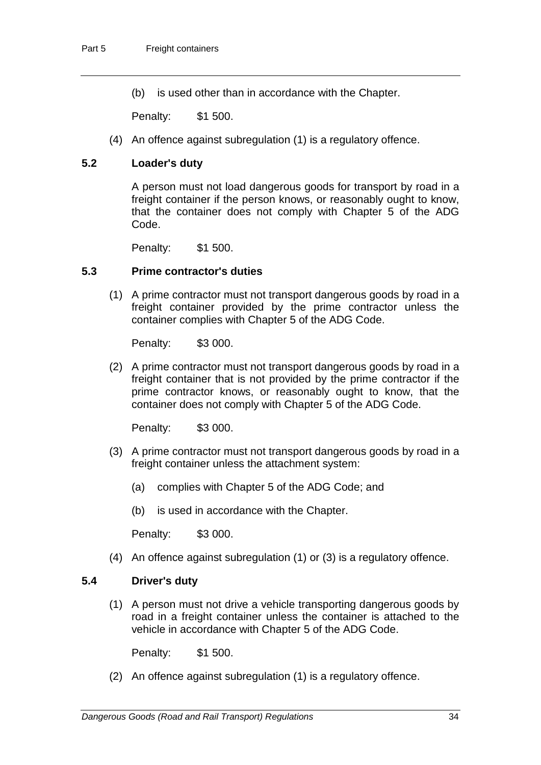(b) is used other than in accordance with the Chapter.

Penalty: $1 500.

(4) An offence against subregulation (1) is a regulatory offence.

### 5.2 Loader's duty

A person must not load dangerous goods for transport by road in a freight container if the person knows, or reasonably ought to know, that the container does not comply with Chapter 5 of the ADG Code.

Penalty: $1 500.

### 5.3 Prime contractor's duties

(1) A prime contractor must not transport dangerous goods by road in a freight container provided by the prime contractor unless the container complies with Chapter 5 of the ADG Code.

Penalty: $3 000.

(2) A prime contractor must not transport dangerous goods by road in a freight container that is not provided by the prime contractor if the prime contractor knows, or reasonably ought to know, that the container does not comply with Chapter 5 of the ADG Code.

Penalty: $3 000.

(3) A prime contractor must not transport dangerous goods by road in a freight container unless the attachment system:

(a) complies with Chapter 5 of the ADG Code; and

(b) is used in accordance with the Chapter.

Penalty: $3 000.

(4) An offence against subregulation (1) or (3) is a regulatory offence.

### 5.4 Driver's duty

(1) A person must not drive a vehicle transporting dangerous goods by road in a freight container unless the container is attached to the vehicle in accordance with Chapter 5 of the ADG Code.

Penalty: $1 500.

(2) An offence against subregulation (1) is a regulatory offence.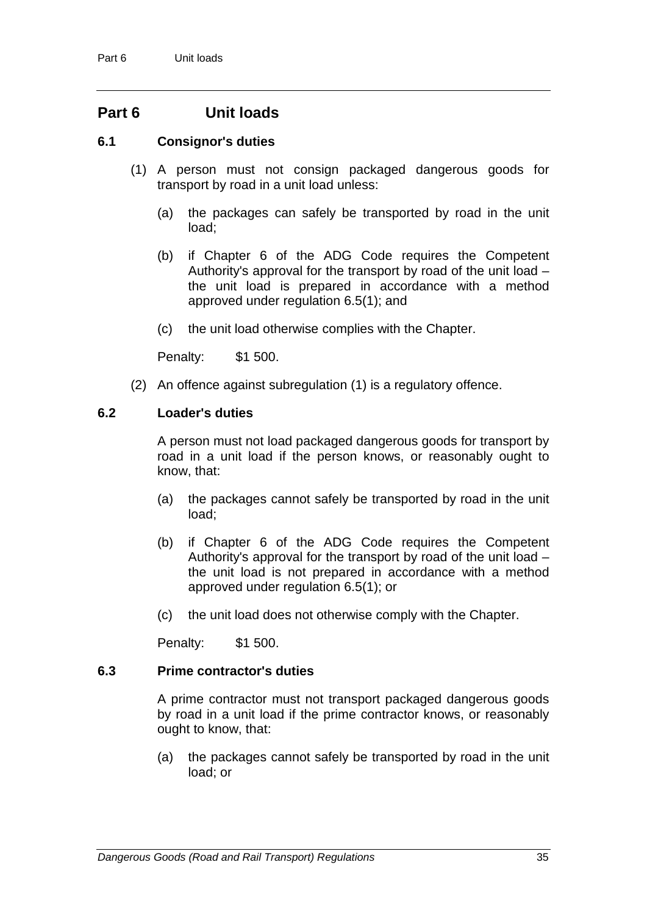## Part 6 Unit loads

### 6.1 Consignor's duties

(1) A person must not consign packaged dangerous goods for transport by road in a unit load unless:

(a) the packages can safely be transported by road in the unit load;

(b) if Chapter 6 of the ADG Code requires the Competent Authority's approval for the transport by road of the unit load – the unit load is prepared in accordance with a method approved under regulation 6.5(1); and

(c) the unit load otherwise complies with the Chapter.

Penalty: $1 500.

(2) An offence against subregulation (1) is a regulatory offence.

### 6.2 Loader's duties

A person must not load packaged dangerous goods for transport by road in a unit load if the person knows, or reasonably ought to know, that:

(a) the packages cannot safely be transported by road in the unit load;

(b) if Chapter 6 of the ADG Code requires the Competent Authority's approval for the transport by road of the unit load – the unit load is not prepared in accordance with a method approved under regulation 6.5(1); or

(c) the unit load does not otherwise comply with the Chapter.

Penalty: $1 500.

### 6.3 Prime contractor's duties

A prime contractor must not transport packaged dangerous goods by road in a unit load if the prime contractor knows, or reasonably ought to know, that:

(a) the packages cannot safely be transported by road in the unit load; or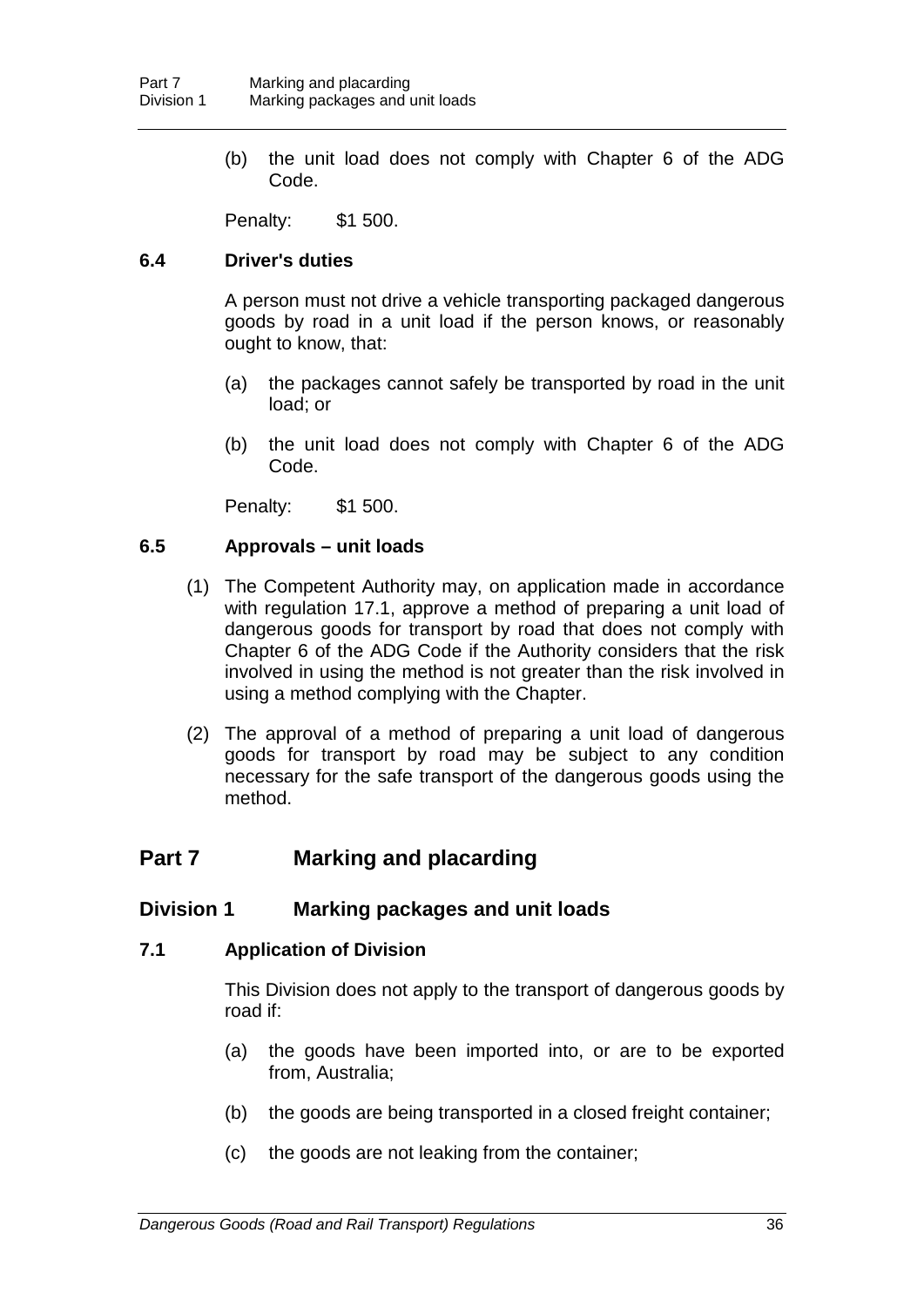(b) the unit load does not comply with Chapter 6 of the ADG Code.

Penalty: $1 500.

### 6.4 Driver's duties

A person must not drive a vehicle transporting packaged dangerous goods by road in a unit load if the person knows, or reasonably ought to know, that:

(a) the packages cannot safely be transported by road in the unit load; or

(b) the unit load does not comply with Chapter 6 of the ADG Code.

Penalty: $1 500.

### 6.5 Approvals – unit loads

(1) The Competent Authority may, on application made in accordance with regulation 17.1, approve a method of preparing a unit load of dangerous goods for transport by road that does not comply with Chapter 6 of the ADG Code if the Authority considers that the risk involved in using the method is not greater than the risk involved in using a method complying with the Chapter.

(2) The approval of a method of preparing a unit load of dangerous goods for transport by road may be subject to any condition necessary for the safe transport of the dangerous goods using the method.

# Part 7 Marking and placarding

## Division 1 Marking packages and unit loads

### 7.1 Application of Division

This Division does not apply to the transport of dangerous goods by road if:

(a) the goods have been imported into, or are to be exported from, Australia;

(b) the goods are being transported in a closed freight container;

(c) the goods are not leaking from the container;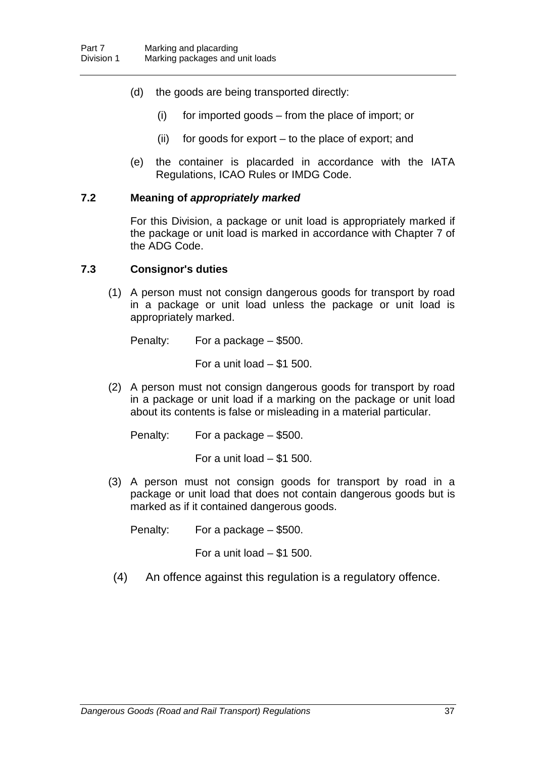(d) the goods are being transported directly:

   (i) for imported goods – from the place of import; or

   (ii) for goods for export – to the place of export; and

(e) the container is placarded in accordance with the IATA Regulations, ICAO Rules or IMDG Code.

### 7.2 Meaning of ***appropriately marked***

For this Division, a package or unit load is appropriately marked if the package or unit load is marked in accordance with Chapter 7 of the ADG Code.

### 7.3 Consignor's duties

(1) A person must not consign dangerous goods for transport by road in a package or unit load unless the package or unit load is appropriately marked.

Penalty: For a package – $500.

For a unit load – $1 500.

(2) A person must not consign dangerous goods for transport by road in a package or unit load if a marking on the package or unit load about its contents is false or misleading in a material particular.

Penalty: For a package – $500.

For a unit load – $1 500.

(3) A person must not consign goods for transport by road in a package or unit load that does not contain dangerous goods but is marked as if it contained dangerous goods.

Penalty: For a package – $500.

For a unit load – $1 500.

(4) An offence against this regulation is a regulatory offence.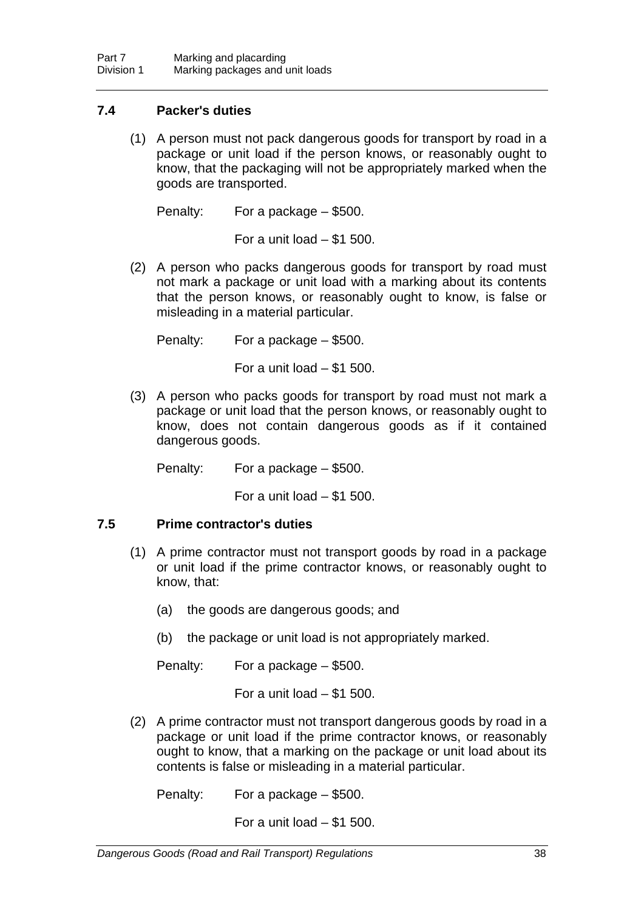### 7.4 Packer's duties

(1) A person must not pack dangerous goods for transport by road in a package or unit load if the person knows, or reasonably ought to know, that the packaging will not be appropriately marked when the goods are transported.

Penalty: For a package – $500.

For a unit load – $1 500.

(2) A person who packs dangerous goods for transport by road must not mark a package or unit load with a marking about its contents that the person knows, or reasonably ought to know, is false or misleading in a material particular.

Penalty: For a package – $500.

For a unit load – $1 500.

(3) A person who packs goods for transport by road must not mark a package or unit load that the person knows, or reasonably ought to know, does not contain dangerous goods as if it contained dangerous goods.

Penalty: For a package – $500.

For a unit load – $1 500.

### 7.5 Prime contractor's duties

(1) A prime contractor must not transport goods by road in a package or unit load if the prime contractor knows, or reasonably ought to know, that:

(a) the goods are dangerous goods; and

(b) the package or unit load is not appropriately marked.

Penalty: For a package – $500.

For a unit load – $1 500.

(2) A prime contractor must not transport dangerous goods by road in a package or unit load if the prime contractor knows, or reasonably ought to know, that a marking on the package or unit load about its contents is false or misleading in a material particular.

Penalty: For a package – $500.

For a unit load – $1 500.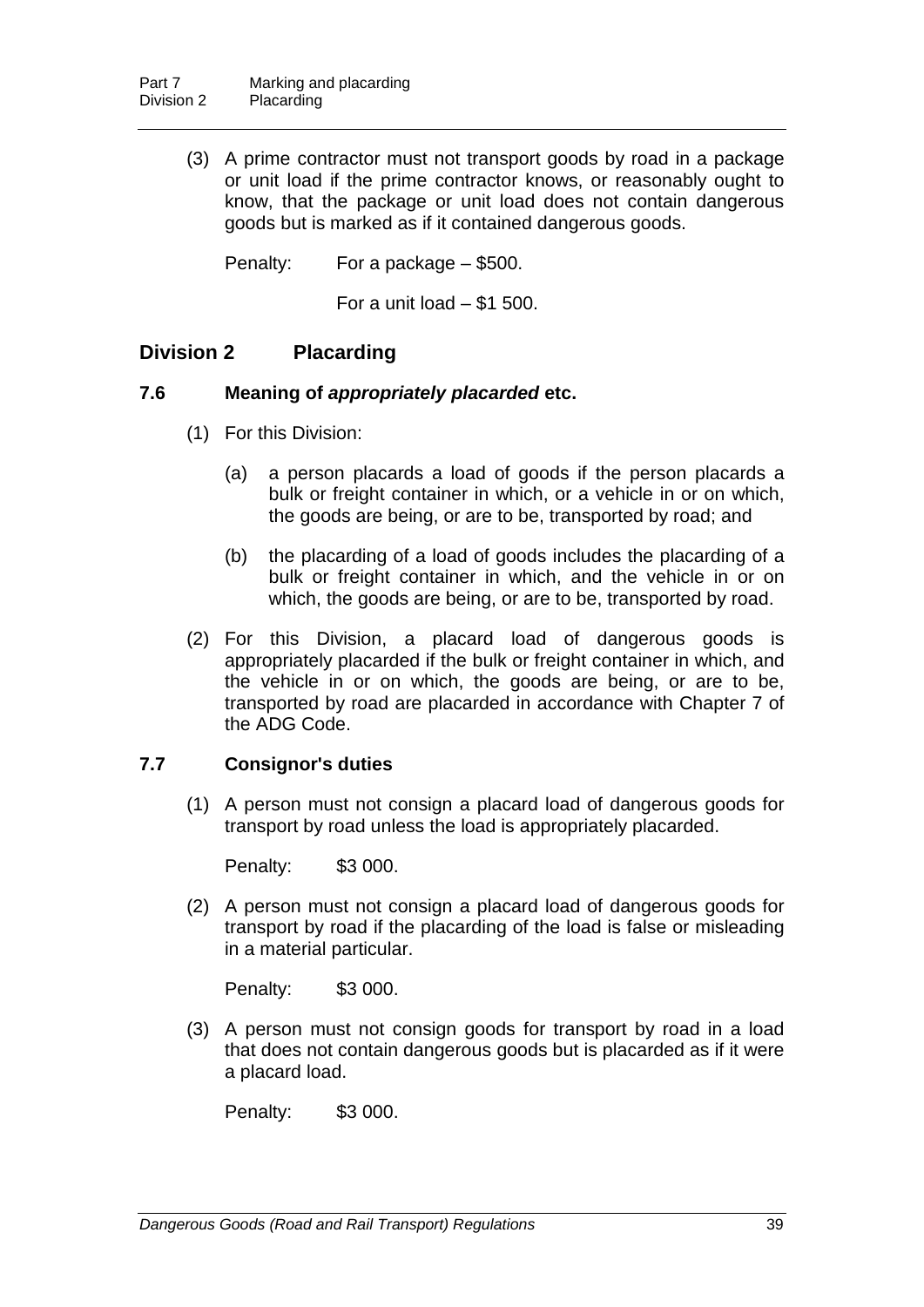(3) A prime contractor must not transport goods by road in a package or unit load if the prime contractor knows, or reasonably ought to know, that the package or unit load does not contain dangerous goods but is marked as if it contained dangerous goods.

Penalty: For a package – $500.

For a unit load – $1 500.

## Division 2 Placarding

### 7.6 Meaning of ***appropriately placarded*** etc.

(1) For this Division:

(a) a person placards a load of goods if the person placards a bulk or freight container in which, or a vehicle in or on which, the goods are being, or are to be, transported by road; and

(b) the placarding of a load of goods includes the placarding of a bulk or freight container in which, and the vehicle in or on which, the goods are being, or are to be, transported by road.

(2) For this Division, a placard load of dangerous goods is appropriately placarded if the bulk or freight container in which, and the vehicle in or on which, the goods are being, or are to be, transported by road are placarded in accordance with Chapter 7 of the ADG Code.

### 7.7 Consignor's duties

(1) A person must not consign a placard load of dangerous goods for transport by road unless the load is appropriately placarded.

Penalty: $3 000.

(2) A person must not consign a placard load of dangerous goods for transport by road if the placarding of the load is false or misleading in a material particular.

Penalty: $3 000.

(3) A person must not consign goods for transport by road in a load that does not contain dangerous goods but is placarded as if it were a placard load.

Penalty: $3 000.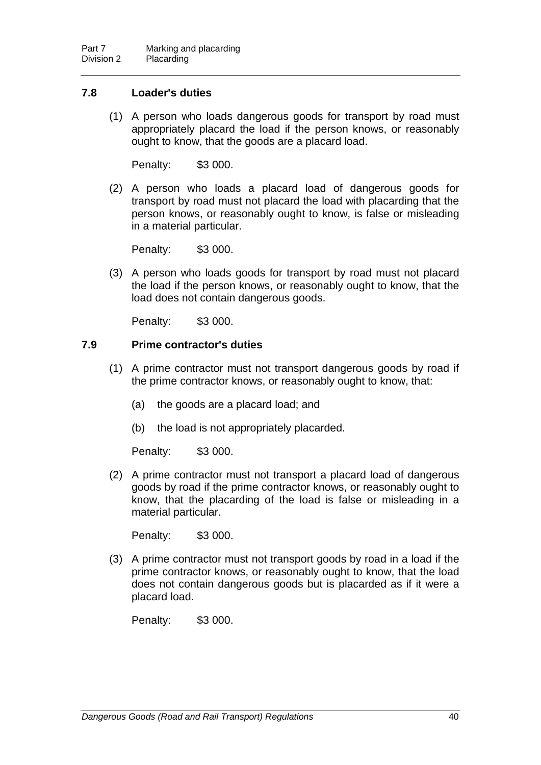### 7.8 Loader's duties

(1) A person who loads dangerous goods for transport by road must appropriately placard the load if the person knows, or reasonably ought to know, that the goods are a placard load.

Penalty: $3 000.

(2) A person who loads a placard load of dangerous goods for transport by road must not placard the load with placarding that the person knows, or reasonably ought to know, is false or misleading in a material particular.

Penalty: $3 000.

(3) A person who loads goods for transport by road must not placard the load if the person knows, or reasonably ought to know, that the load does not contain dangerous goods.

Penalty: $3 000.

### 7.9 Prime contractor's duties

(1) A prime contractor must not transport dangerous goods by road if the prime contractor knows, or reasonably ought to know, that:

(a) the goods are a placard load; and

(b) the load is not appropriately placarded.

Penalty: $3 000.

(2) A prime contractor must not transport a placard load of dangerous goods by road if the prime contractor knows, or reasonably ought to know, that the placarding of the load is false or misleading in a material particular.

Penalty: $3 000.

(3) A prime contractor must not transport goods by road in a load if the prime contractor knows, or reasonably ought to know, that the load does not contain dangerous goods but is placarded as if it were a placard load.

Penalty: $3 000.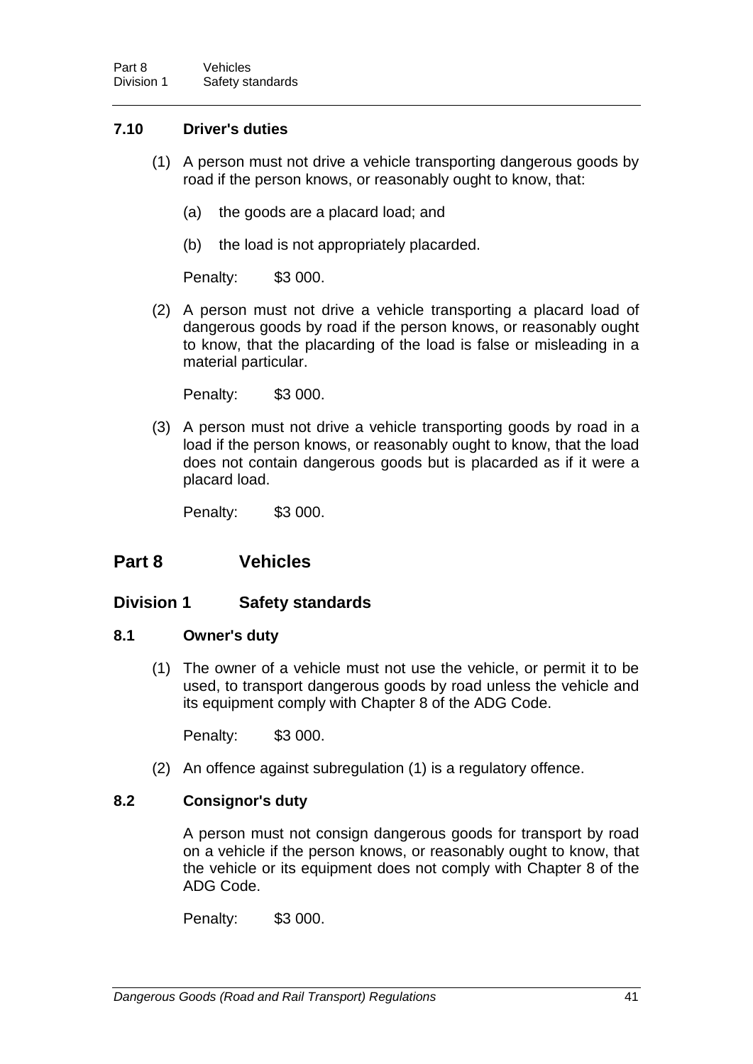### 7.10 Driver's duties

(1) A person must not drive a vehicle transporting dangerous goods by road if the person knows, or reasonably ought to know, that:

(a) the goods are a placard load; and

(b) the load is not appropriately placarded.

Penalty: $3 000.

(2) A person must not drive a vehicle transporting a placard load of dangerous goods by road if the person knows, or reasonably ought to know, that the placarding of the load is false or misleading in a material particular.

Penalty: $3 000.

(3) A person must not drive a vehicle transporting goods by road in a load if the person knows, or reasonably ought to know, that the load does not contain dangerous goods but is placarded as if it were a placard load.

Penalty: $3 000.

# Part 8 Vehicles

## Division 1 Safety standards

### 8.1 Owner's duty

(1) The owner of a vehicle must not use the vehicle, or permit it to be used, to transport dangerous goods by road unless the vehicle and its equipment comply with Chapter 8 of the ADG Code.

Penalty: $3 000.

(2) An offence against subregulation (1) is a regulatory offence.

### 8.2 Consignor's duty

A person must not consign dangerous goods for transport by road on a vehicle if the person knows, or reasonably ought to know, that the vehicle or its equipment does not comply with Chapter 8 of the ADG Code.

Penalty: $3 000.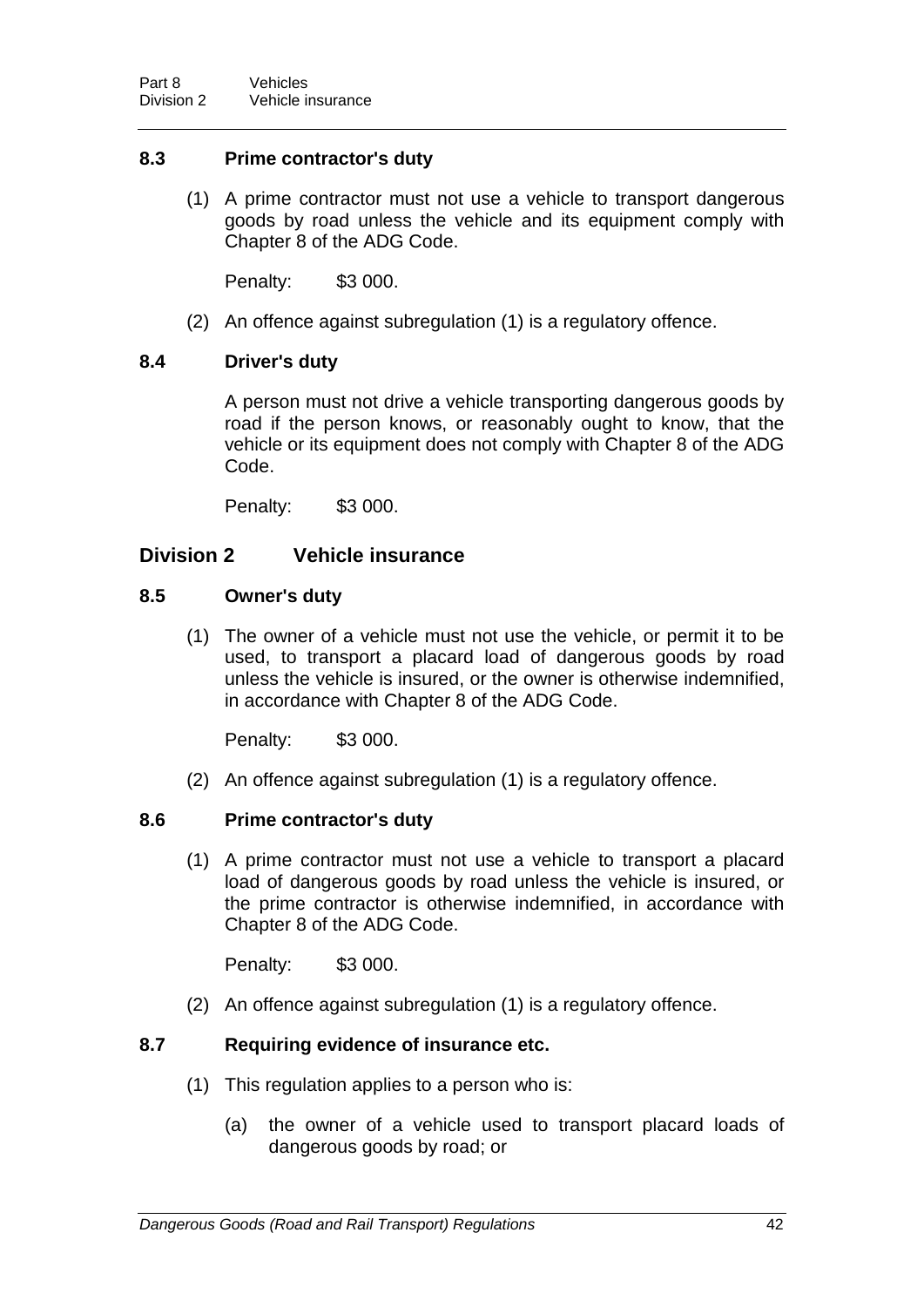### 8.3 Prime contractor's duty

(1) A prime contractor must not use a vehicle to transport dangerous goods by road unless the vehicle and its equipment comply with Chapter 8 of the ADG Code.

Penalty: $3 000.

(2) An offence against subregulation (1) is a regulatory offence.

### 8.4 Driver's duty

A person must not drive a vehicle transporting dangerous goods by road if the person knows, or reasonably ought to know, that the vehicle or its equipment does not comply with Chapter 8 of the ADG Code.

Penalty: $3 000.

## Division 2 Vehicle insurance

### 8.5 Owner's duty

(1) The owner of a vehicle must not use the vehicle, or permit it to be used, to transport a placard load of dangerous goods by road unless the vehicle is insured, or the owner is otherwise indemnified, in accordance with Chapter 8 of the ADG Code.

Penalty: $3 000.

(2) An offence against subregulation (1) is a regulatory offence.

### 8.6 Prime contractor's duty

(1) A prime contractor must not use a vehicle to transport a placard load of dangerous goods by road unless the vehicle is insured, or the prime contractor is otherwise indemnified, in accordance with Chapter 8 of the ADG Code.

Penalty: $3 000.

(2) An offence against subregulation (1) is a regulatory offence.

### 8.7 Requiring evidence of insurance etc.

(1) This regulation applies to a person who is:

(a) the owner of a vehicle used to transport placard loads of dangerous goods by road; or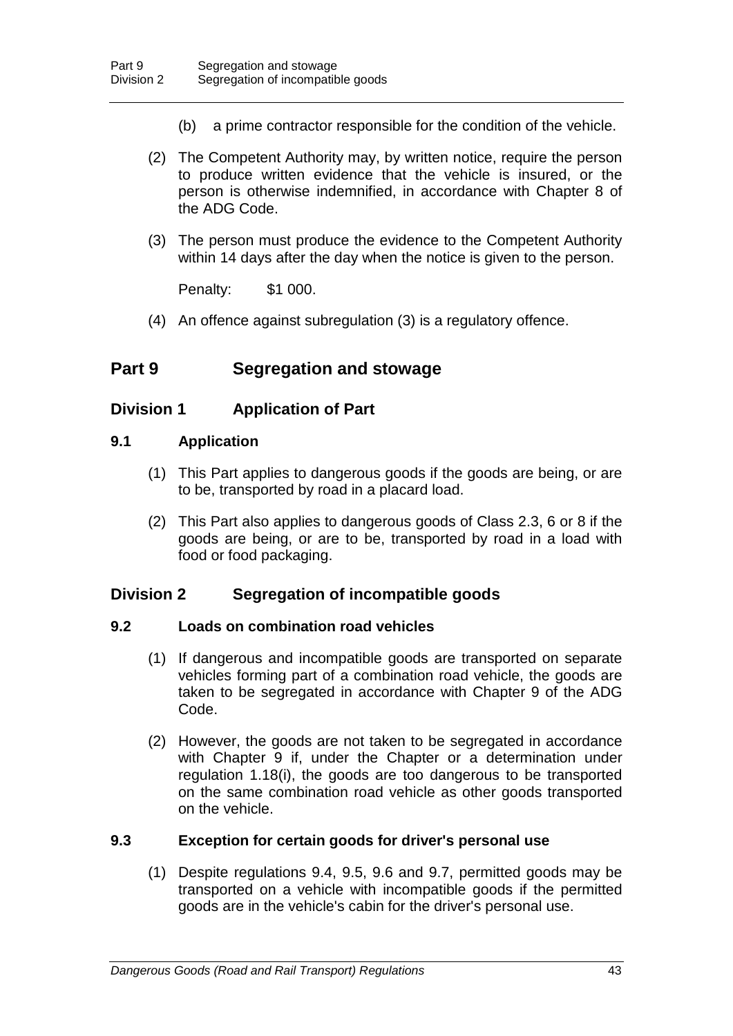(b) a prime contractor responsible for the condition of the vehicle.

(2) The Competent Authority may, by written notice, require the person to produce written evidence that the vehicle is insured, or the person is otherwise indemnified, in accordance with Chapter 8 of the ADG Code.

(3) The person must produce the evidence to the Competent Authority within 14 days after the day when the notice is given to the person.

Penalty: $1 000.

(4) An offence against subregulation (3) is a regulatory offence.

# Part 9 Segregation and stowage

## Division 1 Application of Part

### 9.1 Application

(1) This Part applies to dangerous goods if the goods are being, or are to be, transported by road in a placard load.

(2) This Part also applies to dangerous goods of Class 2.3, 6 or 8 if the goods are being, or are to be, transported by road in a load with food or food packaging.

## Division 2 Segregation of incompatible goods

### 9.2 Loads on combination road vehicles

(1) If dangerous and incompatible goods are transported on separate vehicles forming part of a combination road vehicle, the goods are taken to be segregated in accordance with Chapter 9 of the ADG Code.

(2) However, the goods are not taken to be segregated in accordance with Chapter 9 if, under the Chapter or a determination under regulation 1.18(i), the goods are too dangerous to be transported on the same combination road vehicle as other goods transported on the vehicle.

### 9.3 Exception for certain goods for driver's personal use

(1) Despite regulations 9.4, 9.5, 9.6 and 9.7, permitted goods may be transported on a vehicle with incompatible goods if the permitted goods are in the vehicle's cabin for the driver's personal use.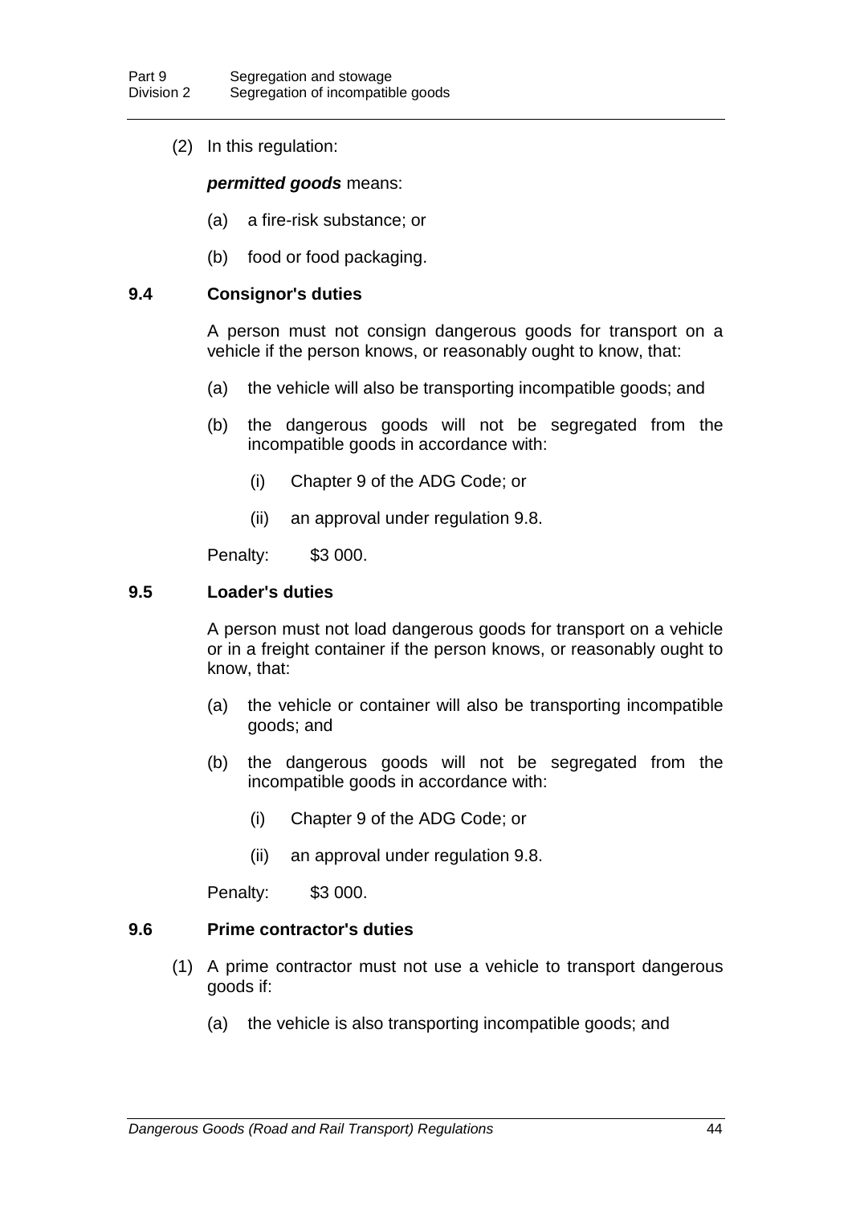(2) In this regulation:

***permitted goods*** means:

(a) a fire-risk substance; or

(b) food or food packaging.

### 9.4 Consignor's duties

A person must not consign dangerous goods for transport on a vehicle if the person knows, or reasonably ought to know, that:

(a) the vehicle will also be transporting incompatible goods; and

(b) the dangerous goods will not be segregated from the incompatible goods in accordance with:

(i) Chapter 9 of the ADG Code; or

(ii) an approval under regulation 9.8.

Penalty: $3 000.

### 9.5 Loader's duties

A person must not load dangerous goods for transport on a vehicle or in a freight container if the person knows, or reasonably ought to know, that:

(a) the vehicle or container will also be transporting incompatible goods; and

(b) the dangerous goods will not be segregated from the incompatible goods in accordance with:

(i) Chapter 9 of the ADG Code; or

(ii) an approval under regulation 9.8.

Penalty: $3 000.

### 9.6 Prime contractor's duties

(1) A prime contractor must not use a vehicle to transport dangerous goods if:

(a) the vehicle is also transporting incompatible goods; and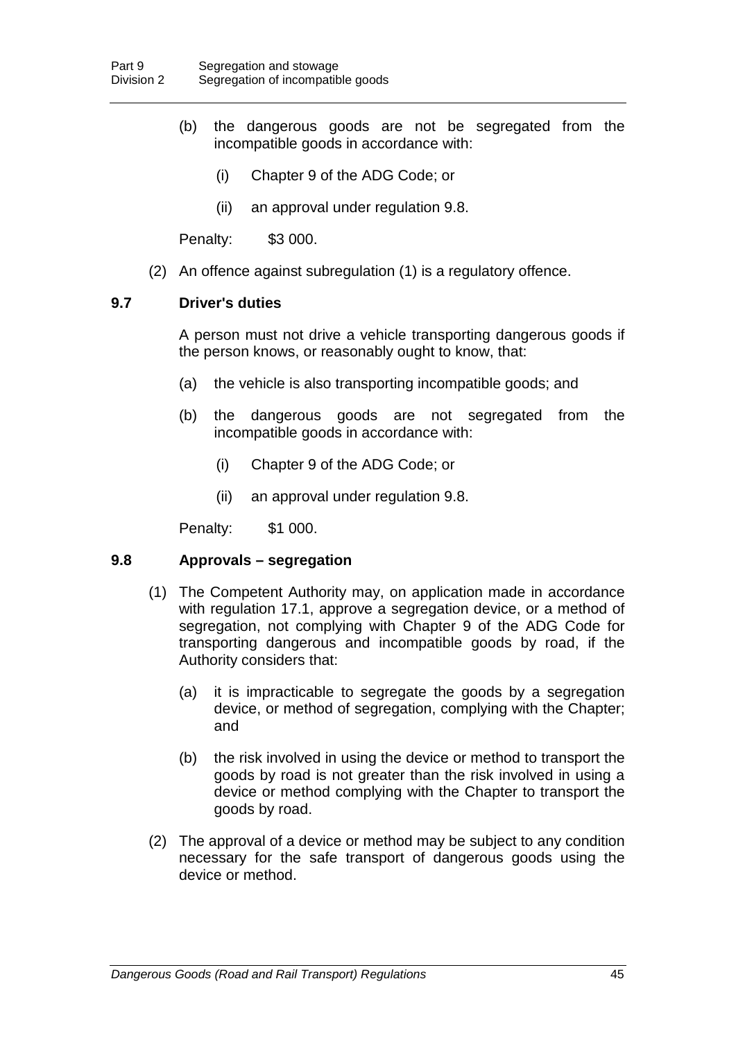(b) the dangerous goods are not be segregated from the incompatible goods in accordance with:

(i) Chapter 9 of the ADG Code; or

(ii) an approval under regulation 9.8.

Penalty: $3 000.

(2) An offence against subregulation (1) is a regulatory offence.

### 9.7 Driver's duties

A person must not drive a vehicle transporting dangerous goods if the person knows, or reasonably ought to know, that:

(a) the vehicle is also transporting incompatible goods; and

(b) the dangerous goods are not segregated from the incompatible goods in accordance with:

(i) Chapter 9 of the ADG Code; or

(ii) an approval under regulation 9.8.

Penalty: $1 000.

### 9.8 Approvals – segregation

(1) The Competent Authority may, on application made in accordance with regulation 17.1, approve a segregation device, or a method of segregation, not complying with Chapter 9 of the ADG Code for transporting dangerous and incompatible goods by road, if the Authority considers that:

(a) it is impracticable to segregate the goods by a segregation device, or method of segregation, complying with the Chapter; and

(b) the risk involved in using the device or method to transport the goods by road is not greater than the risk involved in using a device or method complying with the Chapter to transport the goods by road.

(2) The approval of a device or method may be subject to any condition necessary for the safe transport of dangerous goods using the device or method.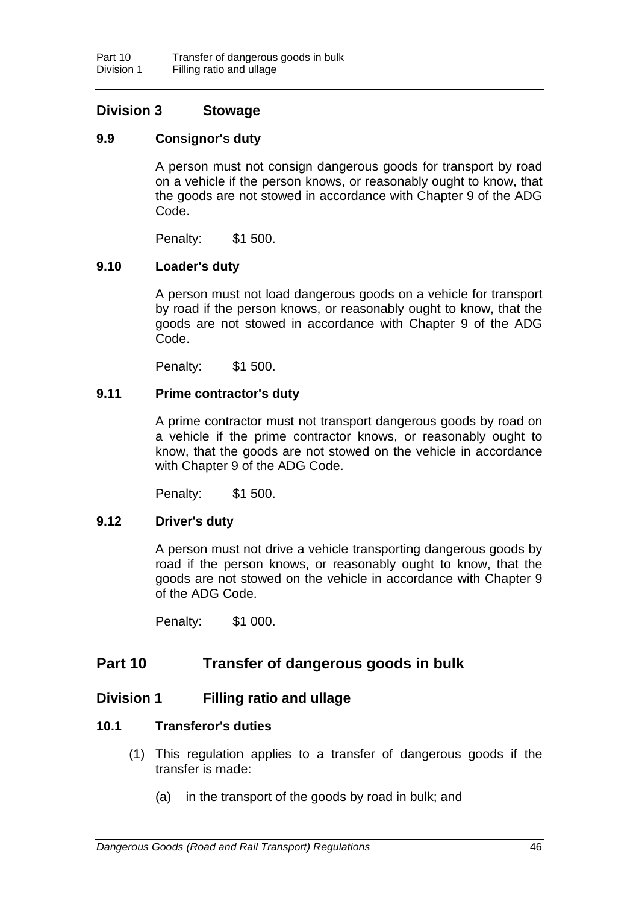## Division 3 Stowage

### 9.9 Consignor's duty

A person must not consign dangerous goods for transport by road on a vehicle if the person knows, or reasonably ought to know, that the goods are not stowed in accordance with Chapter 9 of the ADG Code.

Penalty: $1 500.

### 9.10 Loader's duty

A person must not load dangerous goods on a vehicle for transport by road if the person knows, or reasonably ought to know, that the goods are not stowed in accordance with Chapter 9 of the ADG Code.

Penalty: $1 500.

### 9.11 Prime contractor's duty

A prime contractor must not transport dangerous goods by road on a vehicle if the prime contractor knows, or reasonably ought to know, that the goods are not stowed on the vehicle in accordance with Chapter 9 of the ADG Code.

Penalty: $1 500.

### 9.12 Driver's duty

A person must not drive a vehicle transporting dangerous goods by road if the person knows, or reasonably ought to know, that the goods are not stowed on the vehicle in accordance with Chapter 9 of the ADG Code.

Penalty: $1 000.

# Part 10 Transfer of dangerous goods in bulk

## Division 1 Filling ratio and ullage

### 10.1 Transferor's duties

(1) This regulation applies to a transfer of dangerous goods if the transfer is made:

(a) in the transport of the goods by road in bulk; and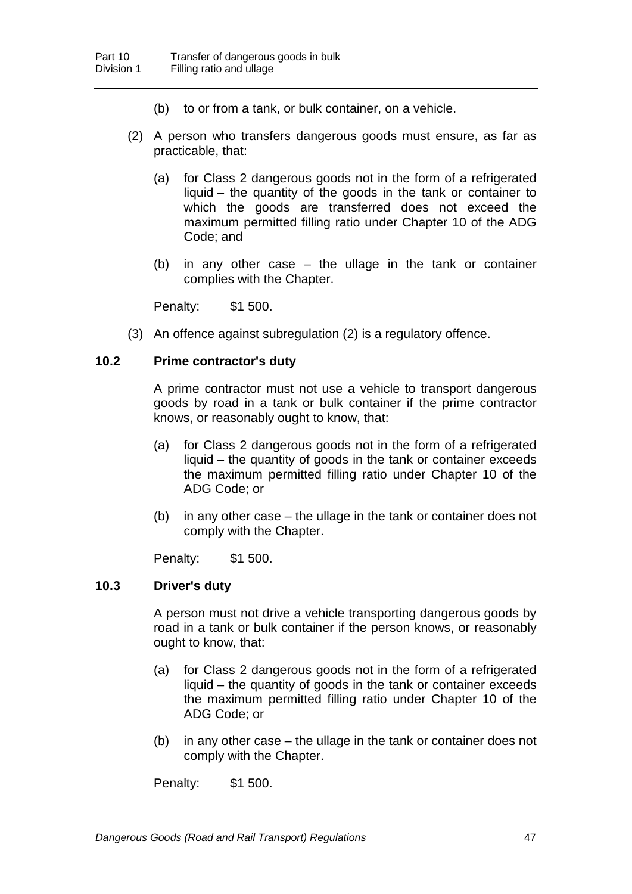(b) to or from a tank, or bulk container, on a vehicle.

(2) A person who transfers dangerous goods must ensure, as far as practicable, that:

(a) for Class 2 dangerous goods not in the form of a refrigerated liquid – the quantity of the goods in the tank or container to which the goods are transferred does not exceed the maximum permitted filling ratio under Chapter 10 of the ADG Code; and

(b) in any other case – the ullage in the tank or container complies with the Chapter.

Penalty: $1 500.

(3) An offence against subregulation (2) is a regulatory offence.

### 10.2 Prime contractor's duty

A prime contractor must not use a vehicle to transport dangerous goods by road in a tank or bulk container if the prime contractor knows, or reasonably ought to know, that:

(a) for Class 2 dangerous goods not in the form of a refrigerated liquid – the quantity of goods in the tank or container exceeds the maximum permitted filling ratio under Chapter 10 of the ADG Code; or

(b) in any other case – the ullage in the tank or container does not comply with the Chapter.

Penalty: $1 500.

### 10.3 Driver's duty

A person must not drive a vehicle transporting dangerous goods by road in a tank or bulk container if the person knows, or reasonably ought to know, that:

(a) for Class 2 dangerous goods not in the form of a refrigerated liquid – the quantity of goods in the tank or container exceeds the maximum permitted filling ratio under Chapter 10 of the ADG Code; or

(b) in any other case – the ullage in the tank or container does not comply with the Chapter.

Penalty: $1 500.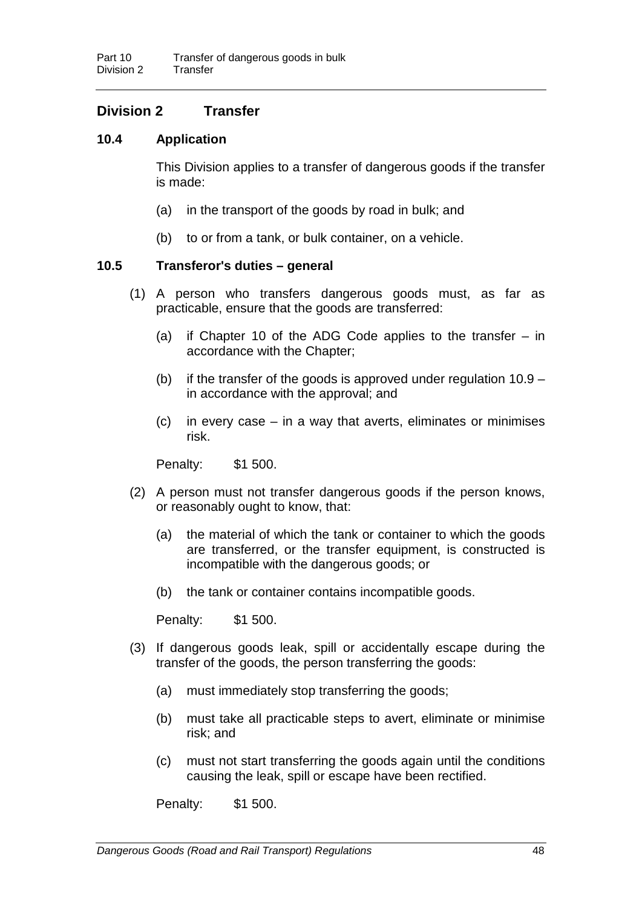## Division 2 Transfer

### 10.4 Application

This Division applies to a transfer of dangerous goods if the transfer is made:

(a) in the transport of the goods by road in bulk; and

(b) to or from a tank, or bulk container, on a vehicle.

### 10.5 Transferor's duties – general

(1) A person who transfers dangerous goods must, as far as practicable, ensure that the goods are transferred:

(a) if Chapter 10 of the ADG Code applies to the transfer – in accordance with the Chapter;

(b) if the transfer of the goods is approved under regulation 10.9 – in accordance with the approval; and

(c) in every case – in a way that averts, eliminates or minimises risk.

Penalty: $1 500.

(2) A person must not transfer dangerous goods if the person knows, or reasonably ought to know, that:

(a) the material of which the tank or container to which the goods are transferred, or the transfer equipment, is constructed is incompatible with the dangerous goods; or

(b) the tank or container contains incompatible goods.

Penalty: $1 500.

(3) If dangerous goods leak, spill or accidentally escape during the transfer of the goods, the person transferring the goods:

(a) must immediately stop transferring the goods;

(b) must take all practicable steps to avert, eliminate or minimise risk; and

(c) must not start transferring the goods again until the conditions causing the leak, spill or escape have been rectified.

Penalty: $1 500.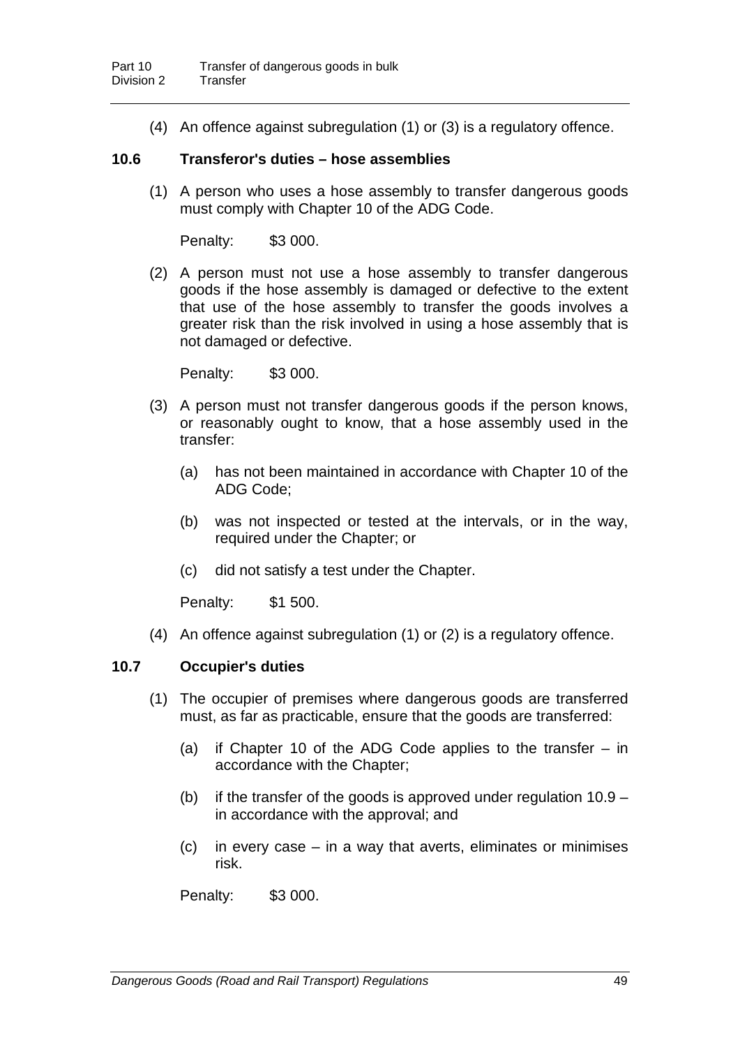(4) An offence against subregulation (1) or (3) is a regulatory offence.

### 10.6 Transferor's duties – hose assemblies

(1) A person who uses a hose assembly to transfer dangerous goods must comply with Chapter 10 of the ADG Code.

Penalty: $3 000.

(2) A person must not use a hose assembly to transfer dangerous goods if the hose assembly is damaged or defective to the extent that use of the hose assembly to transfer the goods involves a greater risk than the risk involved in using a hose assembly that is not damaged or defective.

Penalty: $3 000.

(3) A person must not transfer dangerous goods if the person knows, or reasonably ought to know, that a hose assembly used in the transfer:

(a) has not been maintained in accordance with Chapter 10 of the ADG Code;

(b) was not inspected or tested at the intervals, or in the way, required under the Chapter; or

(c) did not satisfy a test under the Chapter.

Penalty: $1 500.

(4) An offence against subregulation (1) or (2) is a regulatory offence.

### 10.7 Occupier's duties

(1) The occupier of premises where dangerous goods are transferred must, as far as practicable, ensure that the goods are transferred:

(a) if Chapter 10 of the ADG Code applies to the transfer – in accordance with the Chapter;

(b) if the transfer of the goods is approved under regulation 10.9 – in accordance with the approval; and

(c) in every case – in a way that averts, eliminates or minimises risk.

Penalty: $3 000.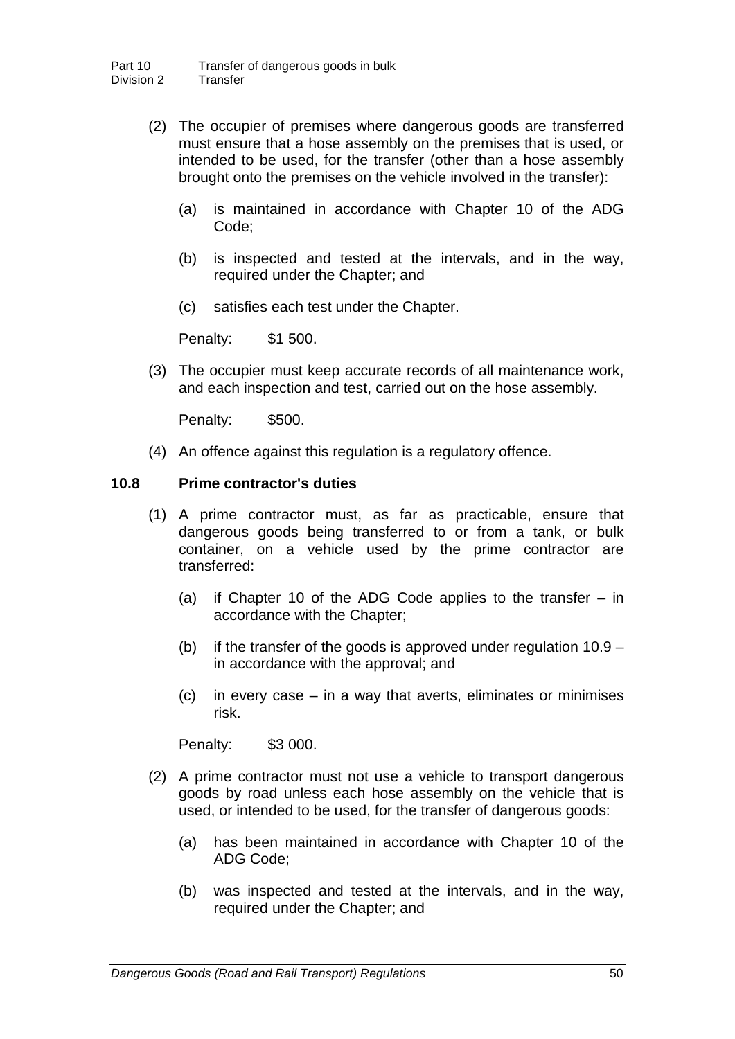(2) The occupier of premises where dangerous goods are transferred must ensure that a hose assembly on the premises that is used, or intended to be used, for the transfer (other than a hose assembly brought onto the premises on the vehicle involved in the transfer):

(a) is maintained in accordance with Chapter 10 of the ADG Code;

(b) is inspected and tested at the intervals, and in the way, required under the Chapter; and

(c) satisfies each test under the Chapter.

Penalty: $1 500.

(3) The occupier must keep accurate records of all maintenance work, and each inspection and test, carried out on the hose assembly.

Penalty: $500.

(4) An offence against this regulation is a regulatory offence.

### 10.8 Prime contractor's duties

(1) A prime contractor must, as far as practicable, ensure that dangerous goods being transferred to or from a tank, or bulk container, on a vehicle used by the prime contractor are transferred:

(a) if Chapter 10 of the ADG Code applies to the transfer – in accordance with the Chapter;

(b) if the transfer of the goods is approved under regulation 10.9 – in accordance with the approval; and

(c) in every case – in a way that averts, eliminates or minimises risk.

Penalty: $3 000.

(2) A prime contractor must not use a vehicle to transport dangerous goods by road unless each hose assembly on the vehicle that is used, or intended to be used, for the transfer of dangerous goods:

(a) has been maintained in accordance with Chapter 10 of the ADG Code;

(b) was inspected and tested at the intervals, and in the way, required under the Chapter; and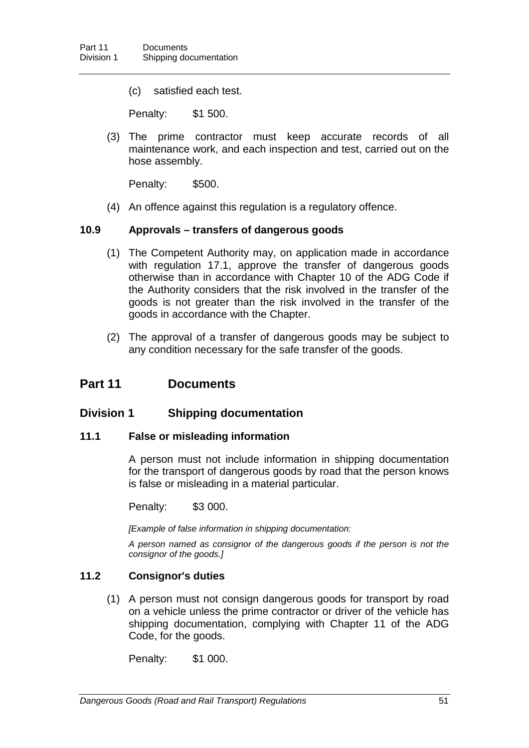(c) satisfied each test.

Penalty: $1 500.

(3) The prime contractor must keep accurate records of all maintenance work, and each inspection and test, carried out on the hose assembly.

Penalty: $500.

(4) An offence against this regulation is a regulatory offence.

### 10.9 Approvals – transfers of dangerous goods

(1) The Competent Authority may, on application made in accordance with regulation 17.1, approve the transfer of dangerous goods otherwise than in accordance with Chapter 10 of the ADG Code if the Authority considers that the risk involved in the transfer of the goods is not greater than the risk involved in the transfer of the goods in accordance with the Chapter.

(2) The approval of a transfer of dangerous goods may be subject to any condition necessary for the safe transfer of the goods.

# Part 11 Documents

## Division 1 Shipping documentation

### 11.1 False or misleading information

A person must not include information in shipping documentation for the transport of dangerous goods by road that the person knows is false or misleading in a material particular.

Penalty: $3 000.

*[Example of false information in shipping documentation:*

*A person named as consignor of the dangerous goods if the person is not the consignor of the goods.]*

### 11.2 Consignor's duties

(1) A person must not consign dangerous goods for transport by road on a vehicle unless the prime contractor or driver of the vehicle has shipping documentation, complying with Chapter 11 of the ADG Code, for the goods.

Penalty: $1 000.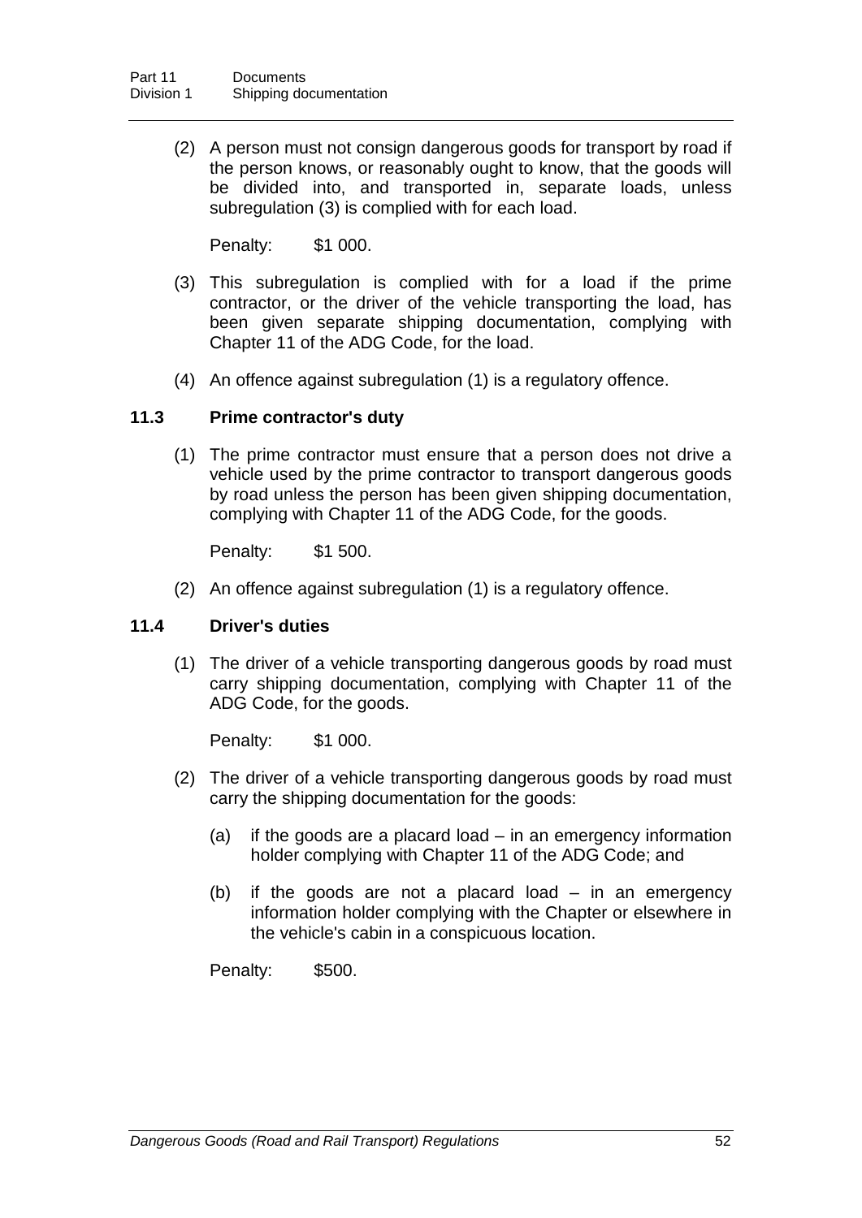(2) A person must not consign dangerous goods for transport by road if the person knows, or reasonably ought to know, that the goods will be divided into, and transported in, separate loads, unless subregulation (3) is complied with for each load.

Penalty: $1 000.

(3) This subregulation is complied with for a load if the prime contractor, or the driver of the vehicle transporting the load, has been given separate shipping documentation, complying with Chapter 11 of the ADG Code, for the load.

(4) An offence against subregulation (1) is a regulatory offence.

### 11.3 Prime contractor's duty

(1) The prime contractor must ensure that a person does not drive a vehicle used by the prime contractor to transport dangerous goods by road unless the person has been given shipping documentation, complying with Chapter 11 of the ADG Code, for the goods.

Penalty: $1 500.

(2) An offence against subregulation (1) is a regulatory offence.

### 11.4 Driver's duties

(1) The driver of a vehicle transporting dangerous goods by road must carry shipping documentation, complying with Chapter 11 of the ADG Code, for the goods.

Penalty: $1 000.

(2) The driver of a vehicle transporting dangerous goods by road must carry the shipping documentation for the goods:

(a) if the goods are a placard load – in an emergency information holder complying with Chapter 11 of the ADG Code; and

(b) if the goods are not a placard load – in an emergency information holder complying with the Chapter or elsewhere in the vehicle's cabin in a conspicuous location.

Penalty: $500.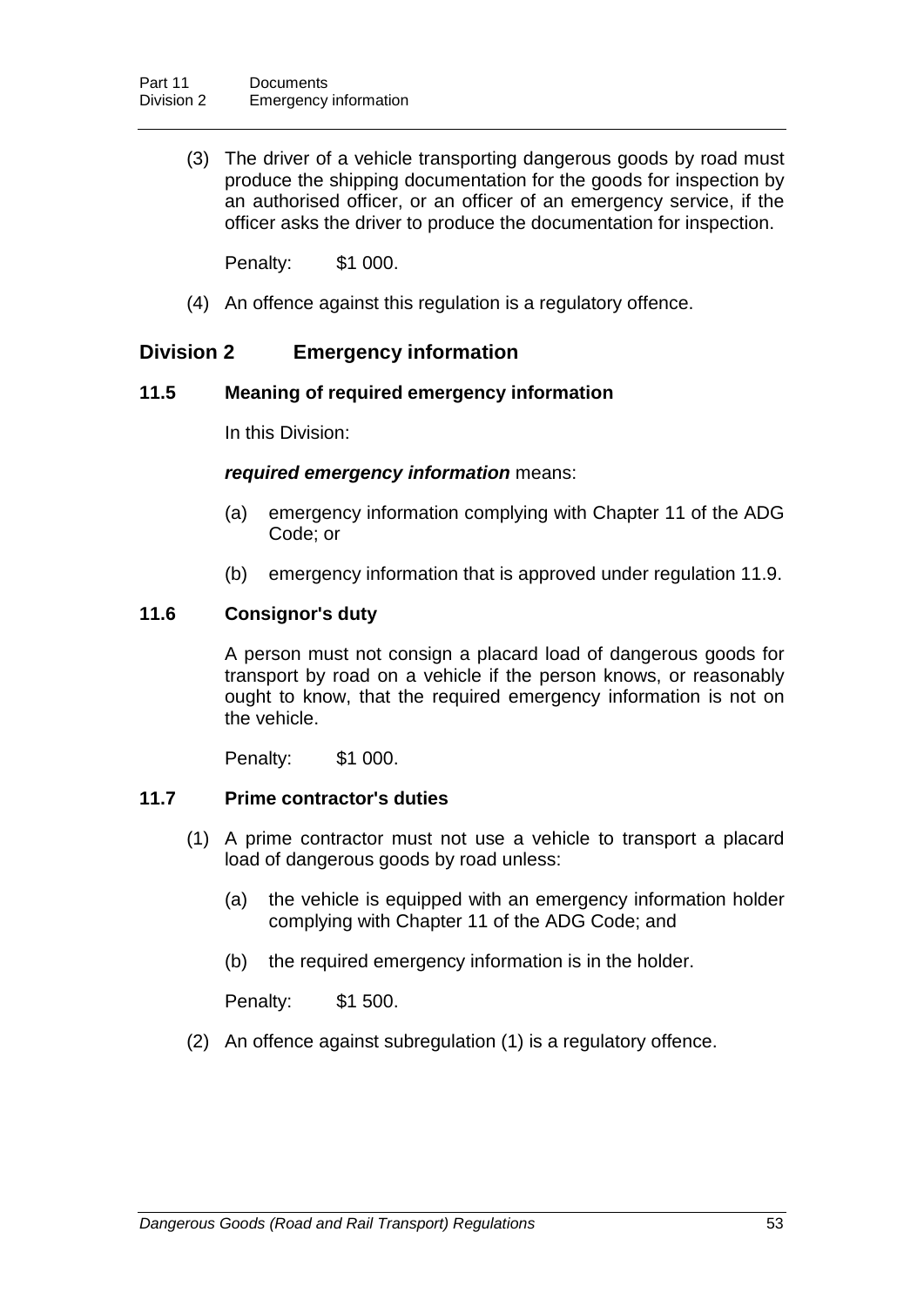(3) The driver of a vehicle transporting dangerous goods by road must produce the shipping documentation for the goods for inspection by an authorised officer, or an officer of an emergency service, if the officer asks the driver to produce the documentation for inspection.

Penalty: $1 000.

(4) An offence against this regulation is a regulatory offence.

## Division 2 Emergency information

### 11.5 Meaning of required emergency information

In this Division:

***required emergency information*** means:

(a) emergency information complying with Chapter 11 of the ADG Code; or

(b) emergency information that is approved under regulation 11.9.

### 11.6 Consignor's duty

A person must not consign a placard load of dangerous goods for transport by road on a vehicle if the person knows, or reasonably ought to know, that the required emergency information is not on the vehicle.

Penalty: $1 000.

### 11.7 Prime contractor's duties

(1) A prime contractor must not use a vehicle to transport a placard load of dangerous goods by road unless:

(a) the vehicle is equipped with an emergency information holder complying with Chapter 11 of the ADG Code; and

(b) the required emergency information is in the holder.

Penalty: $1 500.

(2) An offence against subregulation (1) is a regulatory offence.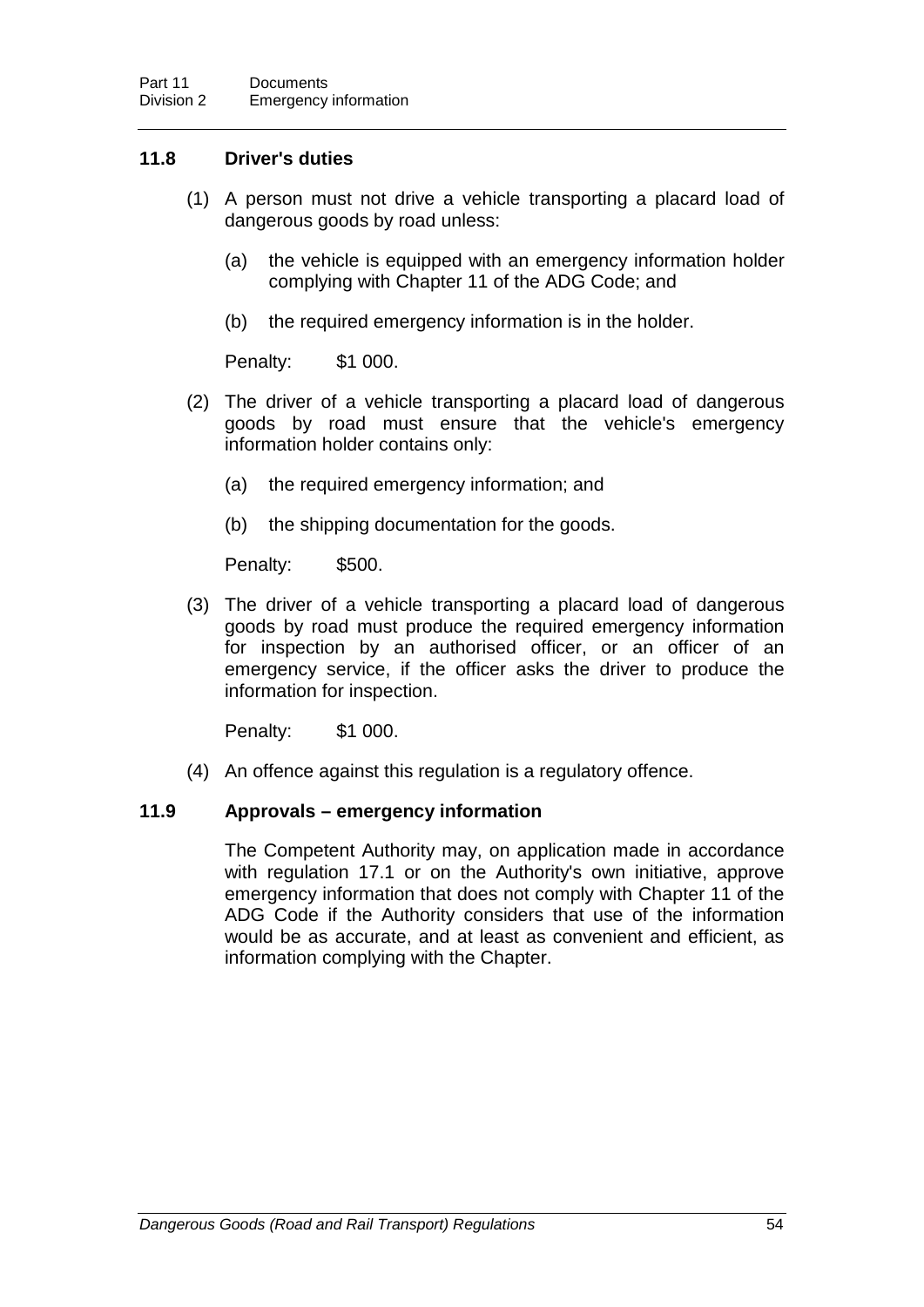### 11.8 Driver's duties

(1) A person must not drive a vehicle transporting a placard load of dangerous goods by road unless:

(a) the vehicle is equipped with an emergency information holder complying with Chapter 11 of the ADG Code; and

(b) the required emergency information is in the holder.

Penalty: $1 000.

(2) The driver of a vehicle transporting a placard load of dangerous goods by road must ensure that the vehicle's emergency information holder contains only:

(a) the required emergency information; and

(b) the shipping documentation for the goods.

Penalty: $500.

(3) The driver of a vehicle transporting a placard load of dangerous goods by road must produce the required emergency information for inspection by an authorised officer, or an officer of an emergency service, if the officer asks the driver to produce the information for inspection.

Penalty: $1 000.

(4) An offence against this regulation is a regulatory offence.

### 11.9 Approvals – emergency information

The Competent Authority may, on application made in accordance with regulation 17.1 or on the Authority's own initiative, approve emergency information that does not comply with Chapter 11 of the ADG Code if the Authority considers that use of the information would be as accurate, and at least as convenient and efficient, as information complying with the Chapter.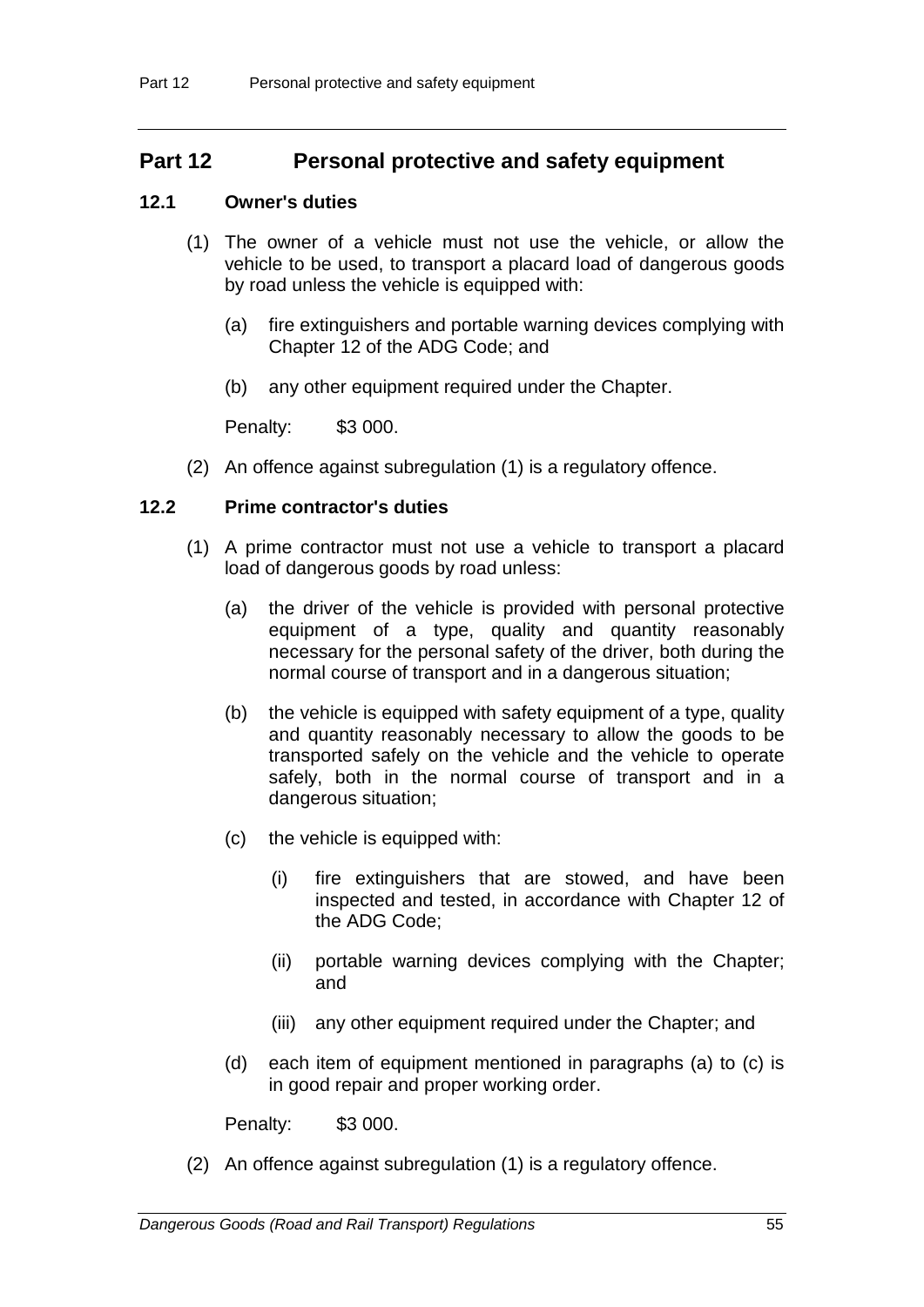## Part 12 Personal protective and safety equipment

### 12.1 Owner's duties

(1) The owner of a vehicle must not use the vehicle, or allow the vehicle to be used, to transport a placard load of dangerous goods by road unless the vehicle is equipped with:

(a) fire extinguishers and portable warning devices complying with Chapter 12 of the ADG Code; and

(b) any other equipment required under the Chapter.

Penalty: $3 000.

(2) An offence against subregulation (1) is a regulatory offence.

### 12.2 Prime contractor's duties

(1) A prime contractor must not use a vehicle to transport a placard load of dangerous goods by road unless:

(a) the driver of the vehicle is provided with personal protective equipment of a type, quality and quantity reasonably necessary for the personal safety of the driver, both during the normal course of transport and in a dangerous situation;

(b) the vehicle is equipped with safety equipment of a type, quality and quantity reasonably necessary to allow the goods to be transported safely on the vehicle and the vehicle to operate safely, both in the normal course of transport and in a dangerous situation;

(c) the vehicle is equipped with:

(i) fire extinguishers that are stowed, and have been inspected and tested, in accordance with Chapter 12 of the ADG Code;

(ii) portable warning devices complying with the Chapter; and

(iii) any other equipment required under the Chapter; and

(d) each item of equipment mentioned in paragraphs (a) to (c) is in good repair and proper working order.

Penalty: $3 000.

(2) An offence against subregulation (1) is a regulatory offence.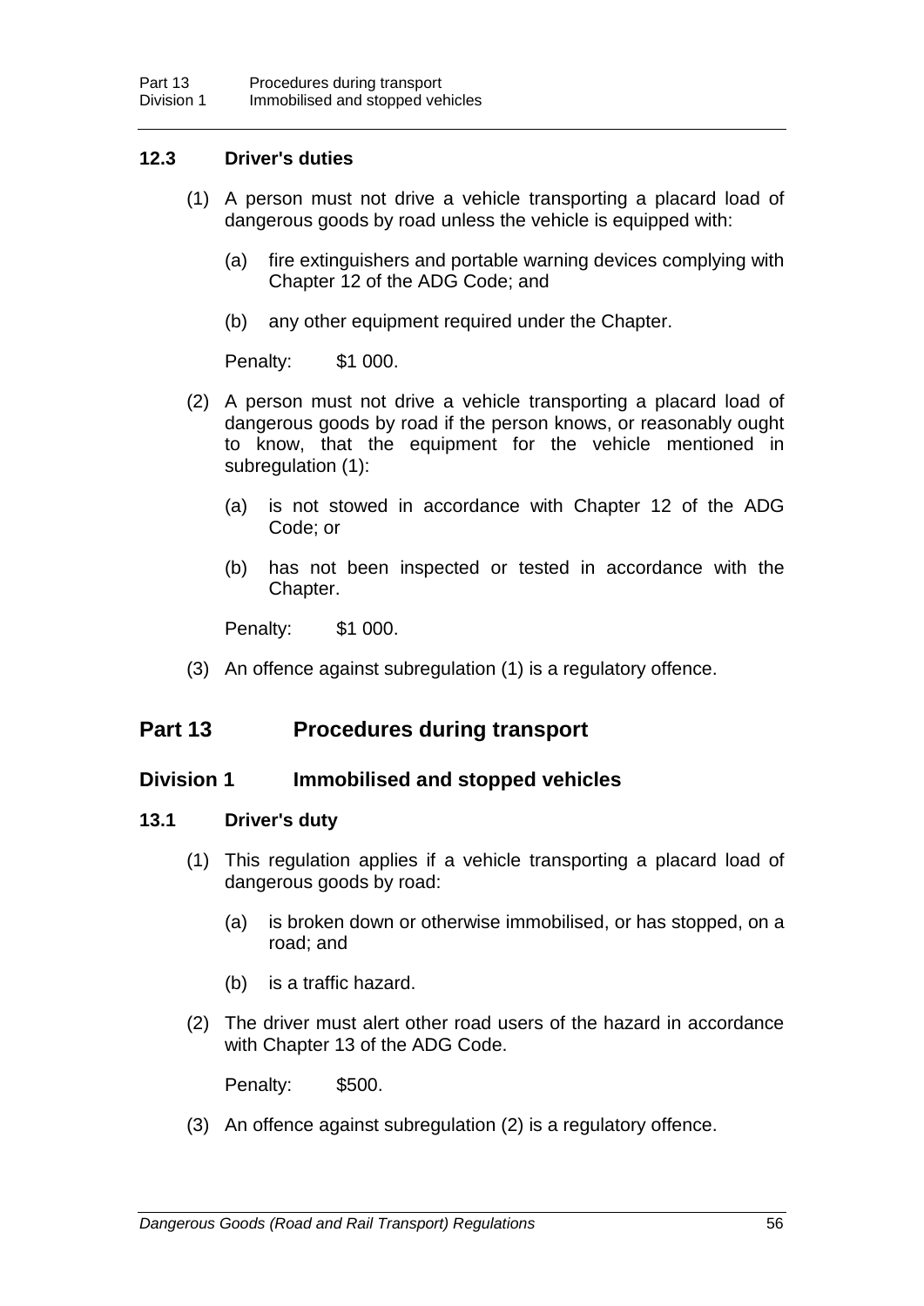### 12.3 Driver's duties

(1) A person must not drive a vehicle transporting a placard load of dangerous goods by road unless the vehicle is equipped with:

(a) fire extinguishers and portable warning devices complying with Chapter 12 of the ADG Code; and

(b) any other equipment required under the Chapter.

Penalty: $1 000.

(2) A person must not drive a vehicle transporting a placard load of dangerous goods by road if the person knows, or reasonably ought to know, that the equipment for the vehicle mentioned in subregulation (1):

(a) is not stowed in accordance with Chapter 12 of the ADG Code; or

(b) has not been inspected or tested in accordance with the Chapter.

Penalty: $1 000.

(3) An offence against subregulation (1) is a regulatory offence.

# Part 13 Procedures during transport

## Division 1 Immobilised and stopped vehicles

### 13.1 Driver's duty

(1) This regulation applies if a vehicle transporting a placard load of dangerous goods by road:

(a) is broken down or otherwise immobilised, or has stopped, on a road; and

(b) is a traffic hazard.

(2) The driver must alert other road users of the hazard in accordance with Chapter 13 of the ADG Code.

Penalty: $500.

(3) An offence against subregulation (2) is a regulatory offence.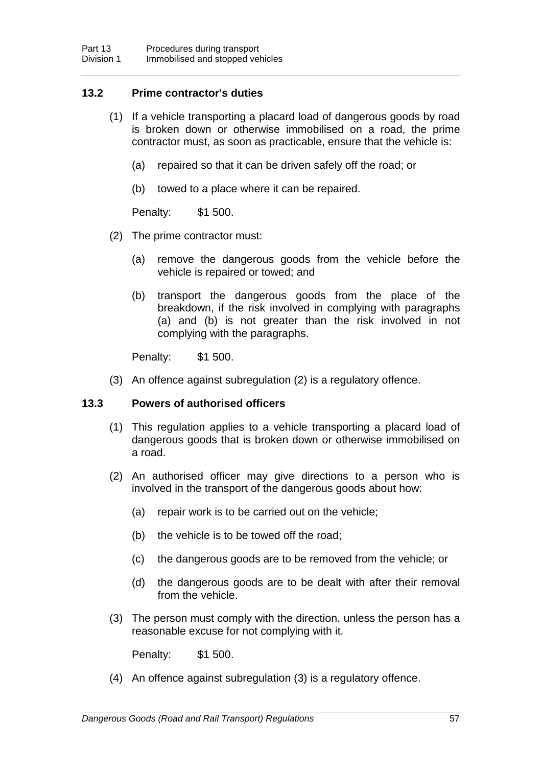### 13.2 Prime contractor's duties

(1) If a vehicle transporting a placard load of dangerous goods by road is broken down or otherwise immobilised on a road, the prime contractor must, as soon as practicable, ensure that the vehicle is:

(a) repaired so that it can be driven safely off the road; or

(b) towed to a place where it can be repaired.

Penalty: $1 500.

(2) The prime contractor must:

(a) remove the dangerous goods from the vehicle before the vehicle is repaired or towed; and

(b) transport the dangerous goods from the place of the breakdown, if the risk involved in complying with paragraphs (a) and (b) is not greater than the risk involved in not complying with the paragraphs.

Penalty: $1 500.

(3) An offence against subregulation (2) is a regulatory offence.

### 13.3 Powers of authorised officers

(1) This regulation applies to a vehicle transporting a placard load of dangerous goods that is broken down or otherwise immobilised on a road.

(2) An authorised officer may give directions to a person who is involved in the transport of the dangerous goods about how:

(a) repair work is to be carried out on the vehicle;

(b) the vehicle is to be towed off the road;

(c) the dangerous goods are to be removed from the vehicle; or

(d) the dangerous goods are to be dealt with after their removal from the vehicle.

(3) The person must comply with the direction, unless the person has a reasonable excuse for not complying with it.

Penalty: $1 500.

(4) An offence against subregulation (3) is a regulatory offence.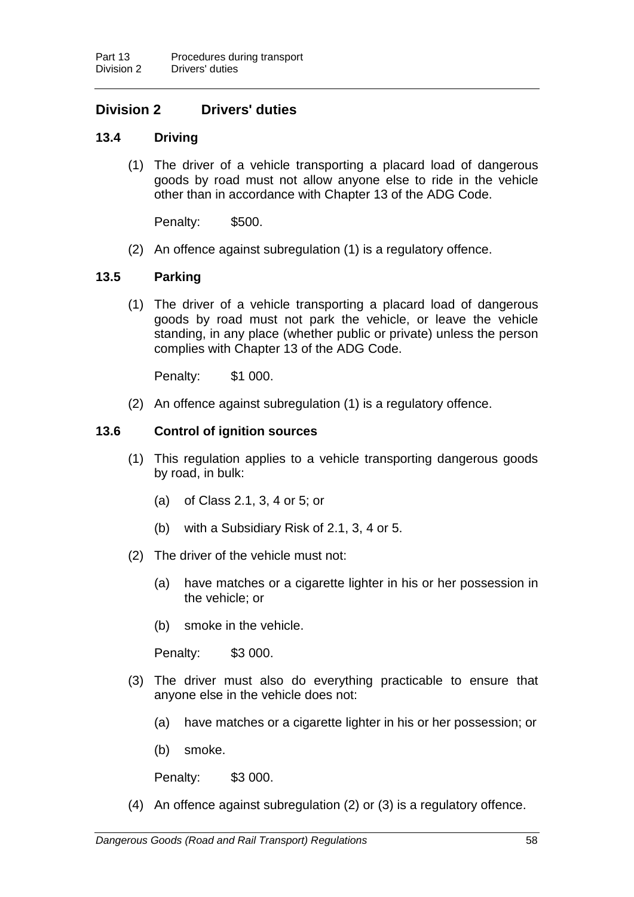## Division 2 Drivers' duties

### 13.4 Driving

(1) The driver of a vehicle transporting a placard load of dangerous goods by road must not allow anyone else to ride in the vehicle other than in accordance with Chapter 13 of the ADG Code.

Penalty: $500.

(2) An offence against subregulation (1) is a regulatory offence.

### 13.5 Parking

(1) The driver of a vehicle transporting a placard load of dangerous goods by road must not park the vehicle, or leave the vehicle standing, in any place (whether public or private) unless the person complies with Chapter 13 of the ADG Code.

Penalty: $1 000.

(2) An offence against subregulation (1) is a regulatory offence.

### 13.6 Control of ignition sources

(1) This regulation applies to a vehicle transporting dangerous goods by road, in bulk:

(a) of Class 2.1, 3, 4 or 5; or

(b) with a Subsidiary Risk of 2.1, 3, 4 or 5.

(2) The driver of the vehicle must not:

(a) have matches or a cigarette lighter in his or her possession in the vehicle; or

(b) smoke in the vehicle.

Penalty: $3 000.

(3) The driver must also do everything practicable to ensure that anyone else in the vehicle does not:

(a) have matches or a cigarette lighter in his or her possession; or

(b) smoke.

Penalty: $3 000.

(4) An offence against subregulation (2) or (3) is a regulatory offence.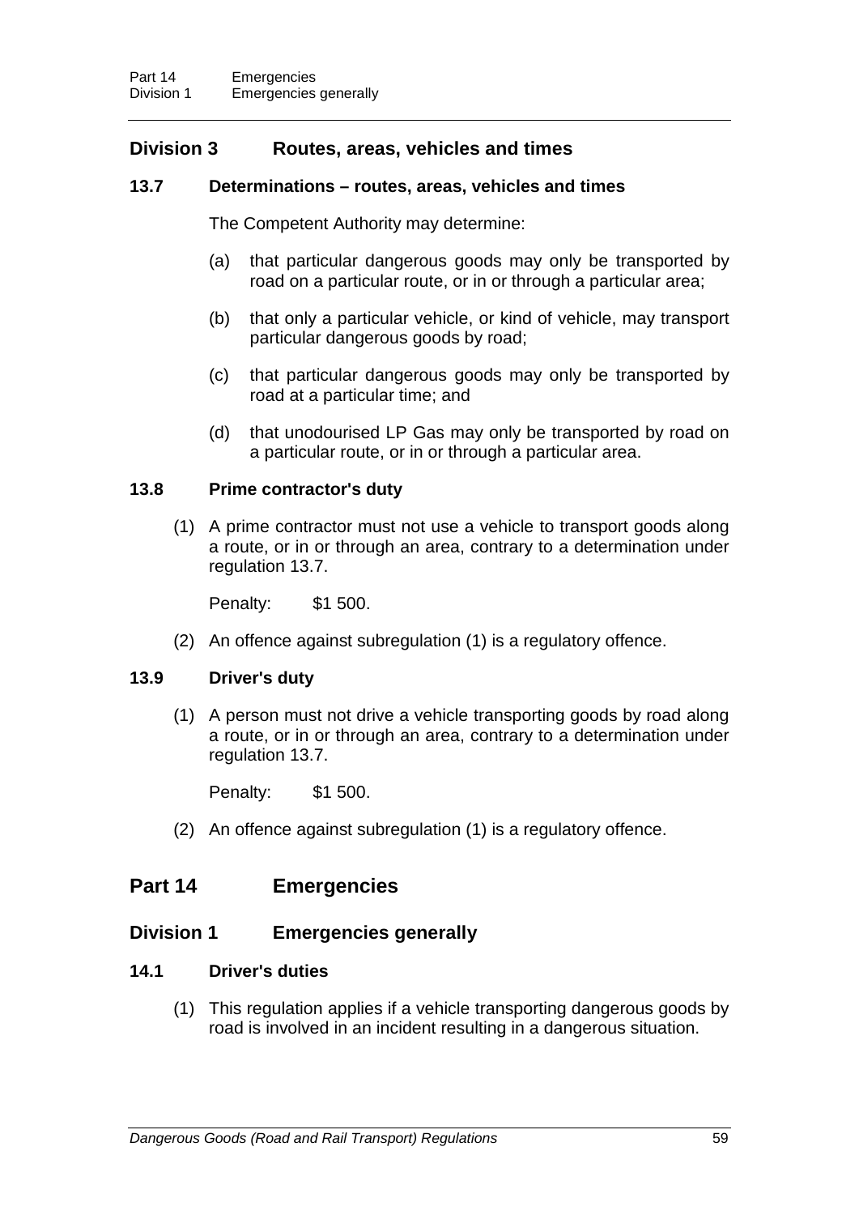## Division 3 Routes, areas, vehicles and times

### 13.7 Determinations – routes, areas, vehicles and times

The Competent Authority may determine:

(a) that particular dangerous goods may only be transported by road on a particular route, or in or through a particular area;

(b) that only a particular vehicle, or kind of vehicle, may transport particular dangerous goods by road;

(c) that particular dangerous goods may only be transported by road at a particular time; and

(d) that unodourised LP Gas may only be transported by road on a particular route, or in or through a particular area.

### 13.8 Prime contractor's duty

(1) A prime contractor must not use a vehicle to transport goods along a route, or in or through an area, contrary to a determination under regulation 13.7.

Penalty: $1 500.

(2) An offence against subregulation (1) is a regulatory offence.

### 13.9 Driver's duty

(1) A person must not drive a vehicle transporting goods by road along a route, or in or through an area, contrary to a determination under regulation 13.7.

Penalty: $1 500.

(2) An offence against subregulation (1) is a regulatory offence.

# Part 14 Emergencies

## Division 1 Emergencies generally

### 14.1 Driver's duties

(1) This regulation applies if a vehicle transporting dangerous goods by road is involved in an incident resulting in a dangerous situation.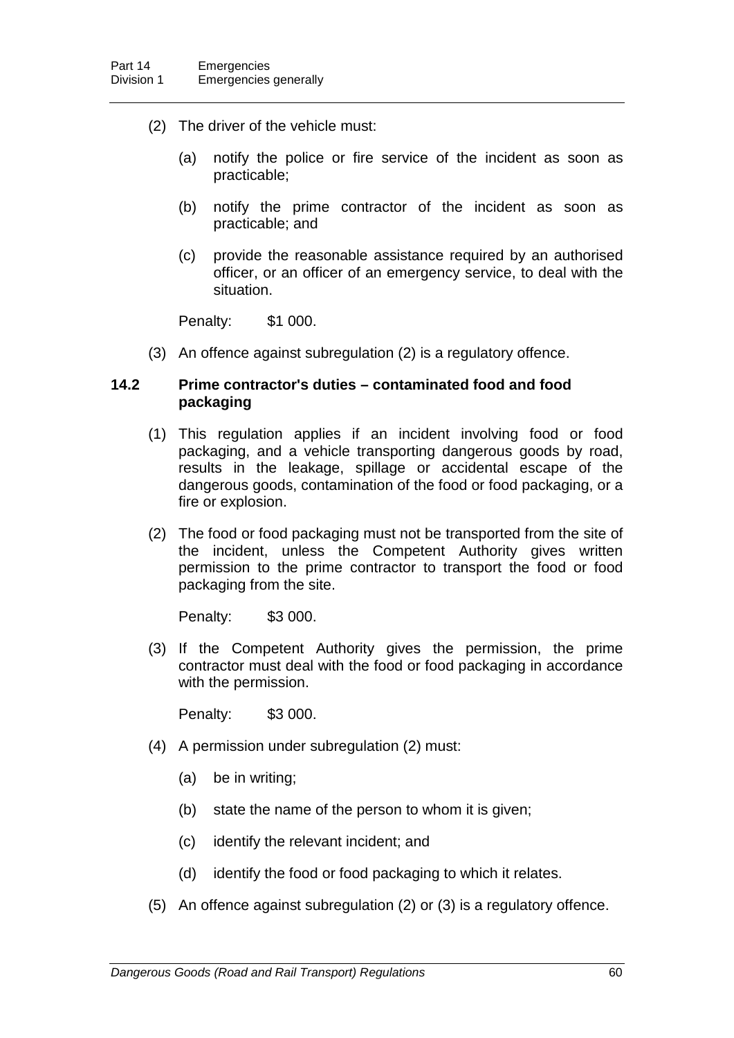(2) The driver of the vehicle must:

(a) notify the police or fire service of the incident as soon as practicable;

(b) notify the prime contractor of the incident as soon as practicable; and

(c) provide the reasonable assistance required by an authorised officer, or an officer of an emergency service, to deal with the situation.

Penalty: $1 000.

(3) An offence against subregulation (2) is a regulatory offence.

### 14.2 Prime contractor's duties – contaminated food and food packaging

(1) This regulation applies if an incident involving food or food packaging, and a vehicle transporting dangerous goods by road, results in the leakage, spillage or accidental escape of the dangerous goods, contamination of the food or food packaging, or a fire or explosion.

(2) The food or food packaging must not be transported from the site of the incident, unless the Competent Authority gives written permission to the prime contractor to transport the food or food packaging from the site.

Penalty: $3 000.

(3) If the Competent Authority gives the permission, the prime contractor must deal with the food or food packaging in accordance with the permission.

Penalty: $3 000.

(4) A permission under subregulation (2) must:

(a) be in writing;

(b) state the name of the person to whom it is given;

(c) identify the relevant incident; and

(d) identify the food or food packaging to which it relates.

(5) An offence against subregulation (2) or (3) is a regulatory offence.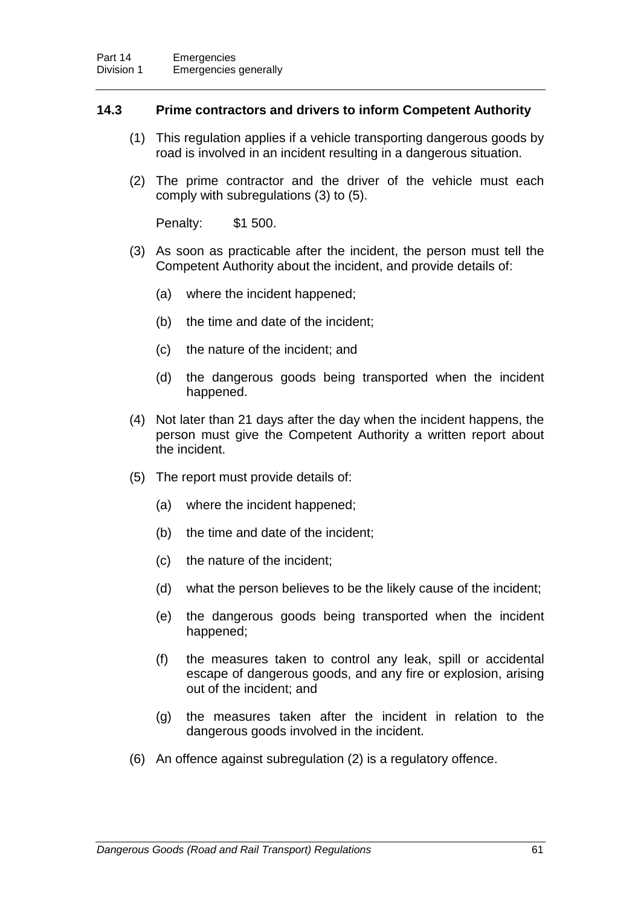### 14.3 Prime contractors and drivers to inform Competent Authority

(1) This regulation applies if a vehicle transporting dangerous goods by road is involved in an incident resulting in a dangerous situation.

(2) The prime contractor and the driver of the vehicle must each comply with subregulations (3) to (5).

Penalty: $1 500.

(3) As soon as practicable after the incident, the person must tell the Competent Authority about the incident, and provide details of:

(a) where the incident happened;

(b) the time and date of the incident;

(c) the nature of the incident; and

(d) the dangerous goods being transported when the incident happened.

(4) Not later than 21 days after the day when the incident happens, the person must give the Competent Authority a written report about the incident.

(5) The report must provide details of:

(a) where the incident happened;

(b) the time and date of the incident;

(c) the nature of the incident;

(d) what the person believes to be the likely cause of the incident;

(e) the dangerous goods being transported when the incident happened;

(f) the measures taken to control any leak, spill or accidental escape of dangerous goods, and any fire or explosion, arising out of the incident; and

(g) the measures taken after the incident in relation to the dangerous goods involved in the incident.

(6) An offence against subregulation (2) is a regulatory offence.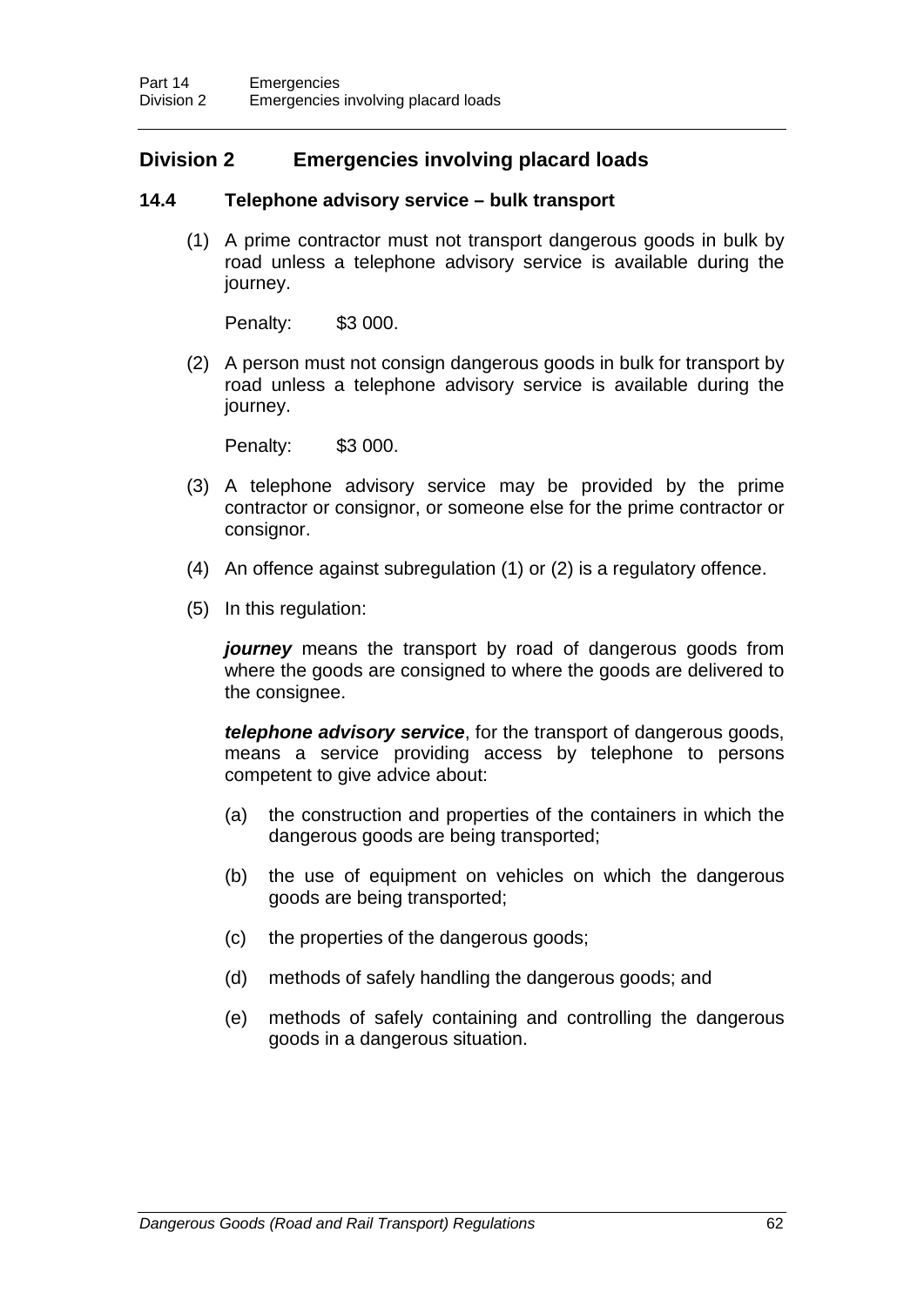## Division 2 Emergencies involving placard loads

### 14.4 Telephone advisory service – bulk transport

(1) A prime contractor must not transport dangerous goods in bulk by road unless a telephone advisory service is available during the journey.

Penalty: $3 000.

(2) A person must not consign dangerous goods in bulk for transport by road unless a telephone advisory service is available during the journey.

Penalty: $3 000.

(3) A telephone advisory service may be provided by the prime contractor or consignor, or someone else for the prime contractor or consignor.

(4) An offence against subregulation (1) or (2) is a regulatory offence.

(5) In this regulation:

***journey*** means the transport by road of dangerous goods from where the goods are consigned to where the goods are delivered to the consignee.

***telephone advisory service***, for the transport of dangerous goods, means a service providing access by telephone to persons competent to give advice about:

(a) the construction and properties of the containers in which the dangerous goods are being transported;

(b) the use of equipment on vehicles on which the dangerous goods are being transported;

(c) the properties of the dangerous goods;

(d) methods of safely handling the dangerous goods; and

(e) methods of safely containing and controlling the dangerous goods in a dangerous situation.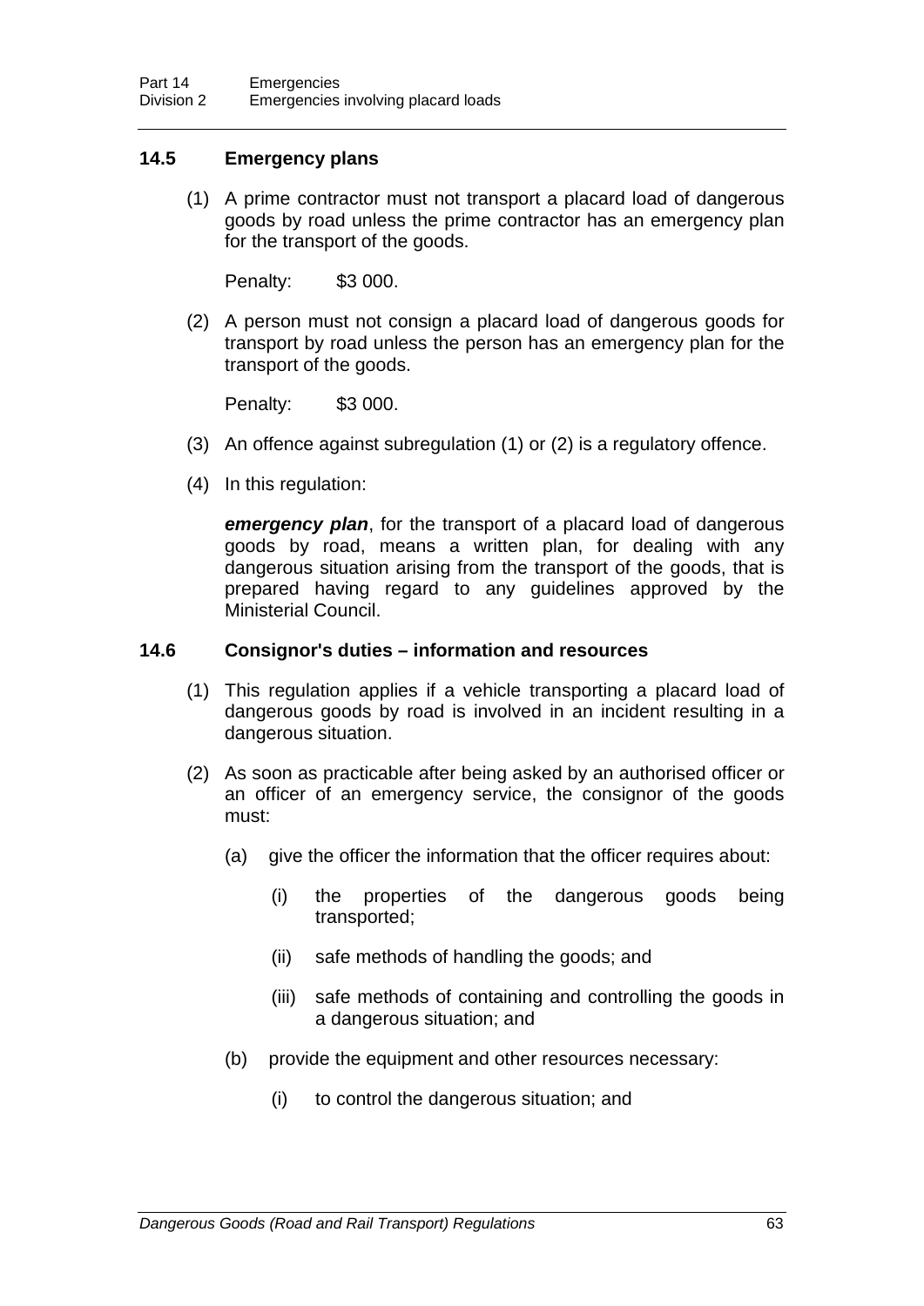### 14.5 Emergency plans

(1) A prime contractor must not transport a placard load of dangerous goods by road unless the prime contractor has an emergency plan for the transport of the goods.

Penalty: $3 000.

(2) A person must not consign a placard load of dangerous goods for transport by road unless the person has an emergency plan for the transport of the goods.

Penalty: $3 000.

(3) An offence against subregulation (1) or (2) is a regulatory offence.

(4) In this regulation:

***emergency plan***, for the transport of a placard load of dangerous goods by road, means a written plan, for dealing with any dangerous situation arising from the transport of the goods, that is prepared having regard to any guidelines approved by the Ministerial Council.

### 14.6 Consignor's duties – information and resources

(1) This regulation applies if a vehicle transporting a placard load of dangerous goods by road is involved in an incident resulting in a dangerous situation.

(2) As soon as practicable after being asked by an authorised officer or an officer of an emergency service, the consignor of the goods must:

(a) give the officer the information that the officer requires about:

(i) the properties of the dangerous goods being transported;

(ii) safe methods of handling the goods; and

(iii) safe methods of containing and controlling the goods in a dangerous situation; and

(b) provide the equipment and other resources necessary:

(i) to control the dangerous situation; and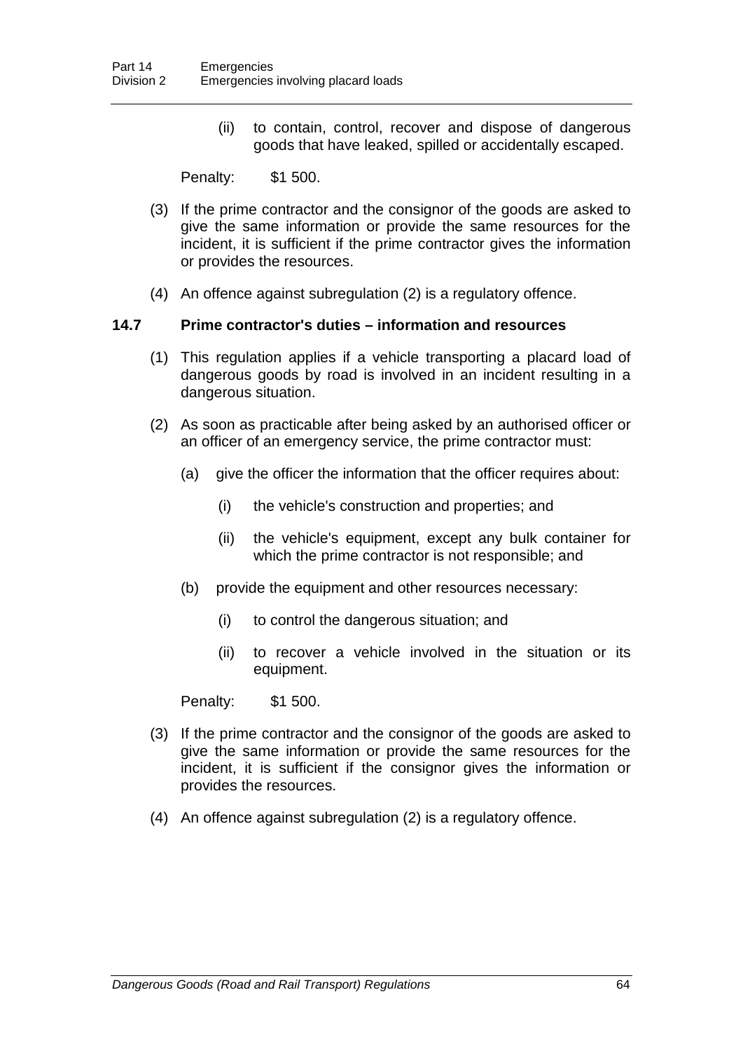(ii) to contain, control, recover and dispose of dangerous goods that have leaked, spilled or accidentally escaped.

Penalty: $1 500.

(3) If the prime contractor and the consignor of the goods are asked to give the same information or provide the same resources for the incident, it is sufficient if the prime contractor gives the information or provides the resources.

(4) An offence against subregulation (2) is a regulatory offence.

### 14.7 Prime contractor's duties – information and resources

(1) This regulation applies if a vehicle transporting a placard load of dangerous goods by road is involved in an incident resulting in a dangerous situation.

(2) As soon as practicable after being asked by an authorised officer or an officer of an emergency service, the prime contractor must:

(a) give the officer the information that the officer requires about:

(i) the vehicle's construction and properties; and

(ii) the vehicle's equipment, except any bulk container for which the prime contractor is not responsible; and

(b) provide the equipment and other resources necessary:

(i) to control the dangerous situation; and

(ii) to recover a vehicle involved in the situation or its equipment.

Penalty: $1 500.

(3) If the prime contractor and the consignor of the goods are asked to give the same information or provide the same resources for the incident, it is sufficient if the consignor gives the information or provides the resources.

(4) An offence against subregulation (2) is a regulatory offence.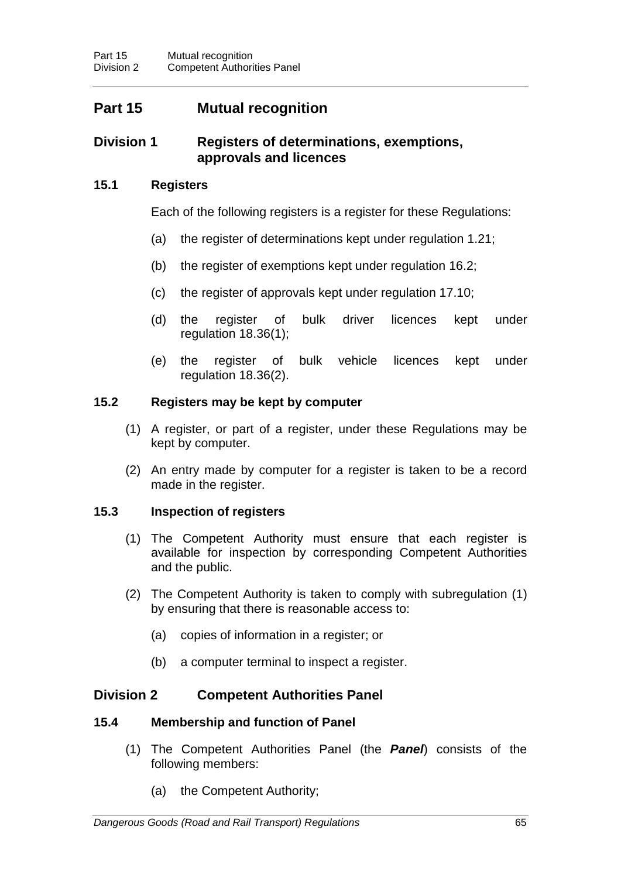# Part 15 Mutual recognition

## Division 1 Registers of determinations, exemptions, approvals and licences

### 15.1 Registers

Each of the following registers is a register for these Regulations:

(a) the register of determinations kept under regulation 1.21;

(b) the register of exemptions kept under regulation 16.2;

(c) the register of approvals kept under regulation 17.10;

(d) the register of bulk driver licences kept under regulation 18.36(1);

(e) the register of bulk vehicle licences kept under regulation 18.36(2).

### 15.2 Registers may be kept by computer

(1) A register, or part of a register, under these Regulations may be kept by computer.

(2) An entry made by computer for a register is taken to be a record made in the register.

### 15.3 Inspection of registers

(1) The Competent Authority must ensure that each register is available for inspection by corresponding Competent Authorities and the public.

(2) The Competent Authority is taken to comply with subregulation (1) by ensuring that there is reasonable access to:

(a) copies of information in a register; or

(b) a computer terminal to inspect a register.

## Division 2 Competent Authorities Panel

### 15.4 Membership and function of Panel

(1) The Competent Authorities Panel (the ***Panel***) consists of the following members:

(a) the Competent Authority;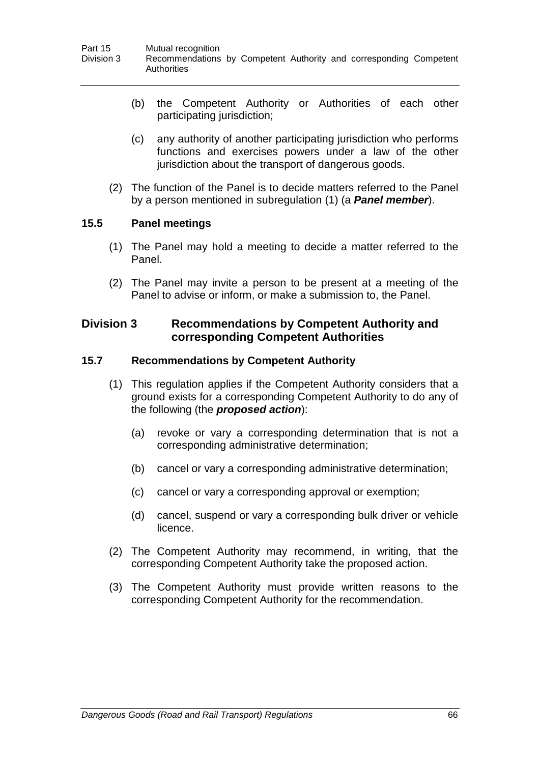(b) the Competent Authority or Authorities of each other participating jurisdiction;

(c) any authority of another participating jurisdiction who performs functions and exercises powers under a law of the other jurisdiction about the transport of dangerous goods.

(2) The function of the Panel is to decide matters referred to the Panel by a person mentioned in subregulation (1) (a ***Panel member***).

### 15.5 Panel meetings

(1) The Panel may hold a meeting to decide a matter referred to the Panel.

(2) The Panel may invite a person to be present at a meeting of the Panel to advise or inform, or make a submission to, the Panel.

## Division 3 Recommendations by Competent Authority and corresponding Competent Authorities

### 15.7 Recommendations by Competent Authority

(1) This regulation applies if the Competent Authority considers that a ground exists for a corresponding Competent Authority to do any of the following (the ***proposed action***):

(a) revoke or vary a corresponding determination that is not a corresponding administrative determination;

(b) cancel or vary a corresponding administrative determination;

(c) cancel or vary a corresponding approval or exemption;

(d) cancel, suspend or vary a corresponding bulk driver or vehicle licence.

(2) The Competent Authority may recommend, in writing, that the corresponding Competent Authority take the proposed action.

(3) The Competent Authority must provide written reasons to the corresponding Competent Authority for the recommendation.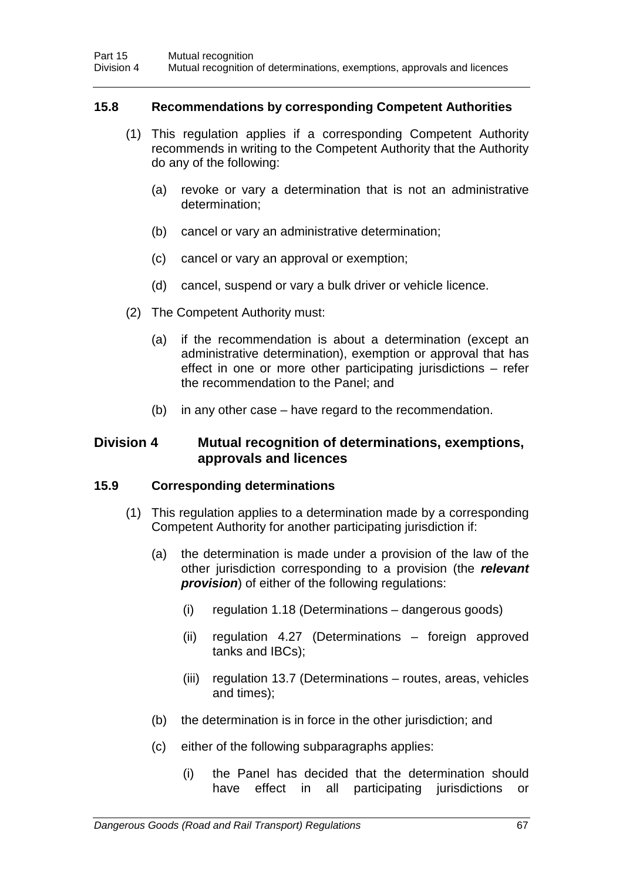### 15.8 Recommendations by corresponding Competent Authorities

(1) This regulation applies if a corresponding Competent Authority recommends in writing to the Competent Authority that the Authority do any of the following:

(a) revoke or vary a determination that is not an administrative determination;

(b) cancel or vary an administrative determination;

(c) cancel or vary an approval or exemption;

(d) cancel, suspend or vary a bulk driver or vehicle licence.

(2) The Competent Authority must:

(a) if the recommendation is about a determination (except an administrative determination), exemption or approval that has effect in one or more other participating jurisdictions – refer the recommendation to the Panel; and

(b) in any other case – have regard to the recommendation.

## Division 4 Mutual recognition of determinations, exemptions, approvals and licences

### 15.9 Corresponding determinations

(1) This regulation applies to a determination made by a corresponding Competent Authority for another participating jurisdiction if:

(a) the determination is made under a provision of the law of the other jurisdiction corresponding to a provision (the ***relevant provision***) of either of the following regulations:

(i) regulation 1.18 (Determinations – dangerous goods)

(ii) regulation 4.27 (Determinations – foreign approved tanks and IBCs);

(iii) regulation 13.7 (Determinations – routes, areas, vehicles and times);

(b) the determination is in force in the other jurisdiction; and

(c) either of the following subparagraphs applies:

(i) the Panel has decided that the determination should have effect in all participating jurisdictions or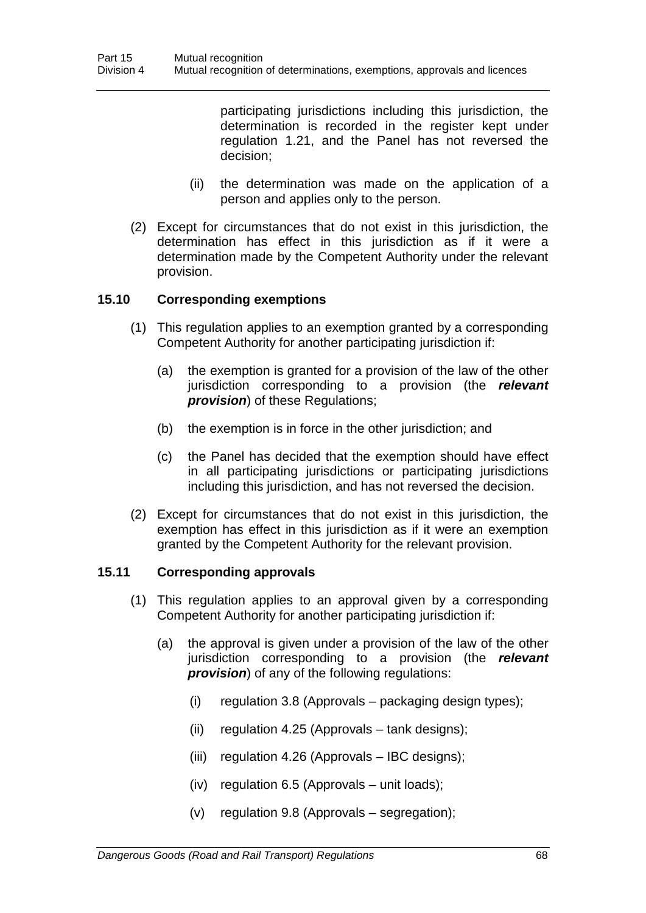participating jurisdictions including this jurisdiction, the determination is recorded in the register kept under regulation 1.21, and the Panel has not reversed the decision;

(ii) the determination was made on the application of a person and applies only to the person.

(2) Except for circumstances that do not exist in this jurisdiction, the determination has effect in this jurisdiction as if it were a determination made by the Competent Authority under the relevant provision.

### 15.10 Corresponding exemptions

(1) This regulation applies to an exemption granted by a corresponding Competent Authority for another participating jurisdiction if:

(a) the exemption is granted for a provision of the law of the other jurisdiction corresponding to a provision (the ***relevant provision***) of these Regulations;

(b) the exemption is in force in the other jurisdiction; and

(c) the Panel has decided that the exemption should have effect in all participating jurisdictions or participating jurisdictions including this jurisdiction, and has not reversed the decision.

(2) Except for circumstances that do not exist in this jurisdiction, the exemption has effect in this jurisdiction as if it were an exemption granted by the Competent Authority for the relevant provision.

### 15.11 Corresponding approvals

(1) This regulation applies to an approval given by a corresponding Competent Authority for another participating jurisdiction if:

(a) the approval is given under a provision of the law of the other jurisdiction corresponding to a provision (the ***relevant provision***) of any of the following regulations:

(i) regulation 3.8 (Approvals – packaging design types);

(ii) regulation 4.25 (Approvals – tank designs);

(iii) regulation 4.26 (Approvals – IBC designs);

(iv) regulation 6.5 (Approvals – unit loads);

(v) regulation 9.8 (Approvals – segregation);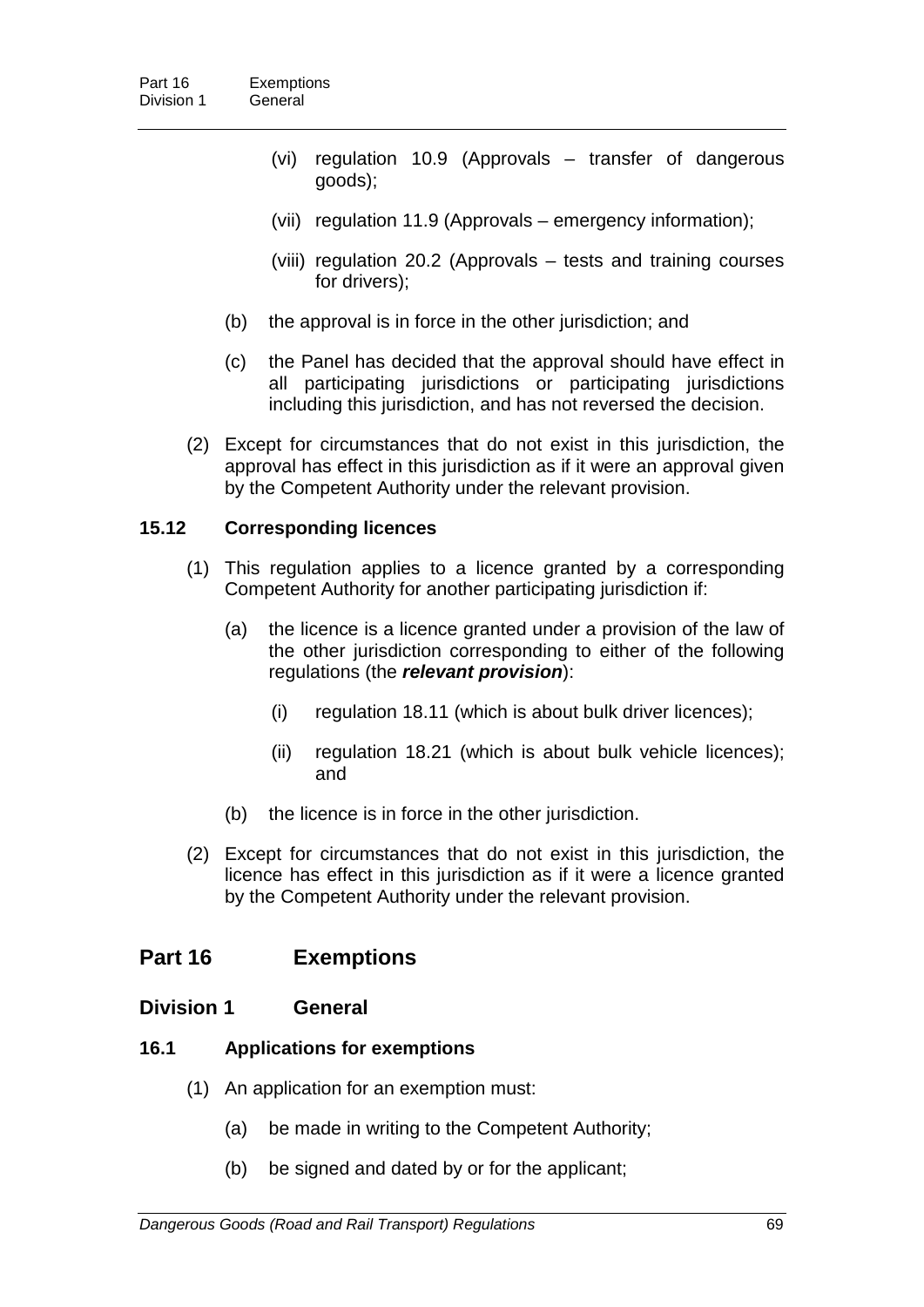(vi) regulation 10.9 (Approvals – transfer of dangerous goods);

(vii) regulation 11.9 (Approvals – emergency information);

(viii) regulation 20.2 (Approvals – tests and training courses for drivers);

(b) the approval is in force in the other jurisdiction; and

(c) the Panel has decided that the approval should have effect in all participating jurisdictions or participating jurisdictions including this jurisdiction, and has not reversed the decision.

(2) Except for circumstances that do not exist in this jurisdiction, the approval has effect in this jurisdiction as if it were an approval given by the Competent Authority under the relevant provision.

### 15.12 Corresponding licences

(1) This regulation applies to a licence granted by a corresponding Competent Authority for another participating jurisdiction if:

(a) the licence is a licence granted under a provision of the law of the other jurisdiction corresponding to either of the following regulations (the ***relevant provision***):

(i) regulation 18.11 (which is about bulk driver licences);

(ii) regulation 18.21 (which is about bulk vehicle licences); and

(b) the licence is in force in the other jurisdiction.

(2) Except for circumstances that do not exist in this jurisdiction, the licence has effect in this jurisdiction as if it were a licence granted by the Competent Authority under the relevant provision.

# Part 16 Exemptions

## Division 1 General

### 16.1 Applications for exemptions

(1) An application for an exemption must:

(a) be made in writing to the Competent Authority;

(b) be signed and dated by or for the applicant;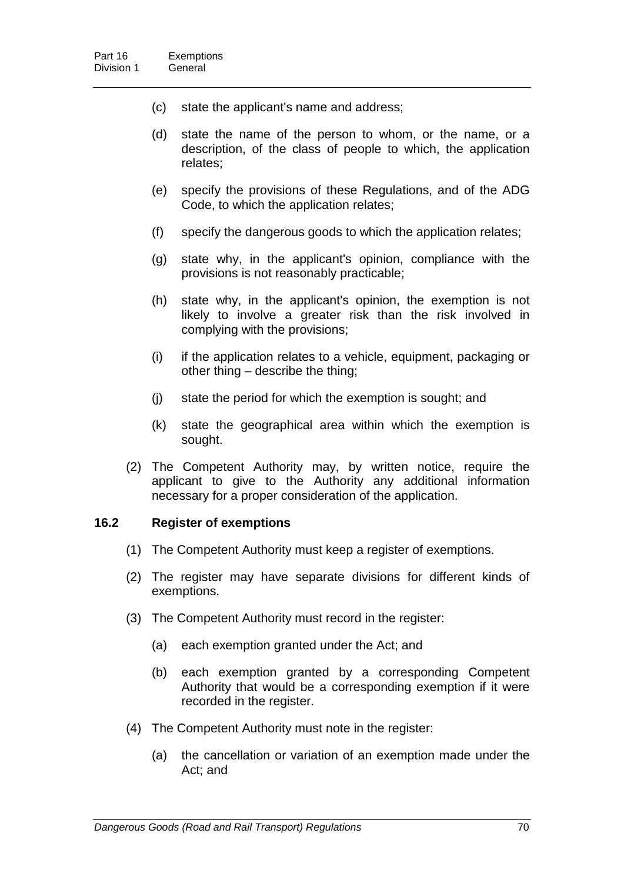(c) state the applicant's name and address;

(d) state the name of the person to whom, or the name, or a description, of the class of people to which, the application relates;

(e) specify the provisions of these Regulations, and of the ADG Code, to which the application relates;

(f) specify the dangerous goods to which the application relates;

(g) state why, in the applicant's opinion, compliance with the provisions is not reasonably practicable;

(h) state why, in the applicant's opinion, the exemption is not likely to involve a greater risk than the risk involved in complying with the provisions;

(i) if the application relates to a vehicle, equipment, packaging or other thing – describe the thing;

(j) state the period for which the exemption is sought; and

(k) state the geographical area within which the exemption is sought.

(2) The Competent Authority may, by written notice, require the applicant to give to the Authority any additional information necessary for a proper consideration of the application.

### 16.2 Register of exemptions

(1) The Competent Authority must keep a register of exemptions.

(2) The register may have separate divisions for different kinds of exemptions.

(3) The Competent Authority must record in the register:

(a) each exemption granted under the Act; and

(b) each exemption granted by a corresponding Competent Authority that would be a corresponding exemption if it were recorded in the register.

(4) The Competent Authority must note in the register:

(a) the cancellation or variation of an exemption made under the Act; and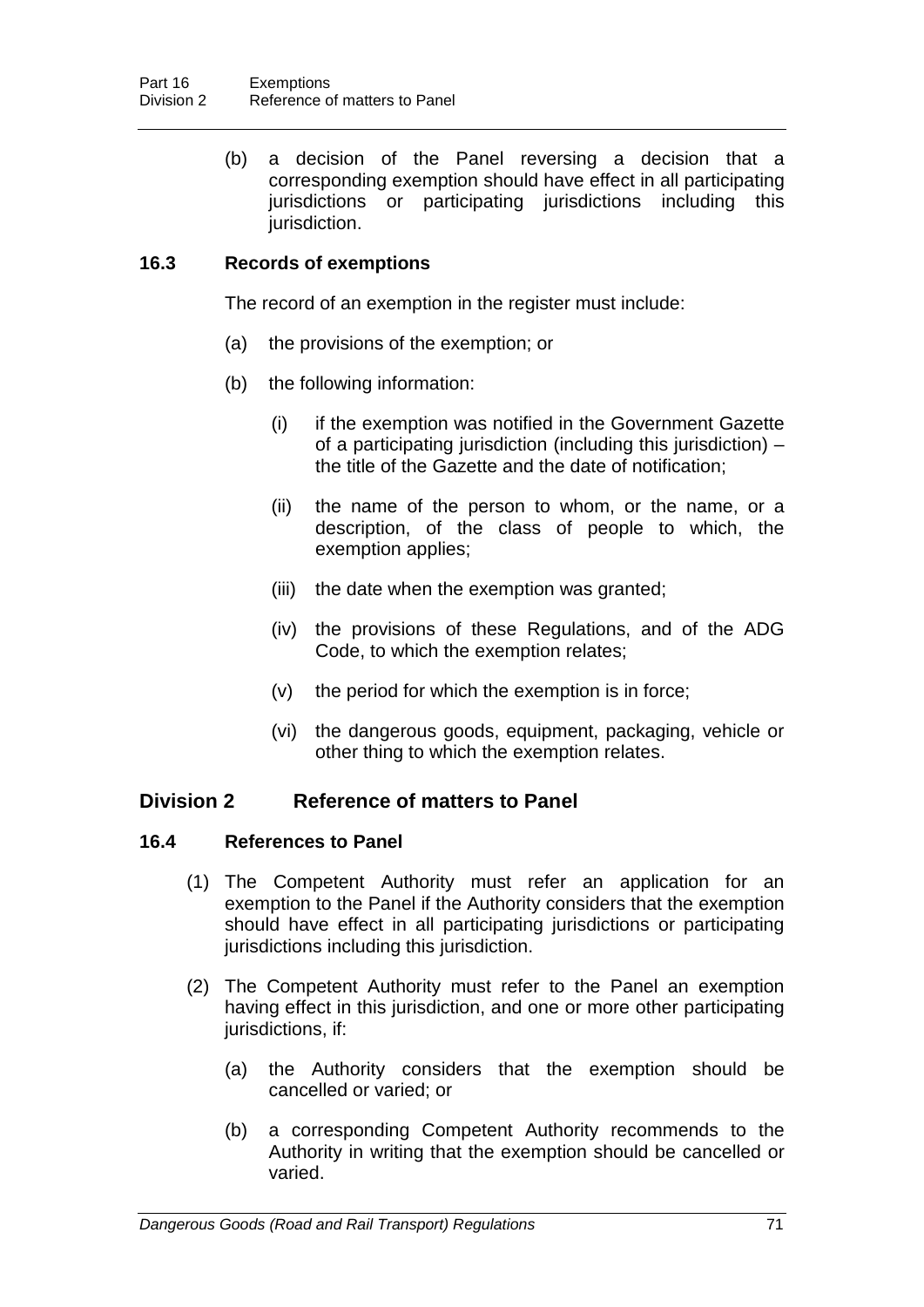(b) a decision of the Panel reversing a decision that a corresponding exemption should have effect in all participating jurisdictions or participating jurisdictions including this jurisdiction.

### 16.3 Records of exemptions

The record of an exemption in the register must include:

(a) the provisions of the exemption; or

(b) the following information:

(i) if the exemption was notified in the Government Gazette of a participating jurisdiction (including this jurisdiction) – the title of the Gazette and the date of notification;

(ii) the name of the person to whom, or the name, or a description, of the class of people to which, the exemption applies;

(iii) the date when the exemption was granted;

(iv) the provisions of these Regulations, and of the ADG Code, to which the exemption relates;

(v) the period for which the exemption is in force;

(vi) the dangerous goods, equipment, packaging, vehicle or other thing to which the exemption relates.

## Division 2 Reference of matters to Panel

### 16.4 References to Panel

(1) The Competent Authority must refer an application for an exemption to the Panel if the Authority considers that the exemption should have effect in all participating jurisdictions or participating jurisdictions including this jurisdiction.

(2) The Competent Authority must refer to the Panel an exemption having effect in this jurisdiction, and one or more other participating jurisdictions, if:

(a) the Authority considers that the exemption should be cancelled or varied; or

(b) a corresponding Competent Authority recommends to the Authority in writing that the exemption should be cancelled or varied.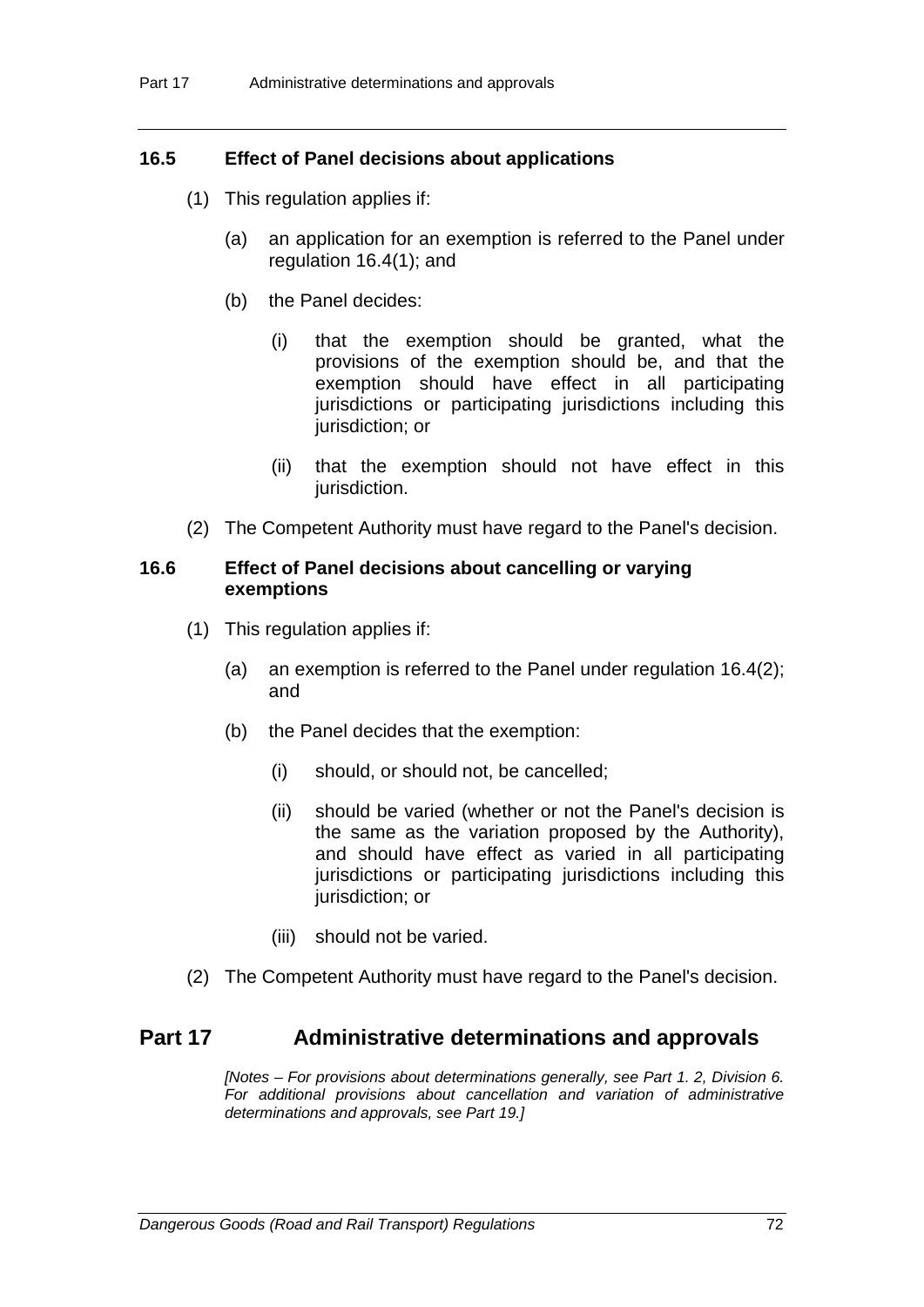### 16.5 Effect of Panel decisions about applications

(1) This regulation applies if:

(a) an application for an exemption is referred to the Panel under regulation 16.4(1); and

(b) the Panel decides:

(i) that the exemption should be granted, what the provisions of the exemption should be, and that the exemption should have effect in all participating jurisdictions or participating jurisdictions including this jurisdiction; or

(ii) that the exemption should not have effect in this jurisdiction.

(2) The Competent Authority must have regard to the Panel's decision.

### 16.6 Effect of Panel decisions about cancelling or varying exemptions

(1) This regulation applies if:

(a) an exemption is referred to the Panel under regulation 16.4(2); and

(b) the Panel decides that the exemption:

(i) should, or should not, be cancelled;

(ii) should be varied (whether or not the Panel's decision is the same as the variation proposed by the Authority), and should have effect as varied in all participating jurisdictions or participating jurisdictions including this jurisdiction; or

(iii) should not be varied.

(2) The Competent Authority must have regard to the Panel's decision.

## Part 17 Administrative determinations and approvals

*[Notes – For provisions about determinations generally, see Part 1. 2, Division 6. For additional provisions about cancellation and variation of administrative determinations and approvals, see Part 19.]*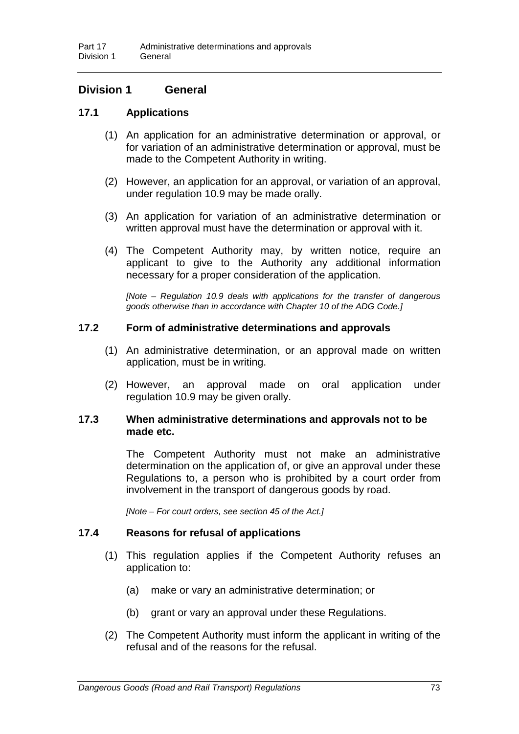## Division 1 General

### 17.1 Applications

(1) An application for an administrative determination or approval, or for variation of an administrative determination or approval, must be made to the Competent Authority in writing.

(2) However, an application for an approval, or variation of an approval, under regulation 10.9 may be made orally.

(3) An application for variation of an administrative determination or written approval must have the determination or approval with it.

(4) The Competent Authority may, by written notice, require an applicant to give to the Authority any additional information necessary for a proper consideration of the application.

*[Note – Regulation 10.9 deals with applications for the transfer of dangerous goods otherwise than in accordance with Chapter 10 of the ADG Code.]*

### 17.2 Form of administrative determinations and approvals

(1) An administrative determination, or an approval made on written application, must be in writing.

(2) However, an approval made on oral application under regulation 10.9 may be given orally.

### 17.3 When administrative determinations and approvals not to be made etc.

The Competent Authority must not make an administrative determination on the application of, or give an approval under these Regulations to, a person who is prohibited by a court order from involvement in the transport of dangerous goods by road.

*[Note – For court orders, see section 45 of the Act.]*

### 17.4 Reasons for refusal of applications

(1) This regulation applies if the Competent Authority refuses an application to:

(a) make or vary an administrative determination; or

(b) grant or vary an approval under these Regulations.

(2) The Competent Authority must inform the applicant in writing of the refusal and of the reasons for the refusal.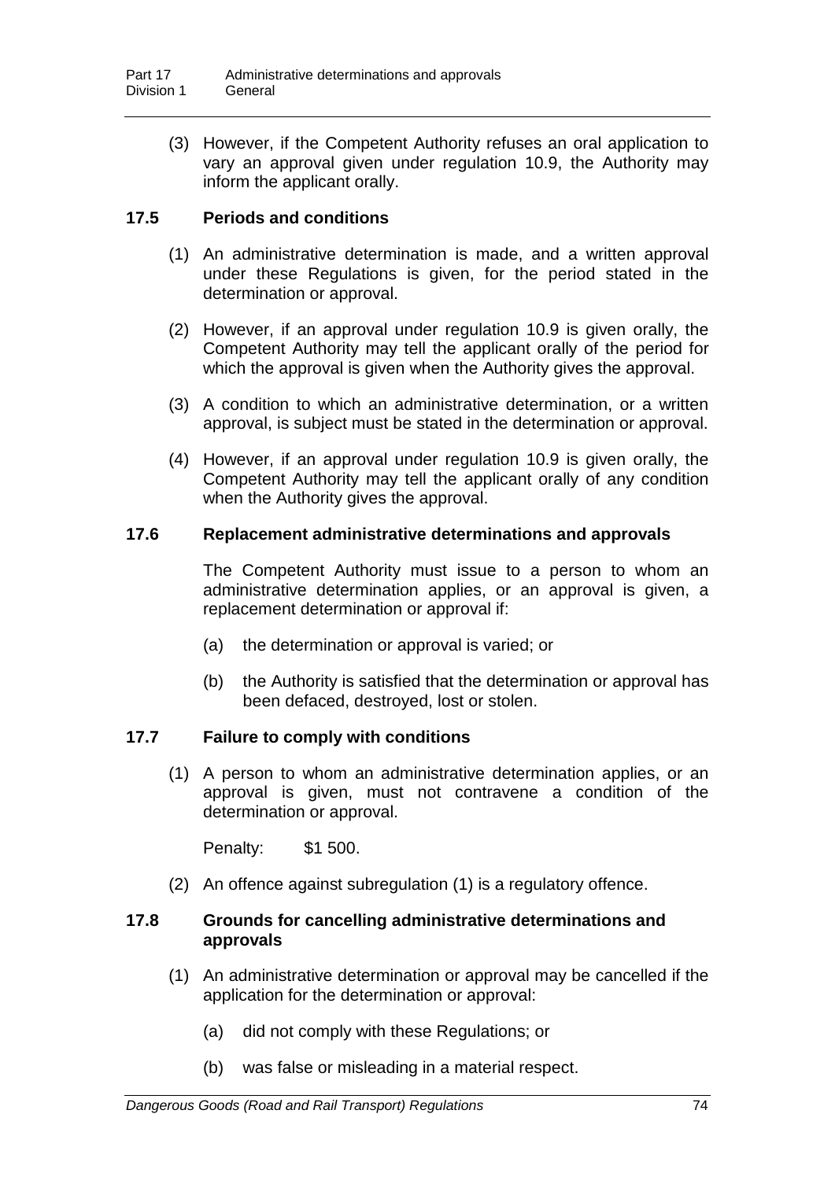(3) However, if the Competent Authority refuses an oral application to vary an approval given under regulation 10.9, the Authority may inform the applicant orally.

### 17.5 Periods and conditions

(1) An administrative determination is made, and a written approval under these Regulations is given, for the period stated in the determination or approval.

(2) However, if an approval under regulation 10.9 is given orally, the Competent Authority may tell the applicant orally of the period for which the approval is given when the Authority gives the approval.

(3) A condition to which an administrative determination, or a written approval, is subject must be stated in the determination or approval.

(4) However, if an approval under regulation 10.9 is given orally, the Competent Authority may tell the applicant orally of any condition when the Authority gives the approval.

### 17.6 Replacement administrative determinations and approvals

The Competent Authority must issue to a person to whom an administrative determination applies, or an approval is given, a replacement determination or approval if:

(a) the determination or approval is varied; or

(b) the Authority is satisfied that the determination or approval has been defaced, destroyed, lost or stolen.

### 17.7 Failure to comply with conditions

(1) A person to whom an administrative determination applies, or an approval is given, must not contravene a condition of the determination or approval.

Penalty: $1 500.

(2) An offence against subregulation (1) is a regulatory offence.

### 17.8 Grounds for cancelling administrative determinations and approvals

(1) An administrative determination or approval may be cancelled if the application for the determination or approval:

(a) did not comply with these Regulations; or

(b) was false or misleading in a material respect.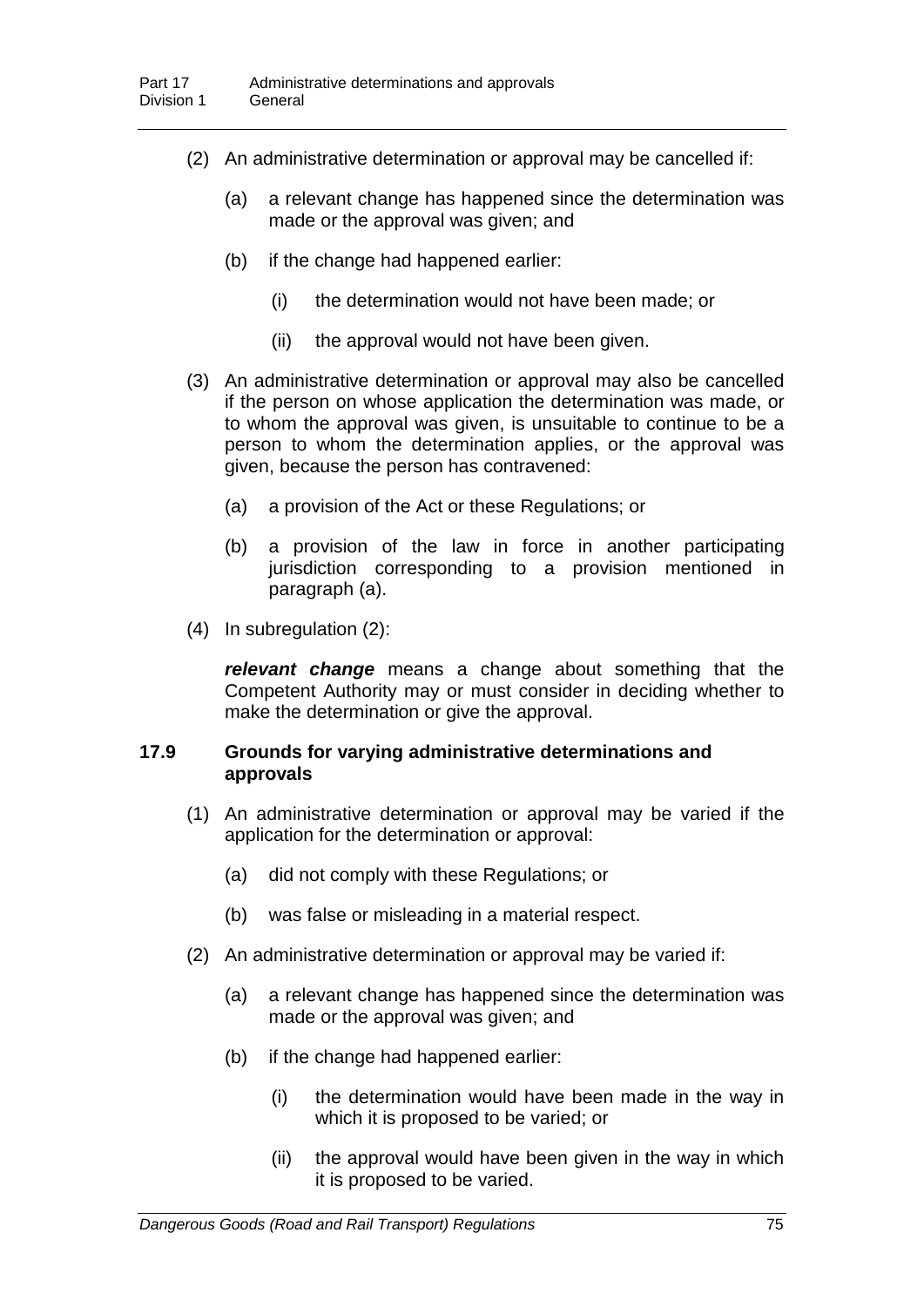(2) An administrative determination or approval may be cancelled if:

(a) a relevant change has happened since the determination was made or the approval was given; and

(b) if the change had happened earlier:

(i) the determination would not have been made; or

(ii) the approval would not have been given.

(3) An administrative determination or approval may also be cancelled if the person on whose application the determination was made, or to whom the approval was given, is unsuitable to continue to be a person to whom the determination applies, or the approval was given, because the person has contravened:

(a) a provision of the Act or these Regulations; or

(b) a provision of the law in force in another participating jurisdiction corresponding to a provision mentioned in paragraph (a).

(4) In subregulation (2):

***relevant change*** means a change about something that the Competent Authority may or must consider in deciding whether to make the determination or give the approval.

### 17.9 Grounds for varying administrative determinations and approvals

(1) An administrative determination or approval may be varied if the application for the determination or approval:

(a) did not comply with these Regulations; or

(b) was false or misleading in a material respect.

(2) An administrative determination or approval may be varied if:

(a) a relevant change has happened since the determination was made or the approval was given; and

(b) if the change had happened earlier:

(i) the determination would have been made in the way in which it is proposed to be varied; or

(ii) the approval would have been given in the way in which it is proposed to be varied.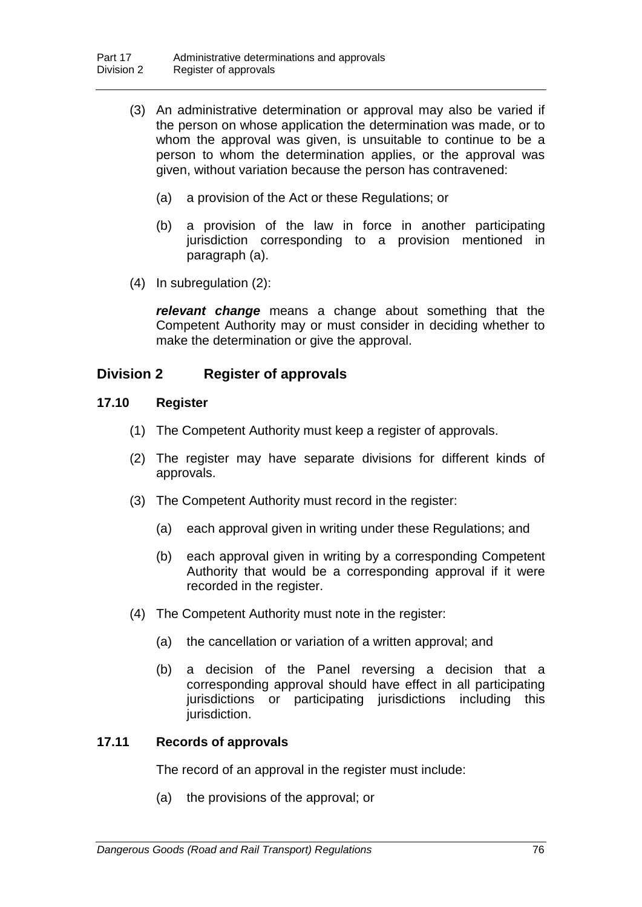(3) An administrative determination or approval may also be varied if the person on whose application the determination was made, or to whom the approval was given, is unsuitable to continue to be a person to whom the determination applies, or the approval was given, without variation because the person has contravened:

(a) a provision of the Act or these Regulations; or

(b) a provision of the law in force in another participating jurisdiction corresponding to a provision mentioned in paragraph (a).

(4) In subregulation (2):

***relevant change*** means a change about something that the Competent Authority may or must consider in deciding whether to make the determination or give the approval.

## Division 2 Register of approvals

### 17.10 Register

(1) The Competent Authority must keep a register of approvals.

(2) The register may have separate divisions for different kinds of approvals.

(3) The Competent Authority must record in the register:

(a) each approval given in writing under these Regulations; and

(b) each approval given in writing by a corresponding Competent Authority that would be a corresponding approval if it were recorded in the register.

(4) The Competent Authority must note in the register:

(a) the cancellation or variation of a written approval; and

(b) a decision of the Panel reversing a decision that a corresponding approval should have effect in all participating jurisdictions or participating jurisdictions including this jurisdiction.

### 17.11 Records of approvals

The record of an approval in the register must include:

(a) the provisions of the approval; or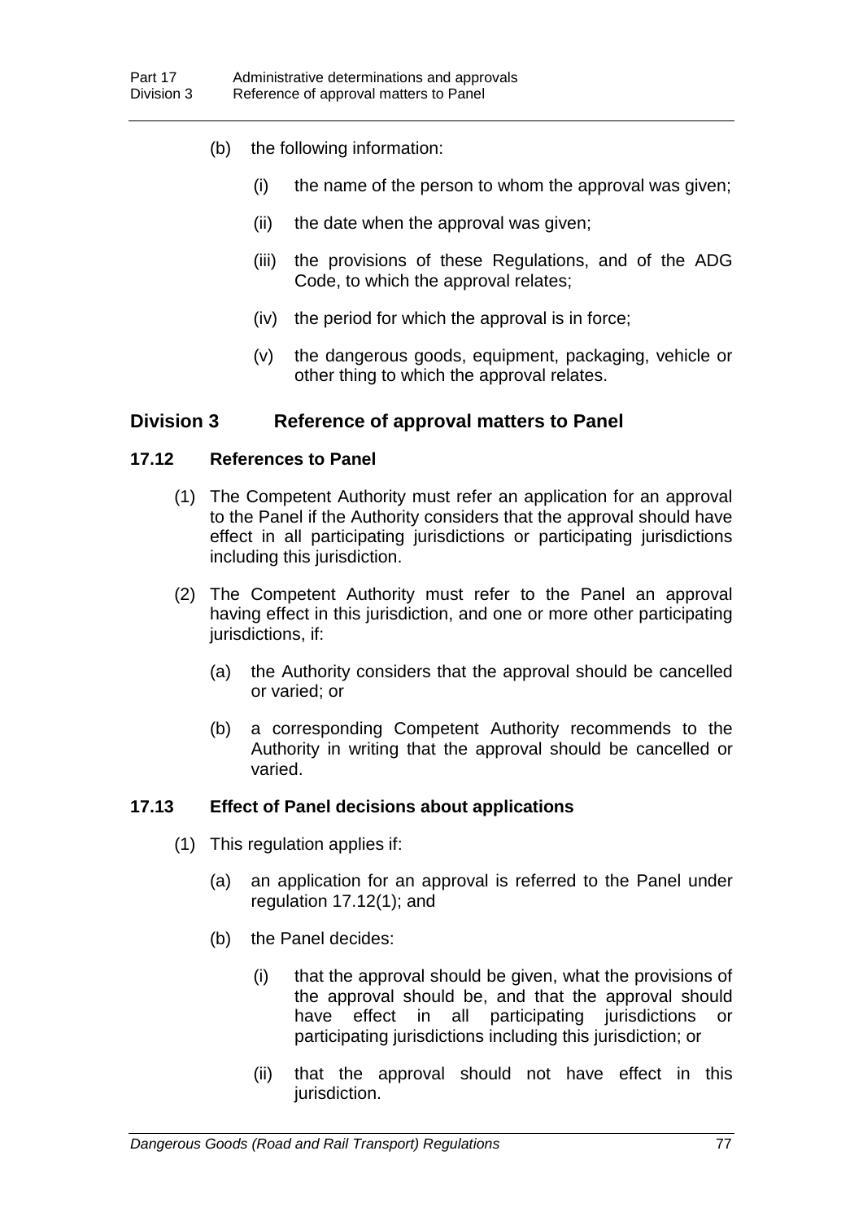(b) the following information:

  (i) the name of the person to whom the approval was given;

  (ii) the date when the approval was given;

  (iii) the provisions of these Regulations, and of the ADG Code, to which the approval relates;

  (iv) the period for which the approval is in force;

  (v) the dangerous goods, equipment, packaging, vehicle or other thing to which the approval relates.

## Division 3 Reference of approval matters to Panel

### 17.12 References to Panel

(1) The Competent Authority must refer an application for an approval to the Panel if the Authority considers that the approval should have effect in all participating jurisdictions or participating jurisdictions including this jurisdiction.

(2) The Competent Authority must refer to the Panel an approval having effect in this jurisdiction, and one or more other participating jurisdictions, if:

  (a) the Authority considers that the approval should be cancelled or varied; or

  (b) a corresponding Competent Authority recommends to the Authority in writing that the approval should be cancelled or varied.

### 17.13 Effect of Panel decisions about applications

(1) This regulation applies if:

  (a) an application for an approval is referred to the Panel under regulation 17.12(1); and

  (b) the Panel decides:

    (i) that the approval should be given, what the provisions of the approval should be, and that the approval should have effect in all participating jurisdictions or participating jurisdictions including this jurisdiction; or

    (ii) that the approval should not have effect in this jurisdiction.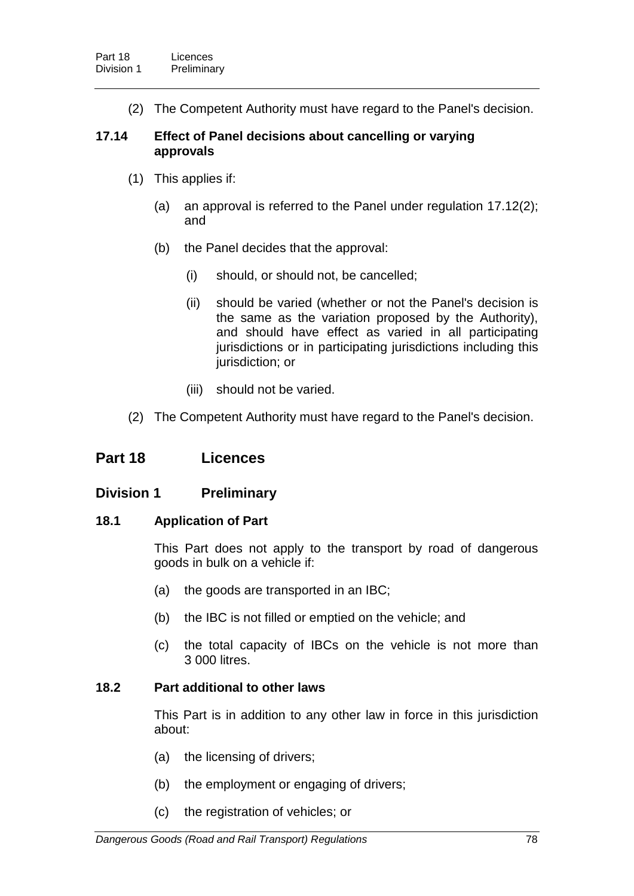(2) The Competent Authority must have regard to the Panel's decision.

### 17.14 Effect of Panel decisions about cancelling or varying approvals

(1) This applies if:

- (a) an approval is referred to the Panel under regulation 17.12(2); and
- (b) the Panel decides that the approval:
  - (i) should, or should not, be cancelled;
  - (ii) should be varied (whether or not the Panel's decision is the same as the variation proposed by the Authority), and should have effect as varied in all participating jurisdictions or in participating jurisdictions including this jurisdiction; or
  - (iii) should not be varied.

(2) The Competent Authority must have regard to the Panel's decision.

# Part 18 Licences

## Division 1 Preliminary

### 18.1 Application of Part

This Part does not apply to the transport by road of dangerous goods in bulk on a vehicle if:

- (a) the goods are transported in an IBC;
- (b) the IBC is not filled or emptied on the vehicle; and
- (c) the total capacity of IBCs on the vehicle is not more than 3 000 litres.

### 18.2 Part additional to other laws

This Part is in addition to any other law in force in this jurisdiction about:

- (a) the licensing of drivers;
- (b) the employment or engaging of drivers;
- (c) the registration of vehicles; or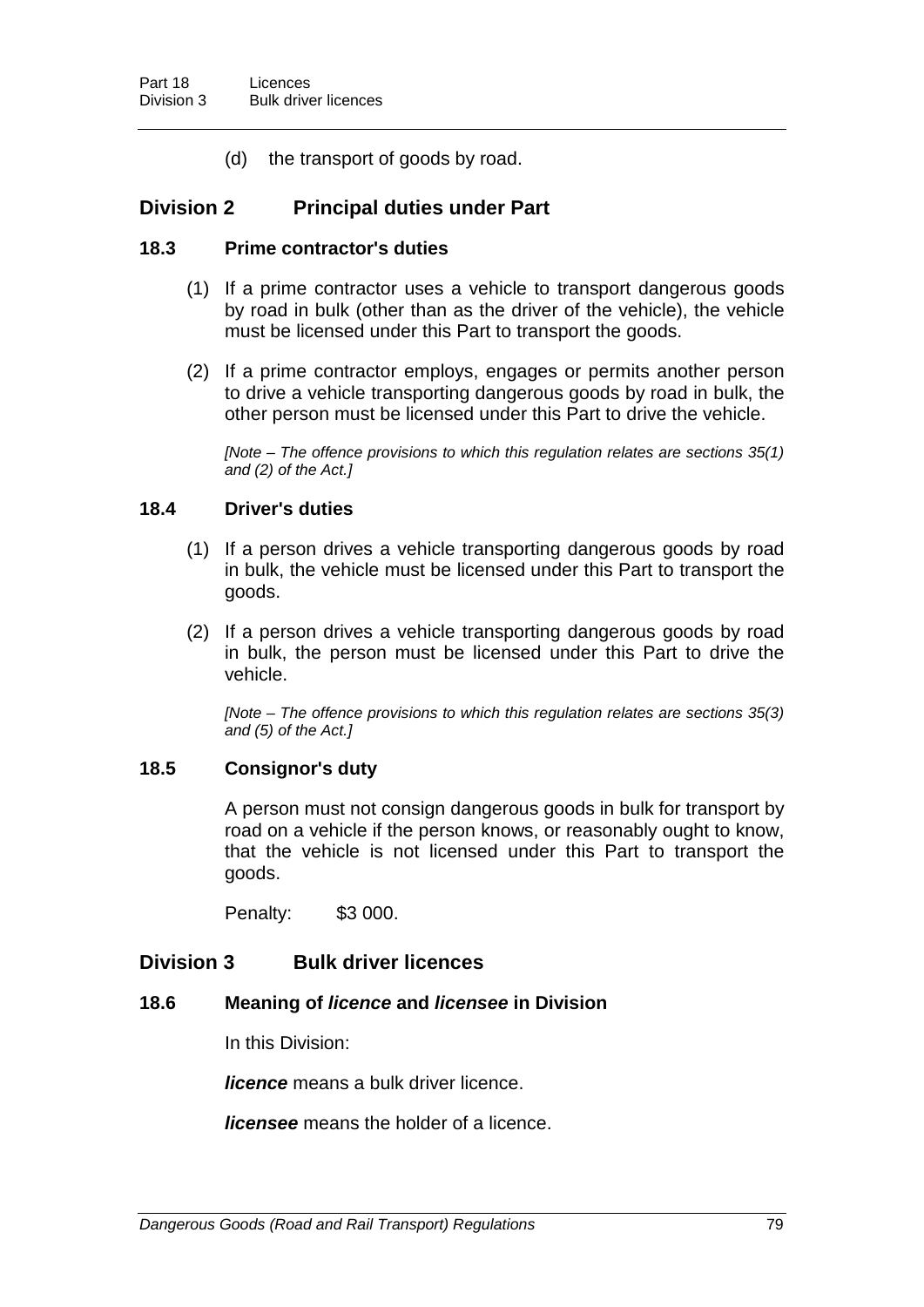(d) the transport of goods by road.

## Division 2 Principal duties under Part

### 18.3 Prime contractor's duties

(1) If a prime contractor uses a vehicle to transport dangerous goods by road in bulk (other than as the driver of the vehicle), the vehicle must be licensed under this Part to transport the goods.

(2) If a prime contractor employs, engages or permits another person to drive a vehicle transporting dangerous goods by road in bulk, the other person must be licensed under this Part to drive the vehicle.

*[Note – The offence provisions to which this regulation relates are sections 35(1) and (2) of the Act.]*

### 18.4 Driver's duties

(1) If a person drives a vehicle transporting dangerous goods by road in bulk, the vehicle must be licensed under this Part to transport the goods.

(2) If a person drives a vehicle transporting dangerous goods by road in bulk, the person must be licensed under this Part to drive the vehicle.

*[Note – The offence provisions to which this regulation relates are sections 35(3) and (5) of the Act.]*

### 18.5 Consignor's duty

A person must not consign dangerous goods in bulk for transport by road on a vehicle if the person knows, or reasonably ought to know, that the vehicle is not licensed under this Part to transport the goods.

Penalty: $3 000.

## Division 3 Bulk driver licences

### 18.6 Meaning of *licence* and *licensee* in Division

In this Division:

***licence*** means a bulk driver licence.

***licensee*** means the holder of a licence.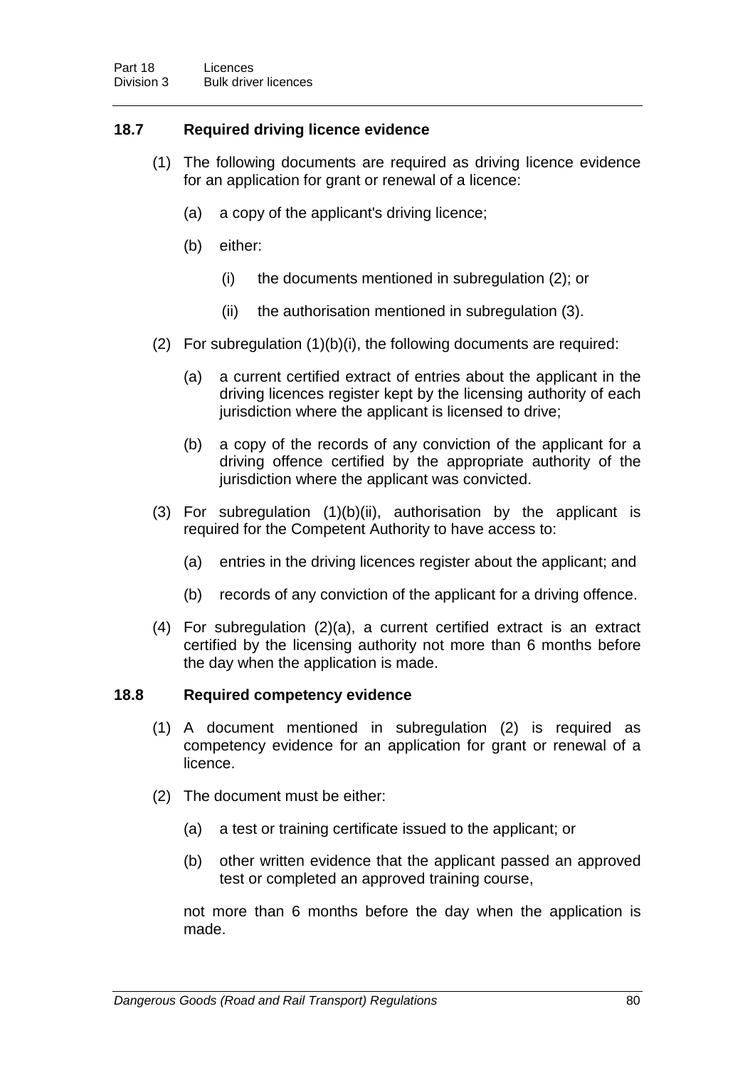## 18.7 Required driving licence evidence

(1) The following documents are required as driving licence evidence for an application for grant or renewal of a licence:

(a) a copy of the applicant's driving licence;

(b) either:

(i) the documents mentioned in subregulation (2); or

(ii) the authorisation mentioned in subregulation (3).

(2) For subregulation (1)(b)(i), the following documents are required:

(a) a current certified extract of entries about the applicant in the driving licences register kept by the licensing authority of each jurisdiction where the applicant is licensed to drive;

(b) a copy of the records of any conviction of the applicant for a driving offence certified by the appropriate authority of the jurisdiction where the applicant was convicted.

(3) For subregulation (1)(b)(ii), authorisation by the applicant is required for the Competent Authority to have access to:

(a) entries in the driving licences register about the applicant; and

(b) records of any conviction of the applicant for a driving offence.

(4) For subregulation (2)(a), a current certified extract is an extract certified by the licensing authority not more than 6 months before the day when the application is made.

## 18.8 Required competency evidence

(1) A document mentioned in subregulation (2) is required as competency evidence for an application for grant or renewal of a licence.

(2) The document must be either:

(a) a test or training certificate issued to the applicant; or

(b) other written evidence that the applicant passed an approved test or completed an approved training course,

not more than 6 months before the day when the application is made.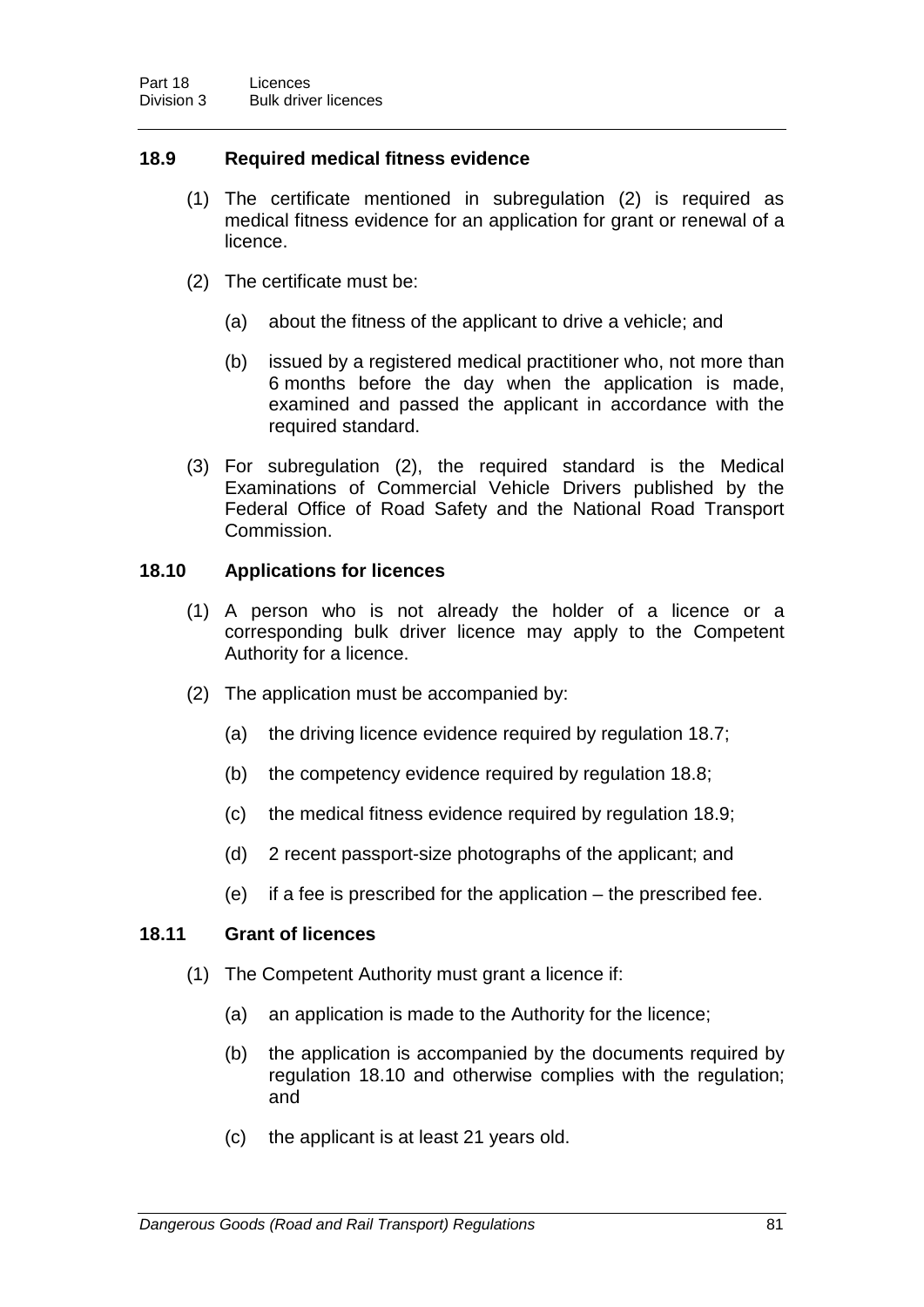### 18.9 Required medical fitness evidence

(1) The certificate mentioned in subregulation (2) is required as medical fitness evidence for an application for grant or renewal of a licence.

(2) The certificate must be:

- (a) about the fitness of the applicant to drive a vehicle; and
- (b) issued by a registered medical practitioner who, not more than 6 months before the day when the application is made, examined and passed the applicant in accordance with the required standard.

(3) For subregulation (2), the required standard is the Medical Examinations of Commercial Vehicle Drivers published by the Federal Office of Road Safety and the National Road Transport Commission.

### 18.10 Applications for licences

(1) A person who is not already the holder of a licence or a corresponding bulk driver licence may apply to the Competent Authority for a licence.

(2) The application must be accompanied by:

- (a) the driving licence evidence required by regulation 18.7;
- (b) the competency evidence required by regulation 18.8;
- (c) the medical fitness evidence required by regulation 18.9;
- (d) 2 recent passport-size photographs of the applicant; and
- (e) if a fee is prescribed for the application – the prescribed fee.

### 18.11 Grant of licences

(1) The Competent Authority must grant a licence if:

- (a) an application is made to the Authority for the licence;
- (b) the application is accompanied by the documents required by regulation 18.10 and otherwise complies with the regulation; and
- (c) the applicant is at least 21 years old.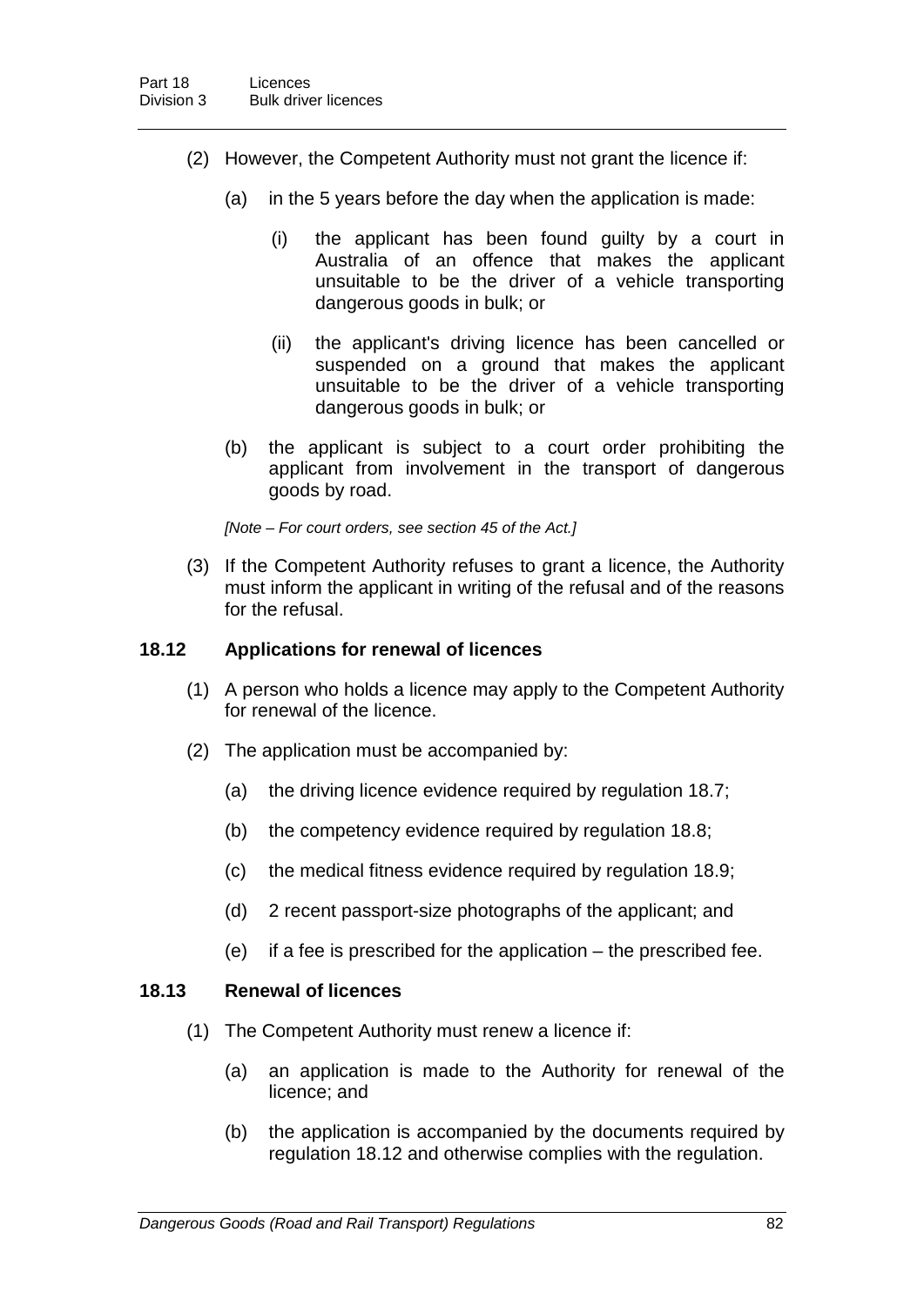(2) However, the Competent Authority must not grant the licence if:

(a) in the 5 years before the day when the application is made:

(i) the applicant has been found guilty by a court in Australia of an offence that makes the applicant unsuitable to be the driver of a vehicle transporting dangerous goods in bulk; or

(ii) the applicant's driving licence has been cancelled or suspended on a ground that makes the applicant unsuitable to be the driver of a vehicle transporting dangerous goods in bulk; or

(b) the applicant is subject to a court order prohibiting the applicant from involvement in the transport of dangerous goods by road.

*[Note – For court orders, see section 45 of the Act.]*

(3) If the Competent Authority refuses to grant a licence, the Authority must inform the applicant in writing of the refusal and of the reasons for the refusal.

### 18.12 Applications for renewal of licences

(1) A person who holds a licence may apply to the Competent Authority for renewal of the licence.

(2) The application must be accompanied by:

(a) the driving licence evidence required by regulation 18.7;

(b) the competency evidence required by regulation 18.8;

(c) the medical fitness evidence required by regulation 18.9;

(d) 2 recent passport-size photographs of the applicant; and

(e) if a fee is prescribed for the application – the prescribed fee.

### 18.13 Renewal of licences

(1) The Competent Authority must renew a licence if:

(a) an application is made to the Authority for renewal of the licence; and

(b) the application is accompanied by the documents required by regulation 18.12 and otherwise complies with the regulation.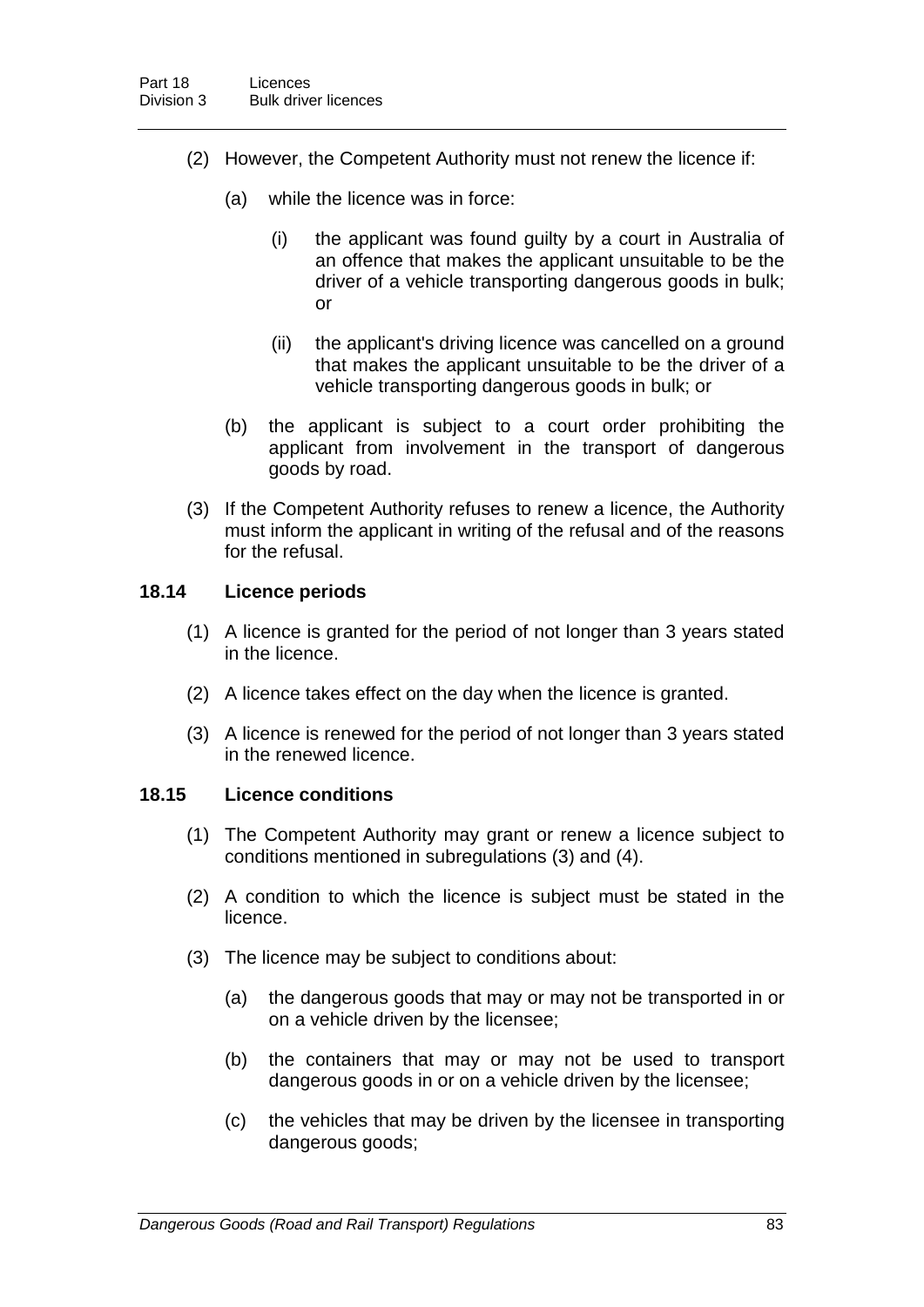(2) However, the Competent Authority must not renew the licence if:

(a) while the licence was in force:

(i) the applicant was found guilty by a court in Australia of an offence that makes the applicant unsuitable to be the driver of a vehicle transporting dangerous goods in bulk; or

(ii) the applicant's driving licence was cancelled on a ground that makes the applicant unsuitable to be the driver of a vehicle transporting dangerous goods in bulk; or

(b) the applicant is subject to a court order prohibiting the applicant from involvement in the transport of dangerous goods by road.

(3) If the Competent Authority refuses to renew a licence, the Authority must inform the applicant in writing of the refusal and of the reasons for the refusal.

### 18.14 Licence periods

(1) A licence is granted for the period of not longer than 3 years stated in the licence.

(2) A licence takes effect on the day when the licence is granted.

(3) A licence is renewed for the period of not longer than 3 years stated in the renewed licence.

### 18.15 Licence conditions

(1) The Competent Authority may grant or renew a licence subject to conditions mentioned in subregulations (3) and (4).

(2) A condition to which the licence is subject must be stated in the licence.

(3) The licence may be subject to conditions about:

(a) the dangerous goods that may or may not be transported in or on a vehicle driven by the licensee;

(b) the containers that may or may not be used to transport dangerous goods in or on a vehicle driven by the licensee;

(c) the vehicles that may be driven by the licensee in transporting dangerous goods;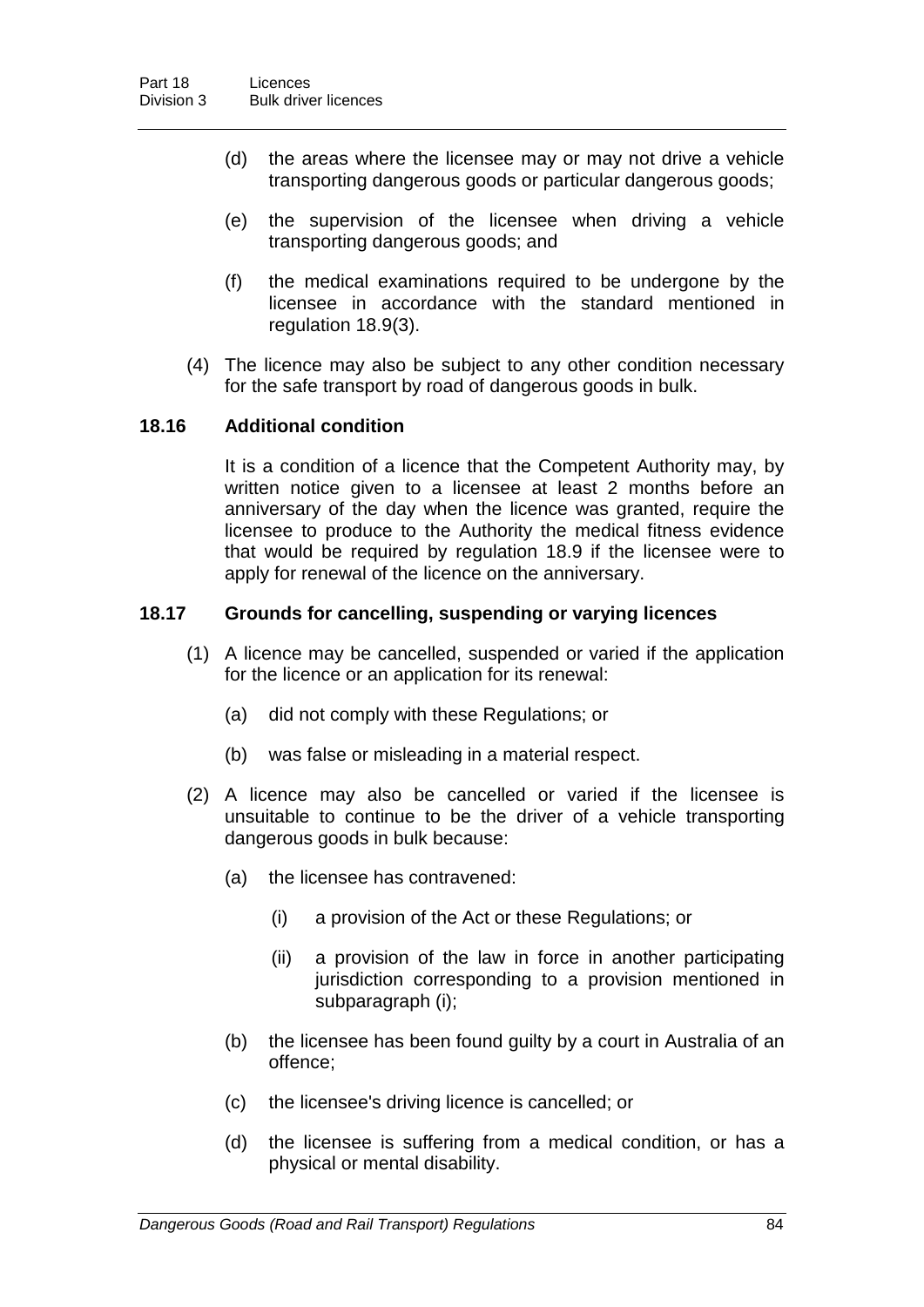(d) the areas where the licensee may or may not drive a vehicle transporting dangerous goods or particular dangerous goods;

(e) the supervision of the licensee when driving a vehicle transporting dangerous goods; and

(f) the medical examinations required to be undergone by the licensee in accordance with the standard mentioned in regulation 18.9(3).

(4) The licence may also be subject to any other condition necessary for the safe transport by road of dangerous goods in bulk.

### 18.16 Additional condition

It is a condition of a licence that the Competent Authority may, by written notice given to a licensee at least 2 months before an anniversary of the day when the licence was granted, require the licensee to produce to the Authority the medical fitness evidence that would be required by regulation 18.9 if the licensee were to apply for renewal of the licence on the anniversary.

### 18.17 Grounds for cancelling, suspending or varying licences

(1) A licence may be cancelled, suspended or varied if the application for the licence or an application for its renewal:

(a) did not comply with these Regulations; or

(b) was false or misleading in a material respect.

(2) A licence may also be cancelled or varied if the licensee is unsuitable to continue to be the driver of a vehicle transporting dangerous goods in bulk because:

(a) the licensee has contravened:

(i) a provision of the Act or these Regulations; or

(ii) a provision of the law in force in another participating jurisdiction corresponding to a provision mentioned in subparagraph (i);

(b) the licensee has been found guilty by a court in Australia of an offence;

(c) the licensee's driving licence is cancelled; or

(d) the licensee is suffering from a medical condition, or has a physical or mental disability.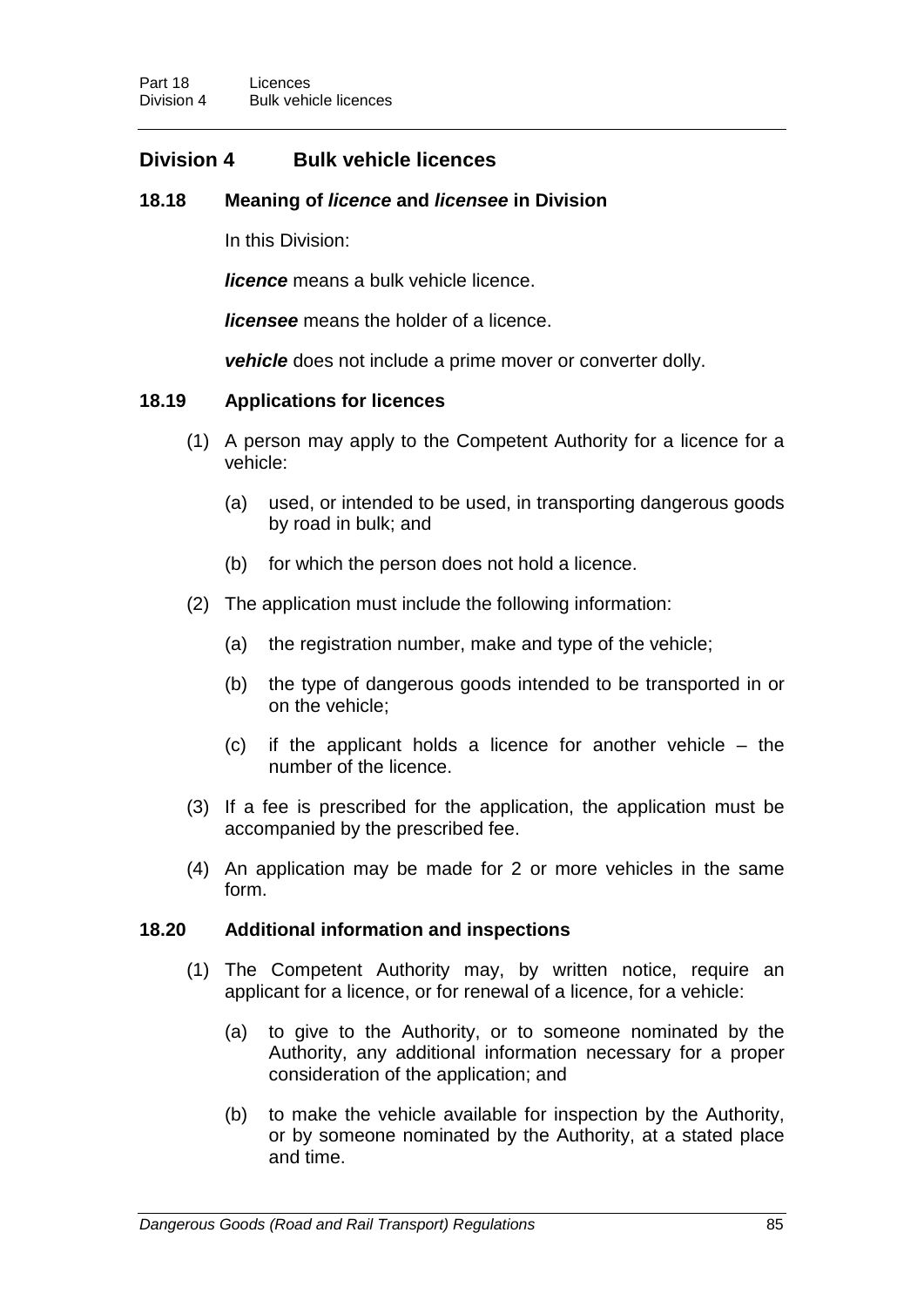## Division 4 Bulk vehicle licences

### 18.18 Meaning of *licence* and *licensee* in Division

In this Division:

***licence*** means a bulk vehicle licence.

***licensee*** means the holder of a licence.

***vehicle*** does not include a prime mover or converter dolly.

### 18.19 Applications for licences

(1) A person may apply to the Competent Authority for a licence for a vehicle:

(a) used, or intended to be used, in transporting dangerous goods by road in bulk; and

(b) for which the person does not hold a licence.

(2) The application must include the following information:

(a) the registration number, make and type of the vehicle;

(b) the type of dangerous goods intended to be transported in or on the vehicle;

(c) if the applicant holds a licence for another vehicle – the number of the licence.

(3) If a fee is prescribed for the application, the application must be accompanied by the prescribed fee.

(4) An application may be made for 2 or more vehicles in the same form.

### 18.20 Additional information and inspections

(1) The Competent Authority may, by written notice, require an applicant for a licence, or for renewal of a licence, for a vehicle:

(a) to give to the Authority, or to someone nominated by the Authority, any additional information necessary for a proper consideration of the application; and

(b) to make the vehicle available for inspection by the Authority, or by someone nominated by the Authority, at a stated place and time.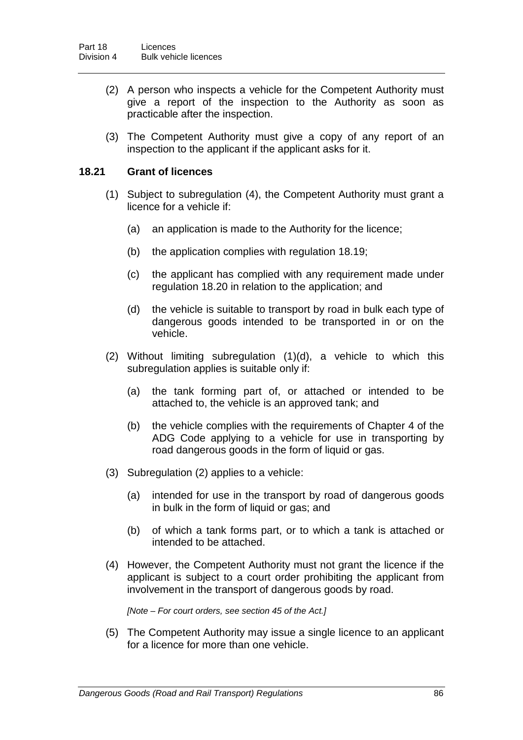(2) A person who inspects a vehicle for the Competent Authority must give a report of the inspection to the Authority as soon as practicable after the inspection.

(3) The Competent Authority must give a copy of any report of an inspection to the applicant if the applicant asks for it.

### 18.21 Grant of licences

(1) Subject to subregulation (4), the Competent Authority must grant a licence for a vehicle if:

(a) an application is made to the Authority for the licence;

(b) the application complies with regulation 18.19;

(c) the applicant has complied with any requirement made under regulation 18.20 in relation to the application; and

(d) the vehicle is suitable to transport by road in bulk each type of dangerous goods intended to be transported in or on the vehicle.

(2) Without limiting subregulation (1)(d), a vehicle to which this subregulation applies is suitable only if:

(a) the tank forming part of, or attached or intended to be attached to, the vehicle is an approved tank; and

(b) the vehicle complies with the requirements of Chapter 4 of the ADG Code applying to a vehicle for use in transporting by road dangerous goods in the form of liquid or gas.

(3) Subregulation (2) applies to a vehicle:

(a) intended for use in the transport by road of dangerous goods in bulk in the form of liquid or gas; and

(b) of which a tank forms part, or to which a tank is attached or intended to be attached.

(4) However, the Competent Authority must not grant the licence if the applicant is subject to a court order prohibiting the applicant from involvement in the transport of dangerous goods by road.

*[Note – For court orders, see section 45 of the Act.]*

(5) The Competent Authority may issue a single licence to an applicant for a licence for more than one vehicle.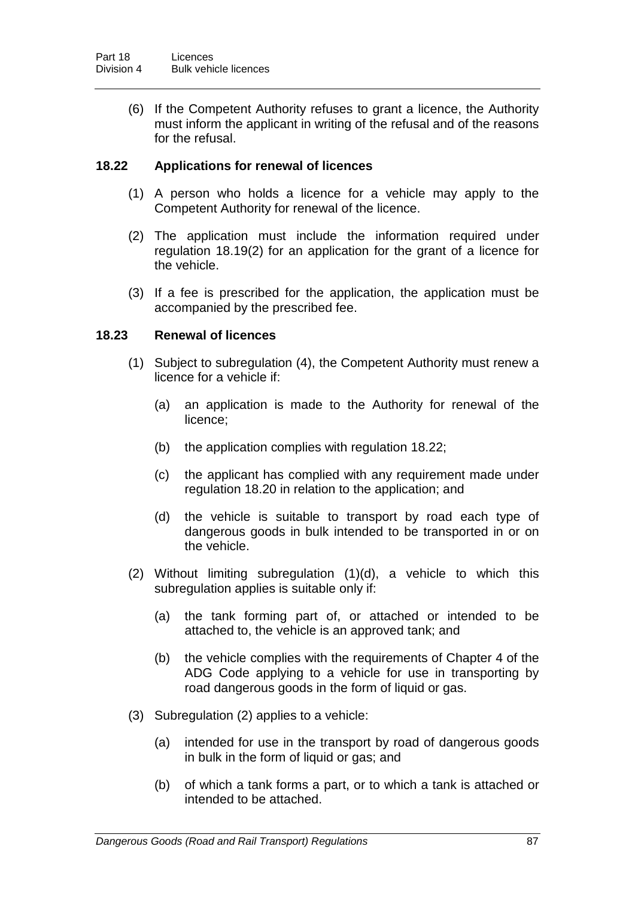(6) If the Competent Authority refuses to grant a licence, the Authority must inform the applicant in writing of the refusal and of the reasons for the refusal.

### 18.22 Applications for renewal of licences

(1) A person who holds a licence for a vehicle may apply to the Competent Authority for renewal of the licence.

(2) The application must include the information required under regulation 18.19(2) for an application for the grant of a licence for the vehicle.

(3) If a fee is prescribed for the application, the application must be accompanied by the prescribed fee.

### 18.23 Renewal of licences

(1) Subject to subregulation (4), the Competent Authority must renew a licence for a vehicle if:

(a) an application is made to the Authority for renewal of the licence;

(b) the application complies with regulation 18.22;

(c) the applicant has complied with any requirement made under regulation 18.20 in relation to the application; and

(d) the vehicle is suitable to transport by road each type of dangerous goods in bulk intended to be transported in or on the vehicle.

(2) Without limiting subregulation (1)(d), a vehicle to which this subregulation applies is suitable only if:

(a) the tank forming part of, or attached or intended to be attached to, the vehicle is an approved tank; and

(b) the vehicle complies with the requirements of Chapter 4 of the ADG Code applying to a vehicle for use in transporting by road dangerous goods in the form of liquid or gas.

(3) Subregulation (2) applies to a vehicle:

(a) intended for use in the transport by road of dangerous goods in bulk in the form of liquid or gas; and

(b) of which a tank forms a part, or to which a tank is attached or intended to be attached.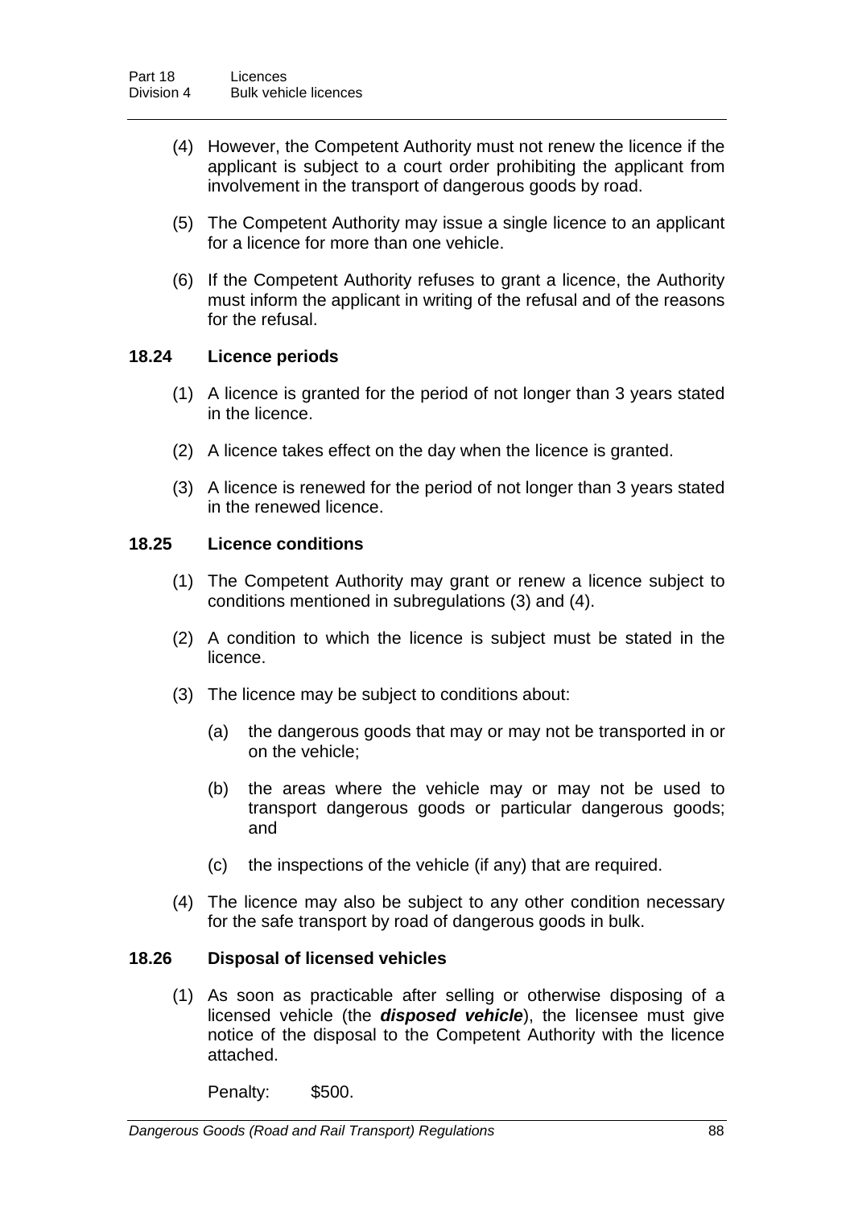(4) However, the Competent Authority must not renew the licence if the applicant is subject to a court order prohibiting the applicant from involvement in the transport of dangerous goods by road.

(5) The Competent Authority may issue a single licence to an applicant for a licence for more than one vehicle.

(6) If the Competent Authority refuses to grant a licence, the Authority must inform the applicant in writing of the refusal and of the reasons for the refusal.

### 18.24 Licence periods

(1) A licence is granted for the period of not longer than 3 years stated in the licence.

(2) A licence takes effect on the day when the licence is granted.

(3) A licence is renewed for the period of not longer than 3 years stated in the renewed licence.

### 18.25 Licence conditions

(1) The Competent Authority may grant or renew a licence subject to conditions mentioned in subregulations (3) and (4).

(2) A condition to which the licence is subject must be stated in the licence.

(3) The licence may be subject to conditions about:

(a) the dangerous goods that may or may not be transported in or on the vehicle;

(b) the areas where the vehicle may or may not be used to transport dangerous goods or particular dangerous goods; and

(c) the inspections of the vehicle (if any) that are required.

(4) The licence may also be subject to any other condition necessary for the safe transport by road of dangerous goods in bulk.

### 18.26 Disposal of licensed vehicles

(1) As soon as practicable after selling or otherwise disposing of a licensed vehicle (the ***disposed vehicle***), the licensee must give notice of the disposal to the Competent Authority with the licence attached.

Penalty: $500.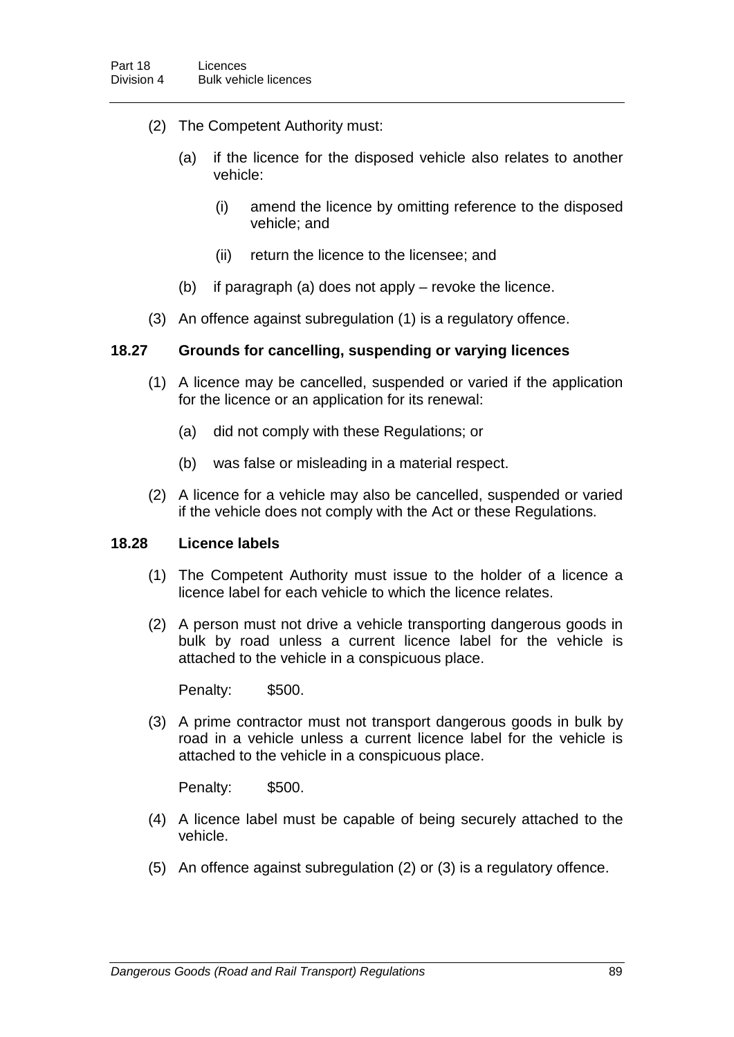(2) The Competent Authority must:

(a) if the licence for the disposed vehicle also relates to another vehicle:

(i) amend the licence by omitting reference to the disposed vehicle; and

(ii) return the licence to the licensee; and

(b) if paragraph (a) does not apply – revoke the licence.

(3) An offence against subregulation (1) is a regulatory offence.

### 18.27 Grounds for cancelling, suspending or varying licences

(1) A licence may be cancelled, suspended or varied if the application for the licence or an application for its renewal:

(a) did not comply with these Regulations; or

(b) was false or misleading in a material respect.

(2) A licence for a vehicle may also be cancelled, suspended or varied if the vehicle does not comply with the Act or these Regulations.

### 18.28 Licence labels

(1) The Competent Authority must issue to the holder of a licence a licence label for each vehicle to which the licence relates.

(2) A person must not drive a vehicle transporting dangerous goods in bulk by road unless a current licence label for the vehicle is attached to the vehicle in a conspicuous place.

Penalty: $500.

(3) A prime contractor must not transport dangerous goods in bulk by road in a vehicle unless a current licence label for the vehicle is attached to the vehicle in a conspicuous place.

Penalty: $500.

(4) A licence label must be capable of being securely attached to the vehicle.

(5) An offence against subregulation (2) or (3) is a regulatory offence.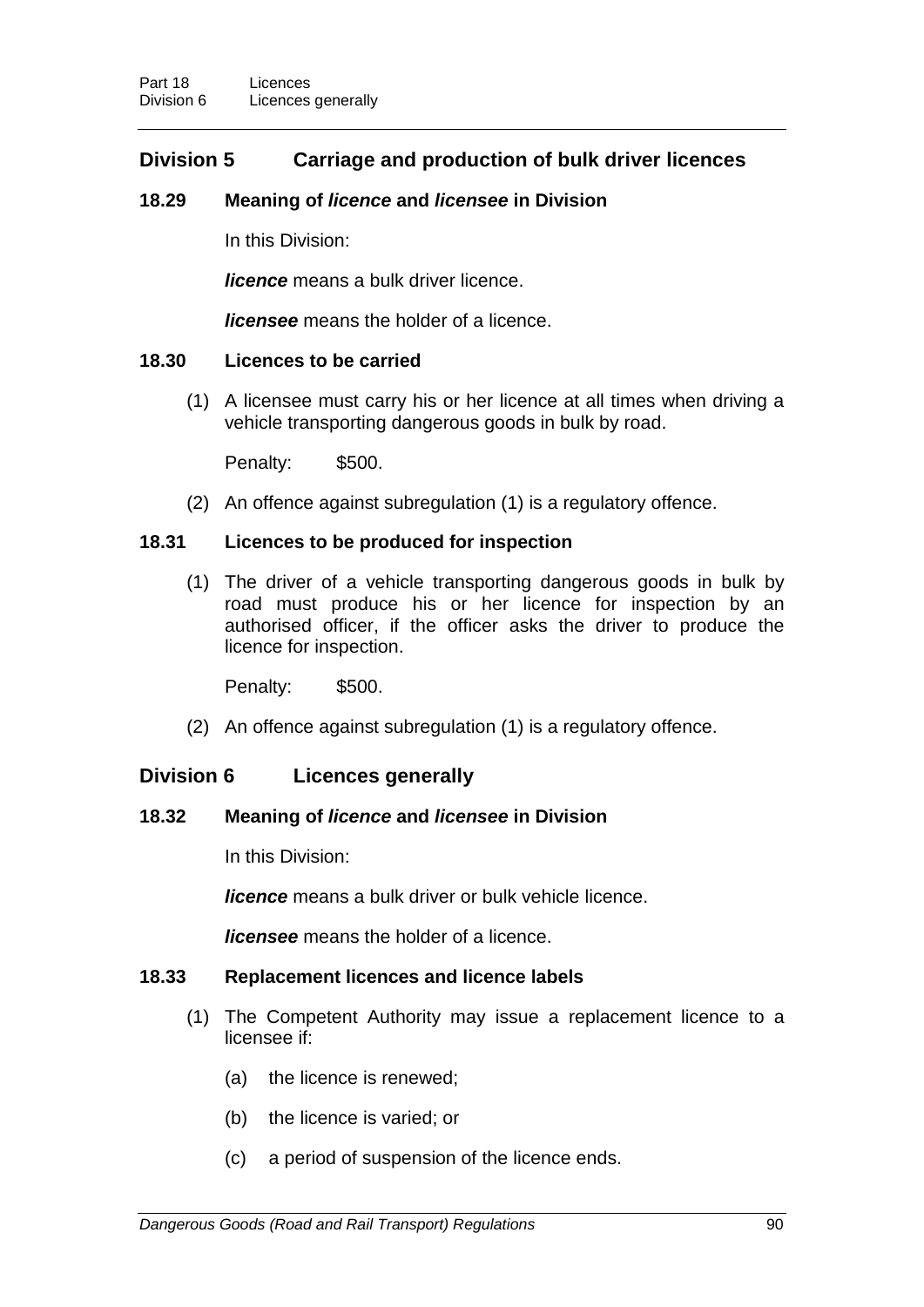## Division 5 Carriage and production of bulk driver licences

### 18.29 Meaning of *licence* and *licensee* in Division

In this Division:

***licence*** means a bulk driver licence.

***licensee*** means the holder of a licence.

### 18.30 Licences to be carried

(1) A licensee must carry his or her licence at all times when driving a vehicle transporting dangerous goods in bulk by road.

Penalty: $500.

(2) An offence against subregulation (1) is a regulatory offence.

### 18.31 Licences to be produced for inspection

(1) The driver of a vehicle transporting dangerous goods in bulk by road must produce his or her licence for inspection by an authorised officer, if the officer asks the driver to produce the licence for inspection.

Penalty: $500.

(2) An offence against subregulation (1) is a regulatory offence.

## Division 6 Licences generally

### 18.32 Meaning of *licence* and *licensee* in Division

In this Division:

***licence*** means a bulk driver or bulk vehicle licence.

***licensee*** means the holder of a licence.

### 18.33 Replacement licences and licence labels

(1) The Competent Authority may issue a replacement licence to a licensee if:

(a) the licence is renewed;

(b) the licence is varied; or

(c) a period of suspension of the licence ends.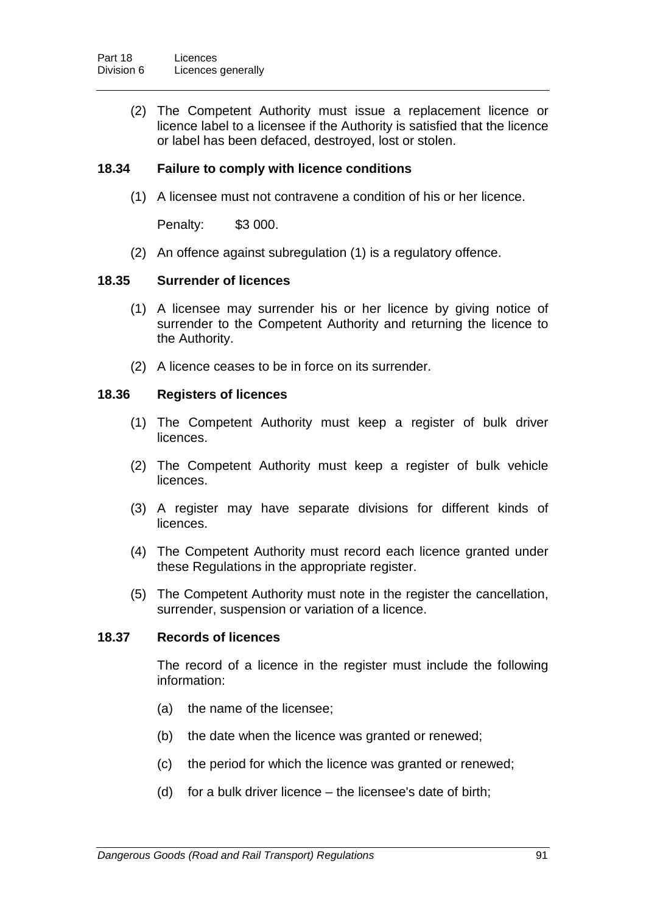(2) The Competent Authority must issue a replacement licence or licence label to a licensee if the Authority is satisfied that the licence or label has been defaced, destroyed, lost or stolen.

### 18.34 Failure to comply with licence conditions

(1) A licensee must not contravene a condition of his or her licence.

Penalty: $3 000.

(2) An offence against subregulation (1) is a regulatory offence.

### 18.35 Surrender of licences

(1) A licensee may surrender his or her licence by giving notice of surrender to the Competent Authority and returning the licence to the Authority.

(2) A licence ceases to be in force on its surrender.

### 18.36 Registers of licences

(1) The Competent Authority must keep a register of bulk driver licences.

(2) The Competent Authority must keep a register of bulk vehicle licences.

(3) A register may have separate divisions for different kinds of licences.

(4) The Competent Authority must record each licence granted under these Regulations in the appropriate register.

(5) The Competent Authority must note in the register the cancellation, surrender, suspension or variation of a licence.

### 18.37 Records of licences

The record of a licence in the register must include the following information:

(a) the name of the licensee;

(b) the date when the licence was granted or renewed;

(c) the period for which the licence was granted or renewed;

(d) for a bulk driver licence – the licensee's date of birth;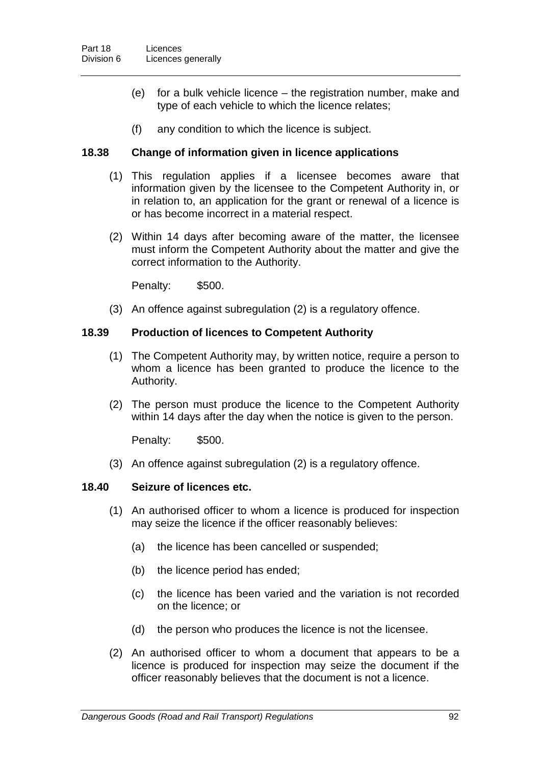(e) for a bulk vehicle licence – the registration number, make and type of each vehicle to which the licence relates;

(f) any condition to which the licence is subject.

### 18.38 Change of information given in licence applications

(1) This regulation applies if a licensee becomes aware that information given by the licensee to the Competent Authority in, or in relation to, an application for the grant or renewal of a licence is or has become incorrect in a material respect.

(2) Within 14 days after becoming aware of the matter, the licensee must inform the Competent Authority about the matter and give the correct information to the Authority.

Penalty: $500.

(3) An offence against subregulation (2) is a regulatory offence.

### 18.39 Production of licences to Competent Authority

(1) The Competent Authority may, by written notice, require a person to whom a licence has been granted to produce the licence to the Authority.

(2) The person must produce the licence to the Competent Authority within 14 days after the day when the notice is given to the person.

Penalty: $500.

(3) An offence against subregulation (2) is a regulatory offence.

### 18.40 Seizure of licences etc.

(1) An authorised officer to whom a licence is produced for inspection may seize the licence if the officer reasonably believes:

(a) the licence has been cancelled or suspended;

(b) the licence period has ended;

(c) the licence has been varied and the variation is not recorded on the licence; or

(d) the person who produces the licence is not the licensee.

(2) An authorised officer to whom a document that appears to be a licence is produced for inspection may seize the document if the officer reasonably believes that the document is not a licence.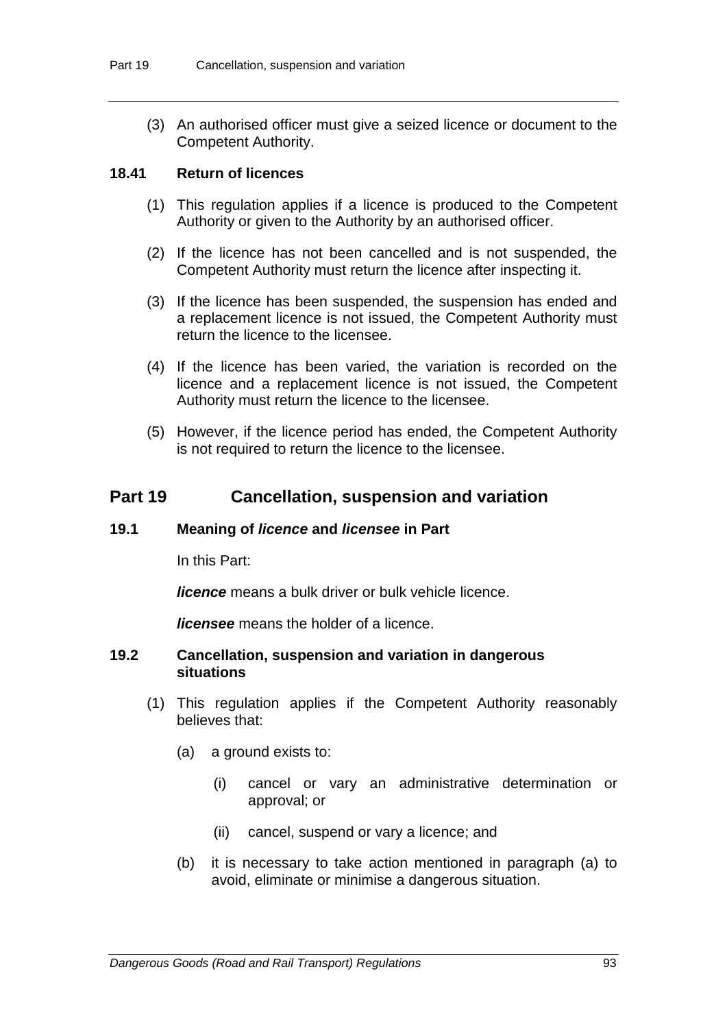(3) An authorised officer must give a seized licence or document to the Competent Authority.

### 18.41 Return of licences

(1) This regulation applies if a licence is produced to the Competent Authority or given to the Authority by an authorised officer.

(2) If the licence has not been cancelled and is not suspended, the Competent Authority must return the licence after inspecting it.

(3) If the licence has been suspended, the suspension has ended and a replacement licence is not issued, the Competent Authority must return the licence to the licensee.

(4) If the licence has been varied, the variation is recorded on the licence and a replacement licence is not issued, the Competent Authority must return the licence to the licensee.

(5) However, if the licence period has ended, the Competent Authority is not required to return the licence to the licensee.

## Part 19 Cancellation, suspension and variation

### 19.1 Meaning of *licence* and *licensee* in Part

In this Part:

***licence*** means a bulk driver or bulk vehicle licence.

***licensee*** means the holder of a licence.

### 19.2 Cancellation, suspension and variation in dangerous situations

(1) This regulation applies if the Competent Authority reasonably believes that:

(a) a ground exists to:

(i) cancel or vary an administrative determination or approval; or

(ii) cancel, suspend or vary a licence; and

(b) it is necessary to take action mentioned in paragraph (a) to avoid, eliminate or minimise a dangerous situation.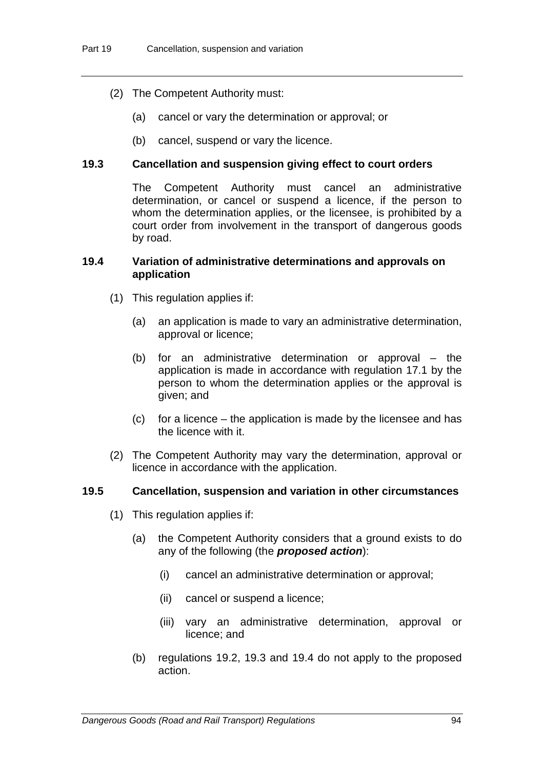(2) The Competent Authority must:

(a) cancel or vary the determination or approval; or

(b) cancel, suspend or vary the licence.

### 19.3 Cancellation and suspension giving effect to court orders

The Competent Authority must cancel an administrative determination, or cancel or suspend a licence, if the person to whom the determination applies, or the licensee, is prohibited by a court order from involvement in the transport of dangerous goods by road.

### 19.4 Variation of administrative determinations and approvals on application

(1) This regulation applies if:

(a) an application is made to vary an administrative determination, approval or licence;

(b) for an administrative determination or approval – the application is made in accordance with regulation 17.1 by the person to whom the determination applies or the approval is given; and

(c) for a licence – the application is made by the licensee and has the licence with it.

(2) The Competent Authority may vary the determination, approval or licence in accordance with the application.

### 19.5 Cancellation, suspension and variation in other circumstances

(1) This regulation applies if:

(a) the Competent Authority considers that a ground exists to do any of the following (the ***proposed action***):

(i) cancel an administrative determination or approval;

(ii) cancel or suspend a licence;

(iii) vary an administrative determination, approval or licence; and

(b) regulations 19.2, 19.3 and 19.4 do not apply to the proposed action.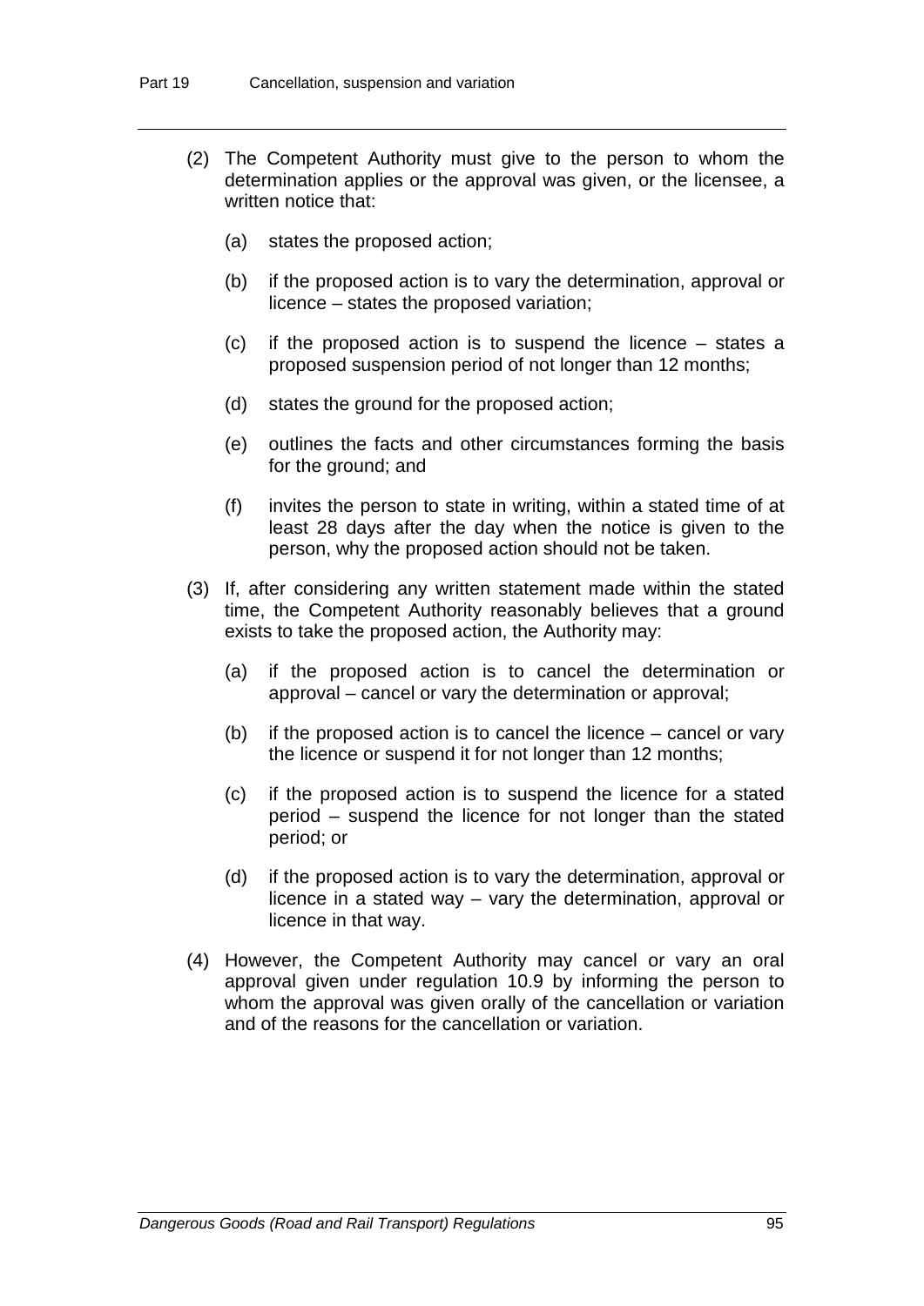(2) The Competent Authority must give to the person to whom the determination applies or the approval was given, or the licensee, a written notice that:

   (a) states the proposed action;

   (b) if the proposed action is to vary the determination, approval or licence – states the proposed variation;

   (c) if the proposed action is to suspend the licence – states a proposed suspension period of not longer than 12 months;

   (d) states the ground for the proposed action;

   (e) outlines the facts and other circumstances forming the basis for the ground; and

   (f) invites the person to state in writing, within a stated time of at least 28 days after the day when the notice is given to the person, why the proposed action should not be taken.

(3) If, after considering any written statement made within the stated time, the Competent Authority reasonably believes that a ground exists to take the proposed action, the Authority may:

   (a) if the proposed action is to cancel the determination or approval – cancel or vary the determination or approval;

   (b) if the proposed action is to cancel the licence – cancel or vary the licence or suspend it for not longer than 12 months;

   (c) if the proposed action is to suspend the licence for a stated period – suspend the licence for not longer than the stated period; or

   (d) if the proposed action is to vary the determination, approval or licence in a stated way – vary the determination, approval or licence in that way.

(4) However, the Competent Authority may cancel or vary an oral approval given under regulation 10.9 by informing the person to whom the approval was given orally of the cancellation or variation and of the reasons for the cancellation or variation.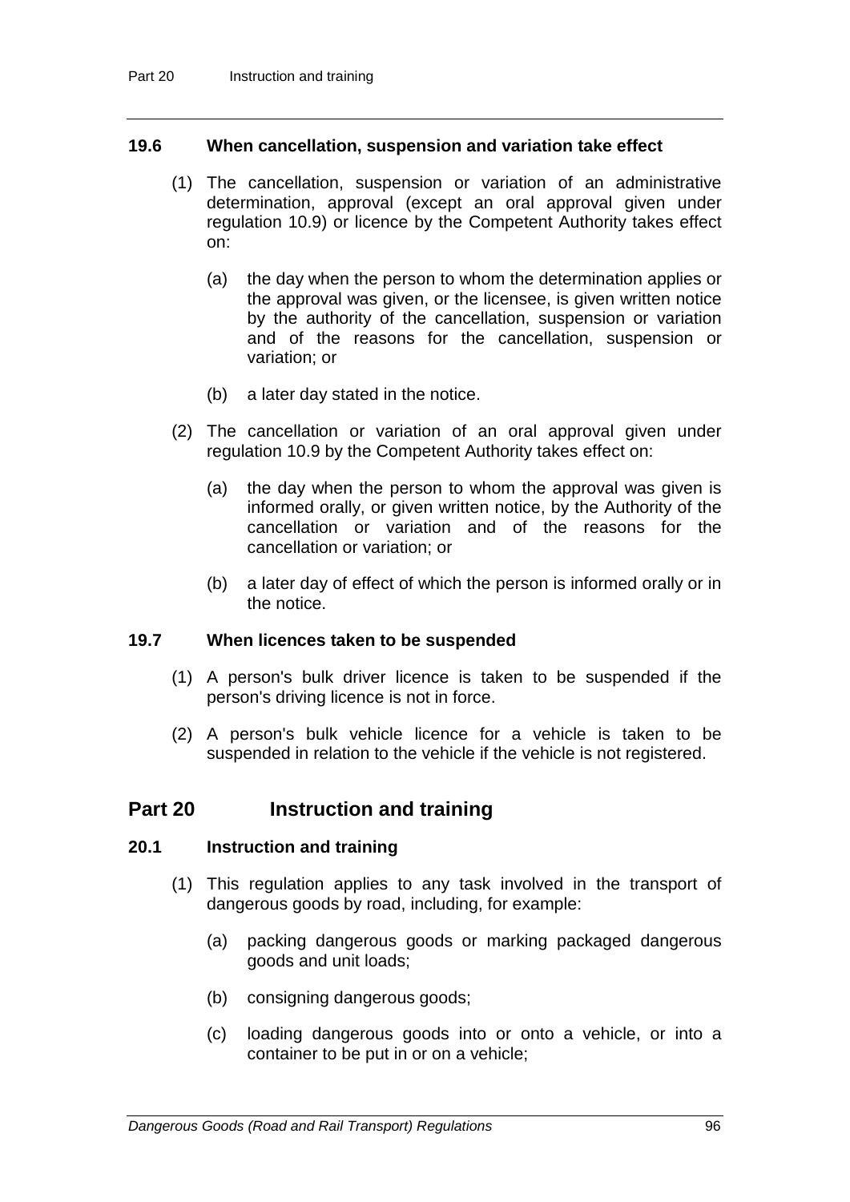### 19.6 When cancellation, suspension and variation take effect

(1) The cancellation, suspension or variation of an administrative determination, approval (except an oral approval given under regulation 10.9) or licence by the Competent Authority takes effect on:

(a) the day when the person to whom the determination applies or the approval was given, or the licensee, is given written notice by the authority of the cancellation, suspension or variation and of the reasons for the cancellation, suspension or variation; or

(b) a later day stated in the notice.

(2) The cancellation or variation of an oral approval given under regulation 10.9 by the Competent Authority takes effect on:

(a) the day when the person to whom the approval was given is informed orally, or given written notice, by the Authority of the cancellation or variation and of the reasons for the cancellation or variation; or

(b) a later day of effect of which the person is informed orally or in the notice.

### 19.7 When licences taken to be suspended

(1) A person's bulk driver licence is taken to be suspended if the person's driving licence is not in force.

(2) A person's bulk vehicle licence for a vehicle is taken to be suspended in relation to the vehicle if the vehicle is not registered.

## Part 20 Instruction and training

### 20.1 Instruction and training

(1) This regulation applies to any task involved in the transport of dangerous goods by road, including, for example:

(a) packing dangerous goods or marking packaged dangerous goods and unit loads;

(b) consigning dangerous goods;

(c) loading dangerous goods into or onto a vehicle, or into a container to be put in or on a vehicle;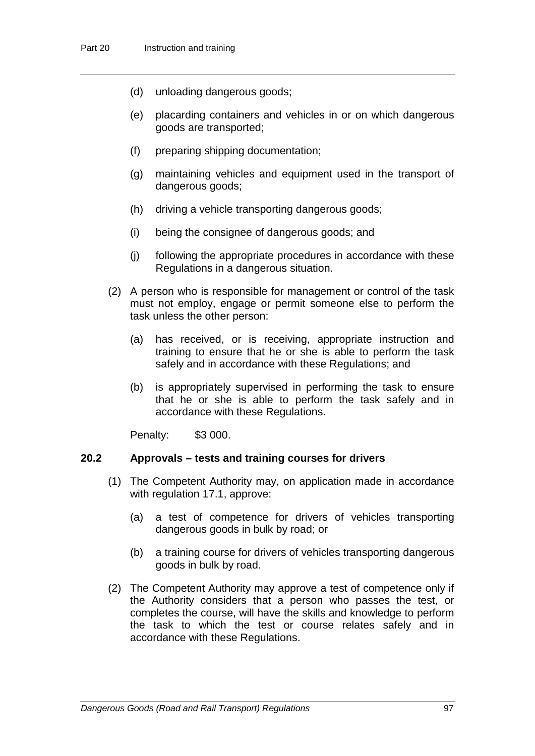(d) unloading dangerous goods;

(e) placarding containers and vehicles in or on which dangerous goods are transported;

(f) preparing shipping documentation;

(g) maintaining vehicles and equipment used in the transport of dangerous goods;

(h) driving a vehicle transporting dangerous goods;

(i) being the consignee of dangerous goods; and

(j) following the appropriate procedures in accordance with these Regulations in a dangerous situation.

(2) A person who is responsible for management or control of the task must not employ, engage or permit someone else to perform the task unless the other person:

(a) has received, or is receiving, appropriate instruction and training to ensure that he or she is able to perform the task safely and in accordance with these Regulations; and

(b) is appropriately supervised in performing the task to ensure that he or she is able to perform the task safely and in accordance with these Regulations.

Penalty: $3 000.

### 20.2 Approvals – tests and training courses for drivers

(1) The Competent Authority may, on application made in accordance with regulation 17.1, approve:

(a) a test of competence for drivers of vehicles transporting dangerous goods in bulk by road; or

(b) a training course for drivers of vehicles transporting dangerous goods in bulk by road.

(2) The Competent Authority may approve a test of competence only if the Authority considers that a person who passes the test, or completes the course, will have the skills and knowledge to perform the task to which the test or course relates safely and in accordance with these Regulations.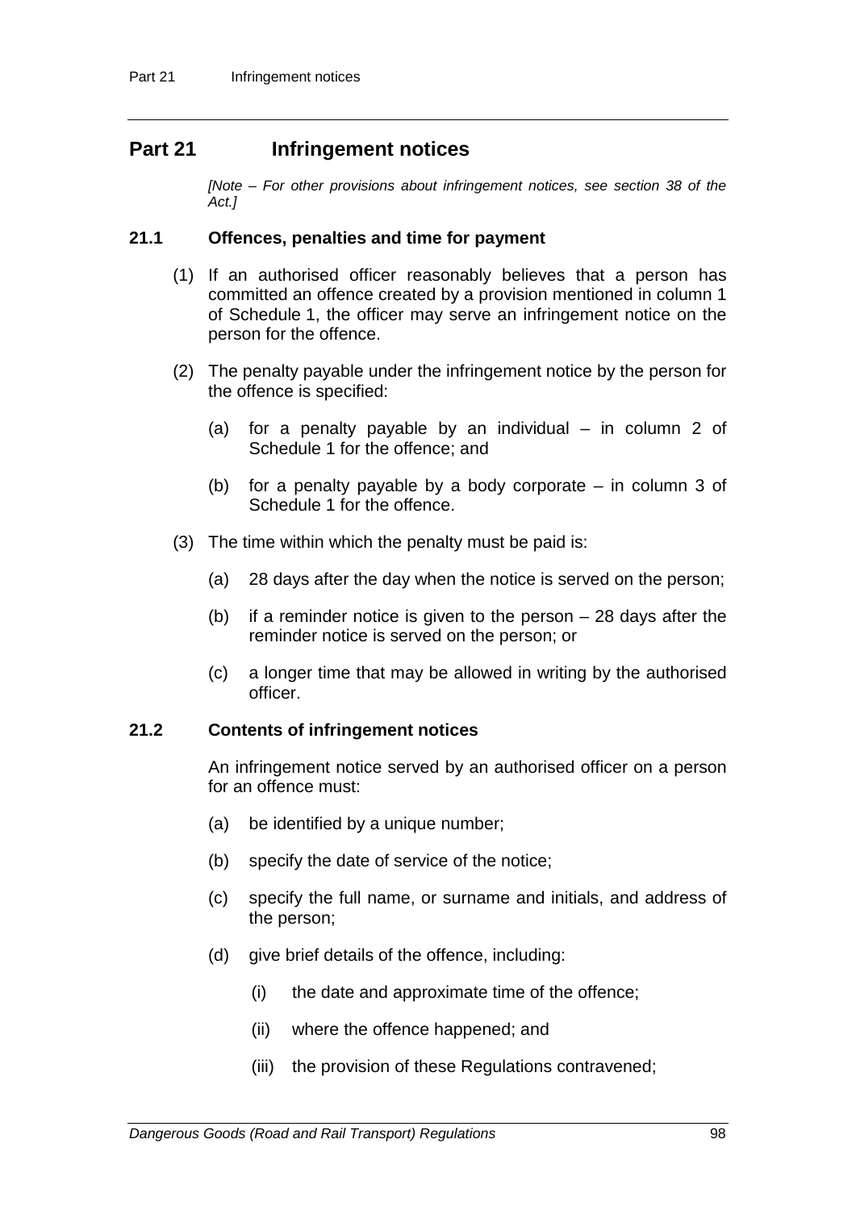# Part 21 Infringement notices

*[Note – For other provisions about infringement notices, see section 38 of the Act.]*

### 21.1 Offences, penalties and time for payment

(1) If an authorised officer reasonably believes that a person has committed an offence created by a provision mentioned in column 1 of Schedule 1, the officer may serve an infringement notice on the person for the offence.

(2) The penalty payable under the infringement notice by the person for the offence is specified:

(a) for a penalty payable by an individual – in column 2 of Schedule 1 for the offence; and

(b) for a penalty payable by a body corporate – in column 3 of Schedule 1 for the offence.

(3) The time within which the penalty must be paid is:

(a) 28 days after the day when the notice is served on the person;

(b) if a reminder notice is given to the person – 28 days after the reminder notice is served on the person; or

(c) a longer time that may be allowed in writing by the authorised officer.

### 21.2 Contents of infringement notices

An infringement notice served by an authorised officer on a person for an offence must:

(a) be identified by a unique number;

(b) specify the date of service of the notice;

(c) specify the full name, or surname and initials, and address of the person;

(d) give brief details of the offence, including:

(i) the date and approximate time of the offence;

(ii) where the offence happened; and

(iii) the provision of these Regulations contravened;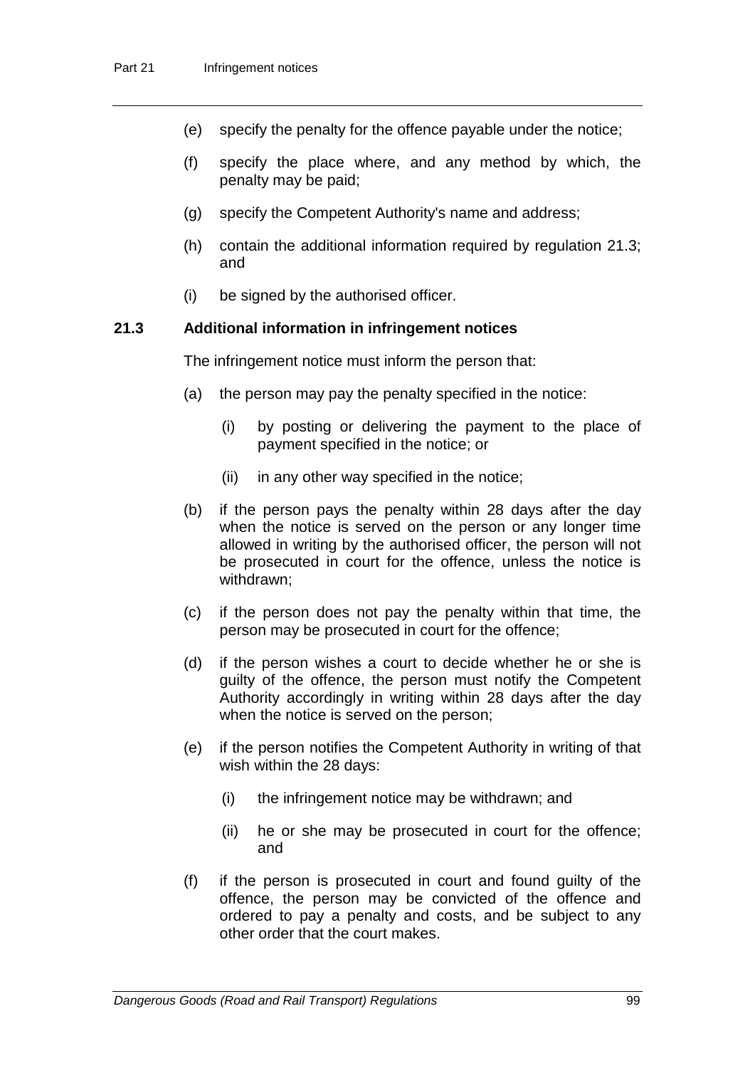(e) specify the penalty for the offence payable under the notice;

(f) specify the place where, and any method by which, the penalty may be paid;

(g) specify the Competent Authority's name and address;

(h) contain the additional information required by regulation 21.3; and

(i) be signed by the authorised officer.

### 21.3 Additional information in infringement notices

The infringement notice must inform the person that:

(a) the person may pay the penalty specified in the notice:

  (i) by posting or delivering the payment to the place of payment specified in the notice; or

  (ii) in any other way specified in the notice;

(b) if the person pays the penalty within 28 days after the day when the notice is served on the person or any longer time allowed in writing by the authorised officer, the person will not be prosecuted in court for the offence, unless the notice is withdrawn;

(c) if the person does not pay the penalty within that time, the person may be prosecuted in court for the offence;

(d) if the person wishes a court to decide whether he or she is guilty of the offence, the person must notify the Competent Authority accordingly in writing within 28 days after the day when the notice is served on the person;

(e) if the person notifies the Competent Authority in writing of that wish within the 28 days:

  (i) the infringement notice may be withdrawn; and

  (ii) he or she may be prosecuted in court for the offence; and

(f) if the person is prosecuted in court and found guilty of the offence, the person may be convicted of the offence and ordered to pay a penalty and costs, and be subject to any other order that the court makes.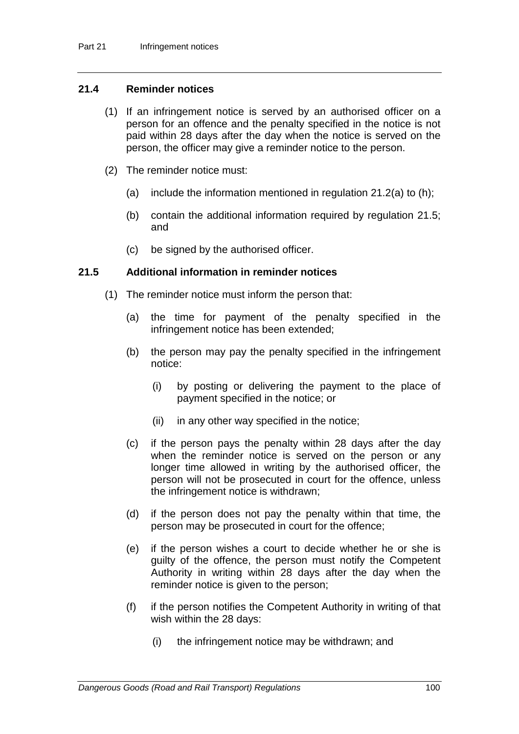### 21.4 Reminder notices

(1) If an infringement notice is served by an authorised officer on a person for an offence and the penalty specified in the notice is not paid within 28 days after the day when the notice is served on the person, the officer may give a reminder notice to the person.

(2) The reminder notice must:

- (a) include the information mentioned in regulation 21.2(a) to (h);
- (b) contain the additional information required by regulation 21.5; and
- (c) be signed by the authorised officer.

### 21.5 Additional information in reminder notices

(1) The reminder notice must inform the person that:

- (a) the time for payment of the penalty specified in the infringement notice has been extended;
- (b) the person may pay the penalty specified in the infringement notice:
  - (i) by posting or delivering the payment to the place of payment specified in the notice; or
  - (ii) in any other way specified in the notice;
- (c) if the person pays the penalty within 28 days after the day when the reminder notice is served on the person or any longer time allowed in writing by the authorised officer, the person will not be prosecuted in court for the offence, unless the infringement notice is withdrawn;
- (d) if the person does not pay the penalty within that time, the person may be prosecuted in court for the offence;
- (e) if the person wishes a court to decide whether he or she is guilty of the offence, the person must notify the Competent Authority in writing within 28 days after the day when the reminder notice is given to the person;
- (f) if the person notifies the Competent Authority in writing of that wish within the 28 days:
  - (i) the infringement notice may be withdrawn; and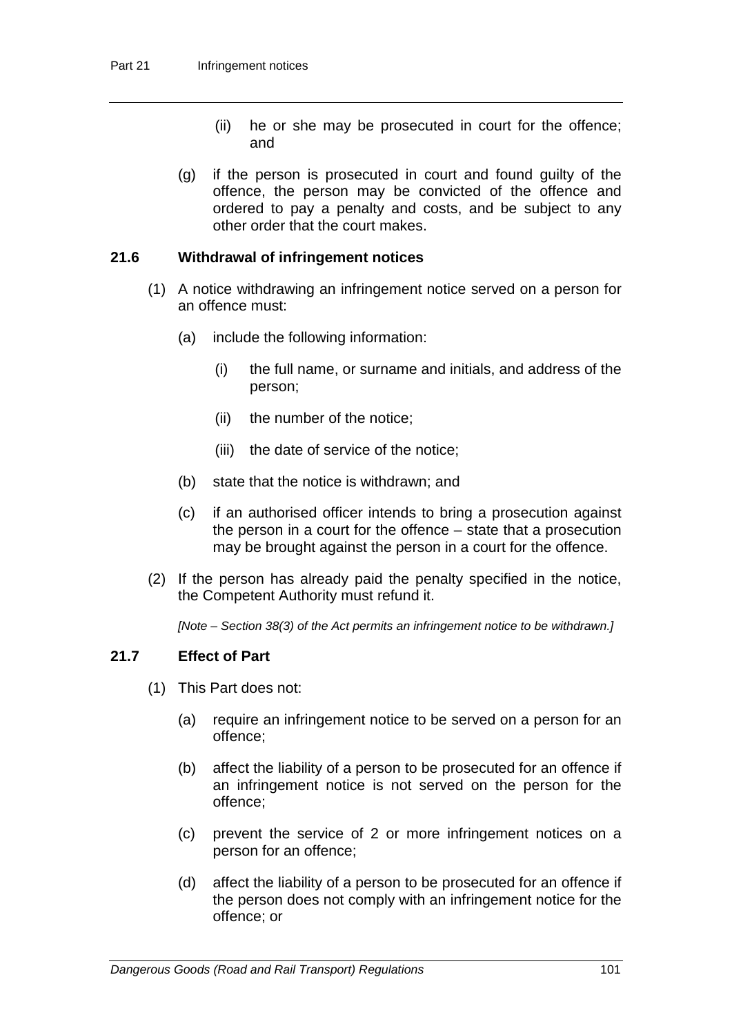(ii) he or she may be prosecuted in court for the offence; and

(g) if the person is prosecuted in court and found guilty of the offence, the person may be convicted of the offence and ordered to pay a penalty and costs, and be subject to any other order that the court makes.

### 21.6 Withdrawal of infringement notices

(1) A notice withdrawing an infringement notice served on a person for an offence must:

(a) include the following information:

(i) the full name, or surname and initials, and address of the person;

(ii) the number of the notice;

(iii) the date of service of the notice;

(b) state that the notice is withdrawn; and

(c) if an authorised officer intends to bring a prosecution against the person in a court for the offence – state that a prosecution may be brought against the person in a court for the offence.

(2) If the person has already paid the penalty specified in the notice, the Competent Authority must refund it.

*[Note – Section 38(3) of the Act permits an infringement notice to be withdrawn.]*

### 21.7 Effect of Part

(1) This Part does not:

(a) require an infringement notice to be served on a person for an offence;

(b) affect the liability of a person to be prosecuted for an offence if an infringement notice is not served on the person for the offence;

(c) prevent the service of 2 or more infringement notices on a person for an offence;

(d) affect the liability of a person to be prosecuted for an offence if the person does not comply with an infringement notice for the offence; or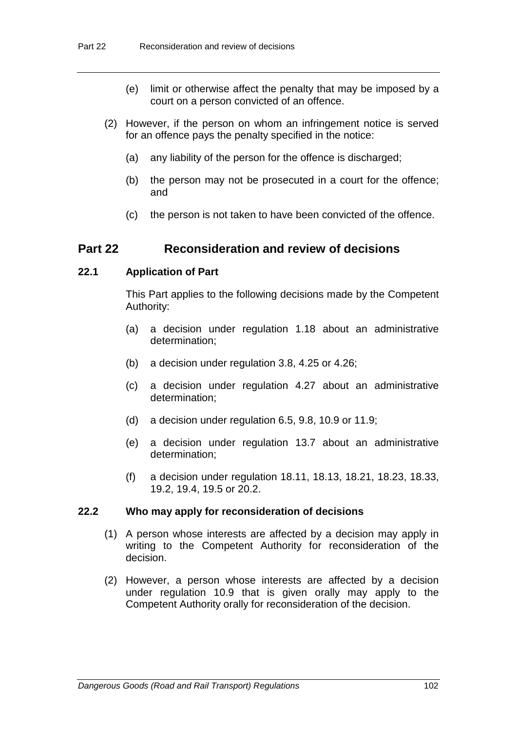(e) limit or otherwise affect the penalty that may be imposed by a court on a person convicted of an offence.

(2) However, if the person on whom an infringement notice is served for an offence pays the penalty specified in the notice:

(a) any liability of the person for the offence is discharged;

(b) the person may not be prosecuted in a court for the offence; and

(c) the person is not taken to have been convicted of the offence.

## Part 22 Reconsideration and review of decisions

### 22.1 Application of Part

This Part applies to the following decisions made by the Competent Authority:

(a) a decision under regulation 1.18 about an administrative determination;

(b) a decision under regulation 3.8, 4.25 or 4.26;

(c) a decision under regulation 4.27 about an administrative determination;

(d) a decision under regulation 6.5, 9.8, 10.9 or 11.9;

(e) a decision under regulation 13.7 about an administrative determination;

(f) a decision under regulation 18.11, 18.13, 18.21, 18.23, 18.33, 19.2, 19.4, 19.5 or 20.2.

### 22.2 Who may apply for reconsideration of decisions

(1) A person whose interests are affected by a decision may apply in writing to the Competent Authority for reconsideration of the decision.

(2) However, a person whose interests are affected by a decision under regulation 10.9 that is given orally may apply to the Competent Authority orally for reconsideration of the decision.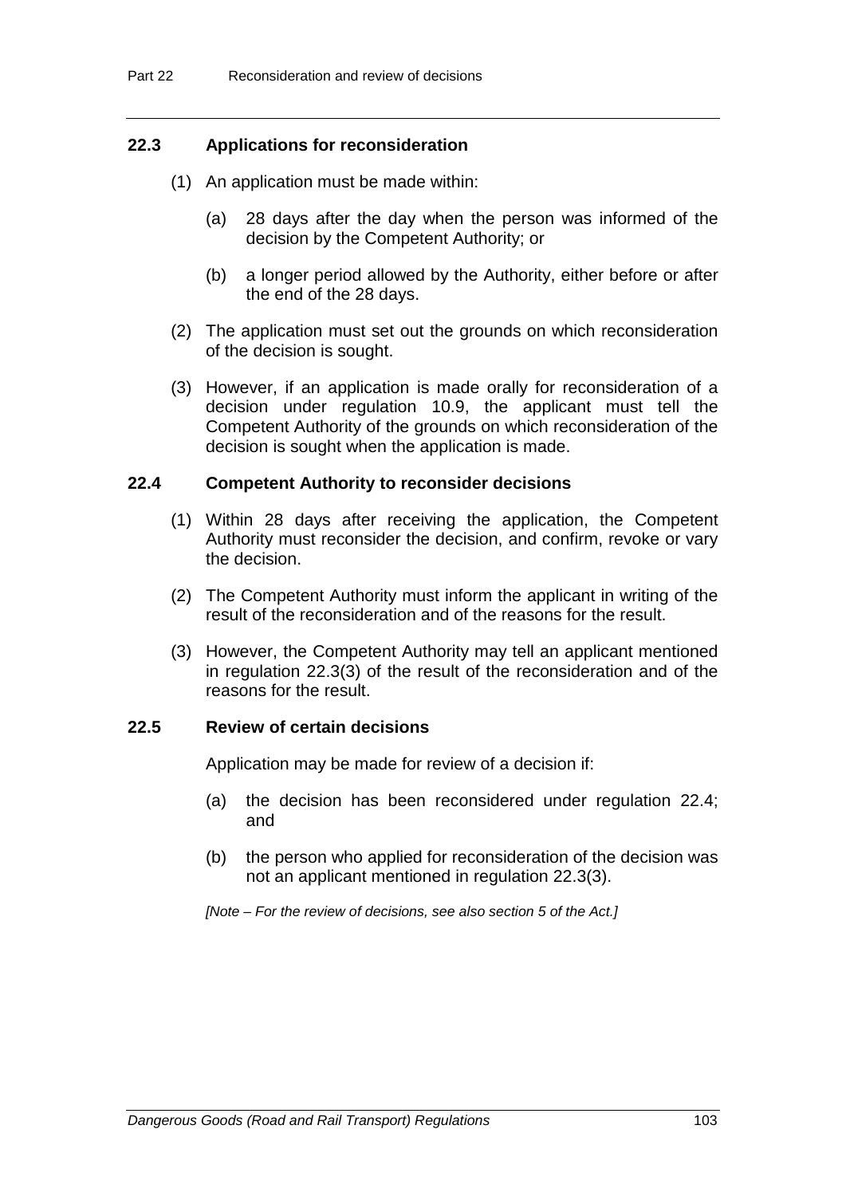### 22.3 Applications for reconsideration

(1) An application must be made within:

(a) 28 days after the day when the person was informed of the decision by the Competent Authority; or

(b) a longer period allowed by the Authority, either before or after the end of the 28 days.

(2) The application must set out the grounds on which reconsideration of the decision is sought.

(3) However, if an application is made orally for reconsideration of a decision under regulation 10.9, the applicant must tell the Competent Authority of the grounds on which reconsideration of the decision is sought when the application is made.

### 22.4 Competent Authority to reconsider decisions

(1) Within 28 days after receiving the application, the Competent Authority must reconsider the decision, and confirm, revoke or vary the decision.

(2) The Competent Authority must inform the applicant in writing of the result of the reconsideration and of the reasons for the result.

(3) However, the Competent Authority may tell an applicant mentioned in regulation 22.3(3) of the result of the reconsideration and of the reasons for the result.

### 22.5 Review of certain decisions

Application may be made for review of a decision if:

(a) the decision has been reconsidered under regulation 22.4; and

(b) the person who applied for reconsideration of the decision was not an applicant mentioned in regulation 22.3(3).

*[Note – For the review of decisions, see also section 5 of the Act.]*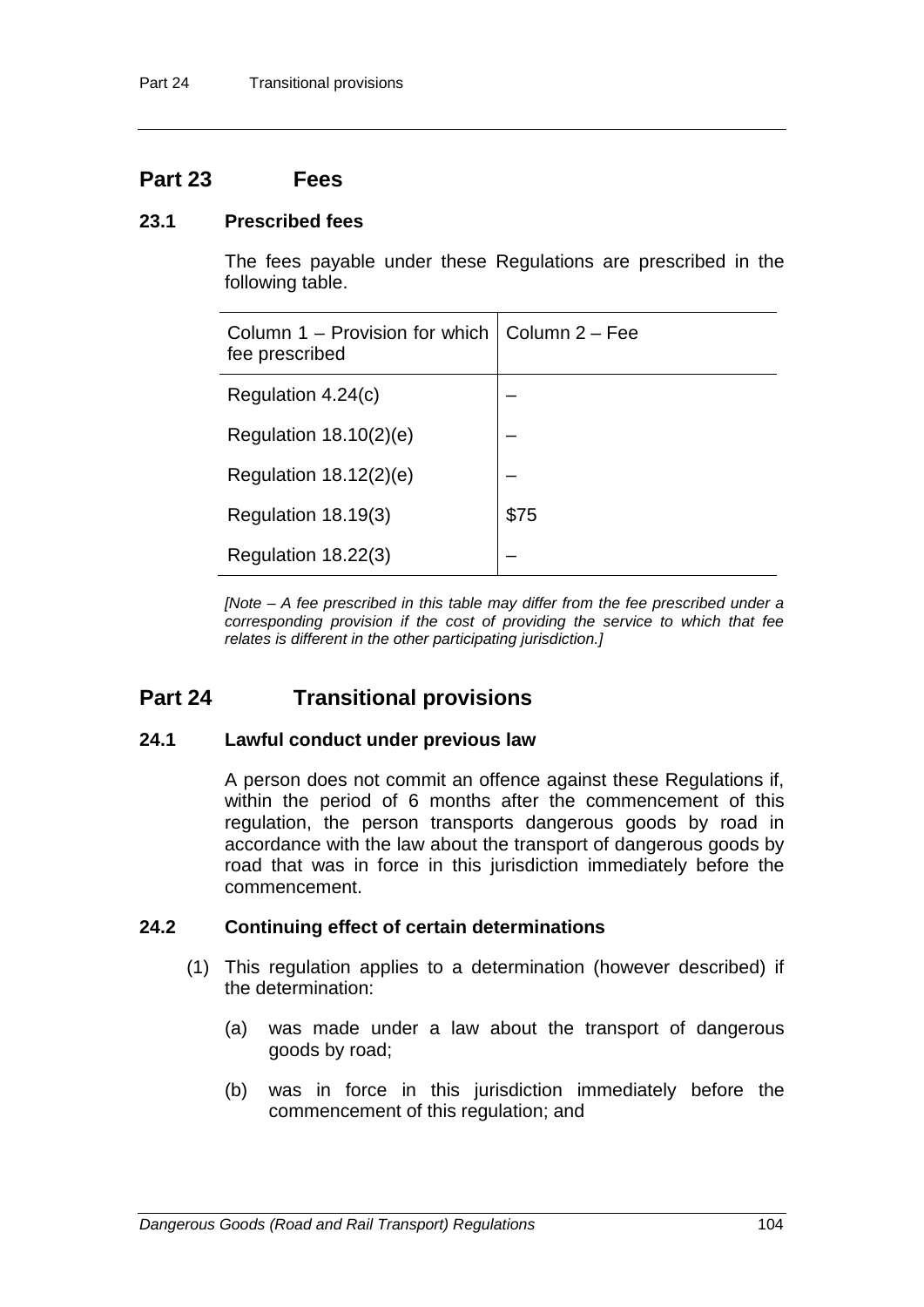## Part 23 Fees

### 23.1 Prescribed fees

The fees payable under these Regulations are prescribed in the following table.

| Column 1 – Provision for which fee prescribed | Column 2 – Fee |
|---|---|
| Regulation 4.24(c) | – |
| Regulation 18.10(2)(e) | – |
| Regulation 18.12(2)(e) | – |
| Regulation 18.19(3) | $75 |
| Regulation 18.22(3) | – |

*[Note – A fee prescribed in this table may differ from the fee prescribed under a corresponding provision if the cost of providing the service to which that fee relates is different in the other participating jurisdiction.]*

## Part 24 Transitional provisions

### 24.1 Lawful conduct under previous law

A person does not commit an offence against these Regulations if, within the period of 6 months after the commencement of this regulation, the person transports dangerous goods by road in accordance with the law about the transport of dangerous goods by road that was in force in this jurisdiction immediately before the commencement.

### 24.2 Continuing effect of certain determinations

(1) This regulation applies to a determination (however described) if the determination:

(a) was made under a law about the transport of dangerous goods by road;

(b) was in force in this jurisdiction immediately before the commencement of this regulation; and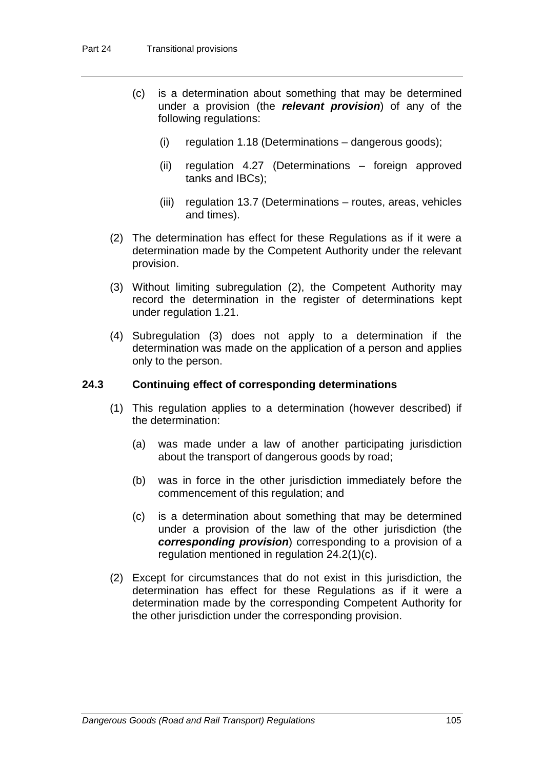(c) is a determination about something that may be determined under a provision (the ***relevant provision***) of any of the following regulations:

   (i) regulation 1.18 (Determinations – dangerous goods);

   (ii) regulation 4.27 (Determinations – foreign approved tanks and IBCs);

   (iii) regulation 13.7 (Determinations – routes, areas, vehicles and times).

(2) The determination has effect for these Regulations as if it were a determination made by the Competent Authority under the relevant provision.

(3) Without limiting subregulation (2), the Competent Authority may record the determination in the register of determinations kept under regulation 1.21.

(4) Subregulation (3) does not apply to a determination if the determination was made on the application of a person and applies only to the person.

### 24.3 Continuing effect of corresponding determinations

(1) This regulation applies to a determination (however described) if the determination:

   (a) was made under a law of another participating jurisdiction about the transport of dangerous goods by road;

   (b) was in force in the other jurisdiction immediately before the commencement of this regulation; and

   (c) is a determination about something that may be determined under a provision of the law of the other jurisdiction (the ***corresponding provision***) corresponding to a provision of a regulation mentioned in regulation 24.2(1)(c).

(2) Except for circumstances that do not exist in this jurisdiction, the determination has effect for these Regulations as if it were a determination made by the corresponding Competent Authority for the other jurisdiction under the corresponding provision.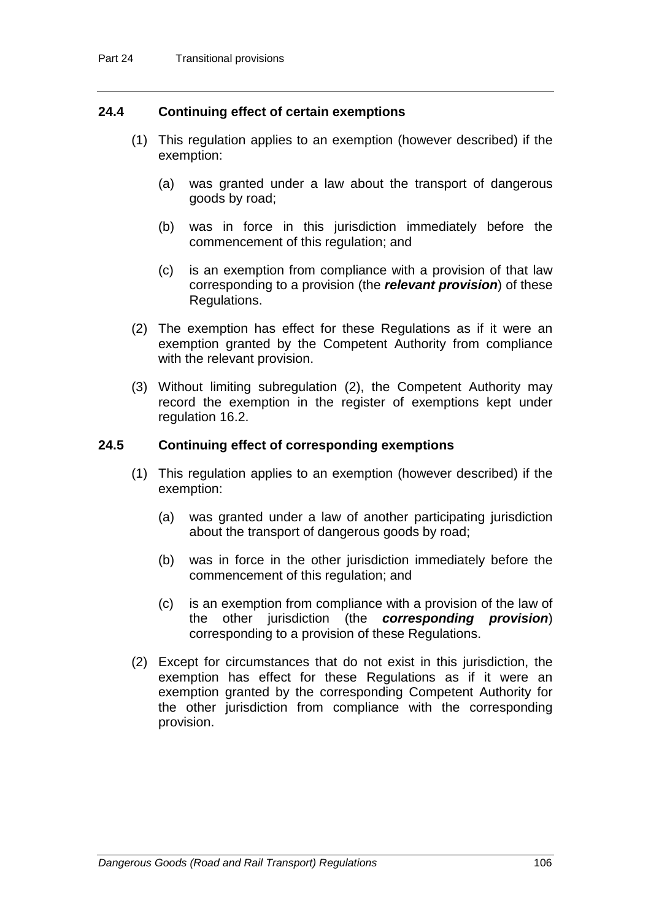## 24.4 Continuing effect of certain exemptions

(1) This regulation applies to an exemption (however described) if the exemption:

(a) was granted under a law about the transport of dangerous goods by road;

(b) was in force in this jurisdiction immediately before the commencement of this regulation; and

(c) is an exemption from compliance with a provision of that law corresponding to a provision (the ***relevant provision***) of these Regulations.

(2) The exemption has effect for these Regulations as if it were an exemption granted by the Competent Authority from compliance with the relevant provision.

(3) Without limiting subregulation (2), the Competent Authority may record the exemption in the register of exemptions kept under regulation 16.2.

## 24.5 Continuing effect of corresponding exemptions

(1) This regulation applies to an exemption (however described) if the exemption:

(a) was granted under a law of another participating jurisdiction about the transport of dangerous goods by road;

(b) was in force in the other jurisdiction immediately before the commencement of this regulation; and

(c) is an exemption from compliance with a provision of the law of the other jurisdiction (the ***corresponding provision***) corresponding to a provision of these Regulations.

(2) Except for circumstances that do not exist in this jurisdiction, the exemption has effect for these Regulations as if it were an exemption granted by the corresponding Competent Authority for the other jurisdiction from compliance with the corresponding provision.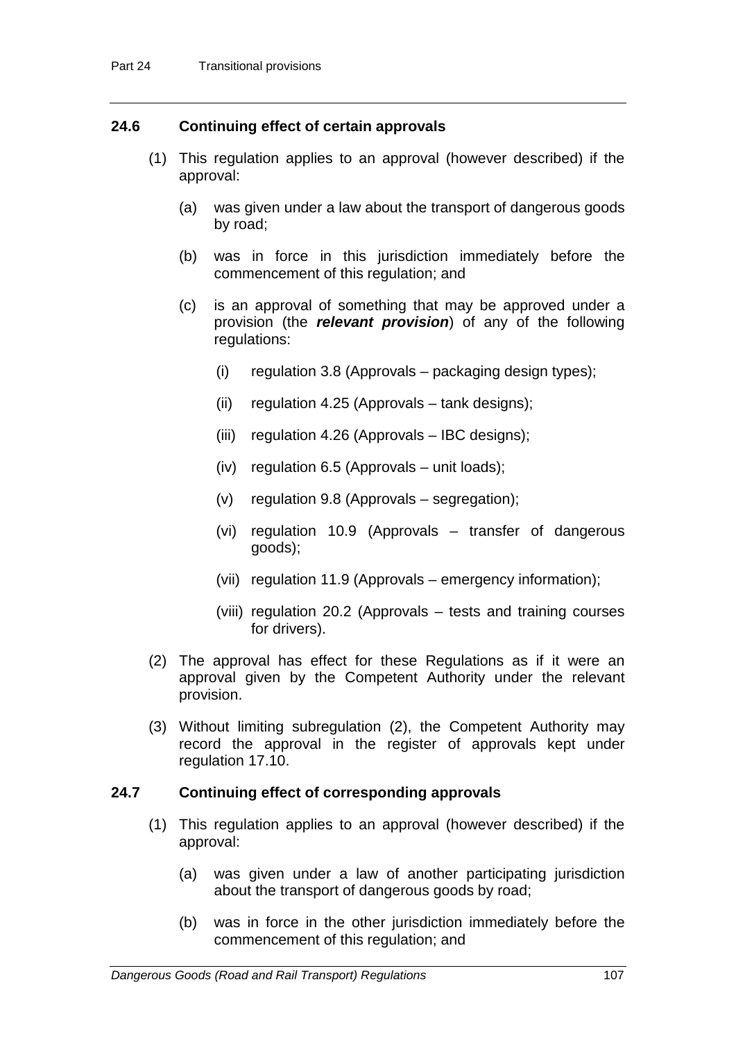### 24.6 Continuing effect of certain approvals

(1) This regulation applies to an approval (however described) if the approval:

(a) was given under a law about the transport of dangerous goods by road;

(b) was in force in this jurisdiction immediately before the commencement of this regulation; and

(c) is an approval of something that may be approved under a provision (the ***relevant provision***) of any of the following regulations:

(i) regulation 3.8 (Approvals – packaging design types);

(ii) regulation 4.25 (Approvals – tank designs);

(iii) regulation 4.26 (Approvals – IBC designs);

(iv) regulation 6.5 (Approvals – unit loads);

(v) regulation 9.8 (Approvals – segregation);

(vi) regulation 10.9 (Approvals – transfer of dangerous goods);

(vii) regulation 11.9 (Approvals – emergency information);

(viii) regulation 20.2 (Approvals – tests and training courses for drivers).

(2) The approval has effect for these Regulations as if it were an approval given by the Competent Authority under the relevant provision.

(3) Without limiting subregulation (2), the Competent Authority may record the approval in the register of approvals kept under regulation 17.10.

### 24.7 Continuing effect of corresponding approvals

(1) This regulation applies to an approval (however described) if the approval:

(a) was given under a law of another participating jurisdiction about the transport of dangerous goods by road;

(b) was in force in the other jurisdiction immediately before the commencement of this regulation; and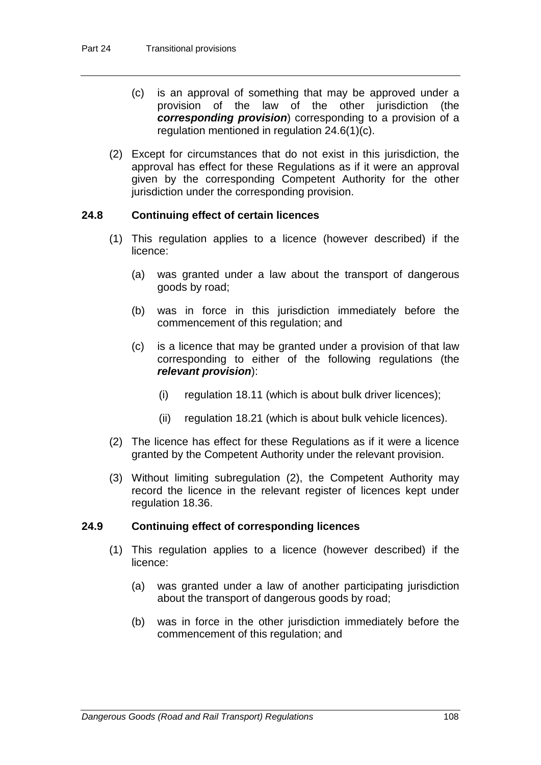(c) is an approval of something that may be approved under a provision of the law of the other jurisdiction (the ***corresponding provision***) corresponding to a provision of a regulation mentioned in regulation 24.6(1)(c).

(2) Except for circumstances that do not exist in this jurisdiction, the approval has effect for these Regulations as if it were an approval given by the corresponding Competent Authority for the other jurisdiction under the corresponding provision.

### 24.8 Continuing effect of certain licences

(1) This regulation applies to a licence (however described) if the licence:

(a) was granted under a law about the transport of dangerous goods by road;

(b) was in force in this jurisdiction immediately before the commencement of this regulation; and

(c) is a licence that may be granted under a provision of that law corresponding to either of the following regulations (the ***relevant provision***):

(i) regulation 18.11 (which is about bulk driver licences);

(ii) regulation 18.21 (which is about bulk vehicle licences).

(2) The licence has effect for these Regulations as if it were a licence granted by the Competent Authority under the relevant provision.

(3) Without limiting subregulation (2), the Competent Authority may record the licence in the relevant register of licences kept under regulation 18.36.

### 24.9 Continuing effect of corresponding licences

(1) This regulation applies to a licence (however described) if the licence:

(a) was granted under a law of another participating jurisdiction about the transport of dangerous goods by road;

(b) was in force in the other jurisdiction immediately before the commencement of this regulation; and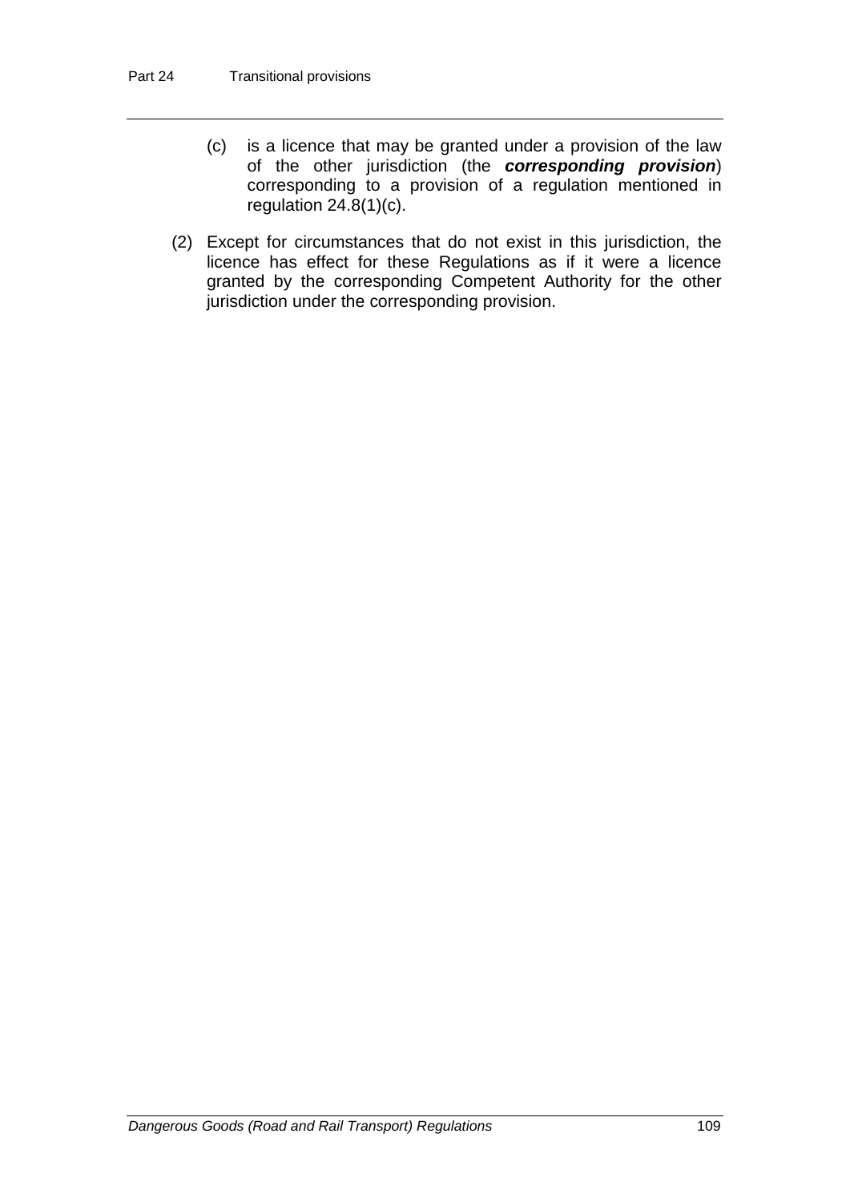(c) is a licence that may be granted under a provision of the law of the other jurisdiction (the ***corresponding provision***) corresponding to a provision of a regulation mentioned in regulation 24.8(1)(c).

(2) Except for circumstances that do not exist in this jurisdiction, the licence has effect for these Regulations as if it were a licence granted by the corresponding Competent Authority for the other jurisdiction under the corresponding provision.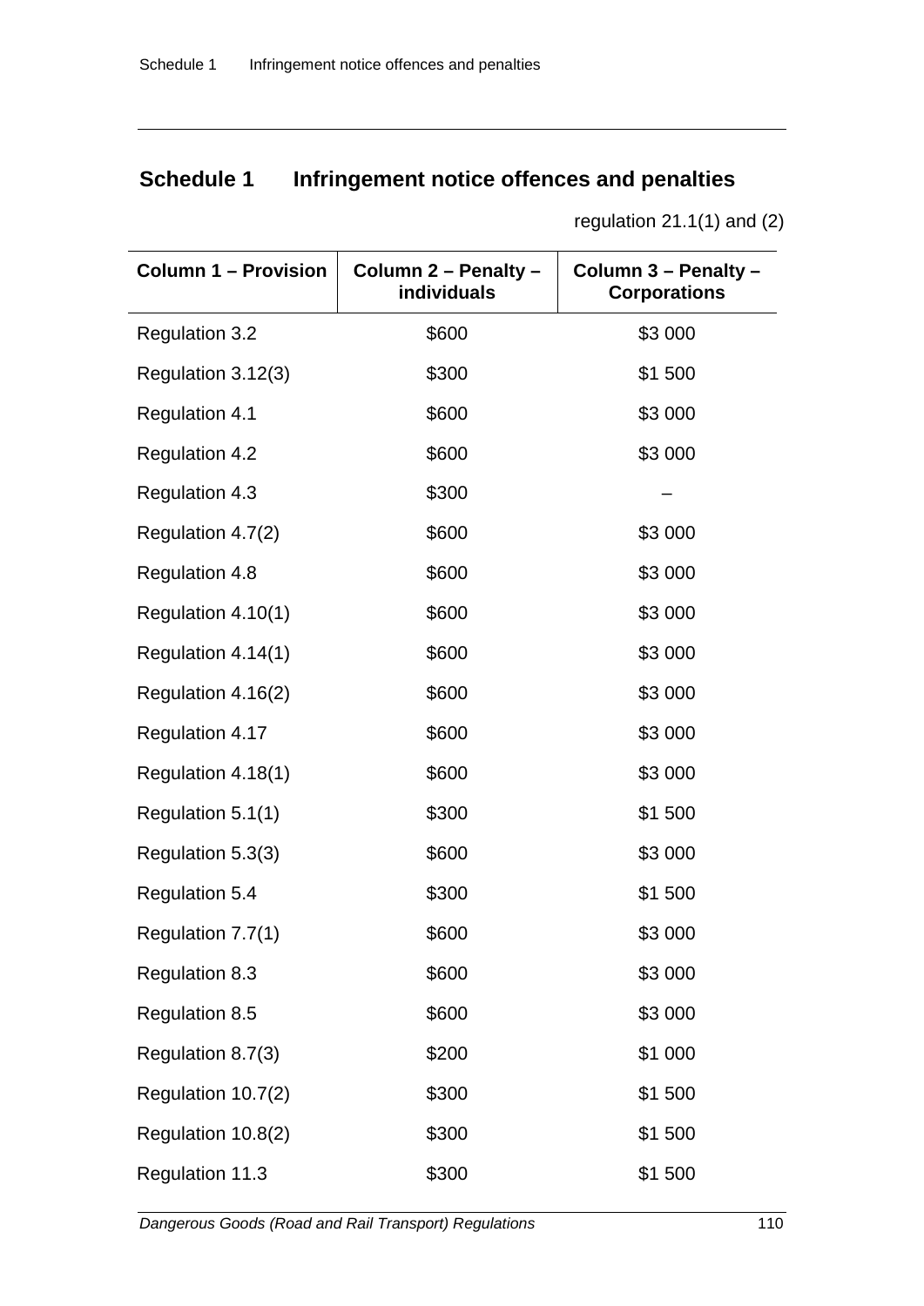## Schedule 1 Infringement notice offences and penalties

regulation 21.1(1) and (2)

| Column 1 – Provision | Column 2 – Penalty – individuals | Column 3 – Penalty – Corporations |
|---|---|---|
| Regulation 3.2 | $600 | $3 000 |
| Regulation 3.12(3) | $300 | $1 500 |
| Regulation 4.1 | $600 | $3 000 |
| Regulation 4.2 | $600 | $3 000 |
| Regulation 4.3 | $300 | – |
| Regulation 4.7(2) | $600 | $3 000 |
| Regulation 4.8 | $600 | $3 000 |
| Regulation 4.10(1) | $600 | $3 000 |
| Regulation 4.14(1) | $600 | $3 000 |
| Regulation 4.16(2) | $600 | $3 000 |
| Regulation 4.17 | $600 | $3 000 |
| Regulation 4.18(1) | $600 | $3 000 |
| Regulation 5.1(1) | $300 | $1 500 |
| Regulation 5.3(3) | $600 | $3 000 |
| Regulation 5.4 | $300 | $1 500 |
| Regulation 7.7(1) | $600 | $3 000 |
| Regulation 8.3 | $600 | $3 000 |
| Regulation 8.5 | $600 | $3 000 |
| Regulation 8.7(3) | $200 | $1 000 |
| Regulation 10.7(2) | $300 | $1 500 |
| Regulation 10.8(2) | $300 | $1 500 |
| Regulation 11.3 | $300 | $1 500 |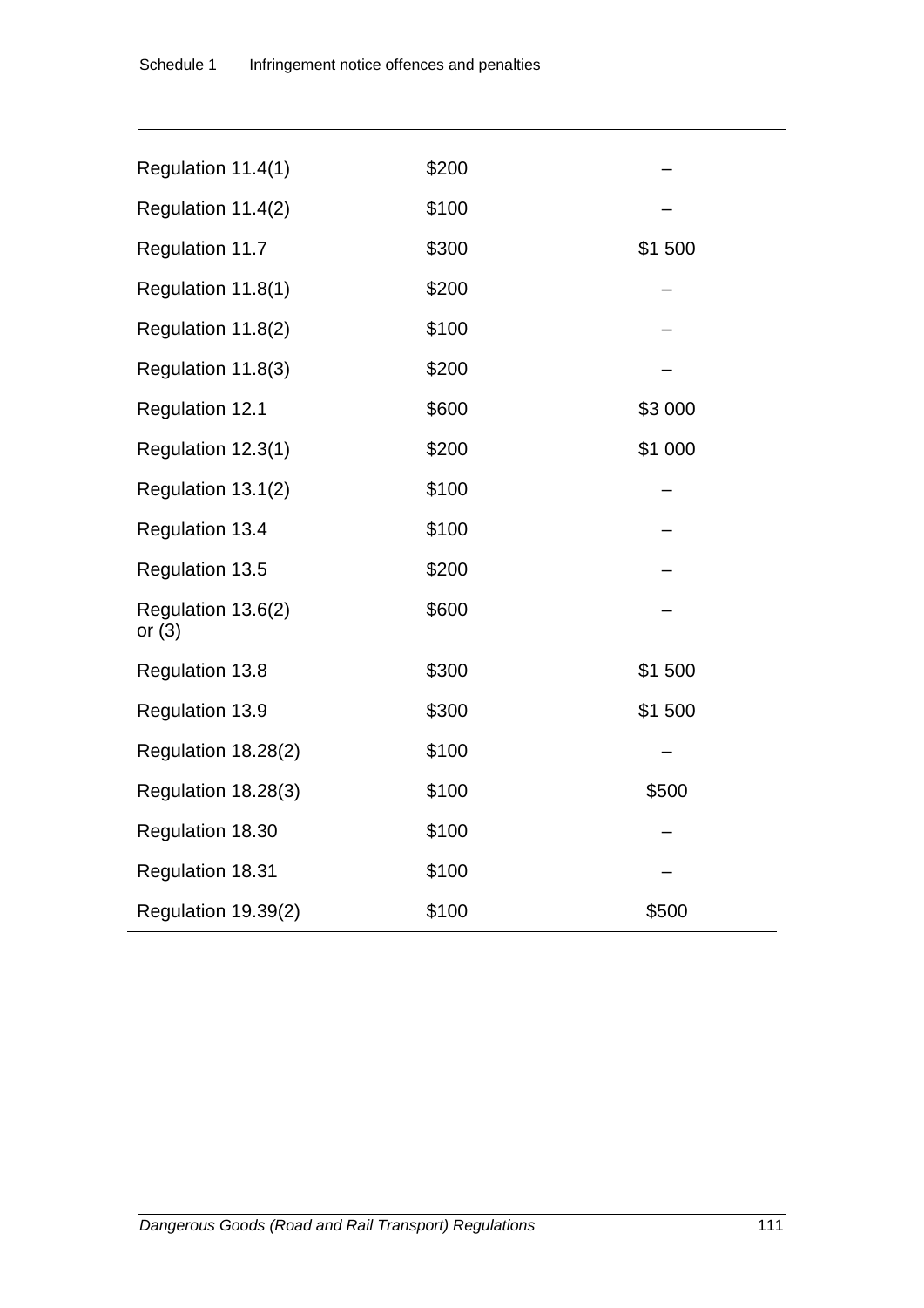| | | |
|---|---|---|
| Regulation 11.4(1) | $200 | – |
| Regulation 11.4(2) | $100 | – |
| Regulation 11.7 | $300 | $1 500 |
| Regulation 11.8(1) | $200 | – |
| Regulation 11.8(2) | $100 | – |
| Regulation 11.8(3) | $200 | – |
| Regulation 12.1 | $600 | $3 000 |
| Regulation 12.3(1) | $200 | $1 000 |
| Regulation 13.1(2) | $100 | – |
| Regulation 13.4 | $100 | – |
| Regulation 13.5 | $200 | – |
| Regulation 13.6(2) or (3) | $600 | – |
| Regulation 13.8 | $300 | $1 500 |
| Regulation 13.9 | $300 | $1 500 |
| Regulation 18.28(2) | $100 | – |
| Regulation 18.28(3) | $100 | $500 |
| Regulation 18.30 | $100 | – |
| Regulation 18.31 | $100 | – |
| Regulation 19.39(2) | $100 | $500 |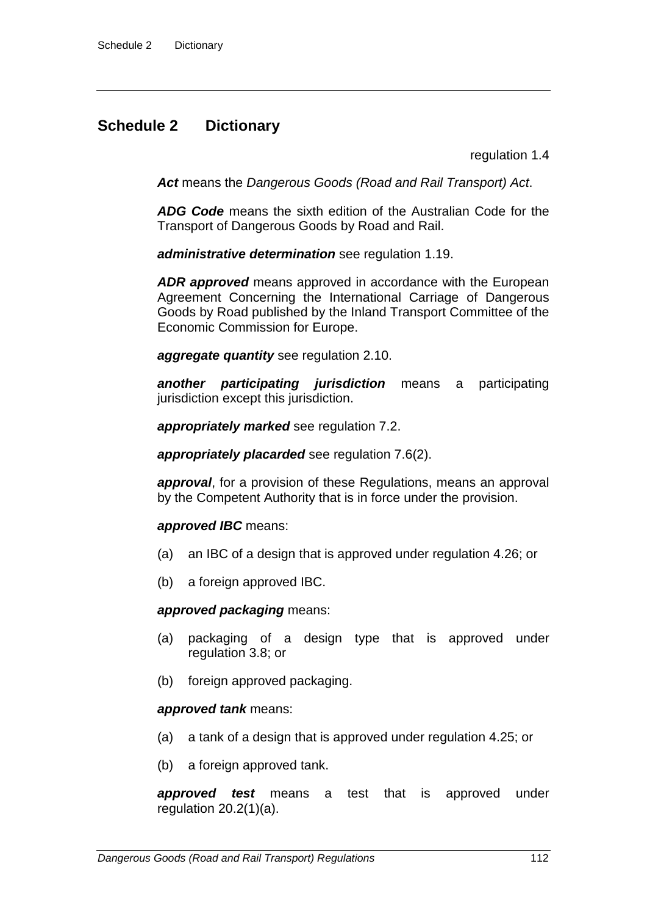# Schedule 2 Dictionary

regulation 1.4

***Act*** means the *Dangerous Goods (Road and Rail Transport) Act*.

***ADG Code*** means the sixth edition of the Australian Code for the Transport of Dangerous Goods by Road and Rail.

***administrative determination*** see regulation 1.19.

***ADR approved*** means approved in accordance with the European Agreement Concerning the International Carriage of Dangerous Goods by Road published by the Inland Transport Committee of the Economic Commission for Europe.

***aggregate quantity*** see regulation 2.10.

***another participating jurisdiction*** means a participating jurisdiction except this jurisdiction.

***appropriately marked*** see regulation 7.2.

***appropriately placarded*** see regulation 7.6(2).

***approval***, for a provision of these Regulations, means an approval by the Competent Authority that is in force under the provision.

***approved IBC*** means:

(a) an IBC of a design that is approved under regulation 4.26; or

(b) a foreign approved IBC.

***approved packaging*** means:

(a) packaging of a design type that is approved under regulation 3.8; or

(b) foreign approved packaging.

***approved tank*** means:

(a) a tank of a design that is approved under regulation 4.25; or

(b) a foreign approved tank.

***approved test*** means a test that is approved under regulation 20.2(1)(a).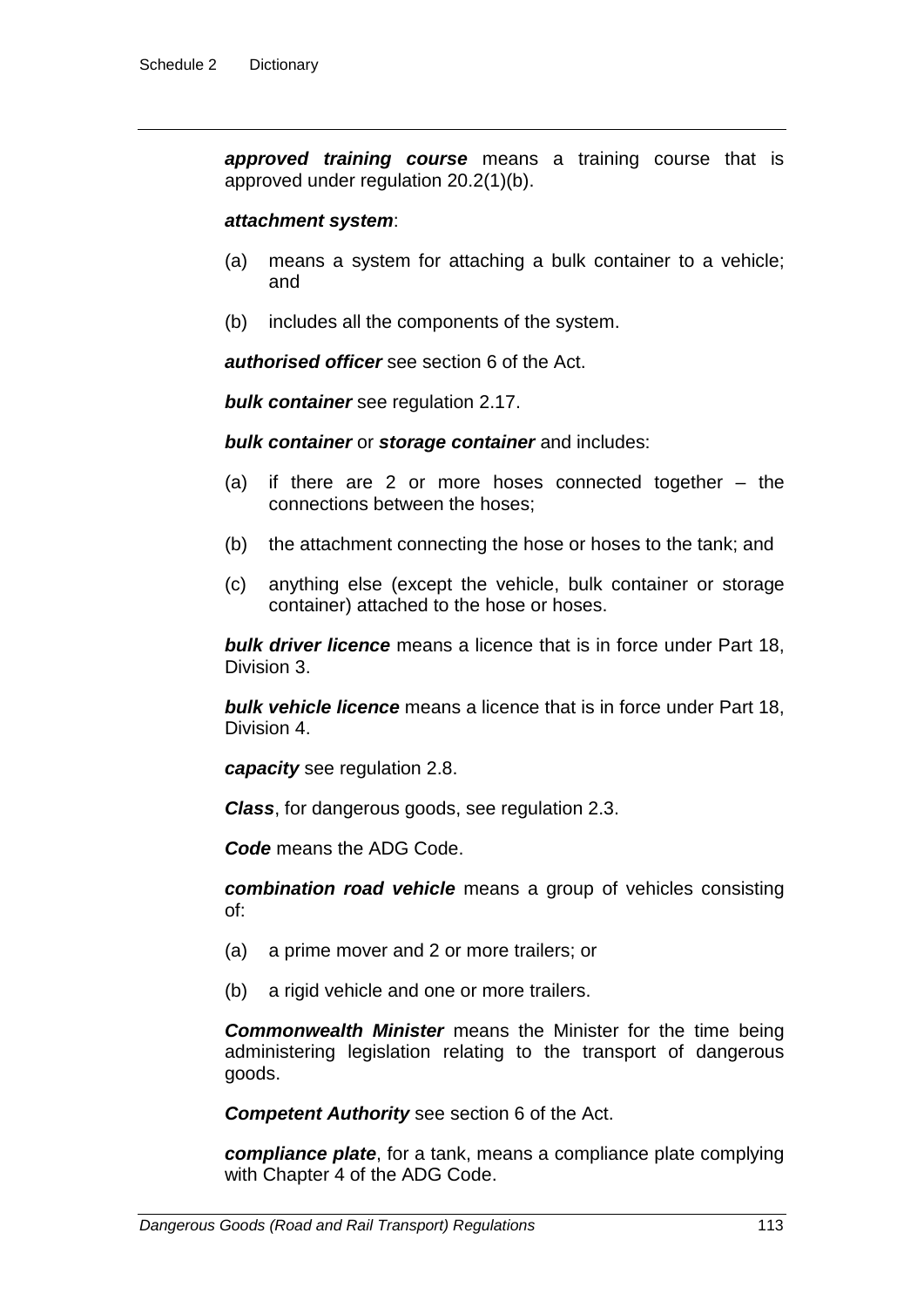***approved training course*** means a training course that is approved under regulation 20.2(1)(b).

***attachment system***:

(a) means a system for attaching a bulk container to a vehicle; and

(b) includes all the components of the system.

***authorised officer*** see section 6 of the Act.

***bulk container*** see regulation 2.17.

***bulk container*** or ***storage container*** and includes:

(a) if there are 2 or more hoses connected together – the connections between the hoses;

(b) the attachment connecting the hose or hoses to the tank; and

(c) anything else (except the vehicle, bulk container or storage container) attached to the hose or hoses.

***bulk driver licence*** means a licence that is in force under Part 18, Division 3.

***bulk vehicle licence*** means a licence that is in force under Part 18, Division 4.

***capacity*** see regulation 2.8.

***Class***, for dangerous goods, see regulation 2.3.

***Code*** means the ADG Code.

***combination road vehicle*** means a group of vehicles consisting of:

(a) a prime mover and 2 or more trailers; or

(b) a rigid vehicle and one or more trailers.

***Commonwealth Minister*** means the Minister for the time being administering legislation relating to the transport of dangerous goods.

***Competent Authority*** see section 6 of the Act.

***compliance plate***, for a tank, means a compliance plate complying with Chapter 4 of the ADG Code.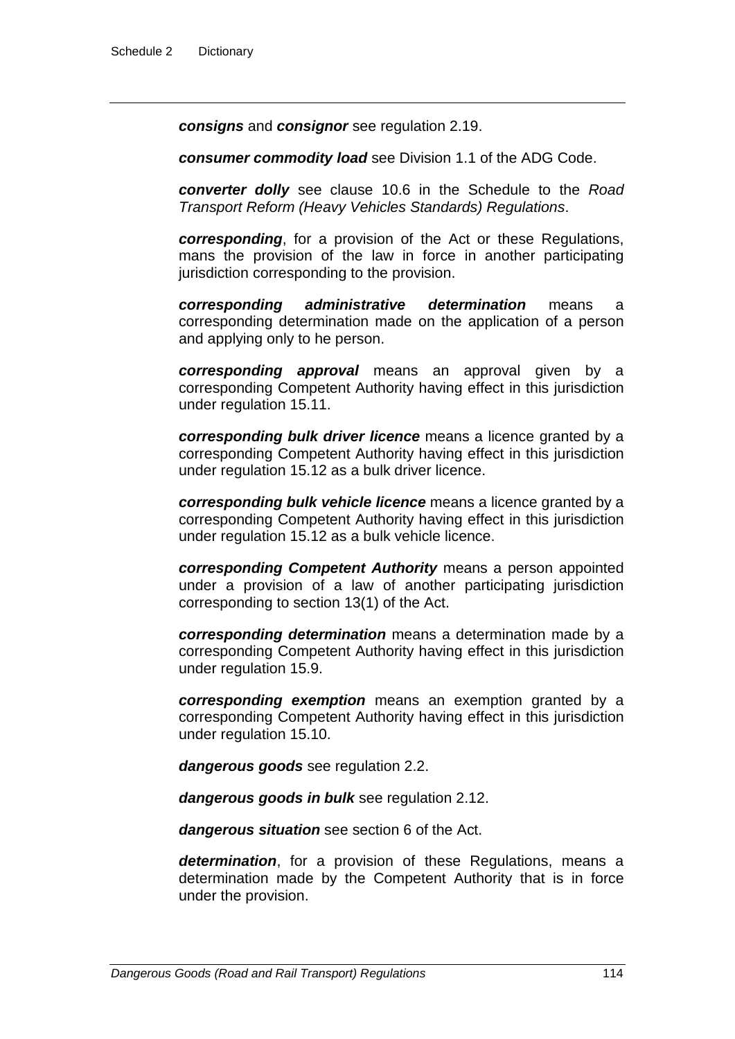***consigns*** and ***consignor*** see regulation 2.19.

***consumer commodity load*** see Division 1.1 of the ADG Code.

***converter dolly*** see clause 10.6 in the Schedule to the *Road Transport Reform (Heavy Vehicles Standards) Regulations*.

***corresponding***, for a provision of the Act or these Regulations, mans the provision of the law in force in another participating jurisdiction corresponding to the provision.

***corresponding administrative determination*** means a corresponding determination made on the application of a person and applying only to he person.

***corresponding approval*** means an approval given by a corresponding Competent Authority having effect in this jurisdiction under regulation 15.11.

***corresponding bulk driver licence*** means a licence granted by a corresponding Competent Authority having effect in this jurisdiction under regulation 15.12 as a bulk driver licence.

***corresponding bulk vehicle licence*** means a licence granted by a corresponding Competent Authority having effect in this jurisdiction under regulation 15.12 as a bulk vehicle licence.

***corresponding Competent Authority*** means a person appointed under a provision of a law of another participating jurisdiction corresponding to section 13(1) of the Act.

***corresponding determination*** means a determination made by a corresponding Competent Authority having effect in this jurisdiction under regulation 15.9.

***corresponding exemption*** means an exemption granted by a corresponding Competent Authority having effect in this jurisdiction under regulation 15.10.

***dangerous goods*** see regulation 2.2.

***dangerous goods in bulk*** see regulation 2.12.

***dangerous situation*** see section 6 of the Act.

***determination***, for a provision of these Regulations, means a determination made by the Competent Authority that is in force under the provision.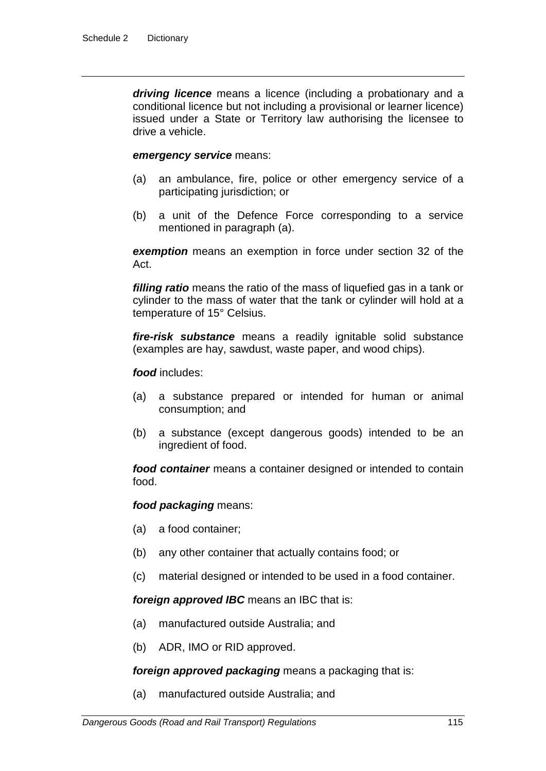***driving licence*** means a licence (including a probationary and a conditional licence but not including a provisional or learner licence) issued under a State or Territory law authorising the licensee to drive a vehicle.

***emergency service*** means:

(a) an ambulance, fire, police or other emergency service of a participating jurisdiction; or

(b) a unit of the Defence Force corresponding to a service mentioned in paragraph (a).

***exemption*** means an exemption in force under section 32 of the Act.

***filling ratio*** means the ratio of the mass of liquefied gas in a tank or cylinder to the mass of water that the tank or cylinder will hold at a temperature of 15° Celsius.

***fire-risk substance*** means a readily ignitable solid substance (examples are hay, sawdust, waste paper, and wood chips).

***food*** includes:

(a) a substance prepared or intended for human or animal consumption; and

(b) a substance (except dangerous goods) intended to be an ingredient of food.

***food container*** means a container designed or intended to contain food.

***food packaging*** means:

(a) a food container;

(b) any other container that actually contains food; or

(c) material designed or intended to be used in a food container.

***foreign approved IBC*** means an IBC that is:

(a) manufactured outside Australia; and

(b) ADR, IMO or RID approved.

***foreign approved packaging*** means a packaging that is:

(a) manufactured outside Australia; and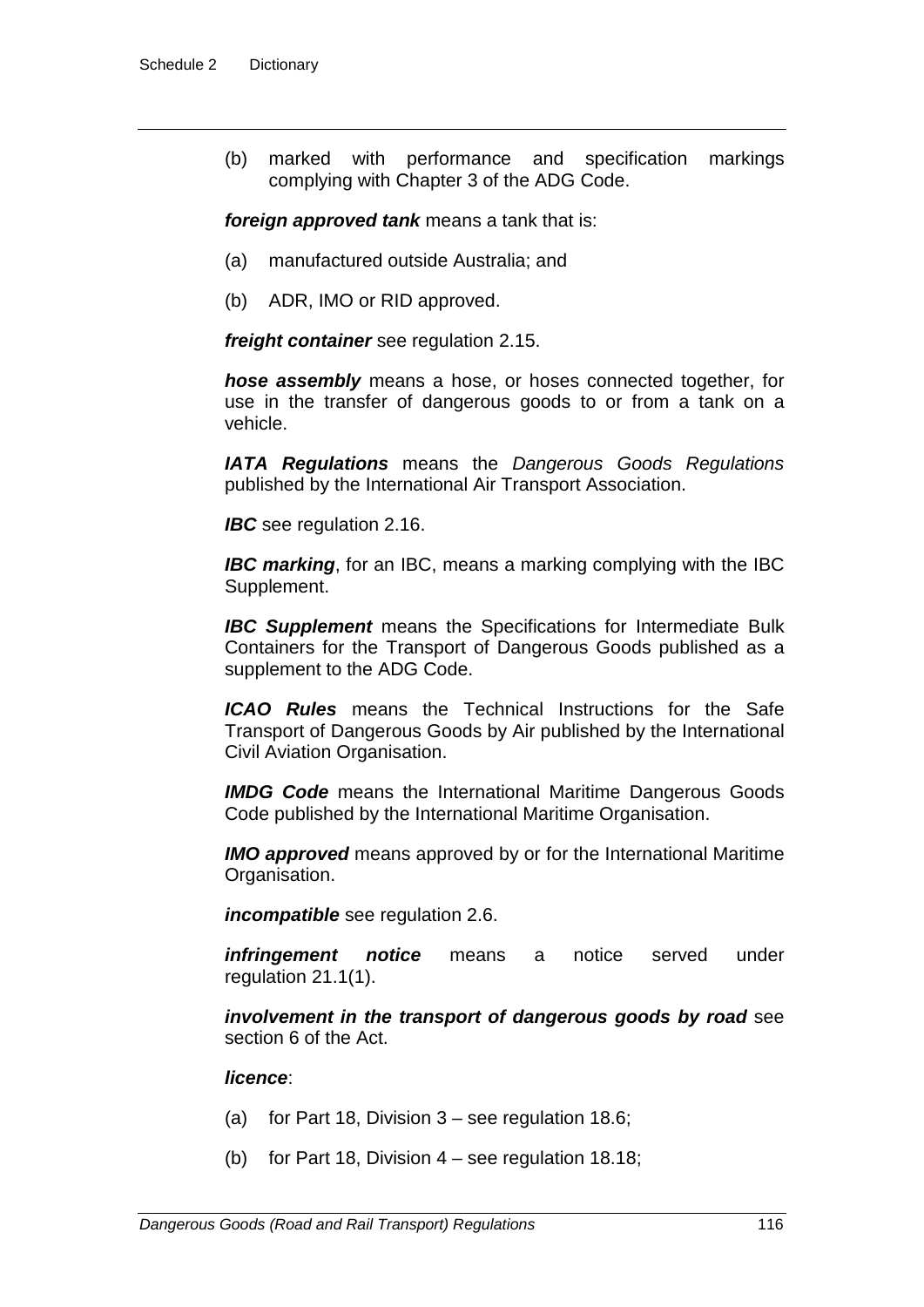(b) marked with performance and specification markings complying with Chapter 3 of the ADG Code.

***foreign approved tank*** means a tank that is:

(a) manufactured outside Australia; and

(b) ADR, IMO or RID approved.

***freight container*** see regulation 2.15.

***hose assembly*** means a hose, or hoses connected together, for use in the transfer of dangerous goods to or from a tank on a vehicle.

***IATA Regulations*** means the *Dangerous Goods Regulations* published by the International Air Transport Association.

***IBC*** see regulation 2.16.

***IBC marking***, for an IBC, means a marking complying with the IBC Supplement.

***IBC Supplement*** means the Specifications for Intermediate Bulk Containers for the Transport of Dangerous Goods published as a supplement to the ADG Code.

***ICAO Rules*** means the Technical Instructions for the Safe Transport of Dangerous Goods by Air published by the International Civil Aviation Organisation.

***IMDG Code*** means the International Maritime Dangerous Goods Code published by the International Maritime Organisation.

***IMO approved*** means approved by or for the International Maritime Organisation.

***incompatible*** see regulation 2.6.

***infringement notice*** means a notice served under regulation 21.1(1).

***involvement in the transport of dangerous goods by road*** see section 6 of the Act.

***licence***:

(a) for Part 18, Division 3 – see regulation 18.6;

(b) for Part 18, Division 4 – see regulation 18.18;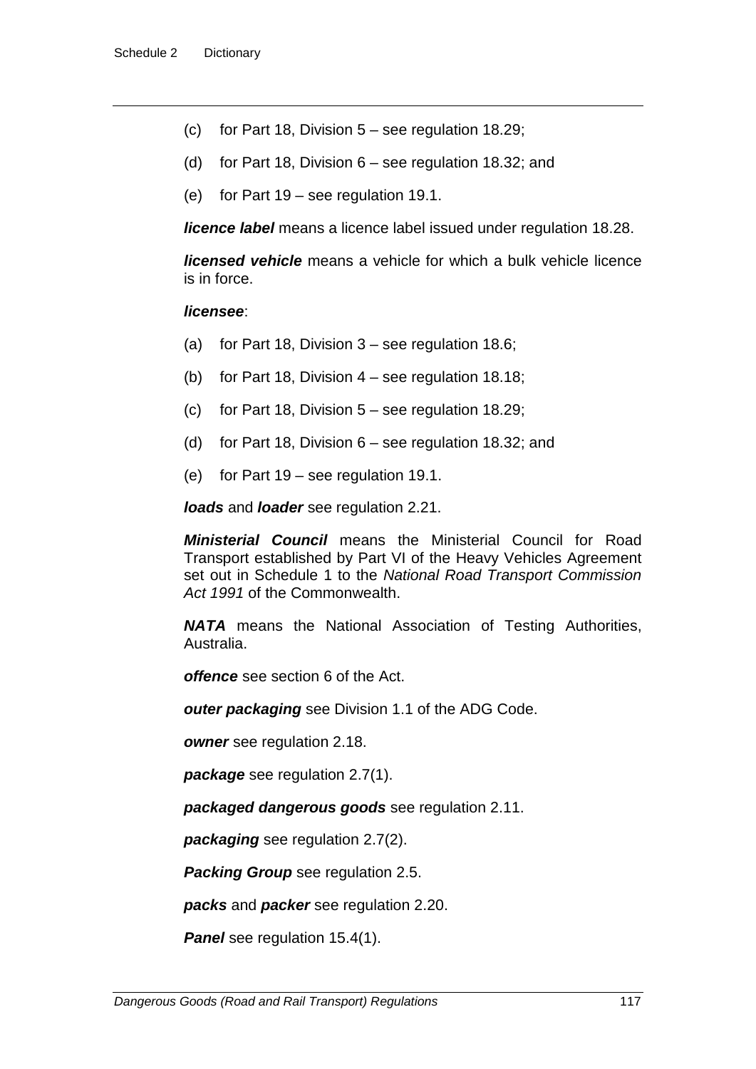(c) for Part 18, Division 5 – see regulation 18.29;

(d) for Part 18, Division 6 – see regulation 18.32; and

(e) for Part 19 – see regulation 19.1.

***licence label*** means a licence label issued under regulation 18.28.

***licensed vehicle*** means a vehicle for which a bulk vehicle licence is in force.

***licensee***:

(a) for Part 18, Division 3 – see regulation 18.6;

(b) for Part 18, Division 4 – see regulation 18.18;

(c) for Part 18, Division 5 – see regulation 18.29;

(d) for Part 18, Division 6 – see regulation 18.32; and

(e) for Part 19 – see regulation 19.1.

***loads*** and ***loader*** see regulation 2.21.

***Ministerial Council*** means the Ministerial Council for Road Transport established by Part VI of the Heavy Vehicles Agreement set out in Schedule 1 to the *National Road Transport Commission Act 1991* of the Commonwealth.

***NATA*** means the National Association of Testing Authorities, Australia.

***offence*** see section 6 of the Act.

***outer packaging*** see Division 1.1 of the ADG Code.

***owner*** see regulation 2.18.

***package*** see regulation 2.7(1).

***packaged dangerous goods*** see regulation 2.11.

***packaging*** see regulation 2.7(2).

***Packing Group*** see regulation 2.5.

***packs*** and ***packer*** see regulation 2.20.

***Panel*** see regulation 15.4(1).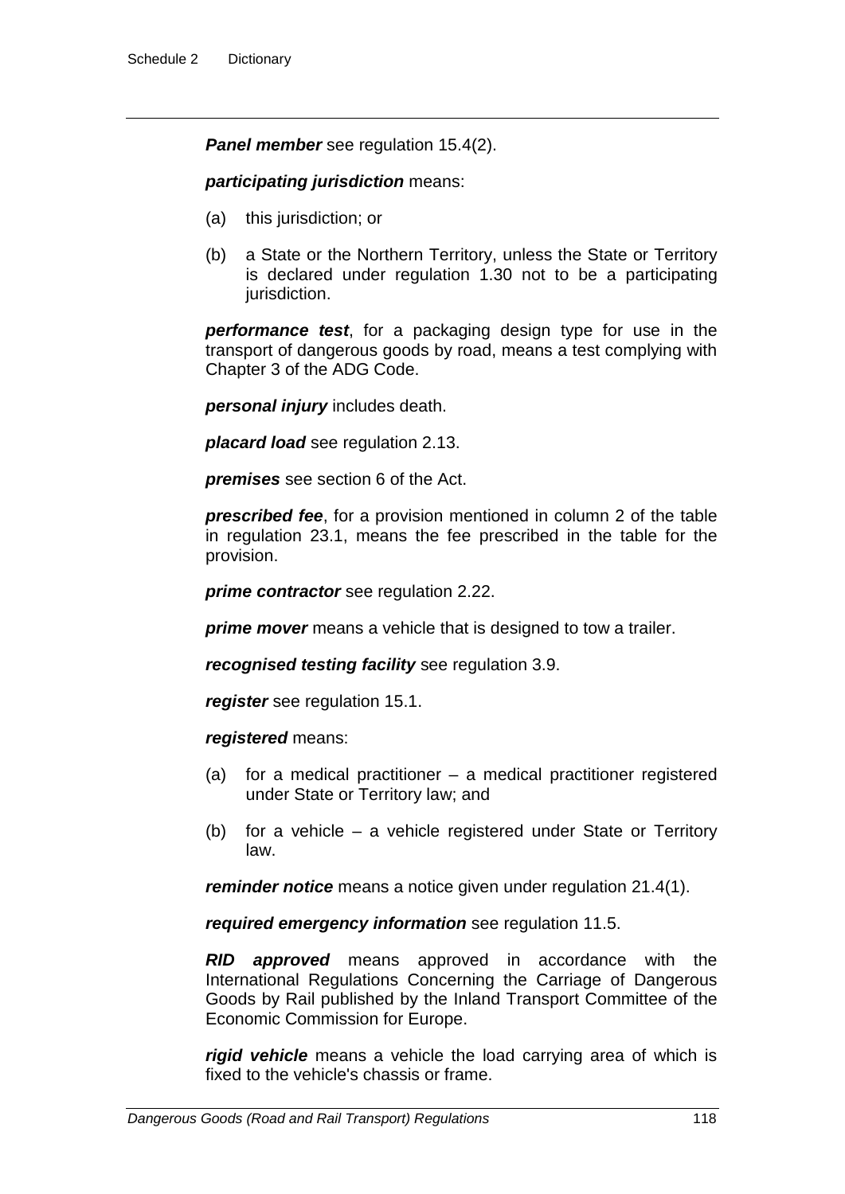***Panel member*** see regulation 15.4(2).

***participating jurisdiction*** means:

(a) this jurisdiction; or

(b) a State or the Northern Territory, unless the State or Territory is declared under regulation 1.30 not to be a participating jurisdiction.

***performance test***, for a packaging design type for use in the transport of dangerous goods by road, means a test complying with Chapter 3 of the ADG Code.

***personal injury*** includes death.

***placard load*** see regulation 2.13.

***premises*** see section 6 of the Act.

***prescribed fee***, for a provision mentioned in column 2 of the table in regulation 23.1, means the fee prescribed in the table for the provision.

***prime contractor*** see regulation 2.22.

***prime mover*** means a vehicle that is designed to tow a trailer.

***recognised testing facility*** see regulation 3.9.

***register*** see regulation 15.1.

***registered*** means:

(a) for a medical practitioner – a medical practitioner registered under State or Territory law; and

(b) for a vehicle – a vehicle registered under State or Territory law.

***reminder notice*** means a notice given under regulation 21.4(1).

***required emergency information*** see regulation 11.5.

***RID approved*** means approved in accordance with the International Regulations Concerning the Carriage of Dangerous Goods by Rail published by the Inland Transport Committee of the Economic Commission for Europe.

***rigid vehicle*** means a vehicle the load carrying area of which is fixed to the vehicle's chassis or frame.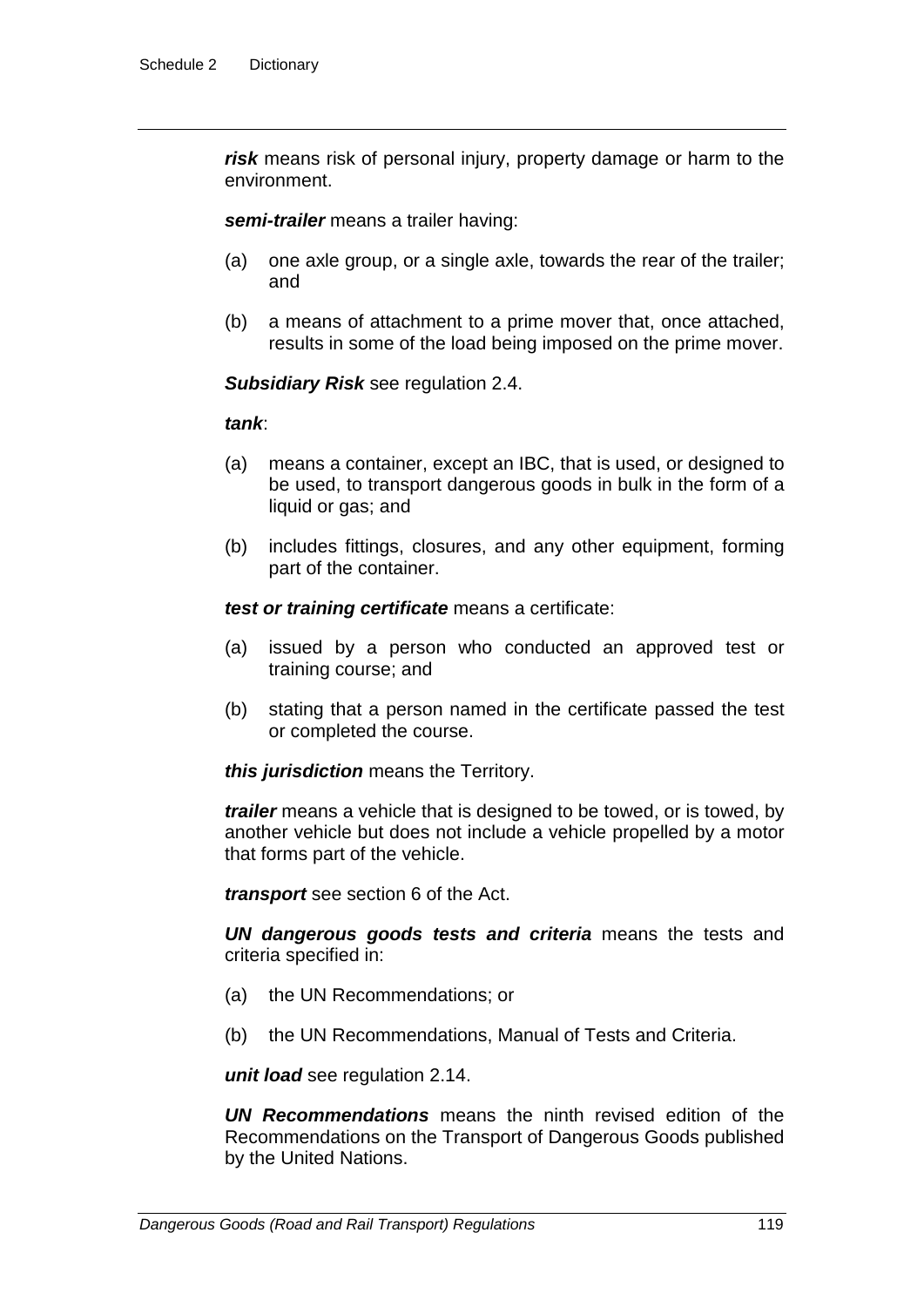***risk*** means risk of personal injury, property damage or harm to the environment.

***semi-trailer*** means a trailer having:

(a) one axle group, or a single axle, towards the rear of the trailer; and

(b) a means of attachment to a prime mover that, once attached, results in some of the load being imposed on the prime mover.

***Subsidiary Risk*** see regulation 2.4.

***tank***:

(a) means a container, except an IBC, that is used, or designed to be used, to transport dangerous goods in bulk in the form of a liquid or gas; and

(b) includes fittings, closures, and any other equipment, forming part of the container.

***test or training certificate*** means a certificate:

(a) issued by a person who conducted an approved test or training course; and

(b) stating that a person named in the certificate passed the test or completed the course.

***this jurisdiction*** means the Territory.

***trailer*** means a vehicle that is designed to be towed, or is towed, by another vehicle but does not include a vehicle propelled by a motor that forms part of the vehicle.

***transport*** see section 6 of the Act.

***UN dangerous goods tests and criteria*** means the tests and criteria specified in:

(a) the UN Recommendations; or

(b) the UN Recommendations, Manual of Tests and Criteria.

***unit load*** see regulation 2.14.

***UN Recommendations*** means the ninth revised edition of the Recommendations on the Transport of Dangerous Goods published by the United Nations.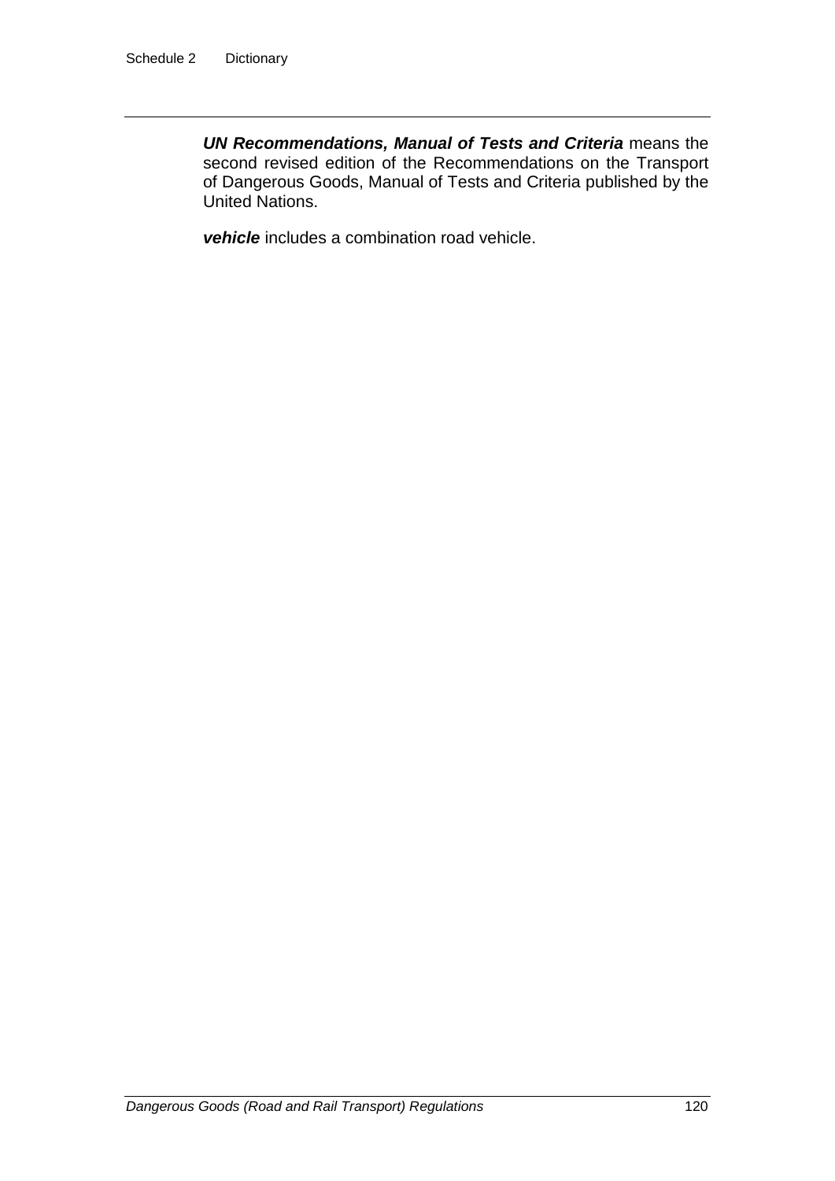***UN Recommendations, Manual of Tests and Criteria*** means the second revised edition of the Recommendations on the Transport of Dangerous Goods, Manual of Tests and Criteria published by the United Nations.

***vehicle*** includes a combination road vehicle.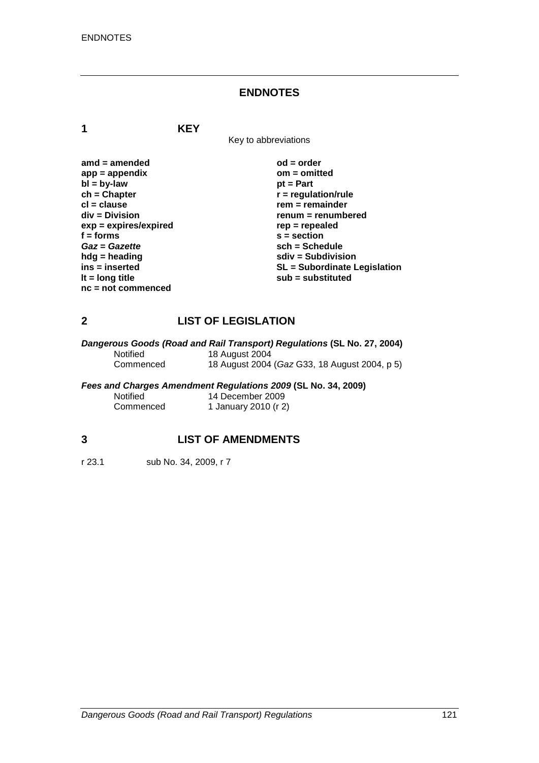# ENDNOTES

## 1 KEY

Key to abbreviations

| | |
|---|---|
| **amd = amended** | **od = order** |
| **app = appendix** | **om = omitted** |
| **bl = by-law** | **pt = Part** |
| **ch = Chapter** | **r = regulation/rule** |
| **cl = clause** | **rem = remainder** |
| **div = Division** | **renum = renumbered** |
| **exp = expires/expired** | **rep = repealed** |
| **f = forms** | **s = section** |
| ***Gaz = Gazette*** | **sch = Schedule** |
| **hdg = heading** | **sdiv = Subdivision** |
| **ins = inserted** | **SL = Subordinate Legislation** |
| **lt = long title** | **sub = substituted** |
| **nc = not commenced** | |

## 2 LIST OF LEGISLATION

***Dangerous Goods (Road and Rail Transport) Regulations* (SL No. 27, 2004)**

| | |
|---|---|
| Notified | 18 August 2004 |
| Commenced | 18 August 2004 (*Gaz* G33, 18 August 2004, p 5) |

***Fees and Charges Amendment Regulations 2009* (SL No. 34, 2009)**

| | |
|---|---|
| Notified | 14 December 2009 |
| Commenced | 1 January 2010 (r 2) |

## 3 LIST OF AMENDMENTS

| | |
|---|---|
| r 23.1 | sub No. 34, 2009, r 7 |